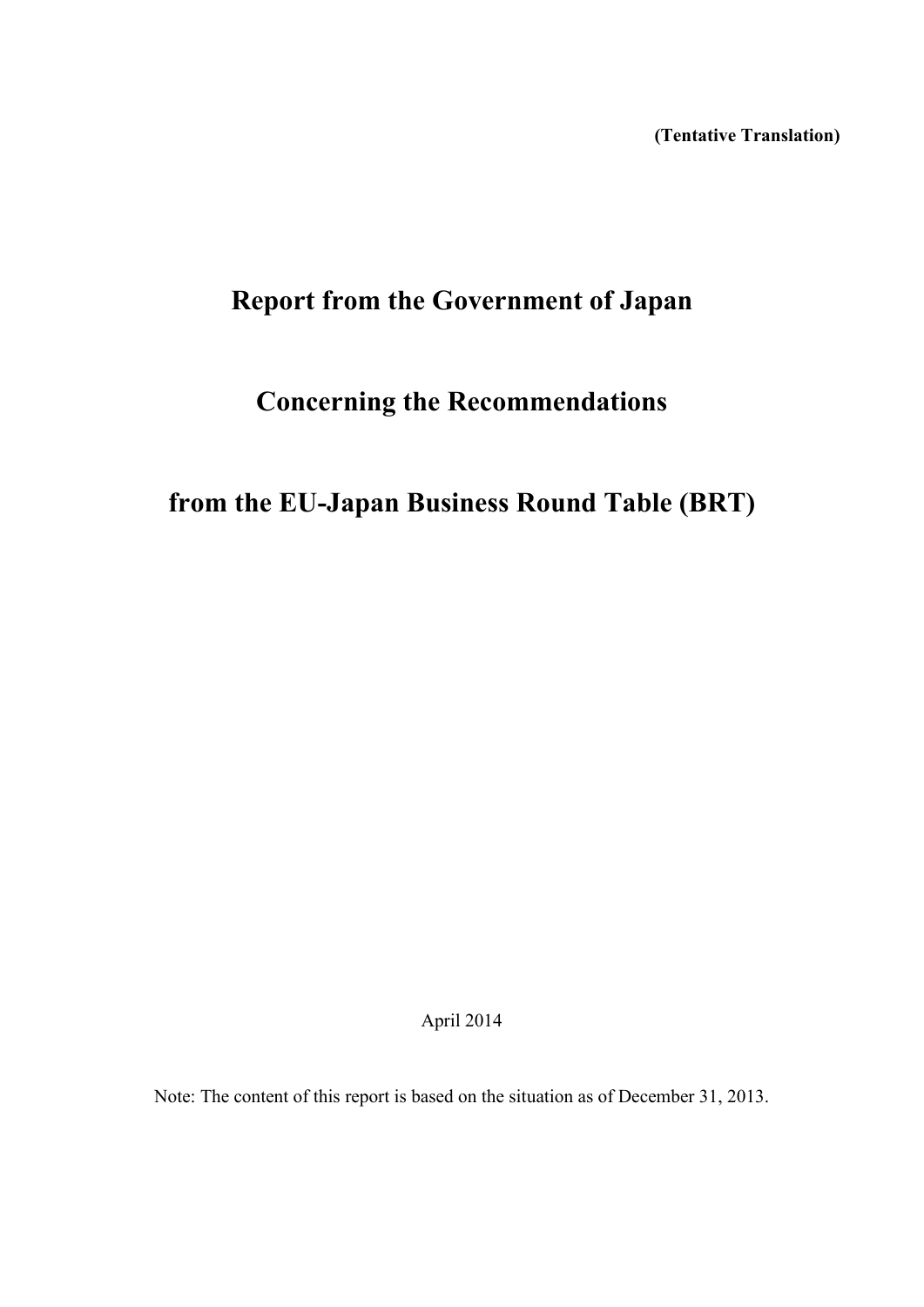**(Tentative Translation)**

# Report from the Government of Japan

# Concerning the Recommendations

# from the EU-Japan Business Round Table (BRT)

April 2014

Note: The content of this report is based on the situation as of December 31, 2013.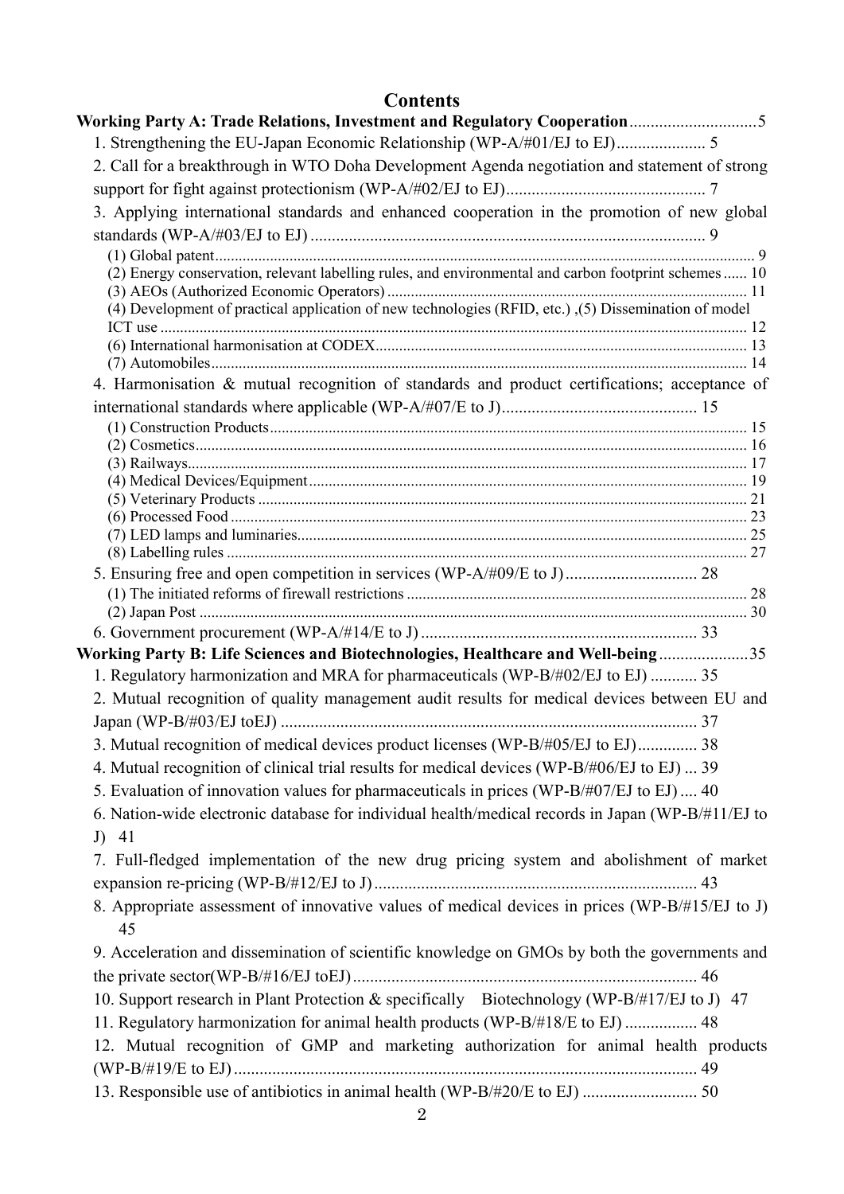# Contents

**Working Party A: Trade Relations, Investment and Regulatory Cooperation** .............................5

1. Strengthening the EU-Japan Economic Relationship (WP-A/#01/EJ to EJ)..................... 5
2. Call for a breakthrough in WTO Doha Development Agenda negotiation and statement of strong support for fight against protectionism (WP-A/#02/EJ to EJ)............................................... 7
3. Applying international standards and enhanced cooperation in the promotion of new global standards (WP-A/#03/EJ to EJ) ............................................................................................ 9
   - (1) Global patent........................................................................................................................... 9
   - (2) Energy conservation, relevant labelling rules, and environmental and carbon footprint schemes ...... 10
   - (3) AEOs (Authorized Economic Operators) ........................................................................... 11
   - (4) Development of practical application of new technologies (RFID, etc.) ,(5) Dissemination of model ICT use ....................................................................................................................................... 12
   - (6) International harmonisation at CODEX............................................................................. 13
   - (7) Automobiles.......................................................................................................................... 14
4. Harmonisation & mutual recognition of standards and product certifications; acceptance of international standards where applicable (WP-A/#07/E to J).............................................. 15
   - (1) Construction Products........................................................................................................ 15
   - (2) Cosmetics.............................................................................................................................. 16
   - (3) Railways................................................................................................................................ 17
   - (4) Medical Devices/Equipment.............................................................................................. 19
   - (5) Veterinary Products ........................................................................................................... 21
   - (6) Processed Food .................................................................................................................. 23
   - (7) LED lamps and luminaries................................................................................................. 25
   - (8) Labelling rules .................................................................................................................... 27
5. Ensuring free and open competition in services (WP-A/#09/E to J)............................... 28
   - (1) The initiated reforms of firewall restrictions ..................................................................... 28
   - (2) Japan Post .......................................................................................................................... 30
6. Government procurement (WP-A/#14/E to J) ................................................................. 33

**Working Party B: Life Sciences and Biotechnologies, Healthcare and Well-being**.....................35

1. Regulatory harmonization and MRA for pharmaceuticals (WP-B/#02/EJ to EJ) ........... 35
2. Mutual recognition of quality management audit results for medical devices between EU and Japan (WP-B/#03/EJ toEJ) ................................................................................................. 37
3. Mutual recognition of medical devices product licenses (WP-B/#05/EJ to EJ).............. 38
4. Mutual recognition of clinical trial results for medical devices (WP-B/#06/EJ to EJ) ... 39
5. Evaluation of innovation values for pharmaceuticals in prices (WP-B/#07/EJ to EJ) .... 40
6. Nation-wide electronic database for individual health/medical records in Japan (WP-B/#11/EJ to J) 41
7. Full-fledged implementation of the new drug pricing system and abolishment of market expansion re-pricing (WP-B/#12/EJ to J)........................................................................... 43
8. Appropriate assessment of innovative values of medical devices in prices (WP-B/#15/EJ to J) 45
9. Acceleration and dissemination of scientific knowledge on GMOs by both the governments and the private sector(WP-B/#16/EJ toEJ)................................................................................ 46
10. Support research in Plant Protection & specifically Biotechnology (WP-B/#17/EJ to J) 47
11. Regulatory harmonization for animal health products (WP-B/#18/E to EJ) ................. 48
12. Mutual recognition of GMP and marketing authorization for animal health products (WP-B/#19/E to EJ)............................................................................................................ 49
13. Responsible use of antibiotics in animal health (WP-B/#20/E to EJ) ........................... 50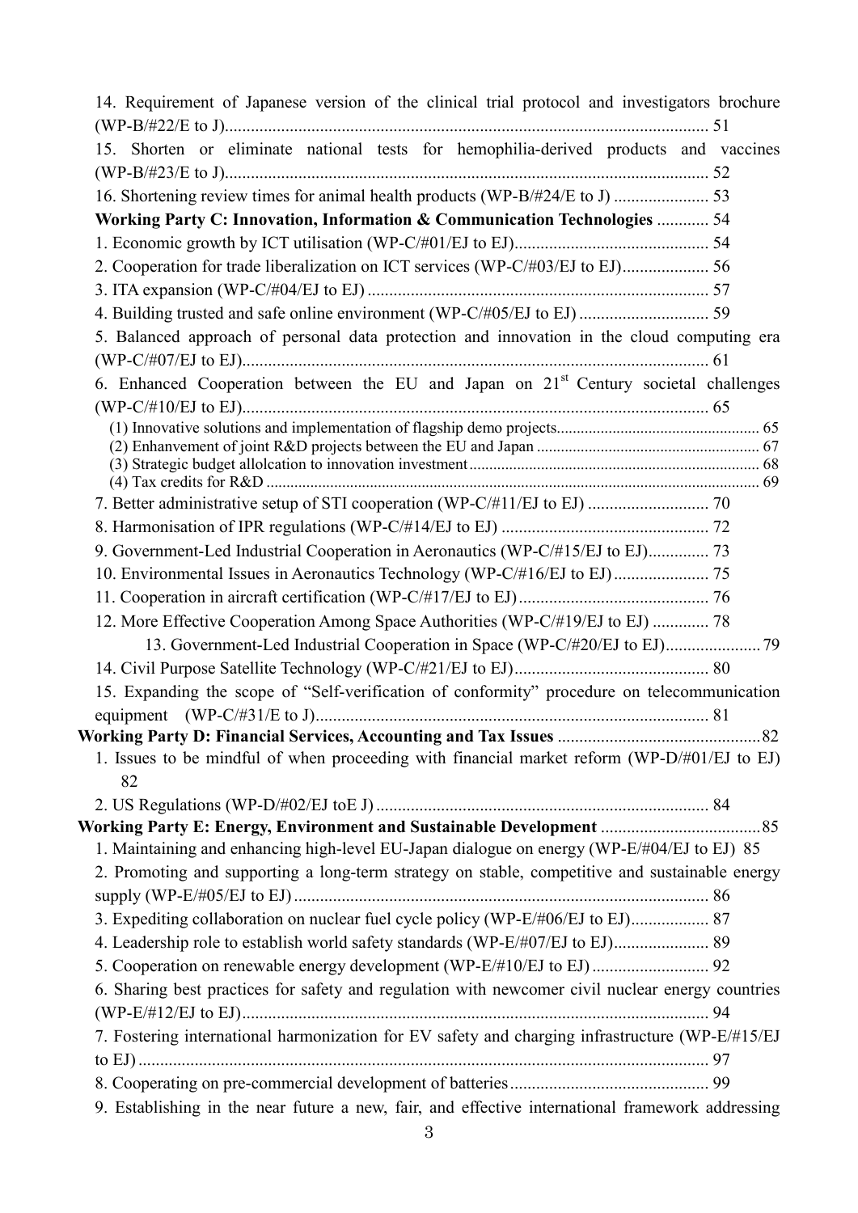14. Requirement of Japanese version of the clinical trial protocol and investigators brochure (WP-B/#22/E to J)............................................................................................................ 51

15. Shorten or eliminate national tests for hemophilia-derived products and vaccines (WP-B/#23/E to J)............................................................................................................ 52

16. Shortening review times for animal health products (WP-B/#24/E to J) ...................... 53

**Working Party C: Innovation, Information & Communication Technologies** ............ 54

1. Economic growth by ICT utilisation (WP-C/#01/EJ to EJ)............................................ 54

2. Cooperation for trade liberalization on ICT services (WP-C/#03/EJ to EJ).................... 56

3. ITA expansion (WP-C/#04/EJ to EJ) .............................................................................. 57

4. Building trusted and safe online environment (WP-C/#05/EJ to EJ) ............................. 59

5. Balanced approach of personal data protection and innovation in the cloud computing era (WP-C/#07/EJ to EJ)......................................................................................................... 61

6. Enhanced Cooperation between the EU and Japan on 21st Century societal challenges (WP-C/#10/EJ to EJ)......................................................................................................... 65

(1) Innovative solutions and implementation of flagship demo projects.................................................. 65

(2) Enhanvement of joint R&D projects between the EU and Japan ....................................................... 67

(3) Strategic budget allolcation to innovation investment........................................................................ 68

(4) Tax credits for R&D .......................................................................................................................... 69

7. Better administrative setup of STI cooperation (WP-C/#11/EJ to EJ) ............................ 70

8. Harmonisation of IPR regulations (WP-C/#14/EJ to EJ) ................................................ 72

9. Government-Led Industrial Cooperation in Aeronautics (WP-C/#15/EJ to EJ).............. 73

10. Environmental Issues in Aeronautics Technology (WP-C/#16/EJ to EJ)...................... 75

11. Cooperation in aircraft certification (WP-C/#17/EJ to EJ)............................................ 76

12. More Effective Cooperation Among Space Authorities (WP-C/#19/EJ to EJ) ............. 78

13. Government-Led Industrial Cooperation in Space (WP-C/#20/EJ to EJ)...................... 79

14. Civil Purpose Satellite Technology (WP-C/#21/EJ to EJ)............................................. 80

15. Expanding the scope of "Self-verification of conformity" procedure on telecommunication equipment (WP-C/#31/E to J)......................................................................................... 81

**Working Party D: Financial Services, Accounting and Tax Issues** ...............................................82

1. Issues to be mindful of when proceeding with financial market reform (WP-D/#01/EJ to EJ) 82

2. US Regulations (WP-D/#02/EJ toE J) ............................................................................ 84

**Working Party E: Energy, Environment and Sustainable Development** .....................................85

1. Maintaining and enhancing high-level EU-Japan dialogue on energy (WP-E/#04/EJ to EJ) 85

2. Promoting and supporting a long-term strategy on stable, competitive and sustainable energy supply (WP-E/#05/EJ to EJ) .............................................................................................. 86

3. Expediting collaboration on nuclear fuel cycle policy (WP-E/#06/EJ to EJ).................. 87

4. Leadership role to establish world safety standards (WP-E/#07/EJ to EJ)...................... 89

5. Cooperation on renewable energy development (WP-E/#10/EJ to EJ) ........................... 92

6. Sharing best practices for safety and regulation with newcomer civil nuclear energy countries (WP-E/#12/EJ to EJ).......................................................................................................... 94

7. Fostering international harmonization for EV safety and charging infrastructure (WP-E/#15/EJ to EJ) ................................................................................................................................. 97

8. Cooperating on pre-commercial development of batteries.............................................. 99

9. Establishing in the near future a new, fair, and effective international framework addressing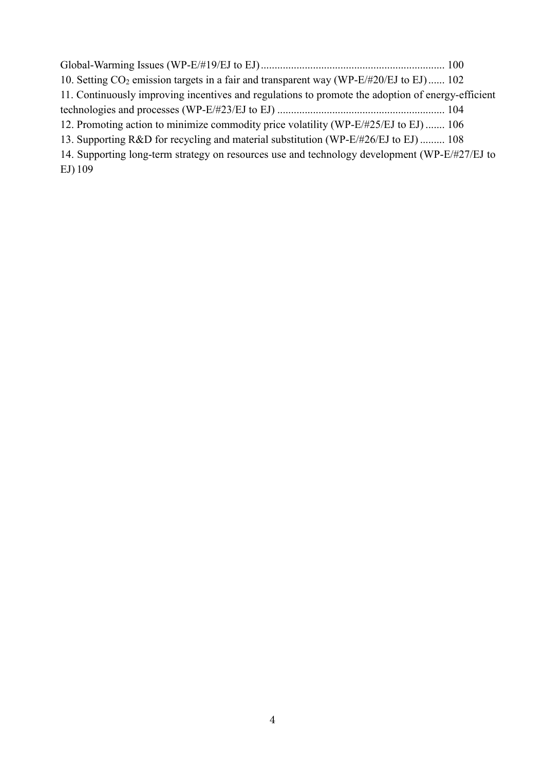Global-Warming Issues (WP-E/#19/EJ to EJ) .................................................................. 100

10. Setting $CO_2$ emission targets in a fair and transparent way (WP-E/#20/EJ to EJ) ...... 102

11. Continuously improving incentives and regulations to promote the adoption of energy-efficient technologies and processes (WP-E/#23/EJ to EJ) ............................................................ 104

12. Promoting action to minimize commodity price volatility (WP-E/#25/EJ to EJ) ....... 106

13. Supporting R&D for recycling and material substitution (WP-E/#26/EJ to EJ) ......... 108

14. Supporting long-term strategy on resources use and technology development (WP-E/#27/EJ to EJ) 109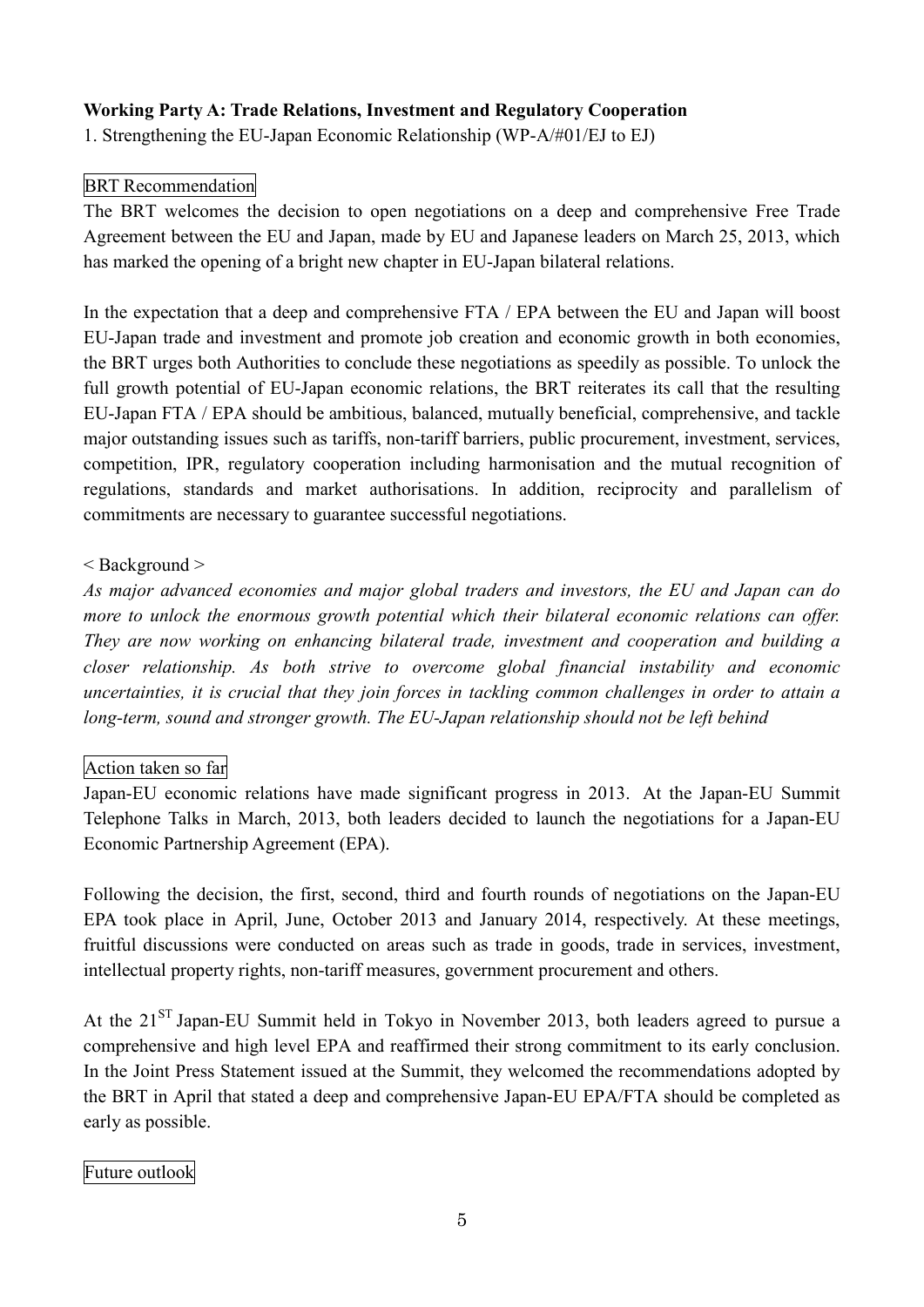**Working Party A: Trade Relations, Investment and Regulatory Cooperation**

1. Strengthening the EU-Japan Economic Relationship (WP-A/#01/EJ to EJ)

BRT Recommendation

The BRT welcomes the decision to open negotiations on a deep and comprehensive Free Trade Agreement between the EU and Japan, made by EU and Japanese leaders on March 25, 2013, which has marked the opening of a bright new chapter in EU-Japan bilateral relations.

In the expectation that a deep and comprehensive FTA / EPA between the EU and Japan will boost EU-Japan trade and investment and promote job creation and economic growth in both economies, the BRT urges both Authorities to conclude these negotiations as speedily as possible. To unlock the full growth potential of EU-Japan economic relations, the BRT reiterates its call that the resulting EU-Japan FTA / EPA should be ambitious, balanced, mutually beneficial, comprehensive, and tackle major outstanding issues such as tariffs, non-tariff barriers, public procurement, investment, services, competition, IPR, regulatory cooperation including harmonisation and the mutual recognition of regulations, standards and market authorisations. In addition, reciprocity and parallelism of commitments are necessary to guarantee successful negotiations.

< Background >

*As major advanced economies and major global traders and investors, the EU and Japan can do more to unlock the enormous growth potential which their bilateral economic relations can offer. They are now working on enhancing bilateral trade, investment and cooperation and building a closer relationship. As both strive to overcome global financial instability and economic uncertainties, it is crucial that they join forces in tackling common challenges in order to attain a long-term, sound and stronger growth. The EU-Japan relationship should not be left behind*

Action taken so far

Japan-EU economic relations have made significant progress in 2013. At the Japan-EU Summit Telephone Talks in March, 2013, both leaders decided to launch the negotiations for a Japan-EU Economic Partnership Agreement (EPA).

Following the decision, the first, second, third and fourth rounds of negotiations on the Japan-EU EPA took place in April, June, October 2013 and January 2014, respectively. At these meetings, fruitful discussions were conducted on areas such as trade in goods, trade in services, investment, intellectual property rights, non-tariff measures, government procurement and others.

At the 21ST Japan-EU Summit held in Tokyo in November 2013, both leaders agreed to pursue a comprehensive and high level EPA and reaffirmed their strong commitment to its early conclusion. In the Joint Press Statement issued at the Summit, they welcomed the recommendations adopted by the BRT in April that stated a deep and comprehensive Japan-EU EPA/FTA should be completed as early as possible.

Future outlook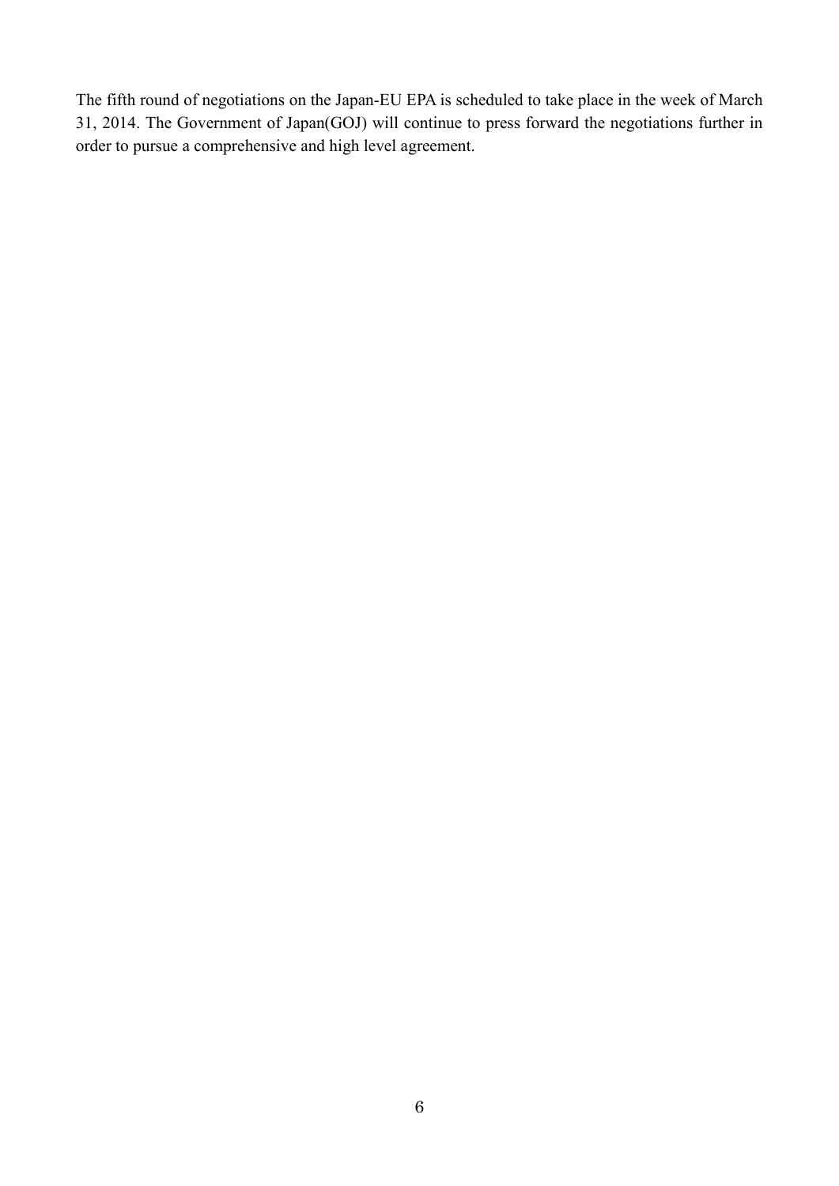The fifth round of negotiations on the Japan-EU EPA is scheduled to take place in the week of March 31, 2014. The Government of Japan(GOJ) will continue to press forward the negotiations further in order to pursue a comprehensive and high level agreement.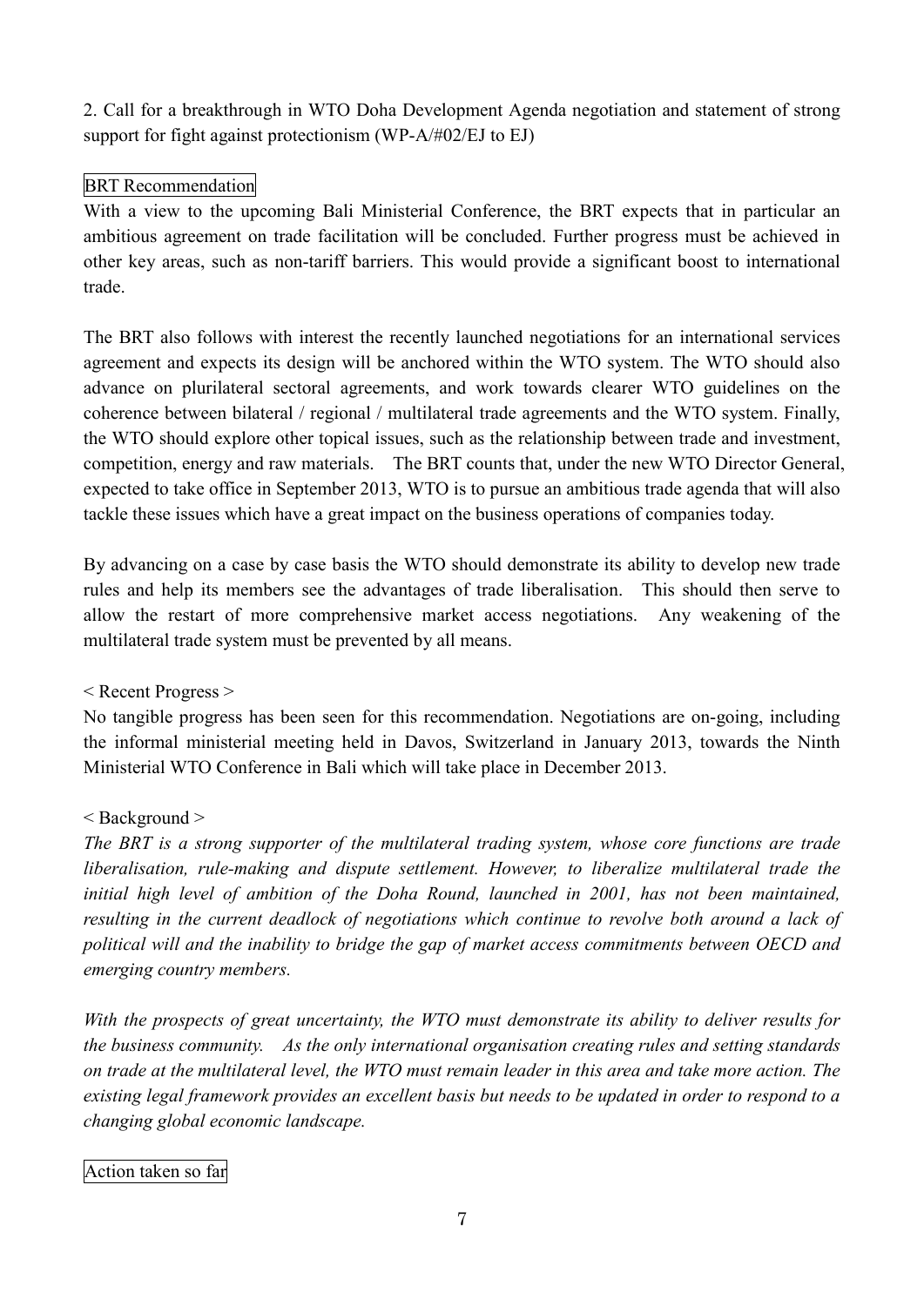2. Call for a breakthrough in WTO Doha Development Agenda negotiation and statement of strong support for fight against protectionism (WP-A/#02/EJ to EJ)

BRT Recommendation

With a view to the upcoming Bali Ministerial Conference, the BRT expects that in particular an ambitious agreement on trade facilitation will be concluded. Further progress must be achieved in other key areas, such as non-tariff barriers. This would provide a significant boost to international trade.

The BRT also follows with interest the recently launched negotiations for an international services agreement and expects its design will be anchored within the WTO system. The WTO should also advance on plurilateral sectoral agreements, and work towards clearer WTO guidelines on the coherence between bilateral / regional / multilateral trade agreements and the WTO system. Finally, the WTO should explore other topical issues, such as the relationship between trade and investment, competition, energy and raw materials. The BRT counts that, under the new WTO Director General, expected to take office in September 2013, WTO is to pursue an ambitious trade agenda that will also tackle these issues which have a great impact on the business operations of companies today.

By advancing on a case by case basis the WTO should demonstrate its ability to develop new trade rules and help its members see the advantages of trade liberalisation. This should then serve to allow the restart of more comprehensive market access negotiations. Any weakening of the multilateral trade system must be prevented by all means.

< Recent Progress >

No tangible progress has been seen for this recommendation. Negotiations are on-going, including the informal ministerial meeting held in Davos, Switzerland in January 2013, towards the Ninth Ministerial WTO Conference in Bali which will take place in December 2013.

< Background >

*The BRT is a strong supporter of the multilateral trading system, whose core functions are trade liberalisation, rule-making and dispute settlement. However, to liberalize multilateral trade the initial high level of ambition of the Doha Round, launched in 2001, has not been maintained, resulting in the current deadlock of negotiations which continue to revolve both around a lack of political will and the inability to bridge the gap of market access commitments between OECD and emerging country members.*

*With the prospects of great uncertainty, the WTO must demonstrate its ability to deliver results for the business community. As the only international organisation creating rules and setting standards on trade at the multilateral level, the WTO must remain leader in this area and take more action. The existing legal framework provides an excellent basis but needs to be updated in order to respond to a changing global economic landscape.*

Action taken so far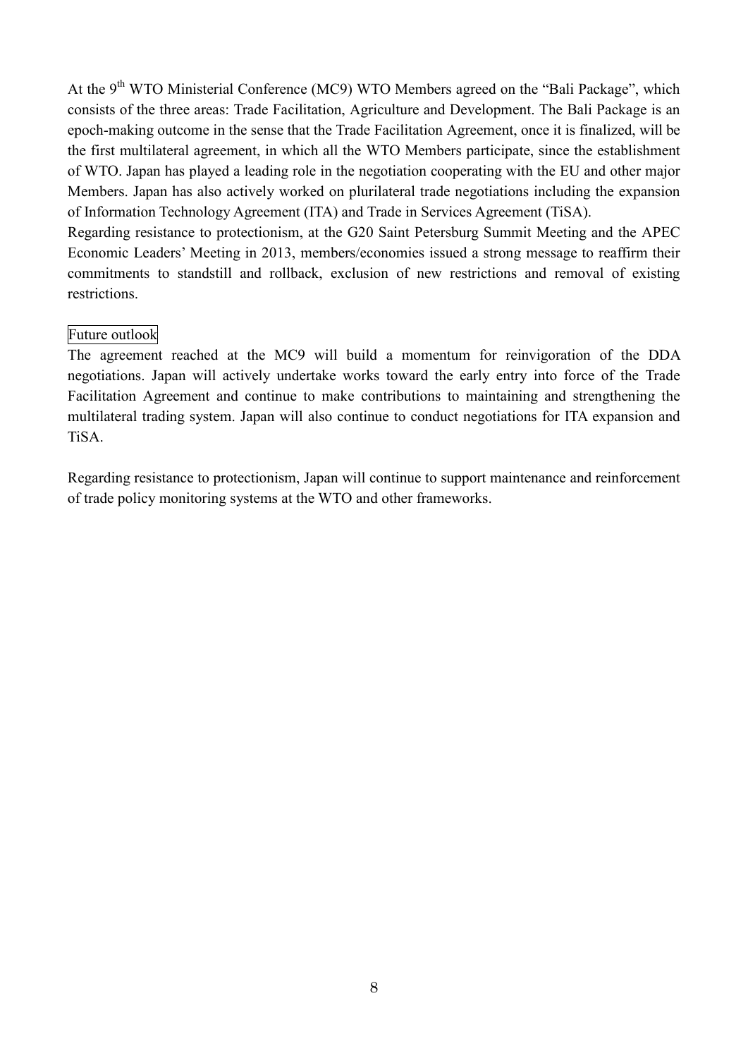At the 9th WTO Ministerial Conference (MC9) WTO Members agreed on the “Bali Package”, which consists of the three areas: Trade Facilitation, Agriculture and Development. The Bali Package is an epoch-making outcome in the sense that the Trade Facilitation Agreement, once it is finalized, will be the first multilateral agreement, in which all the WTO Members participate, since the establishment of WTO. Japan has played a leading role in the negotiation cooperating with the EU and other major Members. Japan has also actively worked on plurilateral trade negotiations including the expansion of Information Technology Agreement (ITA) and Trade in Services Agreement (TiSA).
Regarding resistance to protectionism, at the G20 Saint Petersburg Summit Meeting and the APEC Economic Leaders' Meeting in 2013, members/economies issued a strong message to reaffirm their commitments to standstill and rollback, exclusion of new restrictions and removal of existing restrictions.

Future outlook

The agreement reached at the MC9 will build a momentum for reinvigoration of the DDA negotiations. Japan will actively undertake works toward the early entry into force of the Trade Facilitation Agreement and continue to make contributions to maintaining and strengthening the multilateral trading system. Japan will also continue to conduct negotiations for ITA expansion and TiSA.

Regarding resistance to protectionism, Japan will continue to support maintenance and reinforcement of trade policy monitoring systems at the WTO and other frameworks.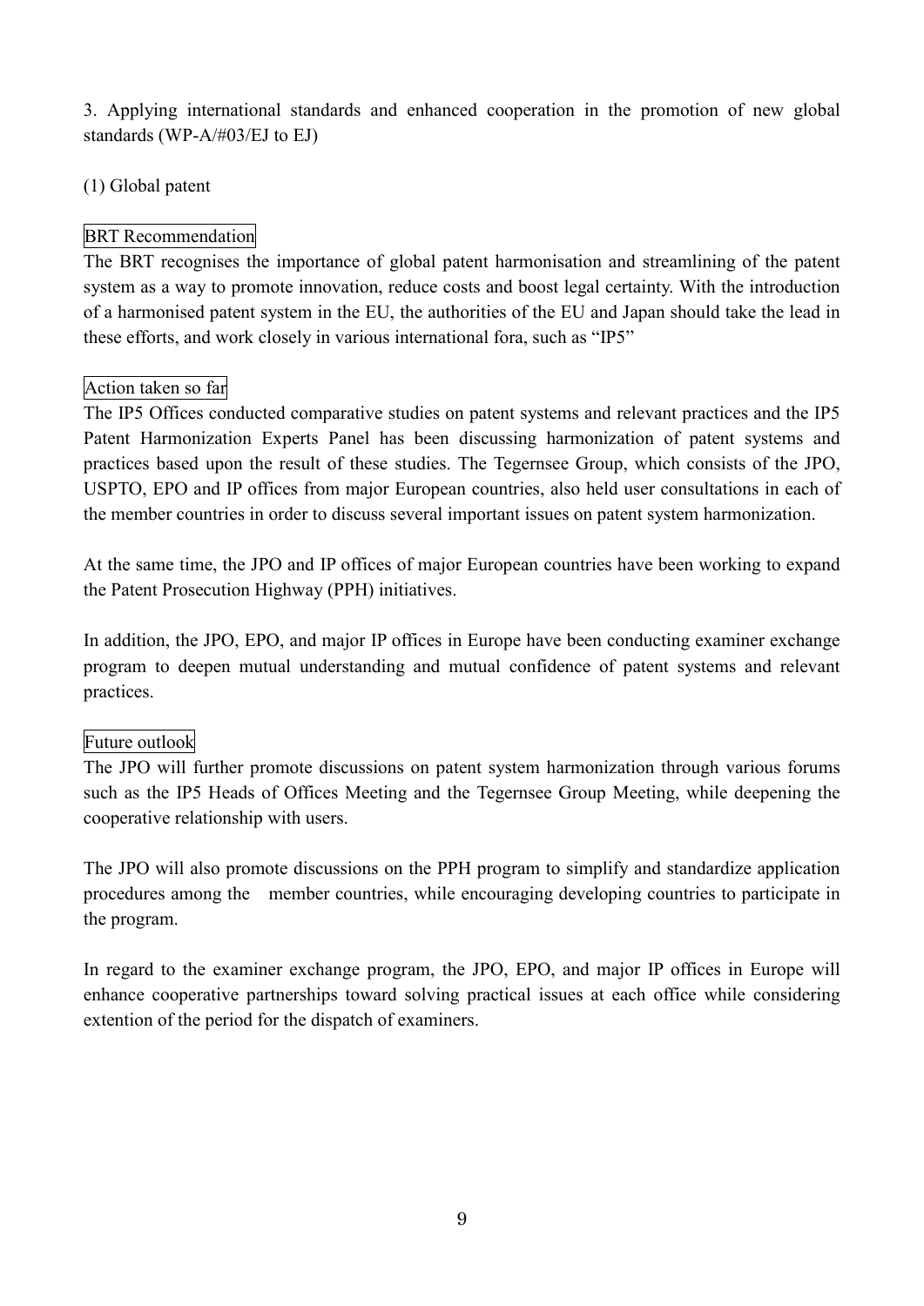### 3. Applying international standards and enhanced cooperation in the promotion of new global standards (WP-A/#03/EJ to EJ)

#### (1) Global patent

**BRT Recommendation**

The BRT recognises the importance of global patent harmonisation and streamlining of the patent system as a way to promote innovation, reduce costs and boost legal certainty. With the introduction of a harmonised patent system in the EU, the authorities of the EU and Japan should take the lead in these efforts, and work closely in various international fora, such as "IP5"

**Action taken so far**

The IP5 Offices conducted comparative studies on patent systems and relevant practices and the IP5 Patent Harmonization Experts Panel has been discussing harmonization of patent systems and practices based upon the result of these studies. The Tegernsee Group, which consists of the JPO, USPTO, EPO and IP offices from major European countries, also held user consultations in each of the member countries in order to discuss several important issues on patent system harmonization.

At the same time, the JPO and IP offices of major European countries have been working to expand the Patent Prosecution Highway (PPH) initiatives.

In addition, the JPO, EPO, and major IP offices in Europe have been conducting examiner exchange program to deepen mutual understanding and mutual confidence of patent systems and relevant practices.

**Future outlook**

The JPO will further promote discussions on patent system harmonization through various forums such as the IP5 Heads of Offices Meeting and the Tegernsee Group Meeting, while deepening the cooperative relationship with users.

The JPO will also promote discussions on the PPH program to simplify and standardize application procedures among the member countries, while encouraging developing countries to participate in the program.

In regard to the examiner exchange program, the JPO, EPO, and major IP offices in Europe will enhance cooperative partnerships toward solving practical issues at each office while considering extention of the period for the dispatch of examiners.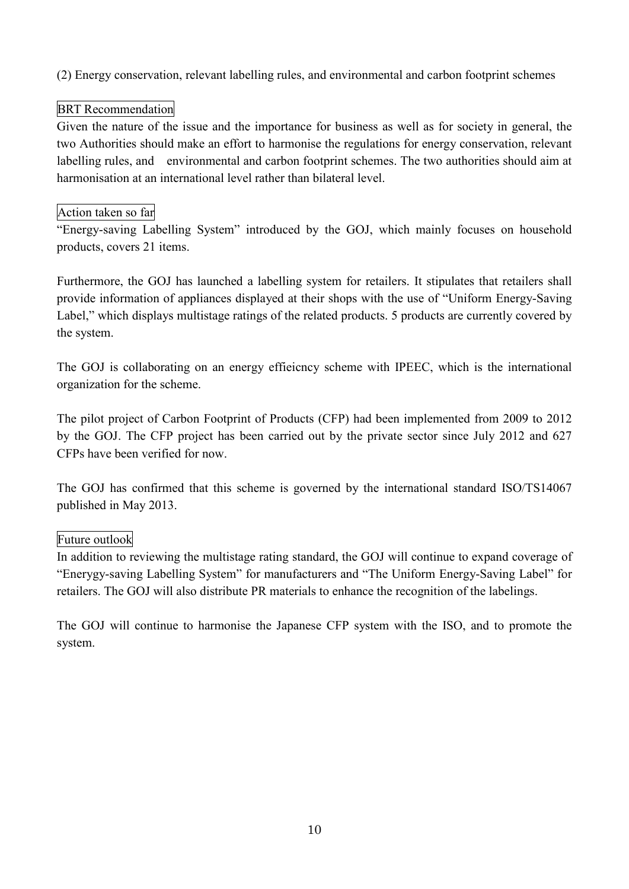(2) Energy conservation, relevant labelling rules, and environmental and carbon footprint schemes

BRT Recommendation

Given the nature of the issue and the importance for business as well as for society in general, the two Authorities should make an effort to harmonise the regulations for energy conservation, relevant labelling rules, and environmental and carbon footprint schemes. The two authorities should aim at harmonisation at an international level rather than bilateral level.

Action taken so far

"Energy-saving Labelling System" introduced by the GOJ, which mainly focuses on household products, covers 21 items.

Furthermore, the GOJ has launched a labelling system for retailers. It stipulates that retailers shall provide information of appliances displayed at their shops with the use of "Uniform Energy-Saving Label," which displays multistage ratings of the related products. 5 products are currently covered by the system.

The GOJ is collaborating on an energy effieicncy scheme with IPEEC, which is the international organization for the scheme.

The pilot project of Carbon Footprint of Products (CFP) had been implemented from 2009 to 2012 by the GOJ. The CFP project has been carried out by the private sector since July 2012 and 627 CFPs have been verified for now.

The GOJ has confirmed that this scheme is governed by the international standard ISO/TS14067 published in May 2013.

Future outlook

In addition to reviewing the multistage rating standard, the GOJ will continue to expand coverage of "Enerygy-saving Labelling System" for manufacturers and "The Uniform Energy-Saving Label" for retailers. The GOJ will also distribute PR materials to enhance the recognition of the labelings.

The GOJ will continue to harmonise the Japanese CFP system with the ISO, and to promote the system.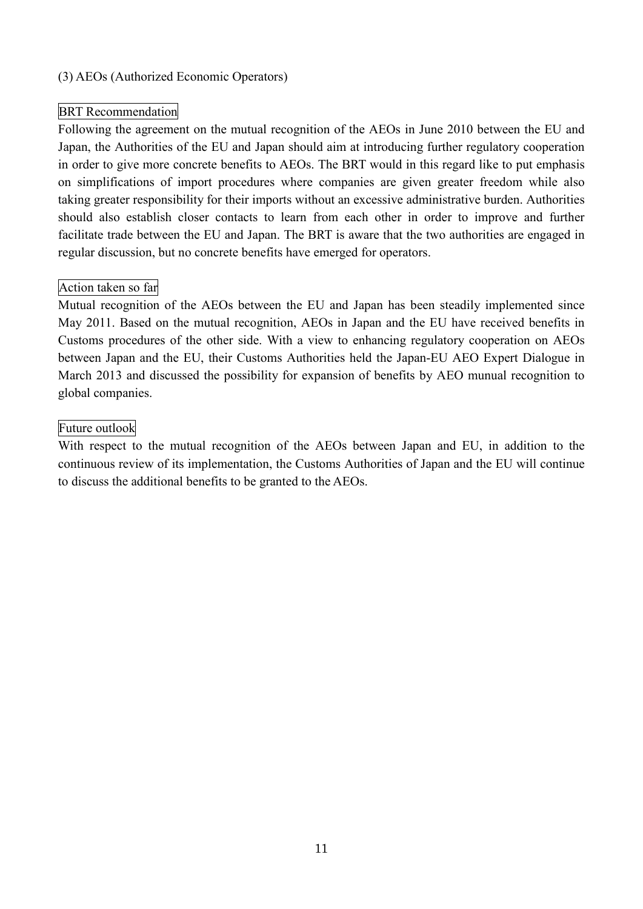### (3) AEOs (Authorized Economic Operators)

#### BRT Recommendation

Following the agreement on the mutual recognition of the AEOs in June 2010 between the EU and Japan, the Authorities of the EU and Japan should aim at introducing further regulatory cooperation in order to give more concrete benefits to AEOs. The BRT would in this regard like to put emphasis on simplifications of import procedures where companies are given greater freedom while also taking greater responsibility for their imports without an excessive administrative burden. Authorities should also establish closer contacts to learn from each other in order to improve and further facilitate trade between the EU and Japan. The BRT is aware that the two authorities are engaged in regular discussion, but no concrete benefits have emerged for operators.

#### Action taken so far

Mutual recognition of the AEOs between the EU and Japan has been steadily implemented since May 2011. Based on the mutual recognition, AEOs in Japan and the EU have received benefits in Customs procedures of the other side. With a view to enhancing regulatory cooperation on AEOs between Japan and the EU, their Customs Authorities held the Japan-EU AEO Expert Dialogue in March 2013 and discussed the possibility for expansion of benefits by AEO munual recognition to global companies.

#### Future outlook

With respect to the mutual recognition of the AEOs between Japan and EU, in addition to the continuous review of its implementation, the Customs Authorities of Japan and the EU will continue to discuss the additional benefits to be granted to the AEOs.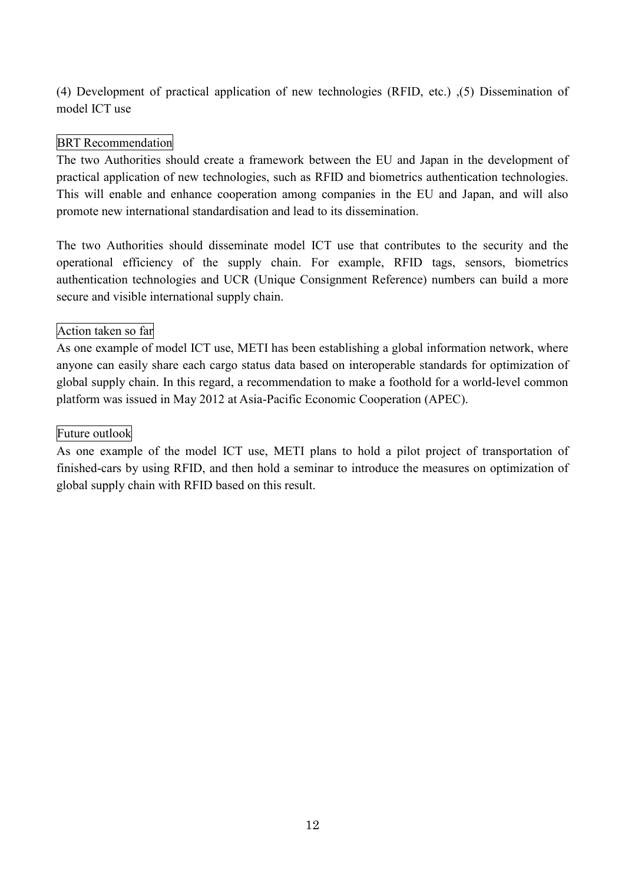(4) Development of practical application of new technologies (RFID, etc.) ,(5) Dissemination of model ICT use

BRT Recommendation

The two Authorities should create a framework between the EU and Japan in the development of practical application of new technologies, such as RFID and biometrics authentication technologies. This will enable and enhance cooperation among companies in the EU and Japan, and will also promote new international standardisation and lead to its dissemination.

The two Authorities should disseminate model ICT use that contributes to the security and the operational efficiency of the supply chain. For example, RFID tags, sensors, biometrics authentication technologies and UCR (Unique Consignment Reference) numbers can build a more secure and visible international supply chain.

Action taken so far

As one example of model ICT use, METI has been establishing a global information network, where anyone can easily share each cargo status data based on interoperable standards for optimization of global supply chain. In this regard, a recommendation to make a foothold for a world-level common platform was issued in May 2012 at Asia-Pacific Economic Cooperation (APEC).

Future outlook

As one example of the model ICT use, METI plans to hold a pilot project of transportation of finished-cars by using RFID, and then hold a seminar to introduce the measures on optimization of global supply chain with RFID based on this result.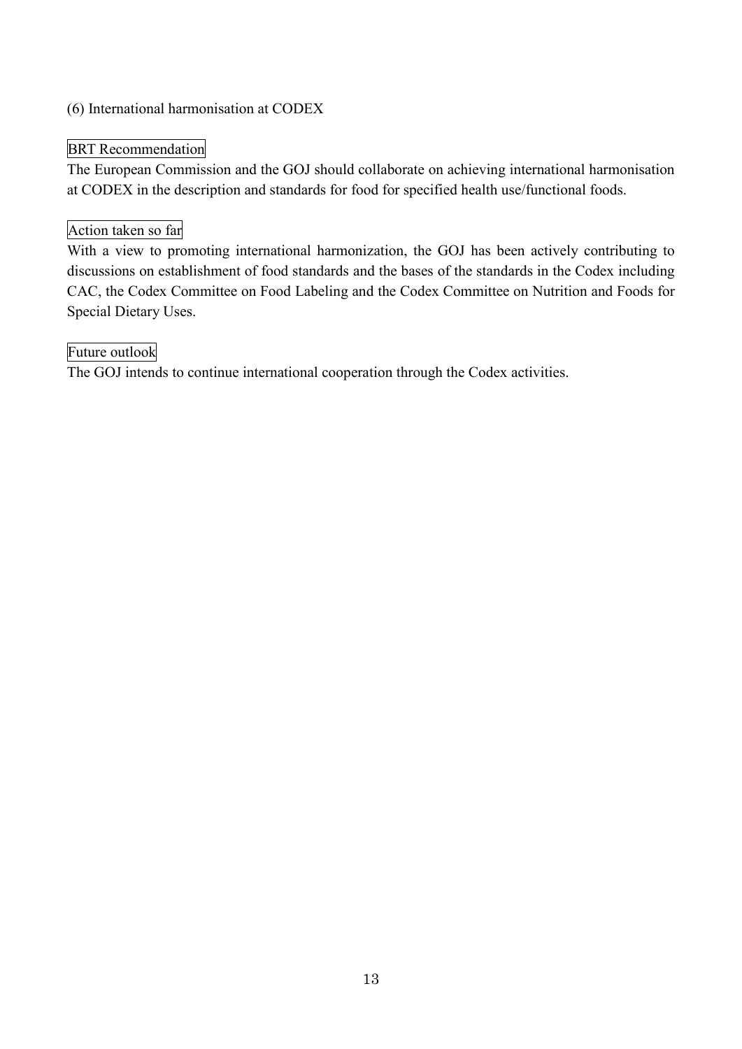(6) International harmonisation at CODEX

BRT Recommendation

The European Commission and the GOJ should collaborate on achieving international harmonisation at CODEX in the description and standards for food for specified health use/functional foods.

Action taken so far

With a view to promoting international harmonization, the GOJ has been actively contributing to discussions on establishment of food standards and the bases of the standards in the Codex including CAC, the Codex Committee on Food Labeling and the Codex Committee on Nutrition and Foods for Special Dietary Uses.

Future outlook

The GOJ intends to continue international cooperation through the Codex activities.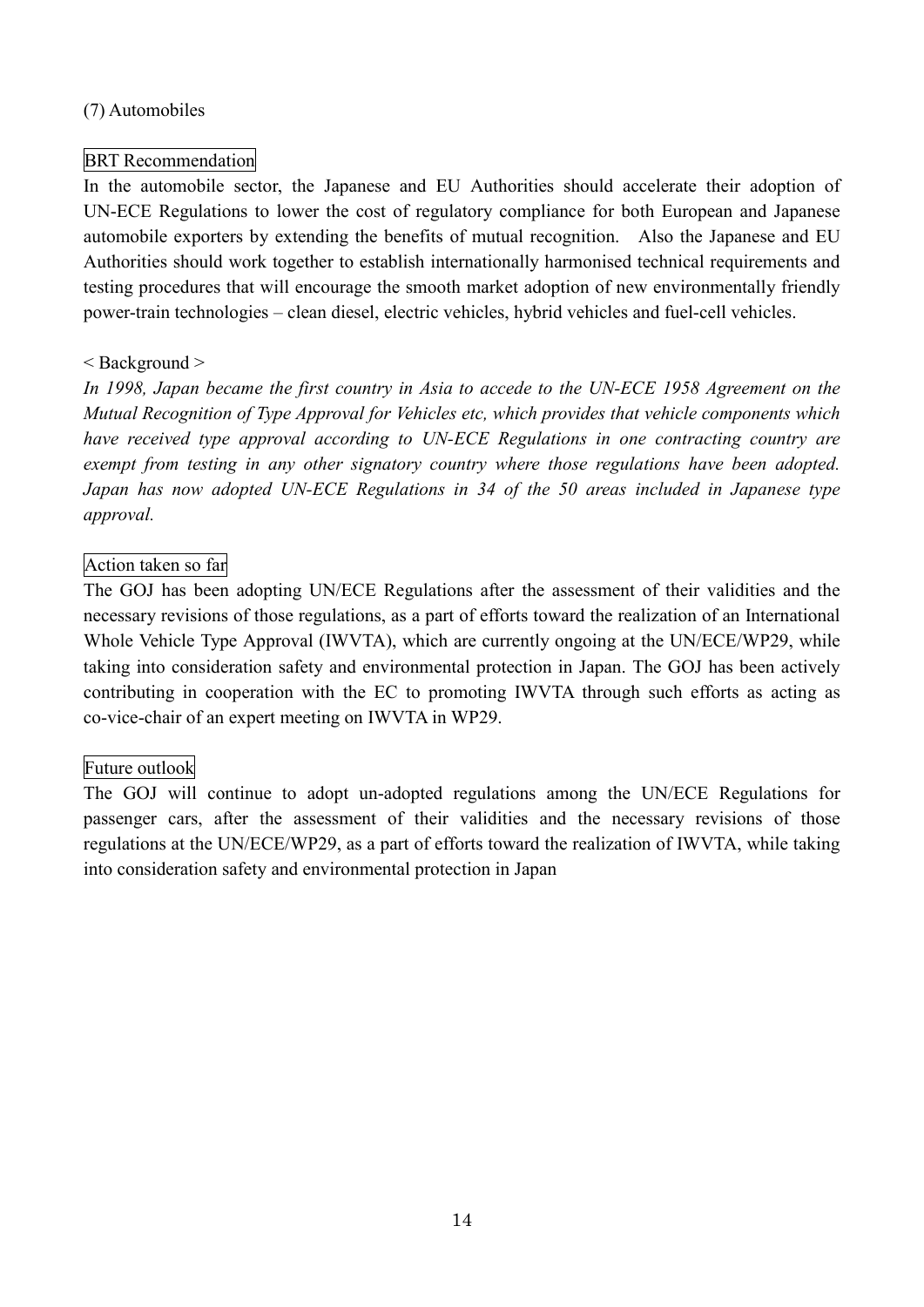(7) Automobiles

BRT Recommendation

In the automobile sector, the Japanese and EU Authorities should accelerate their adoption of UN-ECE Regulations to lower the cost of regulatory compliance for both European and Japanese automobile exporters by extending the benefits of mutual recognition. Also the Japanese and EU Authorities should work together to establish internationally harmonised technical requirements and testing procedures that will encourage the smooth market adoption of new environmentally friendly power-train technologies – clean diesel, electric vehicles, hybrid vehicles and fuel-cell vehicles.

< Background >

*In 1998, Japan became the first country in Asia to accede to the UN-ECE 1958 Agreement on the Mutual Recognition of Type Approval for Vehicles etc, which provides that vehicle components which have received type approval according to UN-ECE Regulations in one contracting country are exempt from testing in any other signatory country where those regulations have been adopted. Japan has now adopted UN-ECE Regulations in 34 of the 50 areas included in Japanese type approval.*

Action taken so far

The GOJ has been adopting UN/ECE Regulations after the assessment of their validities and the necessary revisions of those regulations, as a part of efforts toward the realization of an International Whole Vehicle Type Approval (IWVTA), which are currently ongoing at the UN/ECE/WP29, while taking into consideration safety and environmental protection in Japan. The GOJ has been actively contributing in cooperation with the EC to promoting IWVTA through such efforts as acting as co-vice-chair of an expert meeting on IWVTA in WP29.

Future outlook

The GOJ will continue to adopt un-adopted regulations among the UN/ECE Regulations for passenger cars, after the assessment of their validities and the necessary revisions of those regulations at the UN/ECE/WP29, as a part of efforts toward the realization of IWVTA, while taking into consideration safety and environmental protection in Japan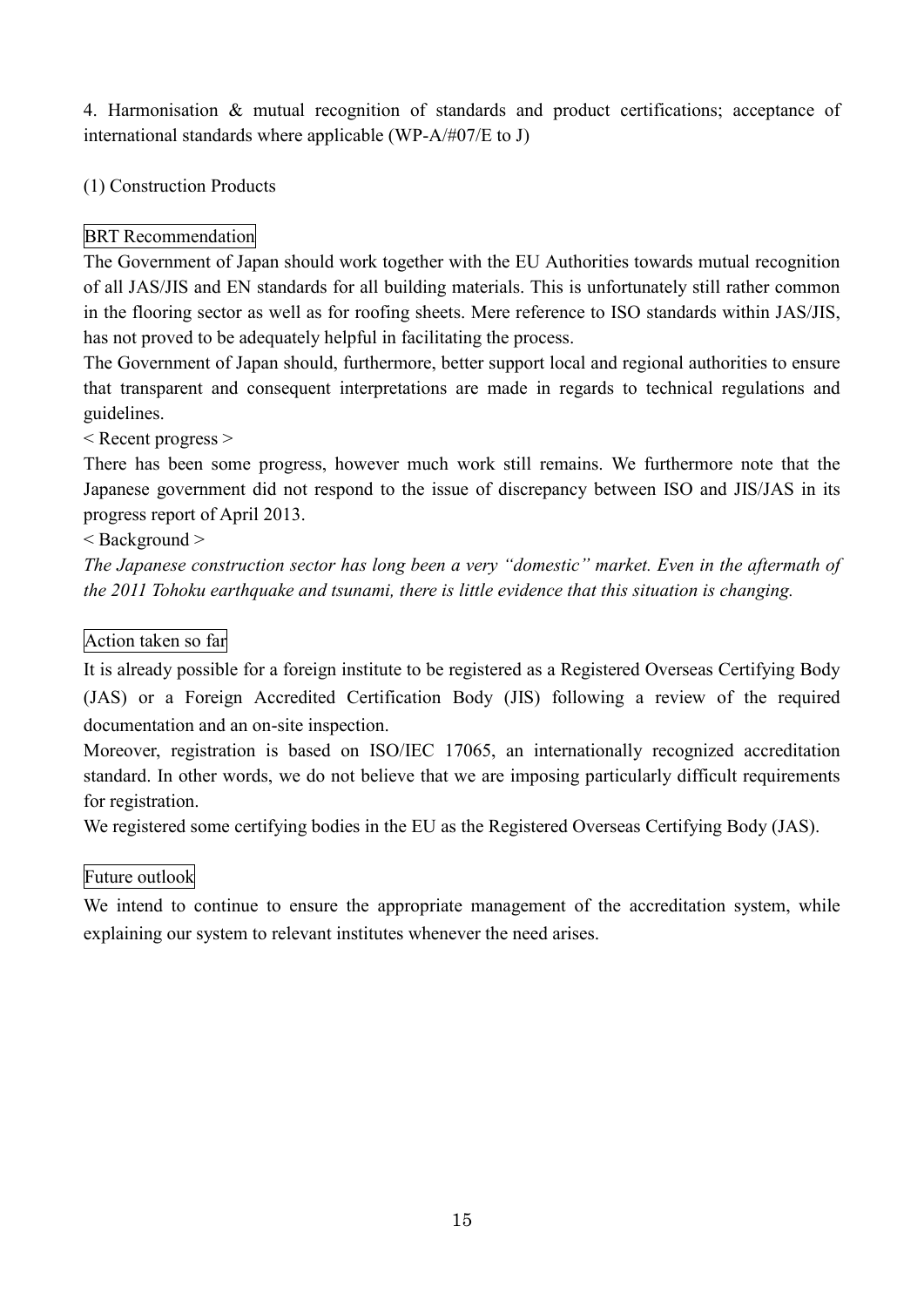## 4. Harmonisation & mutual recognition of standards and product certifications; acceptance of international standards where applicable (WP-A/#07/E to J)

### (1) Construction Products

**BRT Recommendation**

The Government of Japan should work together with the EU Authorities towards mutual recognition of all JAS/JIS and EN standards for all building materials. This is unfortunately still rather common in the flooring sector as well as for roofing sheets. Mere reference to ISO standards within JAS/JIS, has not proved to be adequately helpful in facilitating the process.

The Government of Japan should, furthermore, better support local and regional authorities to ensure that transparent and consequent interpretations are made in regards to technical regulations and guidelines.

< Recent progress >

There has been some progress, however much work still remains. We furthermore note that the Japanese government did not respond to the issue of discrepancy between ISO and JIS/JAS in its progress report of April 2013.

< Background >

*The Japanese construction sector has long been a very "domestic" market. Even in the aftermath of the 2011 Tohoku earthquake and tsunami, there is little evidence that this situation is changing.*

**Action taken so far**

It is already possible for a foreign institute to be registered as a Registered Overseas Certifying Body (JAS) or a Foreign Accredited Certification Body (JIS) following a review of the required documentation and an on-site inspection.

Moreover, registration is based on ISO/IEC 17065, an internationally recognized accreditation standard. In other words, we do not believe that we are imposing particularly difficult requirements for registration.

We registered some certifying bodies in the EU as the Registered Overseas Certifying Body (JAS).

**Future outlook**

We intend to continue to ensure the appropriate management of the accreditation system, while explaining our system to relevant institutes whenever the need arises.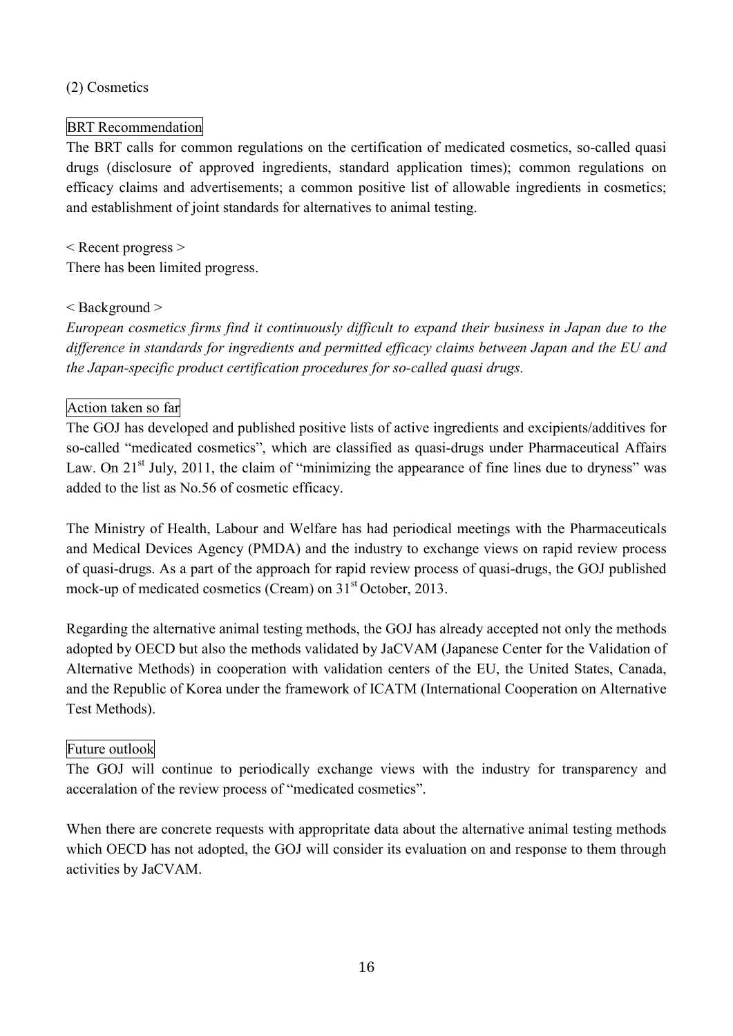## (2) Cosmetics

### BRT Recommendation

The BRT calls for common regulations on the certification of medicated cosmetics, so-called quasi drugs (disclosure of approved ingredients, standard application times); common regulations on efficacy claims and advertisements; a common positive list of allowable ingredients in cosmetics; and establishment of joint standards for alternatives to animal testing.

< Recent progress >

There has been limited progress.

< Background >

*European cosmetics firms find it continuously difficult to expand their business in Japan due to the difference in standards for ingredients and permitted efficacy claims between Japan and the EU and the Japan-specific product certification procedures for so-called quasi drugs.*

### Action taken so far

The GOJ has developed and published positive lists of active ingredients and excipients/additives for so-called "medicated cosmetics", which are classified as quasi-drugs under Pharmaceutical Affairs Law. On 21st July, 2011, the claim of "minimizing the appearance of fine lines due to dryness" was added to the list as No.56 of cosmetic efficacy.

The Ministry of Health, Labour and Welfare has had periodical meetings with the Pharmaceuticals and Medical Devices Agency (PMDA) and the industry to exchange views on rapid review process of quasi-drugs. As a part of the approach for rapid review process of quasi-drugs, the GOJ published mock-up of medicated cosmetics (Cream) on 31st October, 2013.

Regarding the alternative animal testing methods, the GOJ has already accepted not only the methods adopted by OECD but also the methods validated by JaCVAM (Japanese Center for the Validation of Alternative Methods) in cooperation with validation centers of the EU, the United States, Canada, and the Republic of Korea under the framework of ICATM (International Cooperation on Alternative Test Methods).

### Future outlook

The GOJ will continue to periodically exchange views with the industry for transparency and acceralation of the review process of "medicated cosmetics".

When there are concrete requests with appropritate data about the alternative animal testing methods which OECD has not adopted, the GOJ will consider its evaluation on and response to them through activities by JaCVAM.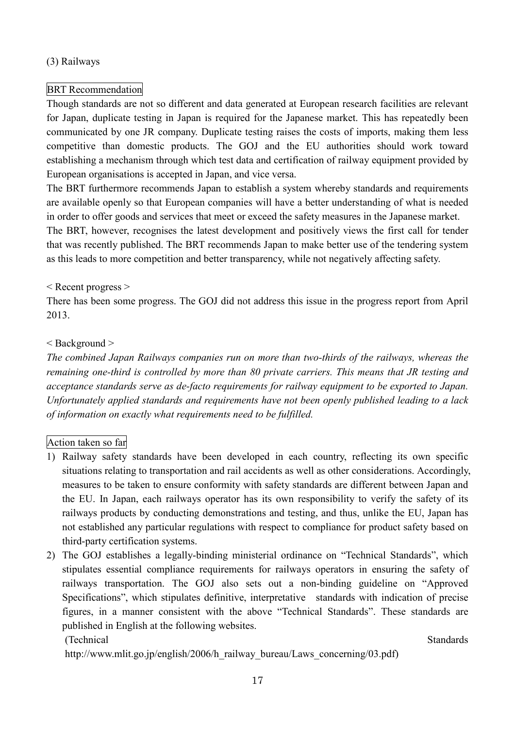### (3) Railways

BRT Recommendation

Though standards are not so different and data generated at European research facilities are relevant for Japan, duplicate testing in Japan is required for the Japanese market. This has repeatedly been communicated by one JR company. Duplicate testing raises the costs of imports, making them less competitive than domestic products. The GOJ and the EU authorities should work toward establishing a mechanism through which test data and certification of railway equipment provided by European organisations is accepted in Japan, and vice versa.

The BRT furthermore recommends Japan to establish a system whereby standards and requirements are available openly so that European companies will have a better understanding of what is needed in order to offer goods and services that meet or exceed the safety measures in the Japanese market.

The BRT, however, recognises the latest development and positively views the first call for tender that was recently published. The BRT recommends Japan to make better use of the tendering system as this leads to more competition and better transparency, while not negatively affecting safety.

< Recent progress >

There has been some progress. The GOJ did not address this issue in the progress report from April 2013.

< Background >

*The combined Japan Railways companies run on more than two-thirds of the railways, whereas the remaining one-third is controlled by more than 80 private carriers. This means that JR testing and acceptance standards serve as de-facto requirements for railway equipment to be exported to Japan. Unfortunately applied standards and requirements have not been openly published leading to a lack of information on exactly what requirements need to be fulfilled.*

Action taken so far

1) Railway safety standards have been developed in each country, reflecting its own specific situations relating to transportation and rail accidents as well as other considerations. Accordingly, measures to be taken to ensure conformity with safety standards are different between Japan and the EU. In Japan, each railways operator has its own responsibility to verify the safety of its railways products by conducting demonstrations and testing, and thus, unlike the EU, Japan has not established any particular regulations with respect to compliance for product safety based on third-party certification systems.
2) The GOJ establishes a legally-binding ministerial ordinance on "Technical Standards", which stipulates essential compliance requirements for railways operators in ensuring the safety of railways transportation. The GOJ also sets out a non-binding guideline on "Approved Specifications", which stipulates definitive, interpretative standards with indication of precise figures, in a manner consistent with the above "Technical Standards". These standards are published in English at the following websites.

   (Technical Standards http://www.mlit.go.jp/english/2006/h_railway_bureau/Laws_concerning/03.pdf)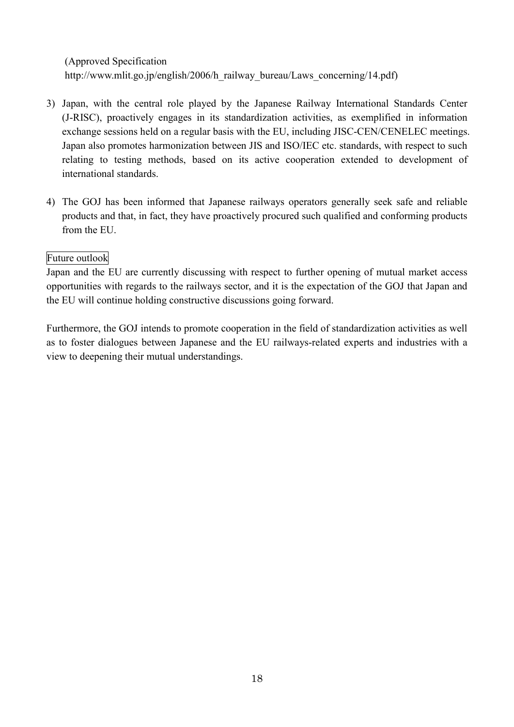(Approved Specification
http://www.mlit.go.jp/english/2006/h_railway_bureau/Laws_concerning/14.pdf)

3) Japan, with the central role played by the Japanese Railway International Standards Center (J-RISC), proactively engages in its standardization activities, as exemplified in information exchange sessions held on a regular basis with the EU, including JISC-CEN/CENELEC meetings. Japan also promotes harmonization between JIS and ISO/IEC etc. standards, with respect to such relating to testing methods, based on its active cooperation extended to development of international standards.

4) The GOJ has been informed that Japanese railways operators generally seek safe and reliable products and that, in fact, they have proactively procured such qualified and conforming products from the EU.

Future outlook

Japan and the EU are currently discussing with respect to further opening of mutual market access opportunities with regards to the railways sector, and it is the expectation of the GOJ that Japan and the EU will continue holding constructive discussions going forward.

Furthermore, the GOJ intends to promote cooperation in the field of standardization activities as well as to foster dialogues between Japanese and the EU railways-related experts and industries with a view to deepening their mutual understandings.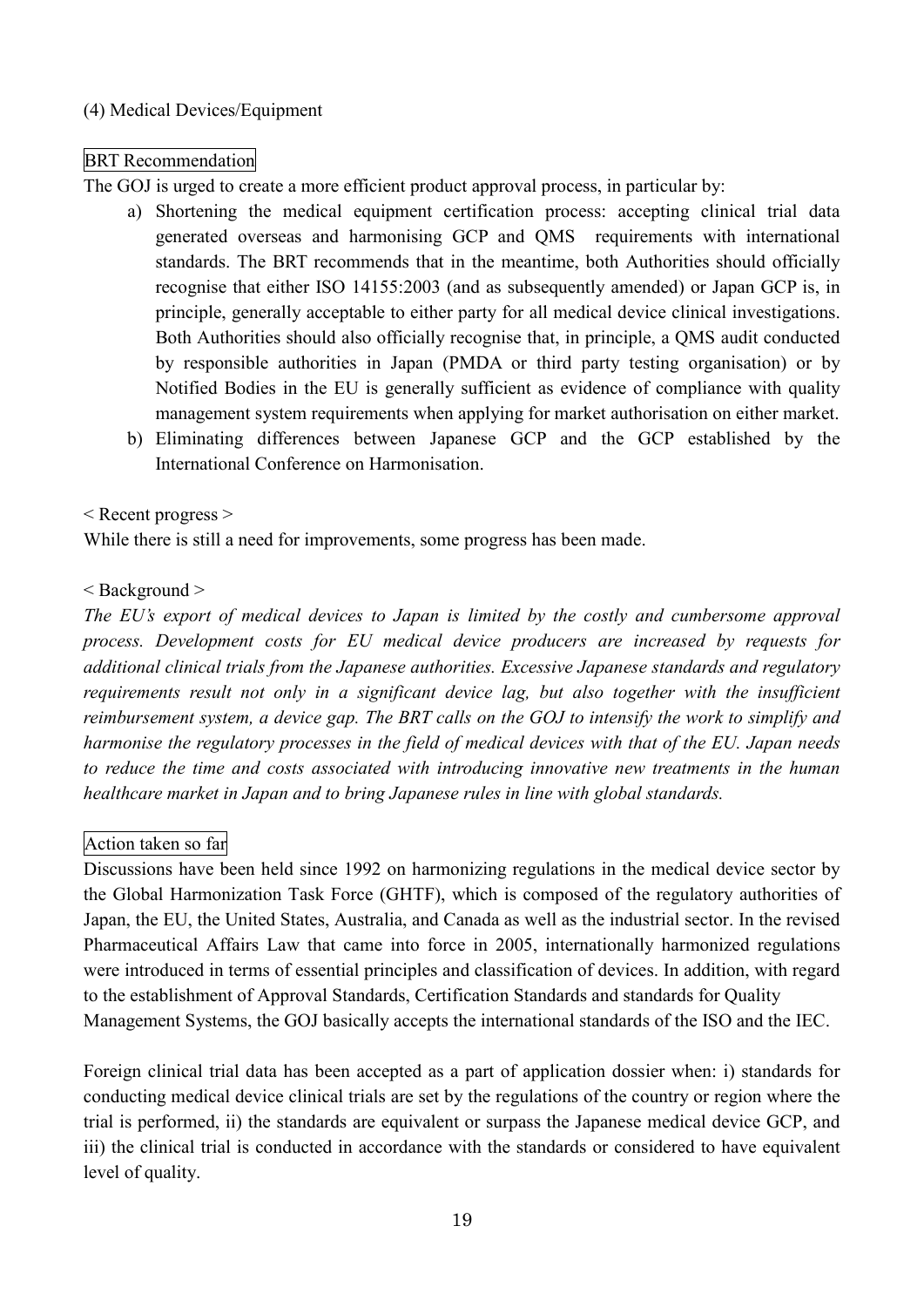### (4) Medical Devices/Equipment

BRT Recommendation

The GOJ is urged to create a more efficient product approval process, in particular by:

a) Shortening the medical equipment certification process: accepting clinical trial data generated overseas and harmonising GCP and QMS requirements with international standards. The BRT recommends that in the meantime, both Authorities should officially recognise that either ISO 14155:2003 (and as subsequently amended) or Japan GCP is, in principle, generally acceptable to either party for all medical device clinical investigations. Both Authorities should also officially recognise that, in principle, a QMS audit conducted by responsible authorities in Japan (PMDA or third party testing organisation) or by Notified Bodies in the EU is generally sufficient as evidence of compliance with quality management system requirements when applying for market authorisation on either market.
b) Eliminating differences between Japanese GCP and the GCP established by the International Conference on Harmonisation.

< Recent progress >

While there is still a need for improvements, some progress has been made.

< Background >

*The EU's export of medical devices to Japan is limited by the costly and cumbersome approval process. Development costs for EU medical device producers are increased by requests for additional clinical trials from the Japanese authorities. Excessive Japanese standards and regulatory requirements result not only in a significant device lag, but also together with the insufficient reimbursement system, a device gap. The BRT calls on the GOJ to intensify the work to simplify and harmonise the regulatory processes in the field of medical devices with that of the EU. Japan needs to reduce the time and costs associated with introducing innovative new treatments in the human healthcare market in Japan and to bring Japanese rules in line with global standards.*

Action taken so far

Discussions have been held since 1992 on harmonizing regulations in the medical device sector by the Global Harmonization Task Force (GHTF), which is composed of the regulatory authorities of Japan, the EU, the United States, Australia, and Canada as well as the industrial sector. In the revised Pharmaceutical Affairs Law that came into force in 2005, internationally harmonized regulations were introduced in terms of essential principles and classification of devices. In addition, with regard to the establishment of Approval Standards, Certification Standards and standards for Quality Management Systems, the GOJ basically accepts the international standards of the ISO and the IEC.

Foreign clinical trial data has been accepted as a part of application dossier when: i) standards for conducting medical device clinical trials are set by the regulations of the country or region where the trial is performed, ii) the standards are equivalent or surpass the Japanese medical device GCP, and iii) the clinical trial is conducted in accordance with the standards or considered to have equivalent level of quality.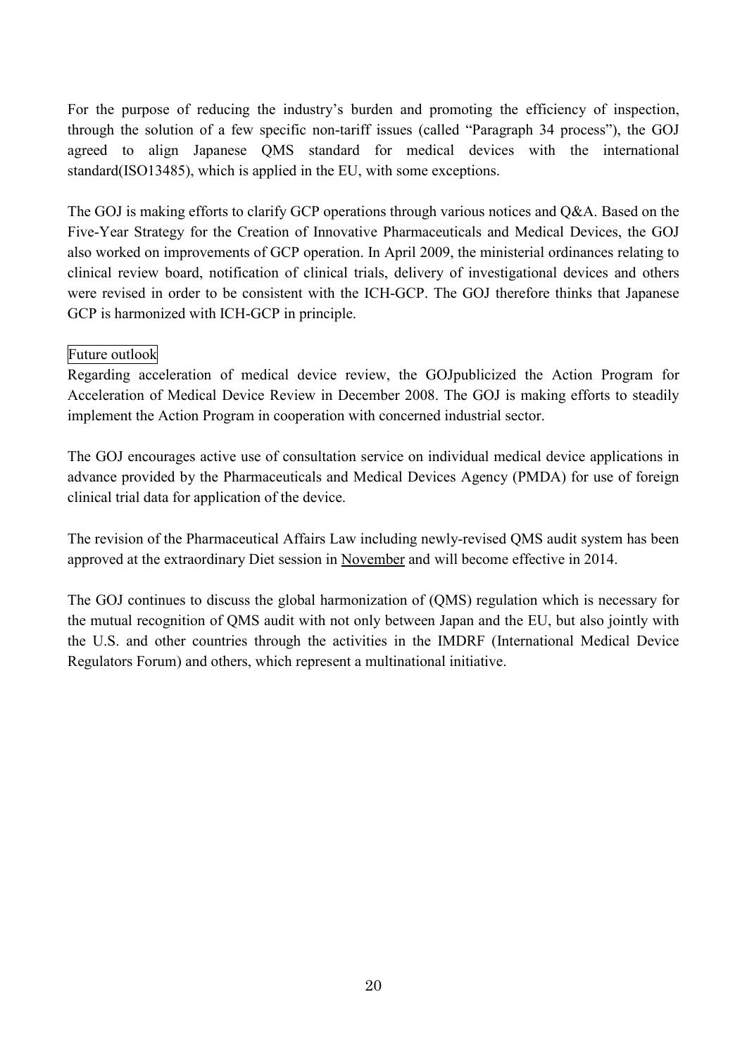For the purpose of reducing the industry's burden and promoting the efficiency of inspection, through the solution of a few specific non-tariff issues (called "Paragraph 34 process"), the GOJ agreed to align Japanese QMS standard for medical devices with the international standard(ISO13485), which is applied in the EU, with some exceptions.

The GOJ is making efforts to clarify GCP operations through various notices and Q&A. Based on the Five-Year Strategy for the Creation of Innovative Pharmaceuticals and Medical Devices, the GOJ also worked on improvements of GCP operation. In April 2009, the ministerial ordinances relating to clinical review board, notification of clinical trials, delivery of investigational devices and others were revised in order to be consistent with the ICH-GCP. The GOJ therefore thinks that Japanese GCP is harmonized with ICH-GCP in principle.

Future outlook

Regarding acceleration of medical device review, the GOJpublicized the Action Program for Acceleration of Medical Device Review in December 2008. The GOJ is making efforts to steadily implement the Action Program in cooperation with concerned industrial sector.

The GOJ encourages active use of consultation service on individual medical device applications in advance provided by the Pharmaceuticals and Medical Devices Agency (PMDA) for use of foreign clinical trial data for application of the device.

The revision of the Pharmaceutical Affairs Law including newly-revised QMS audit system has been approved at the extraordinary Diet session in November and will become effective in 2014.

The GOJ continues to discuss the global harmonization of (QMS) regulation which is necessary for the mutual recognition of QMS audit with not only between Japan and the EU, but also jointly with the U.S. and other countries through the activities in the IMDRF (International Medical Device Regulators Forum) and others, which represent a multinational initiative.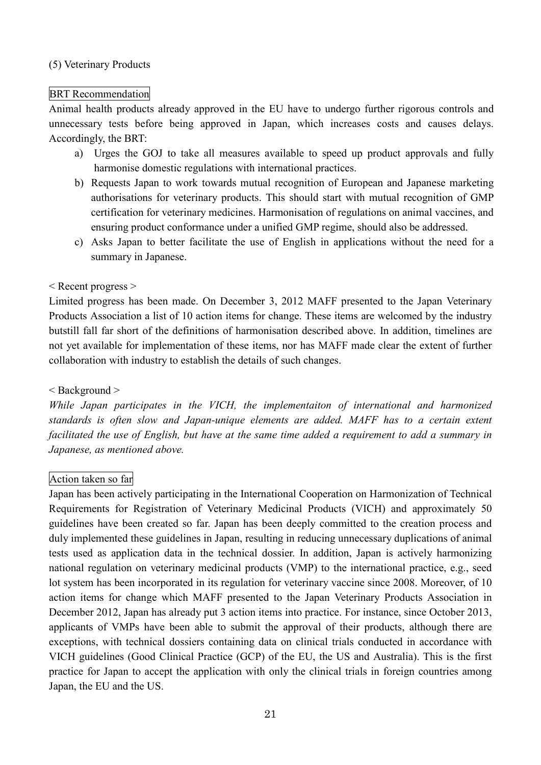(5) Veterinary Products

BRT Recommendation

Animal health products already approved in the EU have to undergo further rigorous controls and unnecessary tests before being approved in Japan, which increases costs and causes delays. Accordingly, the BRT:

a) Urges the GOJ to take all measures available to speed up product approvals and fully harmonise domestic regulations with international practices.
b) Requests Japan to work towards mutual recognition of European and Japanese marketing authorisations for veterinary products. This should start with mutual recognition of GMP certification for veterinary medicines. Harmonisation of regulations on animal vaccines, and ensuring product conformance under a unified GMP regime, should also be addressed.
c) Asks Japan to better facilitate the use of English in applications without the need for a summary in Japanese.

< Recent progress >

Limited progress has been made. On December 3, 2012 MAFF presented to the Japan Veterinary Products Association a list of 10 action items for change. These items are welcomed by the industry butstill fall far short of the definitions of harmonisation described above. In addition, timelines are not yet available for implementation of these items, nor has MAFF made clear the extent of further collaboration with industry to establish the details of such changes.

< Background >

*While Japan participates in the VICH, the implementaiton of international and harmonized standards is often slow and Japan-unique elements are added. MAFF has to a certain extent facilitated the use of English, but have at the same time added a requirement to add a summary in Japanese, as mentioned above.*

Action taken so far

Japan has been actively participating in the International Cooperation on Harmonization of Technical Requirements for Registration of Veterinary Medicinal Products (VICH) and approximately 50 guidelines have been created so far. Japan has been deeply committed to the creation process and duly implemented these guidelines in Japan, resulting in reducing unnecessary duplications of animal tests used as application data in the technical dossier. In addition, Japan is actively harmonizing national regulation on veterinary medicinal products (VMP) to the international practice, e.g., seed lot system has been incorporated in its regulation for veterinary vaccine since 2008. Moreover, of 10 action items for change which MAFF presented to the Japan Veterinary Products Association in December 2012, Japan has already put 3 action items into practice. For instance, since October 2013, applicants of VMPs have been able to submit the approval of their products, although there are exceptions, with technical dossiers containing data on clinical trials conducted in accordance with VICH guidelines (Good Clinical Practice (GCP) of the EU, the US and Australia). This is the first practice for Japan to accept the application with only the clinical trials in foreign countries among Japan, the EU and the US.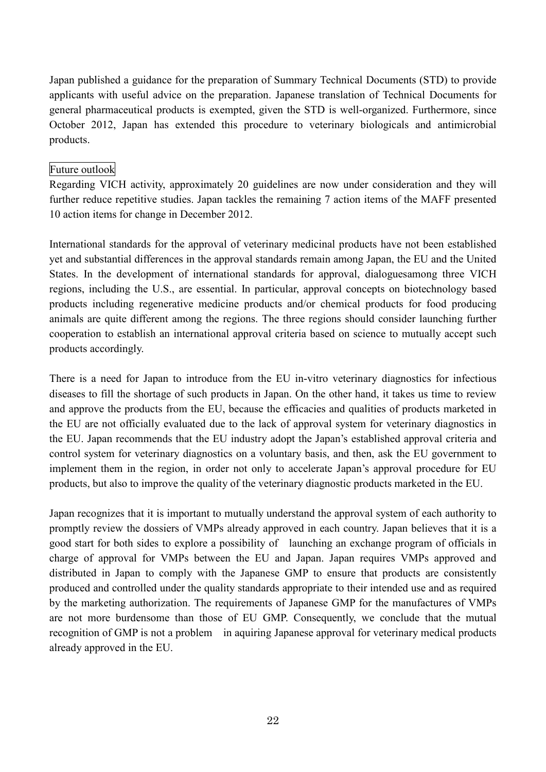Japan published a guidance for the preparation of Summary Technical Documents (STD) to provide applicants with useful advice on the preparation. Japanese translation of Technical Documents for general pharmaceutical products is exempted, given the STD is well-organized. Furthermore, since October 2012, Japan has extended this procedure to veterinary biologicals and antimicrobial products.

## Future outlook

Regarding VICH activity, approximately 20 guidelines are now under consideration and they will further reduce repetitive studies. Japan tackles the remaining 7 action items of the MAFF presented 10 action items for change in December 2012.

International standards for the approval of veterinary medicinal products have not been established yet and substantial differences in the approval standards remain among Japan, the EU and the United States. In the development of international standards for approval, dialoguesamong three VICH regions, including the U.S., are essential. In particular, approval concepts on biotechnology based products including regenerative medicine products and/or chemical products for food producing animals are quite different among the regions. The three regions should consider launching further cooperation to establish an international approval criteria based on science to mutually accept such products accordingly.

There is a need for Japan to introduce from the EU in-vitro veterinary diagnostics for infectious diseases to fill the shortage of such products in Japan. On the other hand, it takes us time to review and approve the products from the EU, because the efficacies and qualities of products marketed in the EU are not officially evaluated due to the lack of approval system for veterinary diagnostics in the EU. Japan recommends that the EU industry adopt the Japan's established approval criteria and control system for veterinary diagnostics on a voluntary basis, and then, ask the EU government to implement them in the region, in order not only to accelerate Japan's approval procedure for EU products, but also to improve the quality of the veterinary diagnostic products marketed in the EU.

Japan recognizes that it is important to mutually understand the approval system of each authority to promptly review the dossiers of VMPs already approved in each country. Japan believes that it is a good start for both sides to explore a possibility of launching an exchange program of officials in charge of approval for VMPs between the EU and Japan. Japan requires VMPs approved and distributed in Japan to comply with the Japanese GMP to ensure that products are consistently produced and controlled under the quality standards appropriate to their intended use and as required by the marketing authorization. The requirements of Japanese GMP for the manufactures of VMPs are not more burdensome than those of EU GMP. Consequently, we conclude that the mutual recognition of GMP is not a problem in aquiring Japanese approval for veterinary medical products already approved in the EU.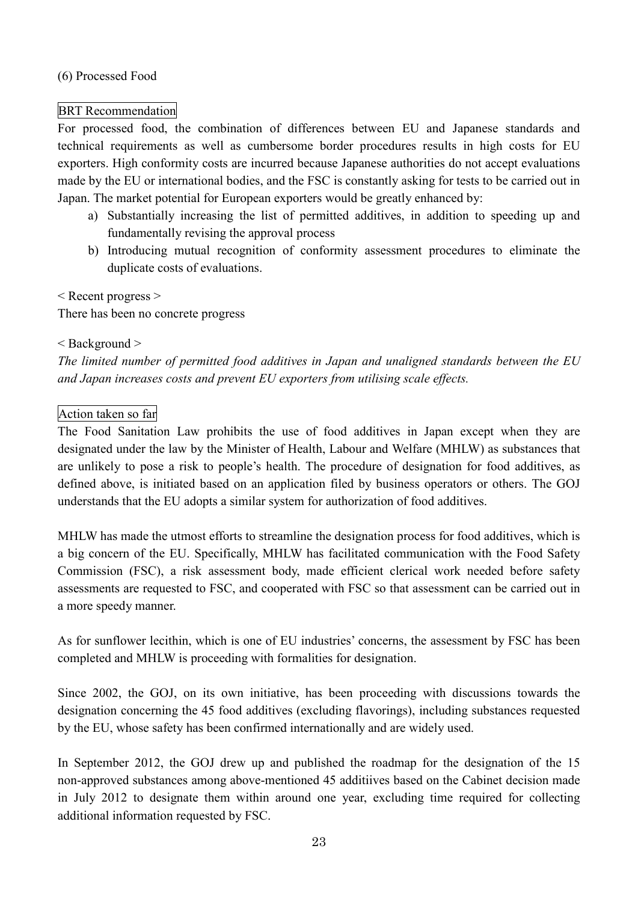(6) Processed Food

BRT Recommendation

For processed food, the combination of differences between EU and Japanese standards and technical requirements as well as cumbersome border procedures results in high costs for EU exporters. High conformity costs are incurred because Japanese authorities do not accept evaluations made by the EU or international bodies, and the FSC is constantly asking for tests to be carried out in Japan. The market potential for European exporters would be greatly enhanced by:

a) Substantially increasing the list of permitted additives, in addition to speeding up and fundamentally revising the approval process
b) Introducing mutual recognition of conformity assessment procedures to eliminate the duplicate costs of evaluations.

< Recent progress >

There has been no concrete progress

< Background >

*The limited number of permitted food additives in Japan and unaligned standards between the EU and Japan increases costs and prevent EU exporters from utilising scale effects.*

Action taken so far

The Food Sanitation Law prohibits the use of food additives in Japan except when they are designated under the law by the Minister of Health, Labour and Welfare (MHLW) as substances that are unlikely to pose a risk to people's health. The procedure of designation for food additives, as defined above, is initiated based on an application filed by business operators or others. The GOJ understands that the EU adopts a similar system for authorization of food additives.

MHLW has made the utmost efforts to streamline the designation process for food additives, which is a big concern of the EU. Specifically, MHLW has facilitated communication with the Food Safety Commission (FSC), a risk assessment body, made efficient clerical work needed before safety assessments are requested to FSC, and cooperated with FSC so that assessment can be carried out in a more speedy manner.

As for sunflower lecithin, which is one of EU industries' concerns, the assessment by FSC has been completed and MHLW is proceeding with formalities for designation.

Since 2002, the GOJ, on its own initiative, has been proceeding with discussions towards the designation concerning the 45 food additives (excluding flavorings), including substances requested by the EU, whose safety has been confirmed internationally and are widely used.

In September 2012, the GOJ drew up and published the roadmap for the designation of the 15 non-approved substances among above-mentioned 45 additiives based on the Cabinet decision made in July 2012 to designate them within around one year, excluding time required for collecting additional information requested by FSC.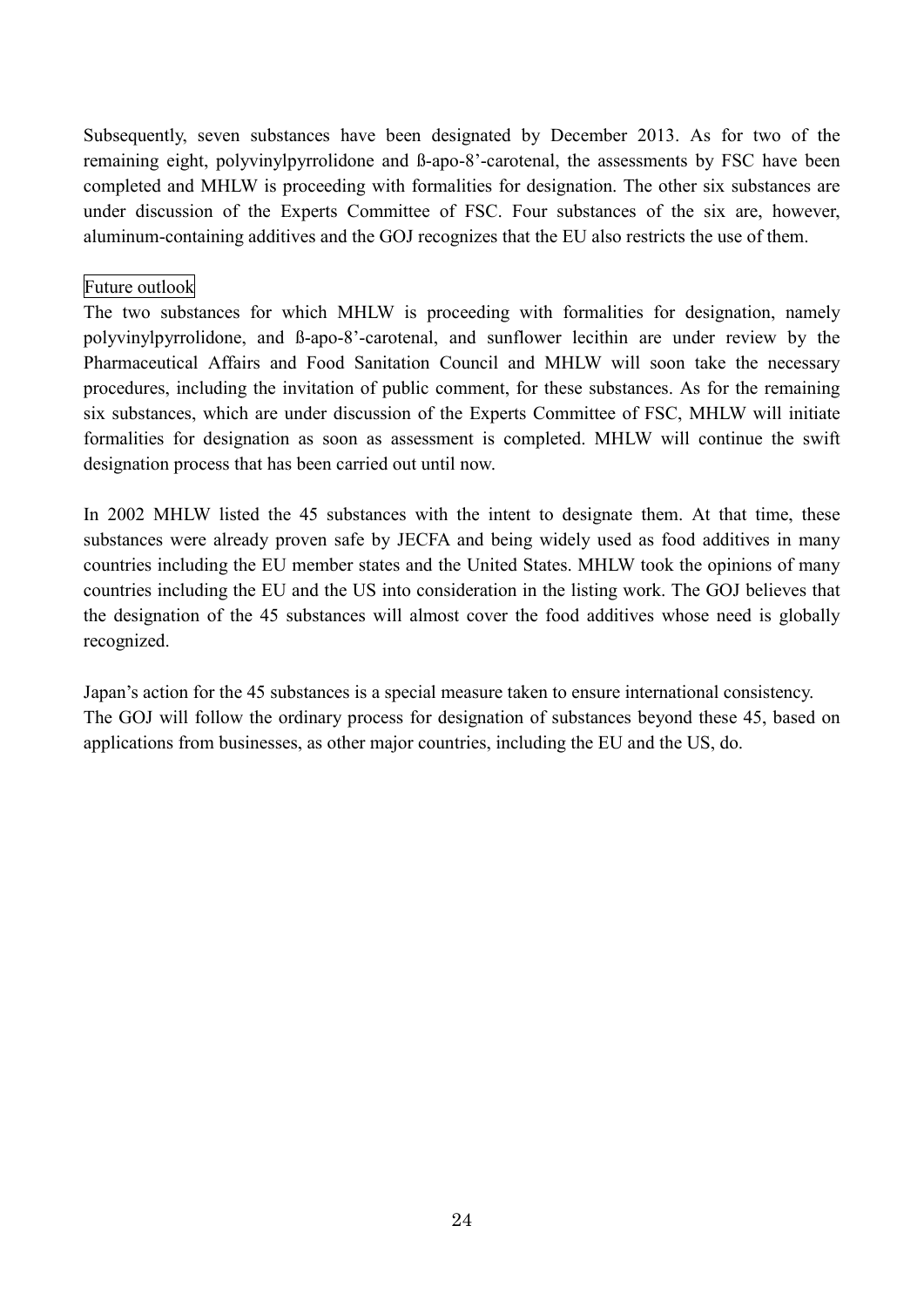Subsequently, seven substances have been designated by December 2013. As for two of the remaining eight, polyvinylpyrrolidone and ß-apo-8'-carotenal, the assessments by FSC have been completed and MHLW is proceeding with formalities for designation. The other six substances are under discussion of the Experts Committee of FSC. Four substances of the six are, however, aluminum-containing additives and the GOJ recognizes that the EU also restricts the use of them.

Future outlook

The two substances for which MHLW is proceeding with formalities for designation, namely polyvinylpyrrolidone, and ß-apo-8'-carotenal, and sunflower lecithin are under review by the Pharmaceutical Affairs and Food Sanitation Council and MHLW will soon take the necessary procedures, including the invitation of public comment, for these substances. As for the remaining six substances, which are under discussion of the Experts Committee of FSC, MHLW will initiate formalities for designation as soon as assessment is completed. MHLW will continue the swift designation process that has been carried out until now.

In 2002 MHLW listed the 45 substances with the intent to designate them. At that time, these substances were already proven safe by JECFA and being widely used as food additives in many countries including the EU member states and the United States. MHLW took the opinions of many countries including the EU and the US into consideration in the listing work. The GOJ believes that the designation of the 45 substances will almost cover the food additives whose need is globally recognized.

Japan's action for the 45 substances is a special measure taken to ensure international consistency. The GOJ will follow the ordinary process for designation of substances beyond these 45, based on applications from businesses, as other major countries, including the EU and the US, do.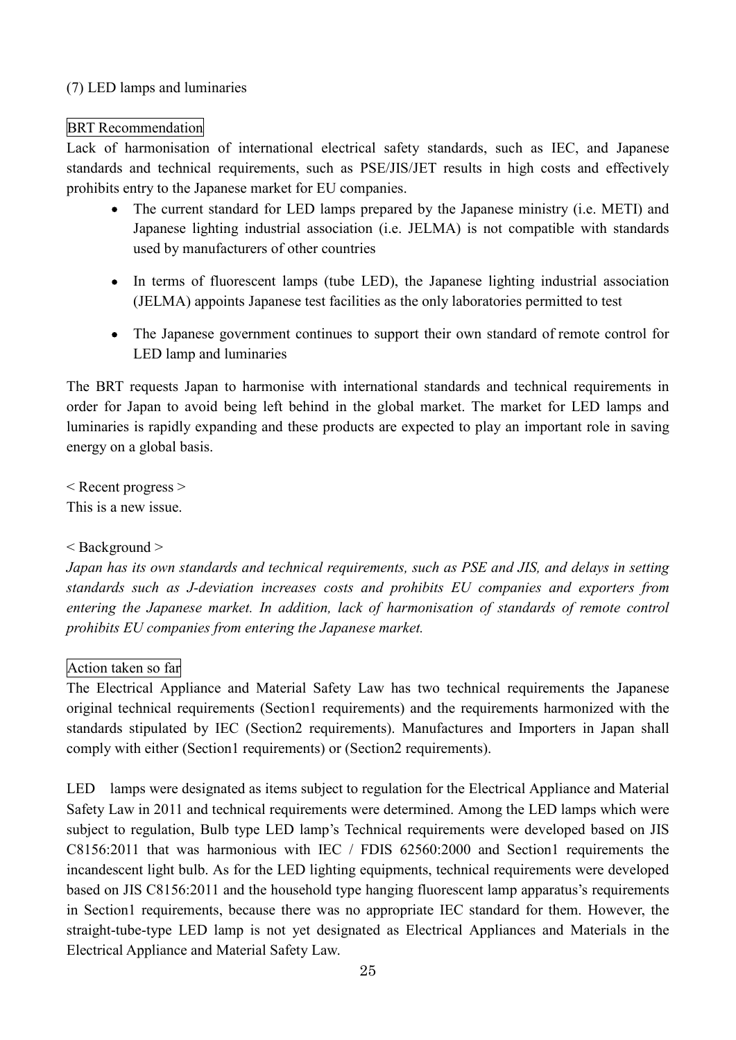(7) LED lamps and luminaries

BRT Recommendation

Lack of harmonisation of international electrical safety standards, such as IEC, and Japanese standards and technical requirements, such as PSE/JIS/JET results in high costs and effectively prohibits entry to the Japanese market for EU companies.

- The current standard for LED lamps prepared by the Japanese ministry (i.e. METI) and Japanese lighting industrial association (i.e. JELMA) is not compatible with standards used by manufacturers of other countries
- In terms of fluorescent lamps (tube LED), the Japanese lighting industrial association (JELMA) appoints Japanese test facilities as the only laboratories permitted to test
- The Japanese government continues to support their own standard of remote control for LED lamp and luminaries

The BRT requests Japan to harmonise with international standards and technical requirements in order for Japan to avoid being left behind in the global market. The market for LED lamps and luminaries is rapidly expanding and these products are expected to play an important role in saving energy on a global basis.

< Recent progress >
This is a new issue.

< Background >
*Japan has its own standards and technical requirements, such as PSE and JIS, and delays in setting standards such as J-deviation increases costs and prohibits EU companies and exporters from entering the Japanese market. In addition, lack of harmonisation of standards of remote control prohibits EU companies from entering the Japanese market.*

Action taken so far

The Electrical Appliance and Material Safety Law has two technical requirements the Japanese original technical requirements (Section1 requirements) and the requirements harmonized with the standards stipulated by IEC (Section2 requirements). Manufactures and Importers in Japan shall comply with either (Section1 requirements) or (Section2 requirements).

LED lamps were designated as items subject to regulation for the Electrical Appliance and Material Safety Law in 2011 and technical requirements were determined. Among the LED lamps which were subject to regulation, Bulb type LED lamp's Technical requirements were developed based on JIS C8156:2011 that was harmonious with IEC / FDIS 62560:2000 and Section1 requirements the incandescent light bulb. As for the LED lighting equipments, technical requirements were developed based on JIS C8156:2011 and the household type hanging fluorescent lamp apparatus's requirements in Section1 requirements, because there was no appropriate IEC standard for them. However, the straight-tube-type LED lamp is not yet designated as Electrical Appliances and Materials in the Electrical Appliance and Material Safety Law.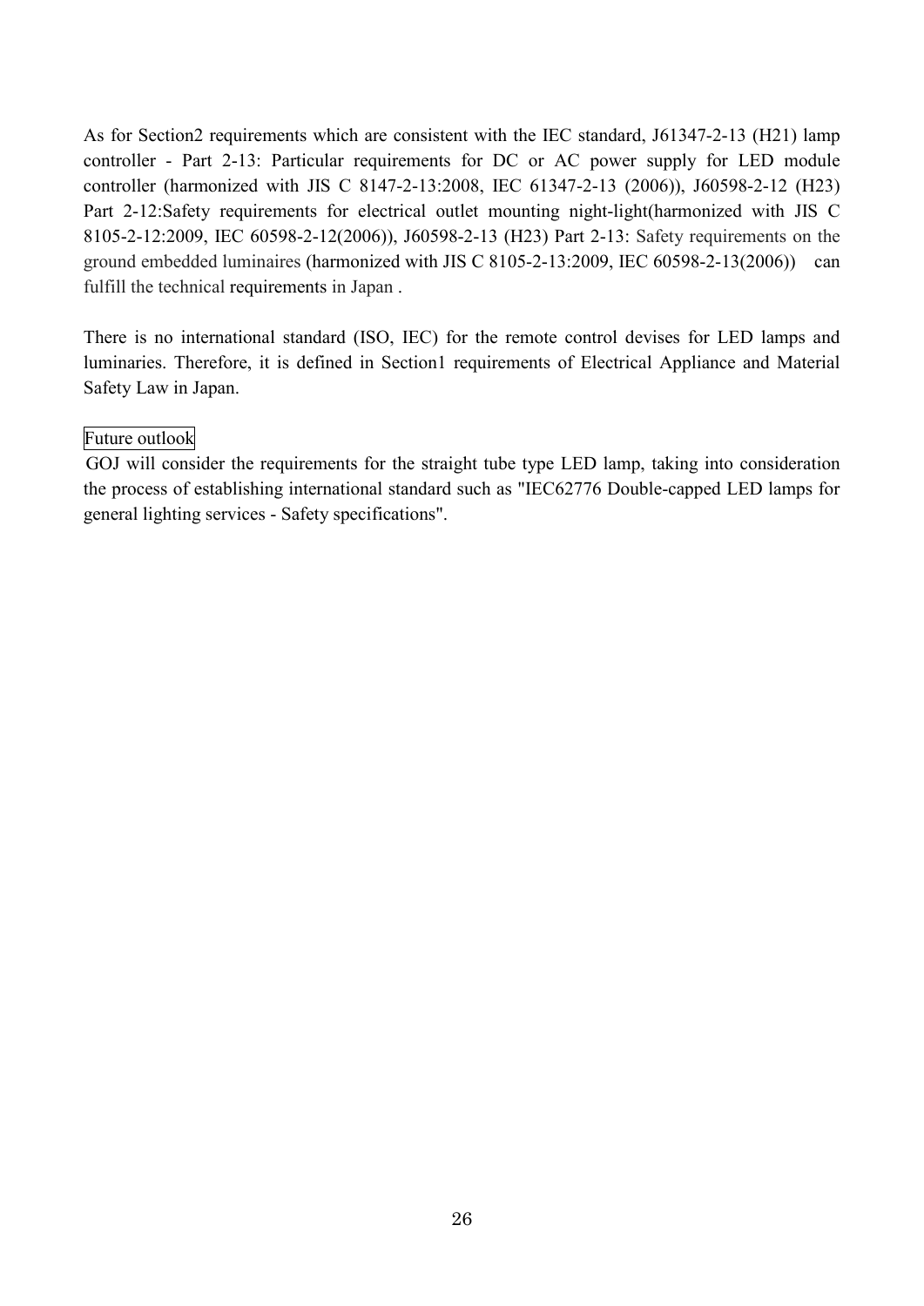As for Section2 requirements which are consistent with the IEC standard, J61347-2-13 (H21) lamp controller - Part 2-13: Particular requirements for DC or AC power supply for LED module controller (harmonized with JIS C 8147-2-13:2008, IEC 61347-2-13 (2006)), J60598-2-12 (H23) Part 2-12:Safety requirements for electrical outlet mounting night-light(harmonized with JIS C 8105-2-12:2009, IEC 60598-2-12(2006)), J60598-2-13 (H23) Part 2-13: Safety requirements on the ground embedded luminaires (harmonized with JIS C 8105-2-13:2009, IEC 60598-2-13(2006)) can fulfill the technical requirements in Japan .

There is no international standard (ISO, IEC) for the remote control devises for LED lamps and luminaries. Therefore, it is defined in Section1 requirements of Electrical Appliance and Material Safety Law in Japan.

Future outlook

GOJ will consider the requirements for the straight tube type LED lamp, taking into consideration the process of establishing international standard such as "IEC62776 Double-capped LED lamps for general lighting services - Safety specifications".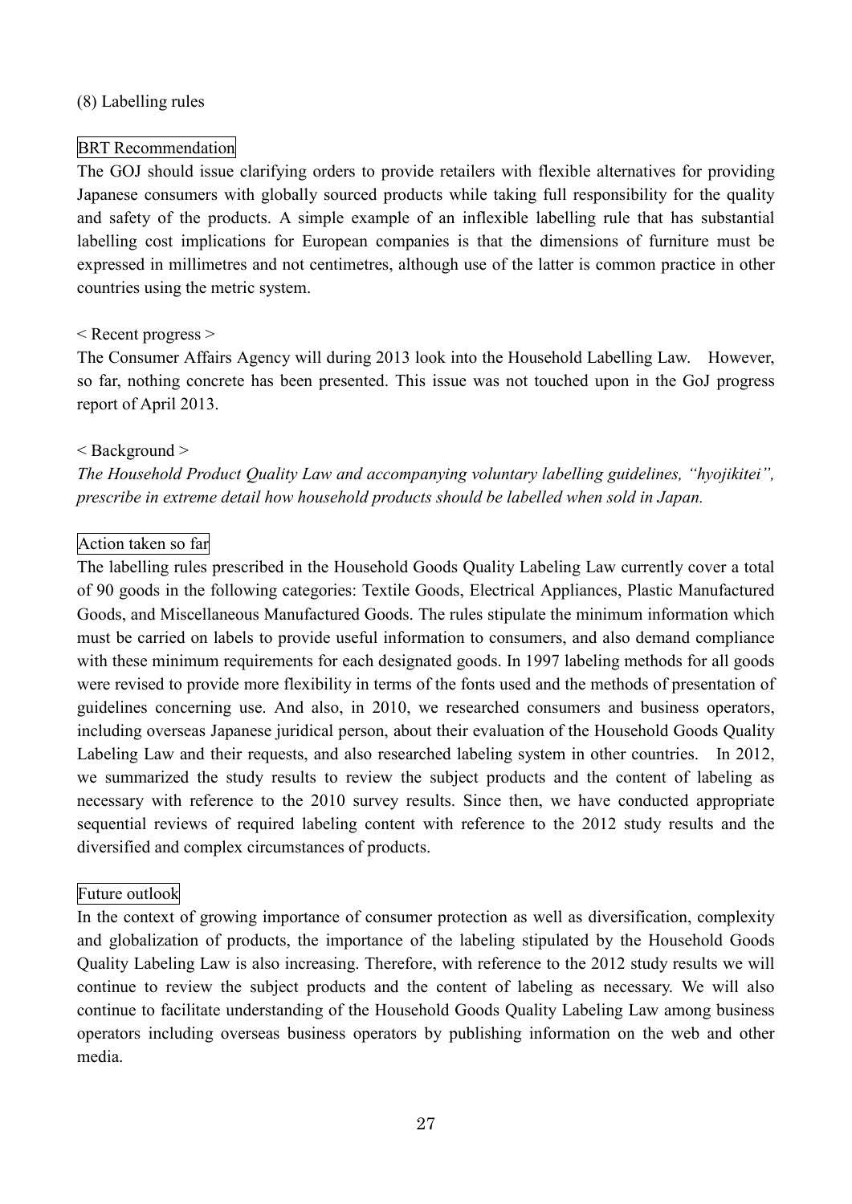(8) Labelling rules

BRT Recommendation

The GOJ should issue clarifying orders to provide retailers with flexible alternatives for providing Japanese consumers with globally sourced products while taking full responsibility for the quality and safety of the products. A simple example of an inflexible labelling rule that has substantial labelling cost implications for European companies is that the dimensions of furniture must be expressed in millimetres and not centimetres, although use of the latter is common practice in other countries using the metric system.

< Recent progress >

The Consumer Affairs Agency will during 2013 look into the Household Labelling Law. However, so far, nothing concrete has been presented. This issue was not touched upon in the GoJ progress report of April 2013.

< Background >

*The Household Product Quality Law and accompanying voluntary labelling guidelines, "hyojikitei", prescribe in extreme detail how household products should be labelled when sold in Japan.*

Action taken so far

The labelling rules prescribed in the Household Goods Quality Labeling Law currently cover a total of 90 goods in the following categories: Textile Goods, Electrical Appliances, Plastic Manufactured Goods, and Miscellaneous Manufactured Goods. The rules stipulate the minimum information which must be carried on labels to provide useful information to consumers, and also demand compliance with these minimum requirements for each designated goods. In 1997 labeling methods for all goods were revised to provide more flexibility in terms of the fonts used and the methods of presentation of guidelines concerning use. And also, in 2010, we researched consumers and business operators, including overseas Japanese juridical person, about their evaluation of the Household Goods Quality Labeling Law and their requests, and also researched labeling system in other countries. In 2012, we summarized the study results to review the subject products and the content of labeling as necessary with reference to the 2010 survey results. Since then, we have conducted appropriate sequential reviews of required labeling content with reference to the 2012 study results and the diversified and complex circumstances of products.

Future outlook

In the context of growing importance of consumer protection as well as diversification, complexity and globalization of products, the importance of the labeling stipulated by the Household Goods Quality Labeling Law is also increasing. Therefore, with reference to the 2012 study results we will continue to review the subject products and the content of labeling as necessary. We will also continue to facilitate understanding of the Household Goods Quality Labeling Law among business operators including overseas business operators by publishing information on the web and other media.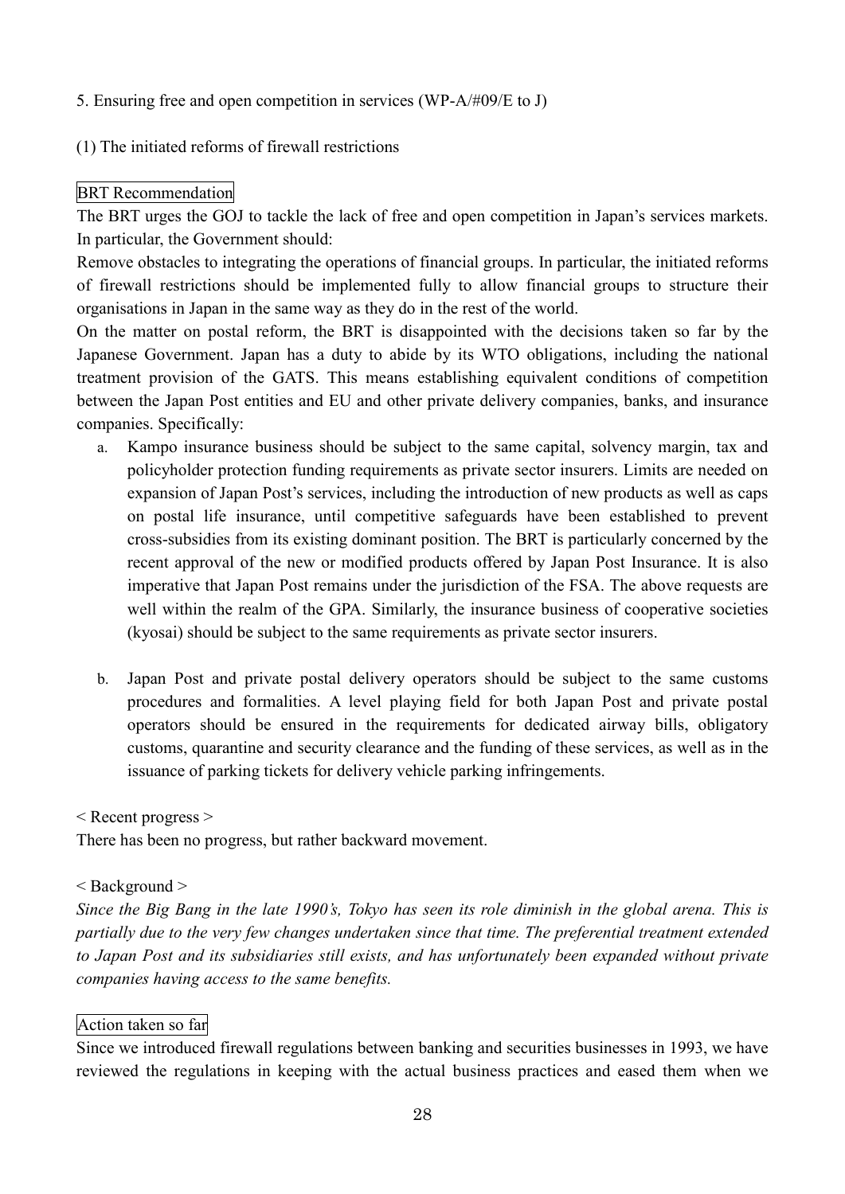5. Ensuring free and open competition in services (WP-A/#09/E to J)

(1) The initiated reforms of firewall restrictions

BRT Recommendation

The BRT urges the GOJ to tackle the lack of free and open competition in Japan's services markets. In particular, the Government should:

Remove obstacles to integrating the operations of financial groups. In particular, the initiated reforms of firewall restrictions should be implemented fully to allow financial groups to structure their organisations in Japan in the same way as they do in the rest of the world.

On the matter on postal reform, the BRT is disappointed with the decisions taken so far by the Japanese Government. Japan has a duty to abide by its WTO obligations, including the national treatment provision of the GATS. This means establishing equivalent conditions of competition between the Japan Post entities and EU and other private delivery companies, banks, and insurance companies. Specifically:

a. Kampo insurance business should be subject to the same capital, solvency margin, tax and policyholder protection funding requirements as private sector insurers. Limits are needed on expansion of Japan Post's services, including the introduction of new products as well as caps on postal life insurance, until competitive safeguards have been established to prevent cross-subsidies from its existing dominant position. The BRT is particularly concerned by the recent approval of the new or modified products offered by Japan Post Insurance. It is also imperative that Japan Post remains under the jurisdiction of the FSA. The above requests are well within the realm of the GPA. Similarly, the insurance business of cooperative societies (kyosai) should be subject to the same requirements as private sector insurers.

b. Japan Post and private postal delivery operators should be subject to the same customs procedures and formalities. A level playing field for both Japan Post and private postal operators should be ensured in the requirements for dedicated airway bills, obligatory customs, quarantine and security clearance and the funding of these services, as well as in the issuance of parking tickets for delivery vehicle parking infringements.

< Recent progress >

There has been no progress, but rather backward movement.

< Background >

*Since the Big Bang in the late 1990's, Tokyo has seen its role diminish in the global arena. This is partially due to the very few changes undertaken since that time. The preferential treatment extended to Japan Post and its subsidiaries still exists, and has unfortunately been expanded without private companies having access to the same benefits.*

Action taken so far

Since we introduced firewall regulations between banking and securities businesses in 1993, we have reviewed the regulations in keeping with the actual business practices and eased them when we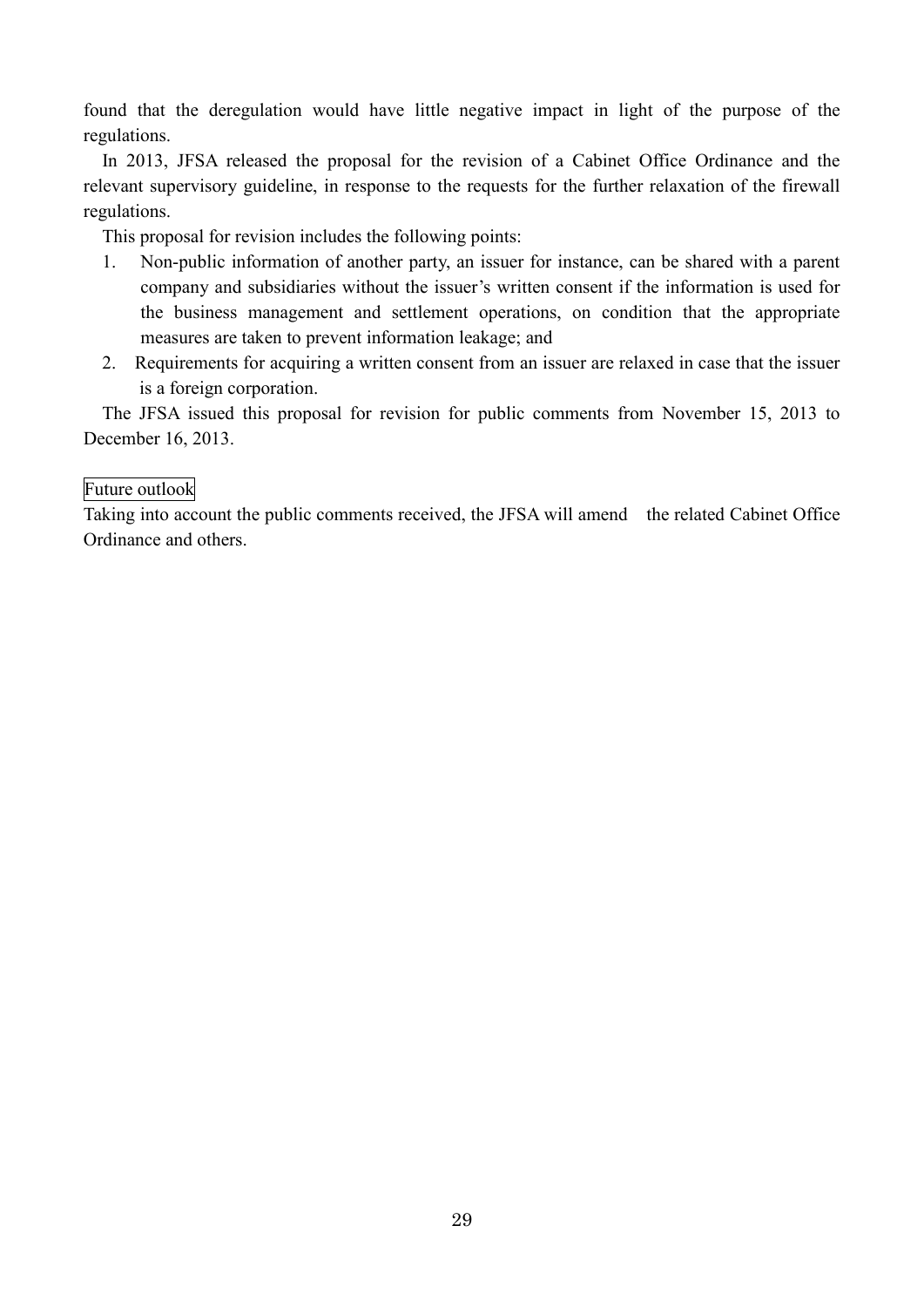found that the deregulation would have little negative impact in light of the purpose of the regulations.

In 2013, JFSA released the proposal for the revision of a Cabinet Office Ordinance and the relevant supervisory guideline, in response to the requests for the further relaxation of the firewall regulations.

This proposal for revision includes the following points:

1. Non-public information of another party, an issuer for instance, can be shared with a parent company and subsidiaries without the issuer's written consent if the information is used for the business management and settlement operations, on condition that the appropriate measures are taken to prevent information leakage; and
2. Requirements for acquiring a written consent from an issuer are relaxed in case that the issuer is a foreign corporation.

The JFSA issued this proposal for revision for public comments from November 15, 2013 to December 16, 2013.

Future outlook

Taking into account the public comments received, the JFSA will amend the related Cabinet Office Ordinance and others.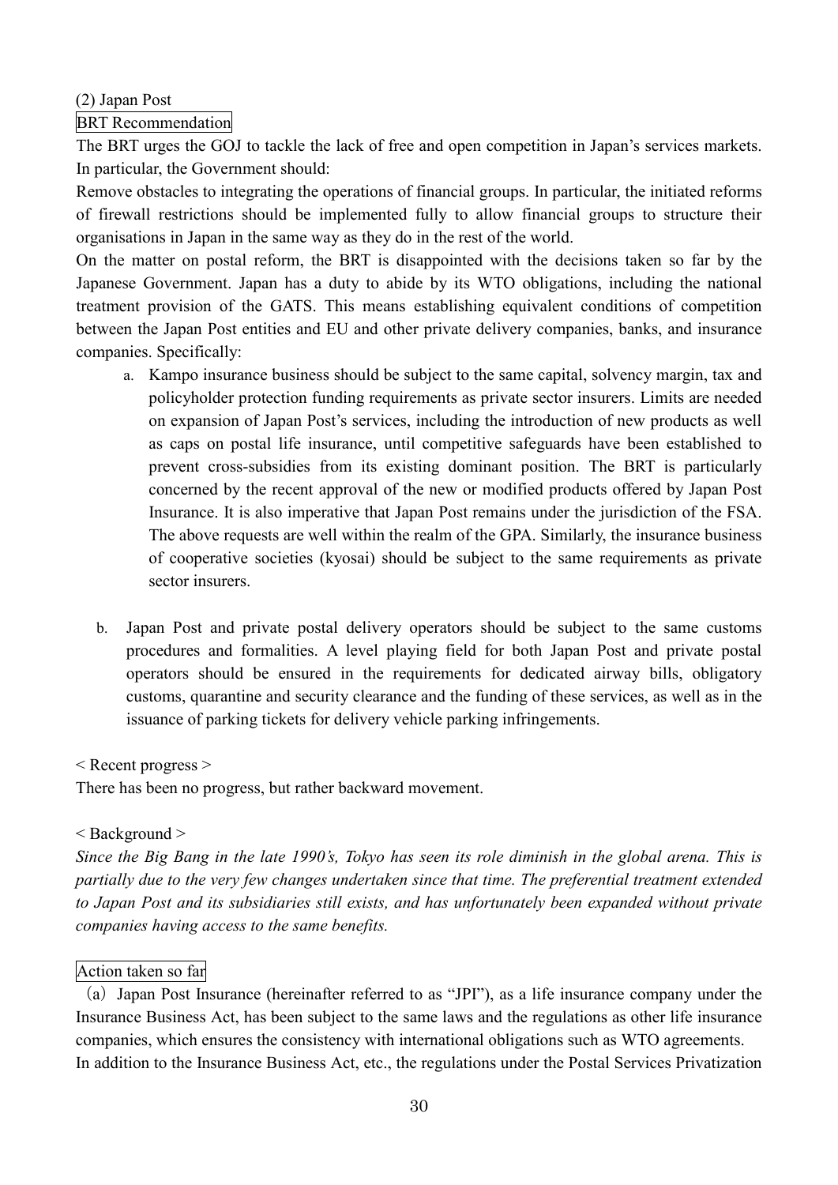(2) Japan Post

BRT Recommendation

The BRT urges the GOJ to tackle the lack of free and open competition in Japan's services markets. In particular, the Government should:

Remove obstacles to integrating the operations of financial groups. In particular, the initiated reforms of firewall restrictions should be implemented fully to allow financial groups to structure their organisations in Japan in the same way as they do in the rest of the world.

On the matter on postal reform, the BRT is disappointed with the decisions taken so far by the Japanese Government. Japan has a duty to abide by its WTO obligations, including the national treatment provision of the GATS. This means establishing equivalent conditions of competition between the Japan Post entities and EU and other private delivery companies, banks, and insurance companies. Specifically:

a. Kampo insurance business should be subject to the same capital, solvency margin, tax and policyholder protection funding requirements as private sector insurers. Limits are needed on expansion of Japan Post's services, including the introduction of new products as well as caps on postal life insurance, until competitive safeguards have been established to prevent cross-subsidies from its existing dominant position. The BRT is particularly concerned by the recent approval of the new or modified products offered by Japan Post Insurance. It is also imperative that Japan Post remains under the jurisdiction of the FSA. The above requests are well within the realm of the GPA. Similarly, the insurance business of cooperative societies (kyosai) should be subject to the same requirements as private sector insurers.

b. Japan Post and private postal delivery operators should be subject to the same customs procedures and formalities. A level playing field for both Japan Post and private postal operators should be ensured in the requirements for dedicated airway bills, obligatory customs, quarantine and security clearance and the funding of these services, as well as in the issuance of parking tickets for delivery vehicle parking infringements.

< Recent progress >

There has been no progress, but rather backward movement.

< Background >

*Since the Big Bang in the late 1990's, Tokyo has seen its role diminish in the global arena. This is partially due to the very few changes undertaken since that time. The preferential treatment extended to Japan Post and its subsidiaries still exists, and has unfortunately been expanded without private companies having access to the same benefits.*

Action taken so far

（a）Japan Post Insurance (hereinafter referred to as "JPI"), as a life insurance company under the Insurance Business Act, has been subject to the same laws and the regulations as other life insurance companies, which ensures the consistency with international obligations such as WTO agreements.

In addition to the Insurance Business Act, etc., the regulations under the Postal Services Privatization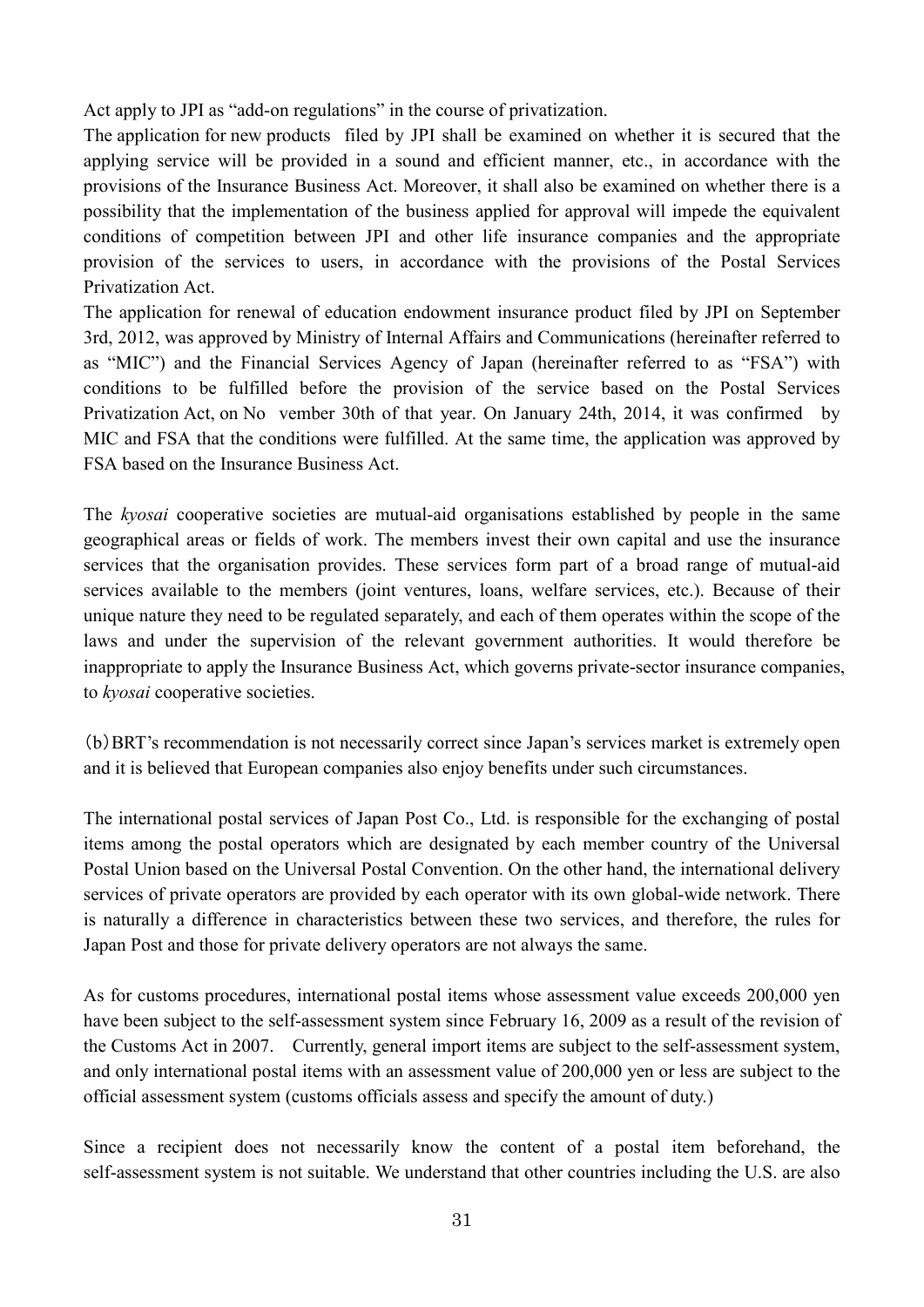Act apply to JPI as "add-on regulations" in the course of privatization.

The application for new products filed by JPI shall be examined on whether it is secured that the applying service will be provided in a sound and efficient manner, etc., in accordance with the provisions of the Insurance Business Act. Moreover, it shall also be examined on whether there is a possibility that the implementation of the business applied for approval will impede the equivalent conditions of competition between JPI and other life insurance companies and the appropriate provision of the services to users, in accordance with the provisions of the Postal Services Privatization Act.

The application for renewal of education endowment insurance product filed by JPI on September 3rd, 2012, was approved by Ministry of Internal Affairs and Communications (hereinafter referred to as "MIC") and the Financial Services Agency of Japan (hereinafter referred to as "FSA") with conditions to be fulfilled before the provision of the service based on the Postal Services Privatization Act, on November 30th of that year. On January 24th, 2014, it was confirmed by MIC and FSA that the conditions were fulfilled. At the same time, the application was approved by FSA based on the Insurance Business Act.

The *kyosai* cooperative societies are mutual-aid organisations established by people in the same geographical areas or fields of work. The members invest their own capital and use the insurance services that the organisation provides. These services form part of a broad range of mutual-aid services available to the members (joint ventures, loans, welfare services, etc.). Because of their unique nature they need to be regulated separately, and each of them operates within the scope of the laws and under the supervision of the relevant government authorities. It would therefore be inappropriate to apply the Insurance Business Act, which governs private-sector insurance companies, to *kyosai* cooperative societies.

(b) BRT's recommendation is not necessarily correct since Japan's services market is extremely open and it is believed that European companies also enjoy benefits under such circumstances.

The international postal services of Japan Post Co., Ltd. is responsible for the exchanging of postal items among the postal operators which are designated by each member country of the Universal Postal Union based on the Universal Postal Convention. On the other hand, the international delivery services of private operators are provided by each operator with its own global-wide network. There is naturally a difference in characteristics between these two services, and therefore, the rules for Japan Post and those for private delivery operators are not always the same.

As for customs procedures, international postal items whose assessment value exceeds 200,000 yen have been subject to the self-assessment system since February 16, 2009 as a result of the revision of the Customs Act in 2007. Currently, general import items are subject to the self-assessment system, and only international postal items with an assessment value of 200,000 yen or less are subject to the official assessment system (customs officials assess and specify the amount of duty.)

Since a recipient does not necessarily know the content of a postal item beforehand, the self-assessment system is not suitable. We understand that other countries including the U.S. are also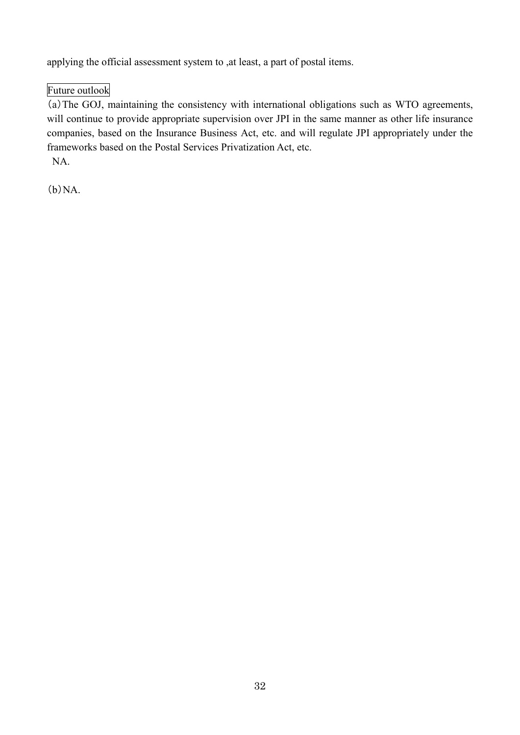applying the official assessment system to ,at least, a part of postal items.

Future outlook

(a) The GOJ, maintaining the consistency with international obligations such as WTO agreements, will continue to provide appropriate supervision over JPI in the same manner as other life insurance companies, based on the Insurance Business Act, etc. and will regulate JPI appropriately under the frameworks based on the Postal Services Privatization Act, etc.

NA.

(b) NA.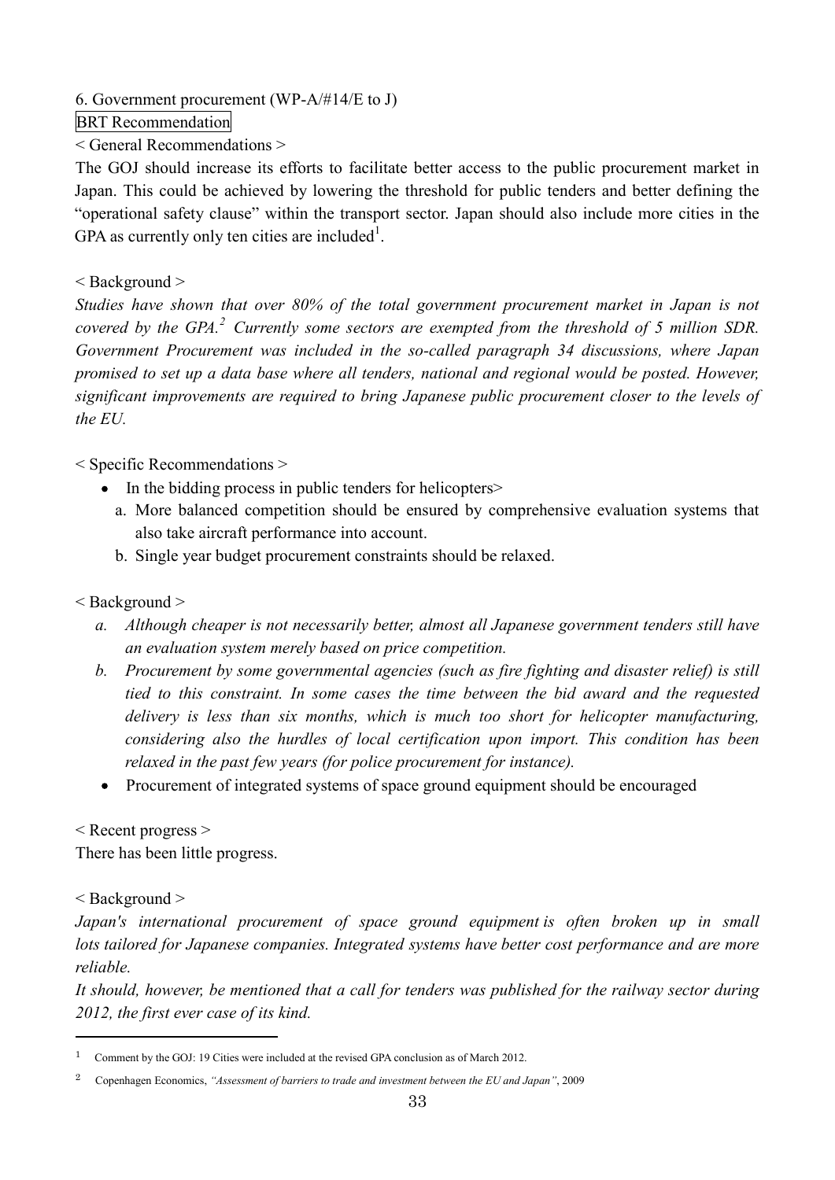## 6. Government procurement (WP-A/#14/E to J)

BRT Recommendation

< General Recommendations >

The GOJ should increase its efforts to facilitate better access to the public procurement market in Japan. This could be achieved by lowering the threshold for public tenders and better defining the "operational safety clause" within the transport sector. Japan should also include more cities in the GPA as currently only ten cities are included[1].

< Background >

*Studies have shown that over 80% of the total government procurement market in Japan is not covered by the GPA.*[2] *Currently some sectors are exempted from the threshold of 5 million SDR. Government Procurement was included in the so-called paragraph 34 discussions, where Japan promised to set up a data base where all tenders, national and regional would be posted. However, significant improvements are required to bring Japanese public procurement closer to the levels of the EU.*

< Specific Recommendations >

- In the bidding process in public tenders for helicopters>
  a. More balanced competition should be ensured by comprehensive evaluation systems that also take aircraft performance into account.
  b. Single year budget procurement constraints should be relaxed.

< Background >

  a. *Although cheaper is not necessarily better, almost all Japanese government tenders still have an evaluation system merely based on price competition.*
  b. *Procurement by some governmental agencies (such as fire fighting and disaster relief) is still tied to this constraint. In some cases the time between the bid award and the requested delivery is less than six months, which is much too short for helicopter manufacturing, considering also the hurdles of local certification upon import. This condition has been relaxed in the past few years (for police procurement for instance).*

- Procurement of integrated systems of space ground equipment should be encouraged

< Recent progress >

There has been little progress.

< Background >

*Japan's international procurement of space ground equipment is often broken up in small lots tailored for Japanese companies. Integrated systems have better cost performance and are more reliable.*

*It should, however, be mentioned that a call for tenders was published for the railway sector during 2012, the first ever case of its kind.*

---

[1] Comment by the GOJ: 19 Cities were included at the revised GPA conclusion as of March 2012.

[2] Copenhagen Economics, *"Assessment of barriers to trade and investment between the EU and Japan"*, 2009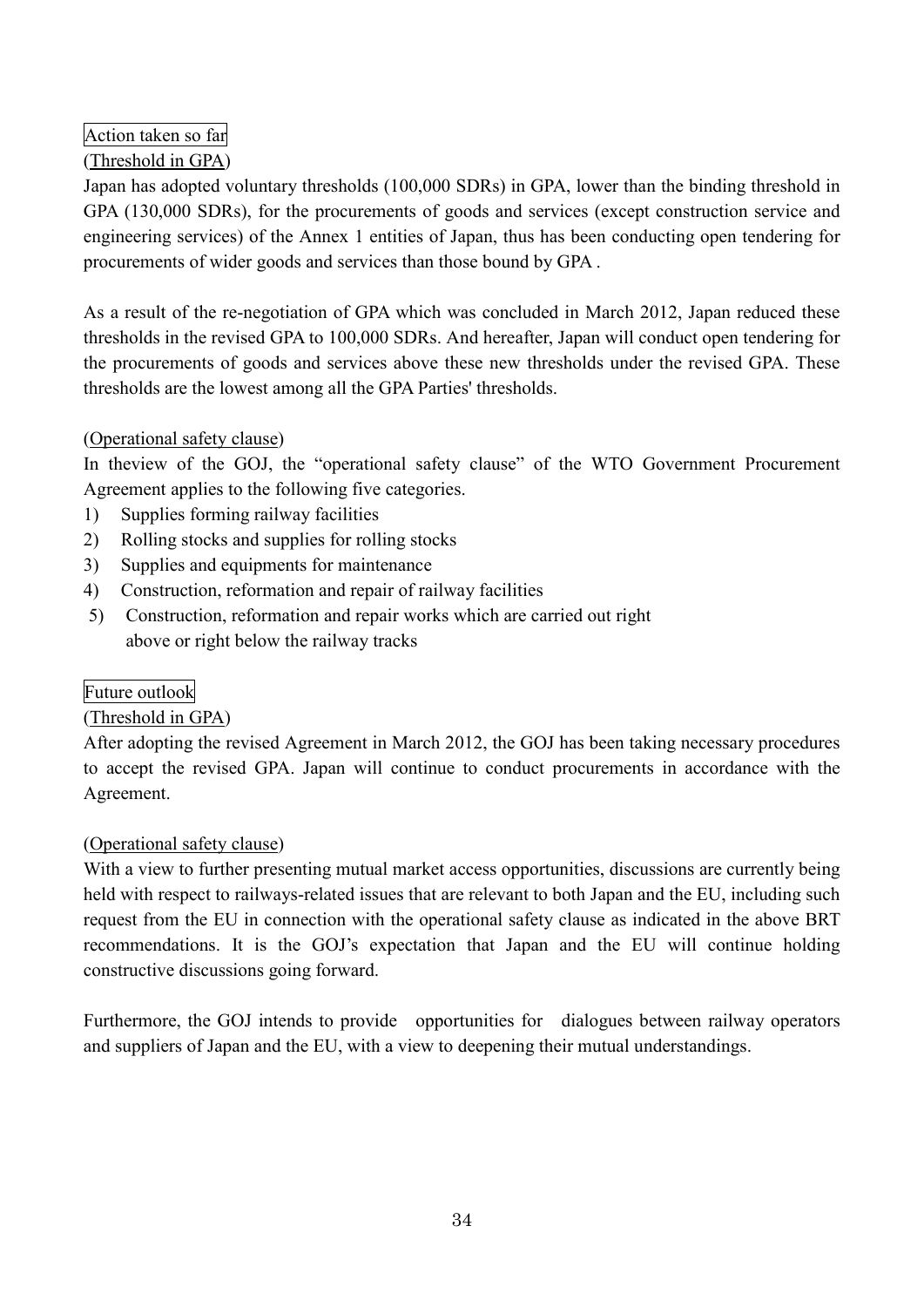Action taken so far

(Threshold in GPA)

Japan has adopted voluntary thresholds (100,000 SDRs) in GPA, lower than the binding threshold in GPA (130,000 SDRs), for the procurements of goods and services (except construction service and engineering services) of the Annex 1 entities of Japan, thus has been conducting open tendering for procurements of wider goods and services than those bound by GPA .

As a result of the re-negotiation of GPA which was concluded in March 2012, Japan reduced these thresholds in the revised GPA to 100,000 SDRs. And hereafter, Japan will conduct open tendering for the procurements of goods and services above these new thresholds under the revised GPA. These thresholds are the lowest among all the GPA Parties' thresholds.

(Operational safety clause)

In theview of the GOJ, the "operational safety clause" of the WTO Government Procurement Agreement applies to the following five categories.

1) Supplies forming railway facilities
2) Rolling stocks and supplies for rolling stocks
3) Supplies and equipments for maintenance
4) Construction, reformation and repair of railway facilities
5) Construction, reformation and repair works which are carried out right above or right below the railway tracks

Future outlook

(Threshold in GPA)

After adopting the revised Agreement in March 2012, the GOJ has been taking necessary procedures to accept the revised GPA. Japan will continue to conduct procurements in accordance with the Agreement.

(Operational safety clause)

With a view to further presenting mutual market access opportunities, discussions are currently being held with respect to railways-related issues that are relevant to both Japan and the EU, including such request from the EU in connection with the operational safety clause as indicated in the above BRT recommendations. It is the GOJ's expectation that Japan and the EU will continue holding constructive discussions going forward.

Furthermore, the GOJ intends to provide opportunities for dialogues between railway operators and suppliers of Japan and the EU, with a view to deepening their mutual understandings.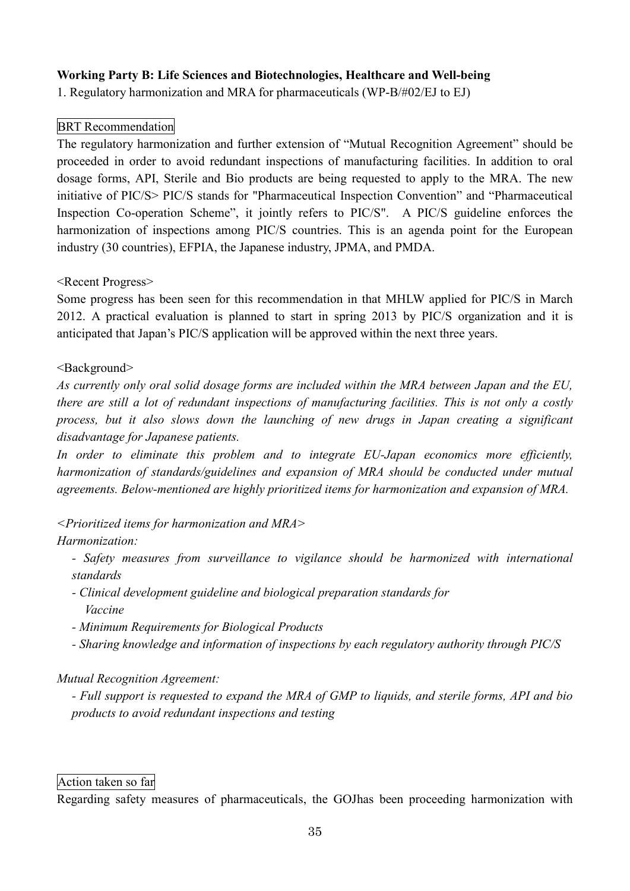**Working Party B: Life Sciences and Biotechnologies, Healthcare and Well-being**

1. Regulatory harmonization and MRA for pharmaceuticals (WP-B/#02/EJ to EJ)

BRT Recommendation

The regulatory harmonization and further extension of "Mutual Recognition Agreement" should be proceeded in order to avoid redundant inspections of manufacturing facilities. In addition to oral dosage forms, API, Sterile and Bio products are being requested to apply to the MRA. The new initiative of PIC/S> PIC/S stands for "Pharmaceutical Inspection Convention" and "Pharmaceutical Inspection Co-operation Scheme", it jointly refers to PIC/S". A PIC/S guideline enforces the harmonization of inspections among PIC/S countries. This is an agenda point for the European industry (30 countries), EFPIA, the Japanese industry, JPMA, and PMDA.

<Recent Progress>

Some progress has been seen for this recommendation in that MHLW applied for PIC/S in March 2012. A practical evaluation is planned to start in spring 2013 by PIC/S organization and it is anticipated that Japan's PIC/S application will be approved within the next three years.

<Background>

*As currently only oral solid dosage forms are included within the MRA between Japan and the EU, there are still a lot of redundant inspections of manufacturing facilities. This is not only a costly process, but it also slows down the launching of new drugs in Japan creating a significant disadvantage for Japanese patients.*

*In order to eliminate this problem and to integrate EU-Japan economics more efficiently, harmonization of standards/guidelines and expansion of MRA should be conducted under mutual agreements. Below-mentioned are highly prioritized items for harmonization and expansion of MRA.*

*<Prioritized items for harmonization and MRA>*

*Harmonization:*

- *Safety measures from surveillance to vigilance should be harmonized with international standards*
- *Clinical development guideline and biological preparation standards for Vaccine*
- *Minimum Requirements for Biological Products*
- *Sharing knowledge and information of inspections by each regulatory authority through PIC/S*

*Mutual Recognition Agreement:*

- *Full support is requested to expand the MRA of GMP to liquids, and sterile forms, API and bio products to avoid redundant inspections and testing*

Action taken so far

Regarding safety measures of pharmaceuticals, the GOJhas been proceeding harmonization with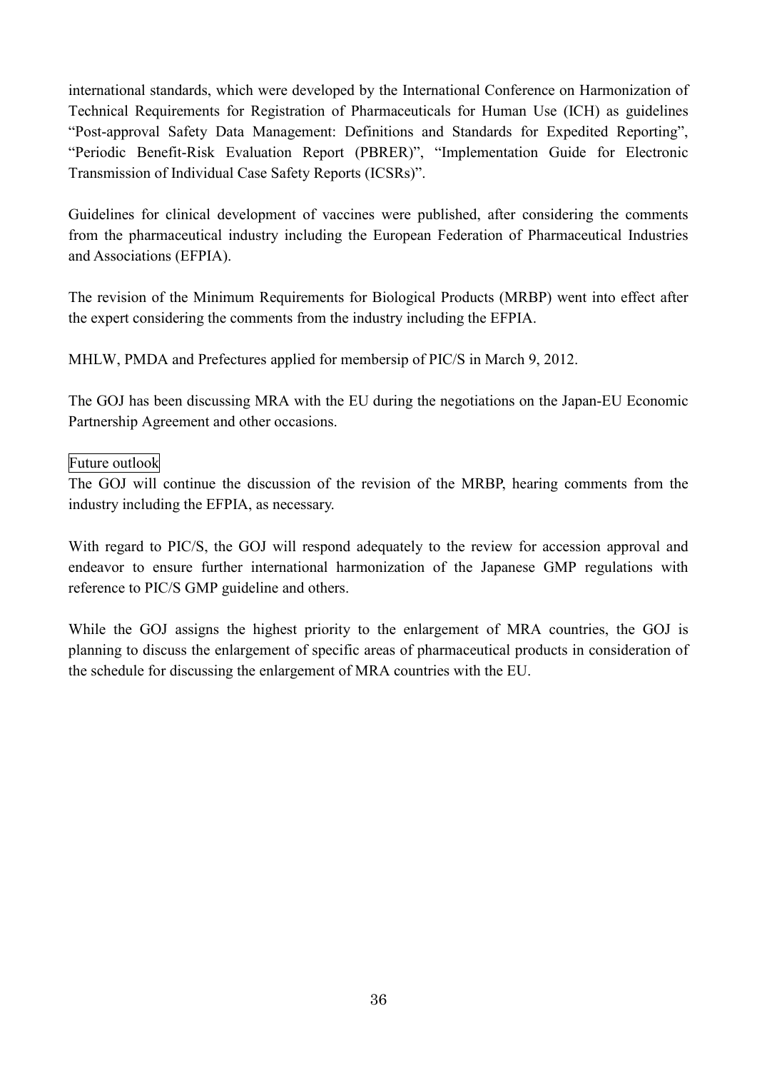international standards, which were developed by the International Conference on Harmonization of Technical Requirements for Registration of Pharmaceuticals for Human Use (ICH) as guidelines "Post-approval Safety Data Management: Definitions and Standards for Expedited Reporting", "Periodic Benefit-Risk Evaluation Report (PBRER)", "Implementation Guide for Electronic Transmission of Individual Case Safety Reports (ICSRs)".

Guidelines for clinical development of vaccines were published, after considering the comments from the pharmaceutical industry including the European Federation of Pharmaceutical Industries and Associations (EFPIA).

The revision of the Minimum Requirements for Biological Products (MRBP) went into effect after the expert considering the comments from the industry including the EFPIA.

MHLW, PMDA and Prefectures applied for membersip of PIC/S in March 9, 2012.

The GOJ has been discussing MRA with the EU during the negotiations on the Japan-EU Economic Partnership Agreement and other occasions.

Future outlook

The GOJ will continue the discussion of the revision of the MRBP, hearing comments from the industry including the EFPIA, as necessary.

With regard to PIC/S, the GOJ will respond adequately to the review for accession approval and endeavor to ensure further international harmonization of the Japanese GMP regulations with reference to PIC/S GMP guideline and others.

While the GOJ assigns the highest priority to the enlargement of MRA countries, the GOJ is planning to discuss the enlargement of specific areas of pharmaceutical products in consideration of the schedule for discussing the enlargement of MRA countries with the EU.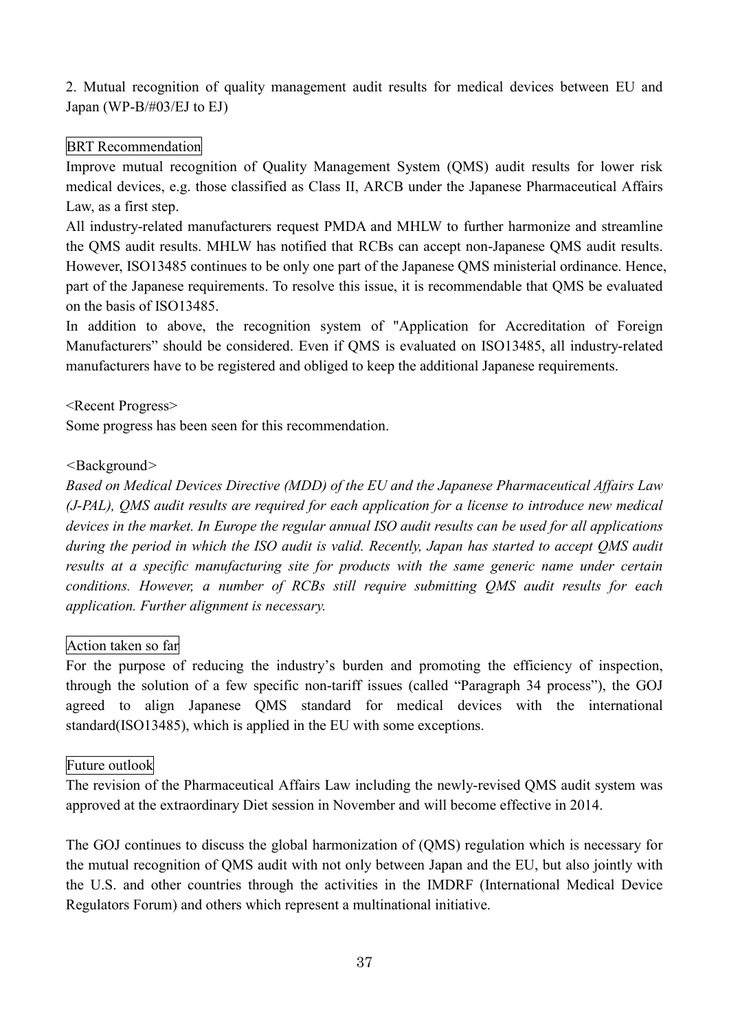## 2. Mutual recognition of quality management audit results for medical devices between EU and Japan (WP-B/#03/EJ to EJ)

**BRT Recommendation**

Improve mutual recognition of Quality Management System (QMS) audit results for lower risk medical devices, e.g. those classified as Class II, ARCB under the Japanese Pharmaceutical Affairs Law, as a first step.

All industry-related manufacturers request PMDA and MHLW to further harmonize and streamline the QMS audit results. MHLW has notified that RCBs can accept non-Japanese QMS audit results. However, ISO13485 continues to be only one part of the Japanese QMS ministerial ordinance. Hence, part of the Japanese requirements. To resolve this issue, it is recommendable that QMS be evaluated on the basis of ISO13485.

In addition to above, the recognition system of "Application for Accreditation of Foreign Manufacturers" should be considered. Even if QMS is evaluated on ISO13485, all industry-related manufacturers have to be registered and obliged to keep the additional Japanese requirements.

<Recent Progress>

Some progress has been seen for this recommendation.

<Background>

*Based on Medical Devices Directive (MDD) of the EU and the Japanese Pharmaceutical Affairs Law (J-PAL), QMS audit results are required for each application for a license to introduce new medical devices in the market. In Europe the regular annual ISO audit results can be used for all applications during the period in which the ISO audit is valid. Recently, Japan has started to accept QMS audit results at a specific manufacturing site for products with the same generic name under certain conditions. However, a number of RCBs still require submitting QMS audit results for each application. Further alignment is necessary.*

**Action taken so far**

For the purpose of reducing the industry's burden and promoting the efficiency of inspection, through the solution of a few specific non-tariff issues (called "Paragraph 34 process"), the GOJ agreed to align Japanese QMS standard for medical devices with the international standard(ISO13485), which is applied in the EU with some exceptions.

**Future outlook**

The revision of the Pharmaceutical Affairs Law including the newly-revised QMS audit system was approved at the extraordinary Diet session in November and will become effective in 2014.

The GOJ continues to discuss the global harmonization of (QMS) regulation which is necessary for the mutual recognition of QMS audit with not only between Japan and the EU, but also jointly with the U.S. and other countries through the activities in the IMDRF (International Medical Device Regulators Forum) and others which represent a multinational initiative.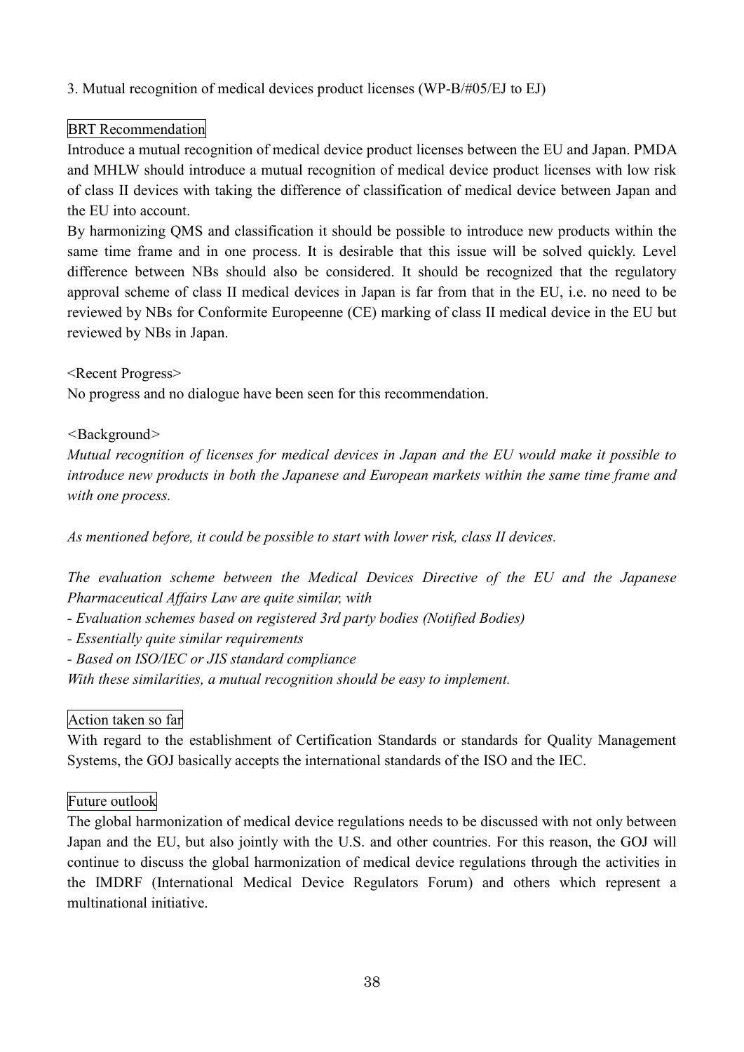## 3. Mutual recognition of medical devices product licenses (WP-B/#05/EJ to EJ)

**BRT Recommendation**

Introduce a mutual recognition of medical device product licenses between the EU and Japan. PMDA and MHLW should introduce a mutual recognition of medical device product licenses with low risk of class II devices with taking the difference of classification of medical device between Japan and the EU into account.

By harmonizing QMS and classification it should be possible to introduce new products within the same time frame and in one process. It is desirable that this issue will be solved quickly. Level difference between NBs should also be considered. It should be recognized that the regulatory approval scheme of class II medical devices in Japan is far from that in the EU, i.e. no need to be reviewed by NBs for Conformite Europeenne (CE) marking of class II medical device in the EU but reviewed by NBs in Japan.

<Recent Progress>

No progress and no dialogue have been seen for this recommendation.

<Background>

*Mutual recognition of licenses for medical devices in Japan and the EU would make it possible to introduce new products in both the Japanese and European markets within the same time frame and with one process.*

*As mentioned before, it could be possible to start with lower risk, class II devices.*

*The evaluation scheme between the Medical Devices Directive of the EU and the Japanese Pharmaceutical Affairs Law are quite similar, with*

- *Evaluation schemes based on registered 3rd party bodies (Notified Bodies)*
- *Essentially quite similar requirements*
- *Based on ISO/IEC or JIS standard compliance*

*With these similarities, a mutual recognition should be easy to implement.*

**Action taken so far**

With regard to the establishment of Certification Standards or standards for Quality Management Systems, the GOJ basically accepts the international standards of the ISO and the IEC.

**Future outlook**

The global harmonization of medical device regulations needs to be discussed with not only between Japan and the EU, but also jointly with the U.S. and other countries. For this reason, the GOJ will continue to discuss the global harmonization of medical device regulations through the activities in the IMDRF (International Medical Device Regulators Forum) and others which represent a multinational initiative.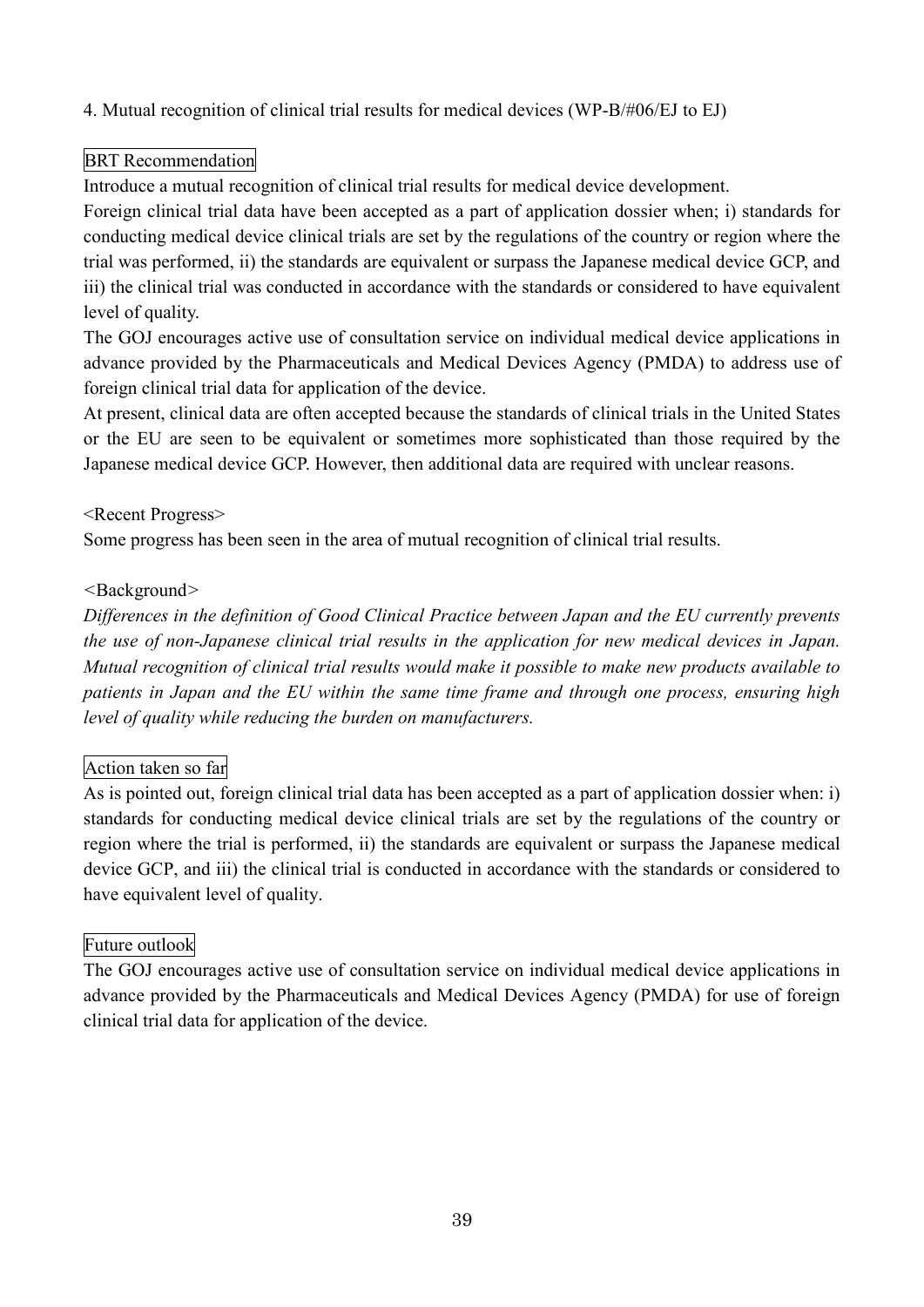## 4. Mutual recognition of clinical trial results for medical devices (WP-B/#06/EJ to EJ)

### BRT Recommendation

Introduce a mutual recognition of clinical trial results for medical device development.

Foreign clinical trial data have been accepted as a part of application dossier when; i) standards for conducting medical device clinical trials are set by the regulations of the country or region where the trial was performed, ii) the standards are equivalent or surpass the Japanese medical device GCP, and iii) the clinical trial was conducted in accordance with the standards or considered to have equivalent level of quality.

The GOJ encourages active use of consultation service on individual medical device applications in advance provided by the Pharmaceuticals and Medical Devices Agency (PMDA) to address use of foreign clinical trial data for application of the device.

At present, clinical data are often accepted because the standards of clinical trials in the United States or the EU are seen to be equivalent or sometimes more sophisticated than those required by the Japanese medical device GCP. However, then additional data are required with unclear reasons.

<Recent Progress>

Some progress has been seen in the area of mutual recognition of clinical trial results.

<Background>

*Differences in the definition of Good Clinical Practice between Japan and the EU currently prevents the use of non-Japanese clinical trial results in the application for new medical devices in Japan. Mutual recognition of clinical trial results would make it possible to make new products available to patients in Japan and the EU within the same time frame and through one process, ensuring high level of quality while reducing the burden on manufacturers.*

### Action taken so far

As is pointed out, foreign clinical trial data has been accepted as a part of application dossier when: i) standards for conducting medical device clinical trials are set by the regulations of the country or region where the trial is performed, ii) the standards are equivalent or surpass the Japanese medical device GCP, and iii) the clinical trial is conducted in accordance with the standards or considered to have equivalent level of quality.

### Future outlook

The GOJ encourages active use of consultation service on individual medical device applications in advance provided by the Pharmaceuticals and Medical Devices Agency (PMDA) for use of foreign clinical trial data for application of the device.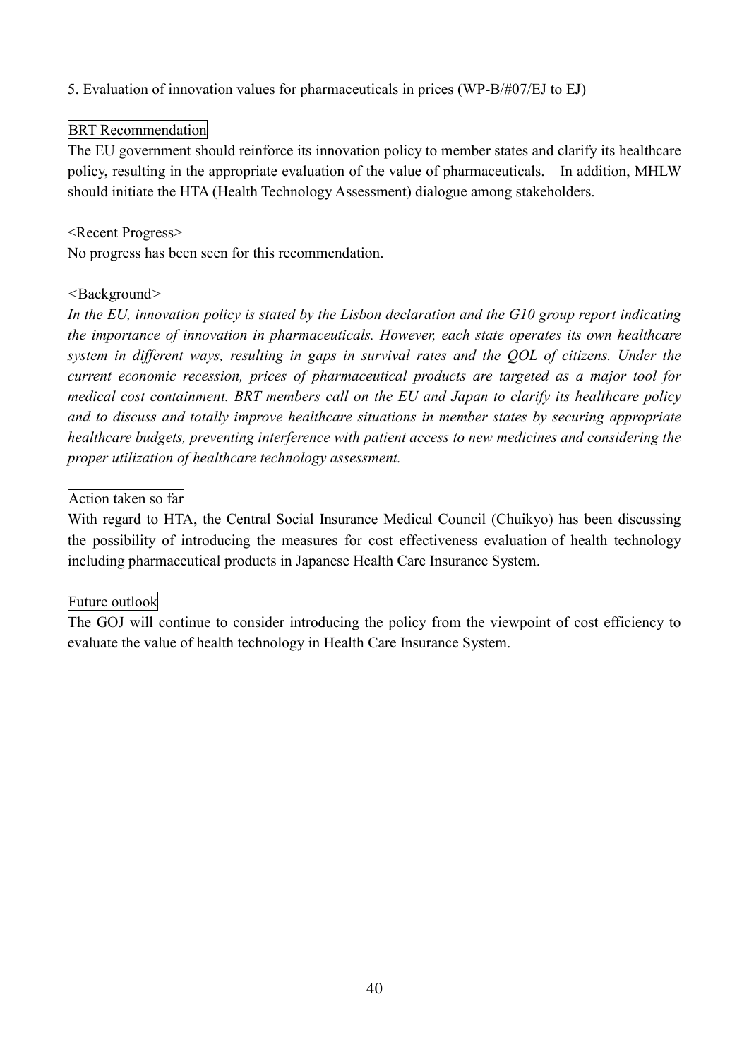5. Evaluation of innovation values for pharmaceuticals in prices (WP-B/#07/EJ to EJ)

BRT Recommendation

The EU government should reinforce its innovation policy to member states and clarify its healthcare policy, resulting in the appropriate evaluation of the value of pharmaceuticals. In addition, MHLW should initiate the HTA (Health Technology Assessment) dialogue among stakeholders.

<Recent Progress>

No progress has been seen for this recommendation.

<Background>

*In the EU, innovation policy is stated by the Lisbon declaration and the G10 group report indicating the importance of innovation in pharmaceuticals. However, each state operates its own healthcare system in different ways, resulting in gaps in survival rates and the QOL of citizens. Under the current economic recession, prices of pharmaceutical products are targeted as a major tool for medical cost containment. BRT members call on the EU and Japan to clarify its healthcare policy and to discuss and totally improve healthcare situations in member states by securing appropriate healthcare budgets, preventing interference with patient access to new medicines and considering the proper utilization of healthcare technology assessment.*

Action taken so far

With regard to HTA, the Central Social Insurance Medical Council (Chuikyo) has been discussing the possibility of introducing the measures for cost effectiveness evaluation of health technology including pharmaceutical products in Japanese Health Care Insurance System.

Future outlook

The GOJ will continue to consider introducing the policy from the viewpoint of cost efficiency to evaluate the value of health technology in Health Care Insurance System.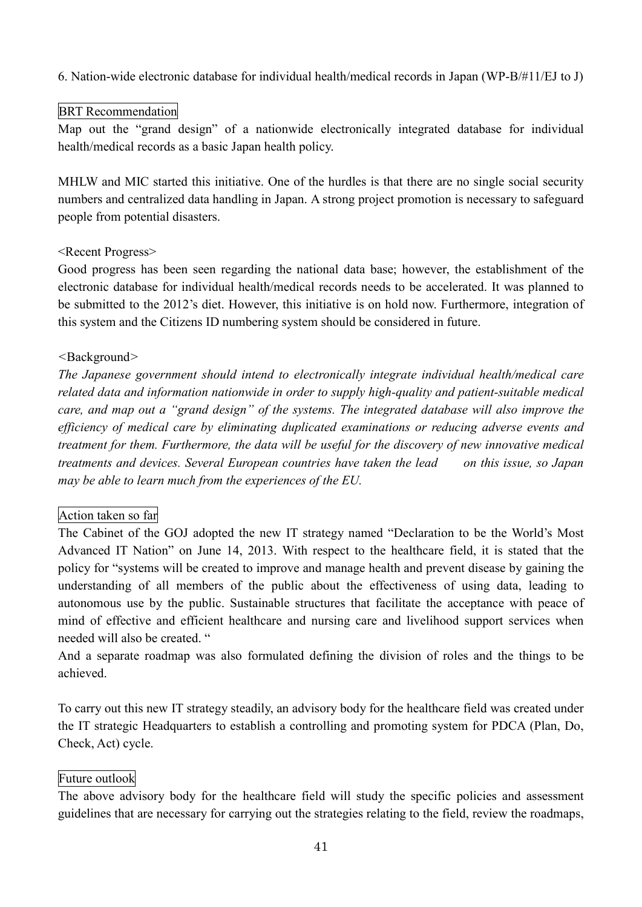6. Nation-wide electronic database for individual health/medical records in Japan (WP-B/#11/EJ to J)

BRT Recommendation

Map out the "grand design" of a nationwide electronically integrated database for individual health/medical records as a basic Japan health policy.

MHLW and MIC started this initiative. One of the hurdles is that there are no single social security numbers and centralized data handling in Japan. A strong project promotion is necessary to safeguard people from potential disasters.

<Recent Progress>

Good progress has been seen regarding the national data base; however, the establishment of the electronic database for individual health/medical records needs to be accelerated. It was planned to be submitted to the 2012's diet. However, this initiative is on hold now. Furthermore, integration of this system and the Citizens ID numbering system should be considered in future.

<Background>

*The Japanese government should intend to electronically integrate individual health/medical care related data and information nationwide in order to supply high-quality and patient-suitable medical care, and map out a "grand design" of the systems. The integrated database will also improve the efficiency of medical care by eliminating duplicated examinations or reducing adverse events and treatment for them. Furthermore, the data will be useful for the discovery of new innovative medical treatments and devices. Several European countries have taken the lead on this issue, so Japan may be able to learn much from the experiences of the EU.*

Action taken so far

The Cabinet of the GOJ adopted the new IT strategy named "Declaration to be the World's Most Advanced IT Nation" on June 14, 2013. With respect to the healthcare field, it is stated that the policy for "systems will be created to improve and manage health and prevent disease by gaining the understanding of all members of the public about the effectiveness of using data, leading to autonomous use by the public. Sustainable structures that facilitate the acceptance with peace of mind of effective and efficient healthcare and nursing care and livelihood support services when needed will also be created. "

And a separate roadmap was also formulated defining the division of roles and the things to be achieved.

To carry out this new IT strategy steadily, an advisory body for the healthcare field was created under the IT strategic Headquarters to establish a controlling and promoting system for PDCA (Plan, Do, Check, Act) cycle.

Future outlook

The above advisory body for the healthcare field will study the specific policies and assessment guidelines that are necessary for carrying out the strategies relating to the field, review the roadmaps,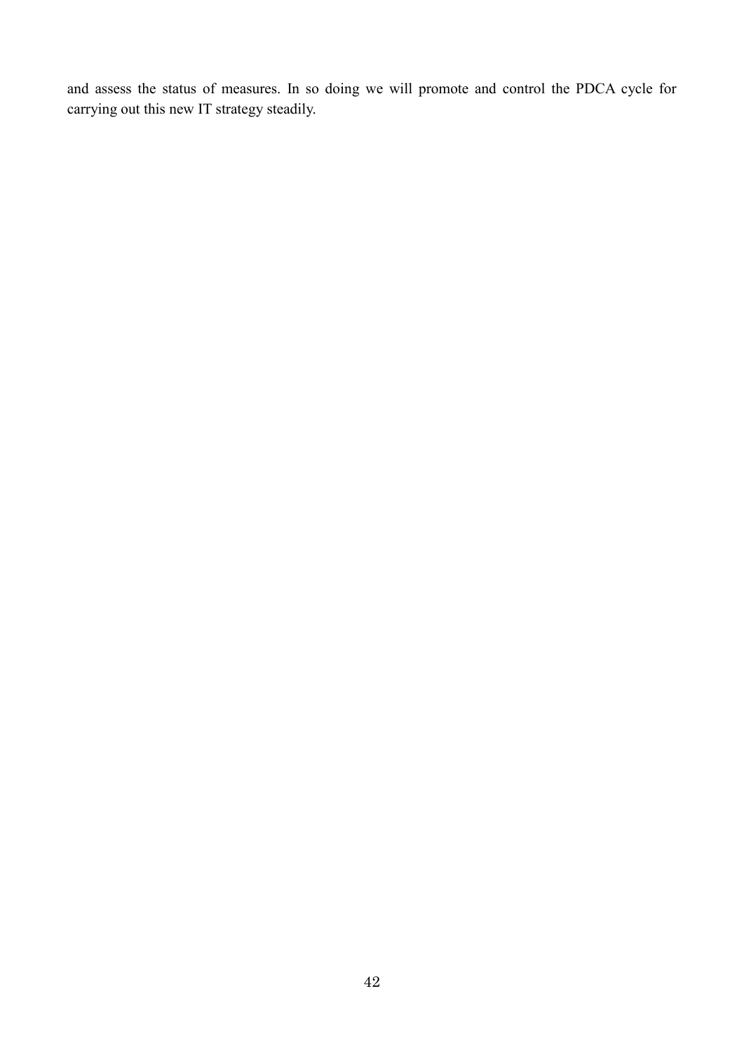and assess the status of measures. In so doing we will promote and control the PDCA cycle for carrying out this new IT strategy steadily.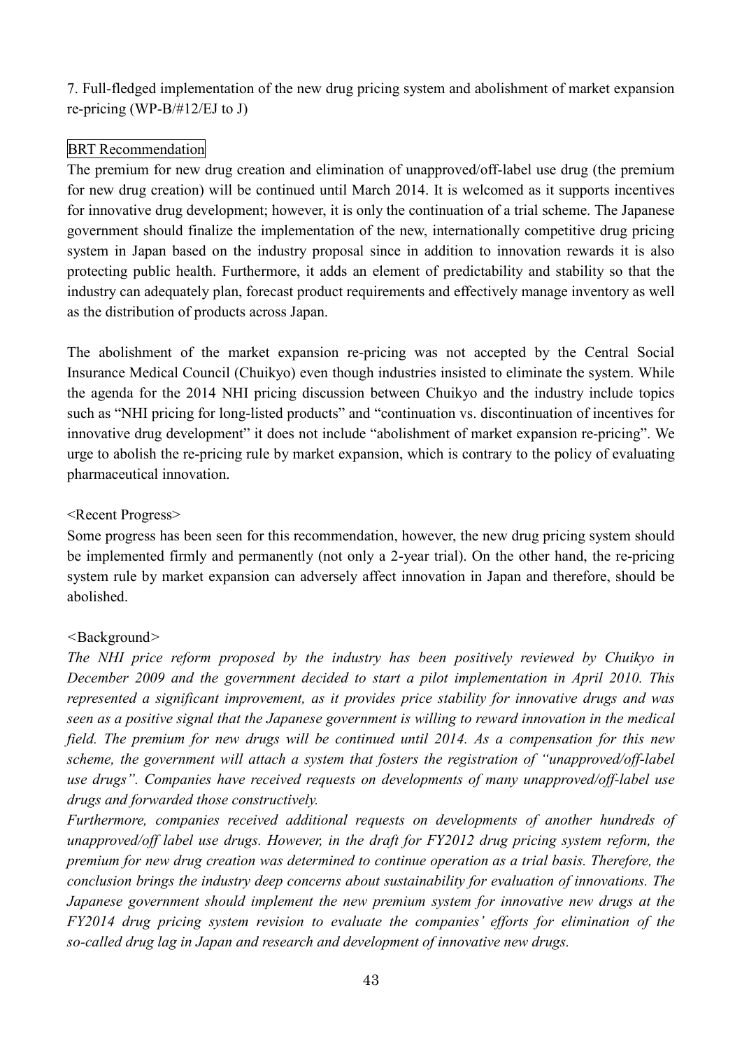## 7. Full-fledged implementation of the new drug pricing system and abolishment of market expansion re-pricing (WP-B/#12/EJ to J)

### BRT Recommendation

The premium for new drug creation and elimination of unapproved/off-label use drug (the premium for new drug creation) will be continued until March 2014. It is welcomed as it supports incentives for innovative drug development; however, it is only the continuation of a trial scheme. The Japanese government should finalize the implementation of the new, internationally competitive drug pricing system in Japan based on the industry proposal since in addition to innovation rewards it is also protecting public health. Furthermore, it adds an element of predictability and stability so that the industry can adequately plan, forecast product requirements and effectively manage inventory as well as the distribution of products across Japan.

The abolishment of the market expansion re-pricing was not accepted by the Central Social Insurance Medical Council (Chuikyo) even though industries insisted to eliminate the system. While the agenda for the 2014 NHI pricing discussion between Chuikyo and the industry include topics such as "NHI pricing for long-listed products" and "continuation vs. discontinuation of incentives for innovative drug development" it does not include "abolishment of market expansion re-pricing". We urge to abolish the re-pricing rule by market expansion, which is contrary to the policy of evaluating pharmaceutical innovation.

<Recent Progress>

Some progress has been seen for this recommendation, however, the new drug pricing system should be implemented firmly and permanently (not only a 2-year trial). On the other hand, the re-pricing system rule by market expansion can adversely affect innovation in Japan and therefore, should be abolished.

<Background>

*The NHI price reform proposed by the industry has been positively reviewed by Chuikyo in December 2009 and the government decided to start a pilot implementation in April 2010. This represented a significant improvement, as it provides price stability for innovative drugs and was seen as a positive signal that the Japanese government is willing to reward innovation in the medical field. The premium for new drugs will be continued until 2014. As a compensation for this new scheme, the government will attach a system that fosters the registration of "unapproved/off-label use drugs". Companies have received requests on developments of many unapproved/off-label use drugs and forwarded those constructively.*

*Furthermore, companies received additional requests on developments of another hundreds of unapproved/off label use drugs. However, in the draft for FY2012 drug pricing system reform, the premium for new drug creation was determined to continue operation as a trial basis. Therefore, the conclusion brings the industry deep concerns about sustainability for evaluation of innovations. The Japanese government should implement the new premium system for innovative new drugs at the FY2014 drug pricing system revision to evaluate the companies' efforts for elimination of the so-called drug lag in Japan and research and development of innovative new drugs.*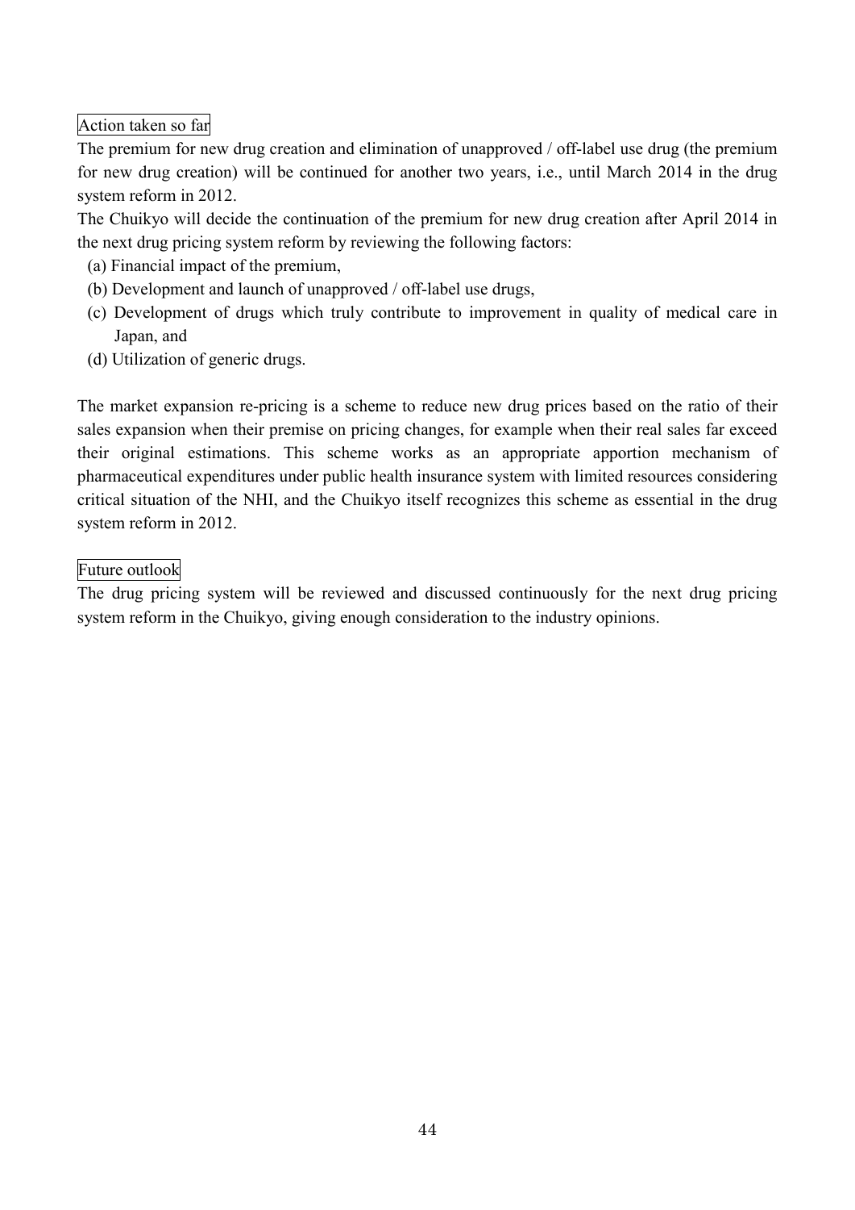### Action taken so far

The premium for new drug creation and elimination of unapproved / off-label use drug (the premium for new drug creation) will be continued for another two years, i.e., until March 2014 in the drug system reform in 2012.

The Chuikyo will decide the continuation of the premium for new drug creation after April 2014 in the next drug pricing system reform by reviewing the following factors:

(a) Financial impact of the premium,
(b) Development and launch of unapproved / off-label use drugs,
(c) Development of drugs which truly contribute to improvement in quality of medical care in Japan, and
(d) Utilization of generic drugs.

The market expansion re-pricing is a scheme to reduce new drug prices based on the ratio of their sales expansion when their premise on pricing changes, for example when their real sales far exceed their original estimations. This scheme works as an appropriate apportion mechanism of pharmaceutical expenditures under public health insurance system with limited resources considering critical situation of the NHI, and the Chuikyo itself recognizes this scheme as essential in the drug system reform in 2012.

### Future outlook

The drug pricing system will be reviewed and discussed continuously for the next drug pricing system reform in the Chuikyo, giving enough consideration to the industry opinions.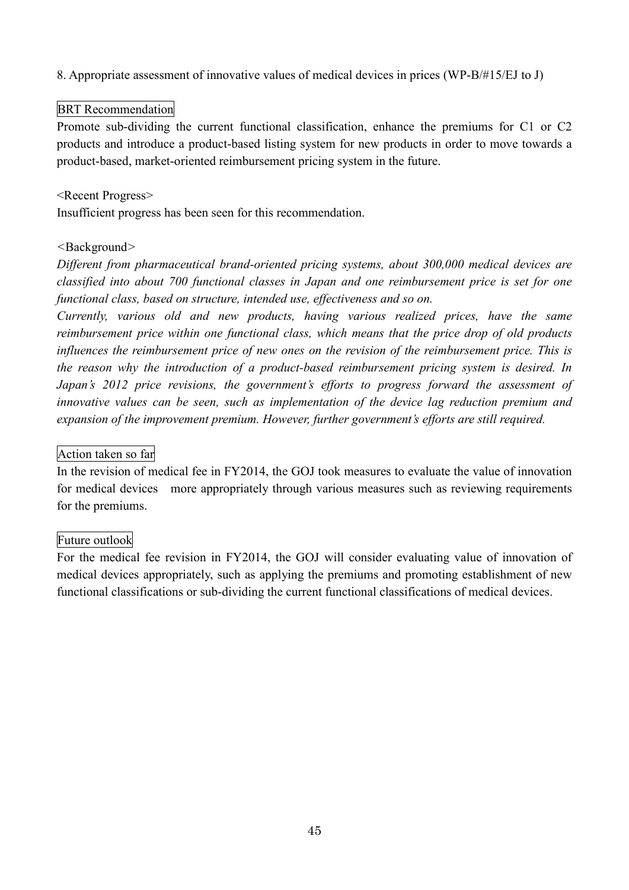8. Appropriate assessment of innovative values of medical devices in prices (WP-B/#15/EJ to J)

BRT Recommendation

Promote sub-dividing the current functional classification, enhance the premiums for C1 or C2 products and introduce a product-based listing system for new products in order to move towards a product-based, market-oriented reimbursement pricing system in the future.

<Recent Progress>

Insufficient progress has been seen for this recommendation.

<Background>

*Different from pharmaceutical brand-oriented pricing systems, about 300,000 medical devices are classified into about 700 functional classes in Japan and one reimbursement price is set for one functional class, based on structure, intended use, effectiveness and so on.*

*Currently, various old and new products, having various realized prices, have the same reimbursement price within one functional class, which means that the price drop of old products influences the reimbursement price of new ones on the revision of the reimbursement price. This is the reason why the introduction of a product-based reimbursement pricing system is desired. In Japan's 2012 price revisions, the government's efforts to progress forward the assessment of innovative values can be seen, such as implementation of the device lag reduction premium and expansion of the improvement premium. However, further government's efforts are still required.*

Action taken so far

In the revision of medical fee in FY2014, the GOJ took measures to evaluate the value of innovation for medical devices more appropriately through various measures such as reviewing requirements for the premiums.

Future outlook

For the medical fee revision in FY2014, the GOJ will consider evaluating value of innovation of medical devices appropriately, such as applying the premiums and promoting establishment of new functional classifications or sub-dividing the current functional classifications of medical devices.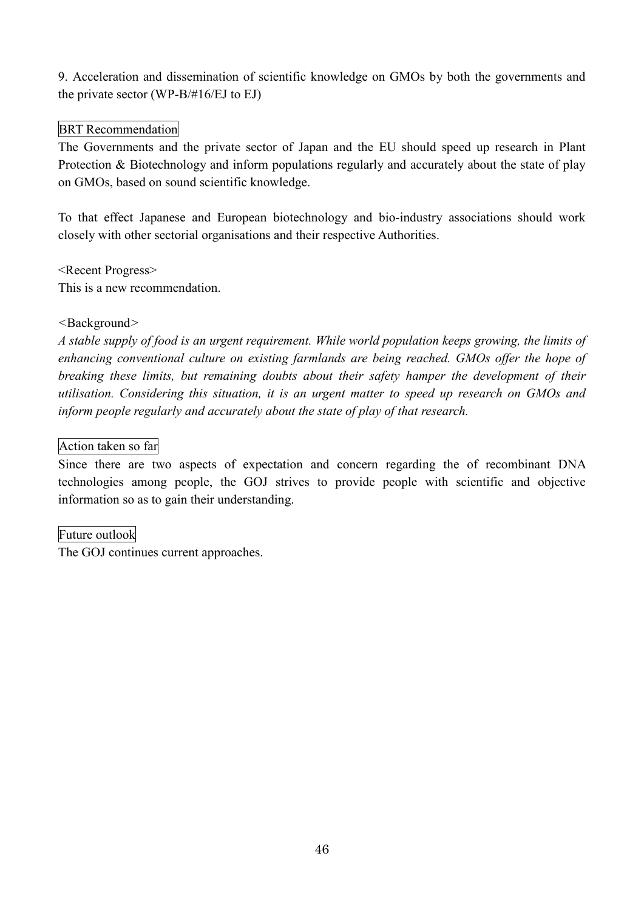9. Acceleration and dissemination of scientific knowledge on GMOs by both the governments and the private sector (WP-B/#16/EJ to EJ)

BRT Recommendation

The Governments and the private sector of Japan and the EU should speed up research in Plant Protection & Biotechnology and inform populations regularly and accurately about the state of play on GMOs, based on sound scientific knowledge.

To that effect Japanese and European biotechnology and bio-industry associations should work closely with other sectorial organisations and their respective Authorities.

<Recent Progress>
This is a new recommendation.

<Background>
*A stable supply of food is an urgent requirement. While world population keeps growing, the limits of enhancing conventional culture on existing farmlands are being reached. GMOs offer the hope of breaking these limits, but remaining doubts about their safety hamper the development of their utilisation. Considering this situation, it is an urgent matter to speed up research on GMOs and inform people regularly and accurately about the state of play of that research.*

Action taken so far

Since there are two aspects of expectation and concern regarding the of recombinant DNA technologies among people, the GOJ strives to provide people with scientific and objective information so as to gain their understanding.

Future outlook

The GOJ continues current approaches.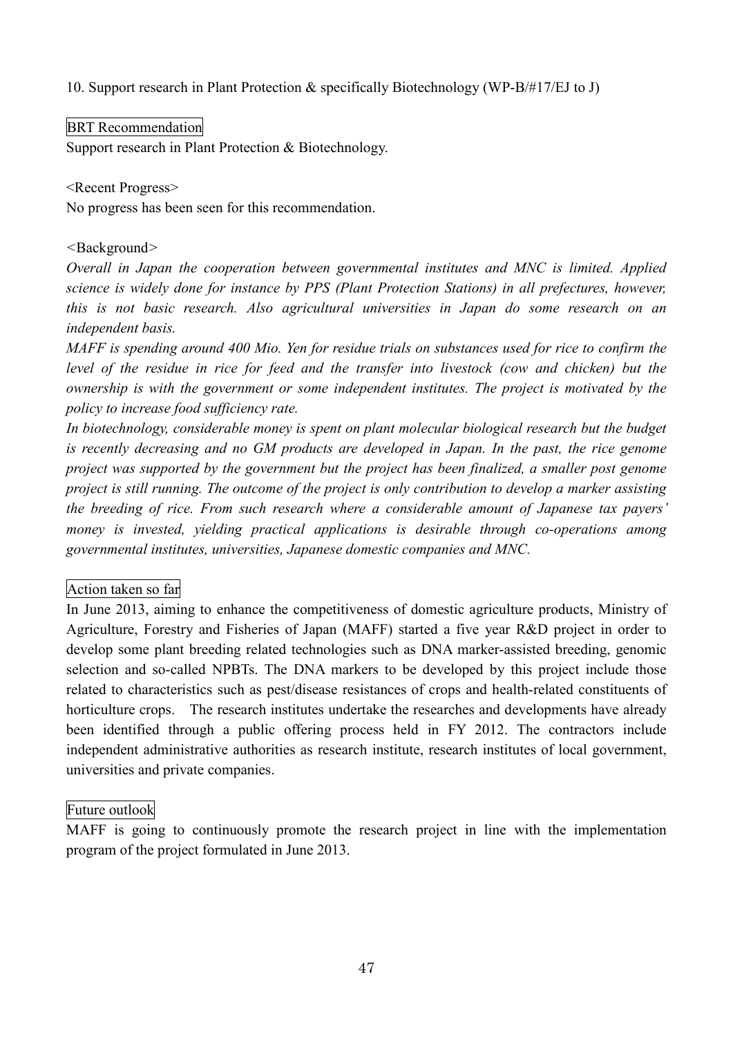10. Support research in Plant Protection & specifically Biotechnology (WP-B/#17/EJ to J)

BRT Recommendation

Support research in Plant Protection & Biotechnology.

<Recent Progress>

No progress has been seen for this recommendation.

<Background>

*Overall in Japan the cooperation between governmental institutes and MNC is limited. Applied science is widely done for instance by PPS (Plant Protection Stations) in all prefectures, however, this is not basic research. Also agricultural universities in Japan do some research on an independent basis.*

*MAFF is spending around 400 Mio. Yen for residue trials on substances used for rice to confirm the level of the residue in rice for feed and the transfer into livestock (cow and chicken) but the ownership is with the government or some independent institutes. The project is motivated by the policy to increase food sufficiency rate.*

*In biotechnology, considerable money is spent on plant molecular biological research but the budget is recently decreasing and no GM products are developed in Japan. In the past, the rice genome project was supported by the government but the project has been finalized, a smaller post genome project is still running. The outcome of the project is only contribution to develop a marker assisting the breeding of rice. From such research where a considerable amount of Japanese tax payers' money is invested, yielding practical applications is desirable through co-operations among governmental institutes, universities, Japanese domestic companies and MNC.*

Action taken so far

In June 2013, aiming to enhance the competitiveness of domestic agriculture products, Ministry of Agriculture, Forestry and Fisheries of Japan (MAFF) started a five year R&D project in order to develop some plant breeding related technologies such as DNA marker-assisted breeding, genomic selection and so-called NPBTs. The DNA markers to be developed by this project include those related to characteristics such as pest/disease resistances of crops and health-related constituents of horticulture crops. The research institutes undertake the researches and developments have already been identified through a public offering process held in FY 2012. The contractors include independent administrative authorities as research institute, research institutes of local government, universities and private companies.

Future outlook

MAFF is going to continuously promote the research project in line with the implementation program of the project formulated in June 2013.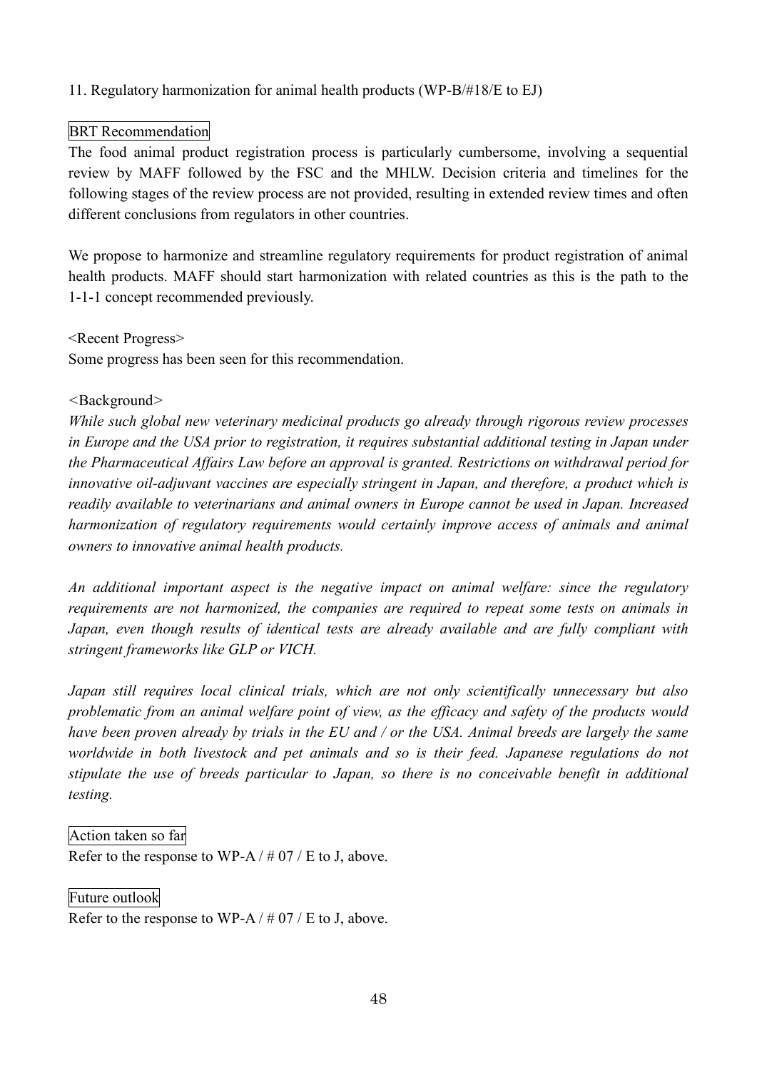11. Regulatory harmonization for animal health products (WP-B/#18/E to EJ)

BRT Recommendation

The food animal product registration process is particularly cumbersome, involving a sequential review by MAFF followed by the FSC and the MHLW. Decision criteria and timelines for the following stages of the review process are not provided, resulting in extended review times and often different conclusions from regulators in other countries.

We propose to harmonize and streamline regulatory requirements for product registration of animal health products. MAFF should start harmonization with related countries as this is the path to the 1-1-1 concept recommended previously.

<Recent Progress>

Some progress has been seen for this recommendation.

<Background>

*While such global new veterinary medicinal products go already through rigorous review processes in Europe and the USA prior to registration, it requires substantial additional testing in Japan under the Pharmaceutical Affairs Law before an approval is granted. Restrictions on withdrawal period for innovative oil-adjuvant vaccines are especially stringent in Japan, and therefore, a product which is readily available to veterinarians and animal owners in Europe cannot be used in Japan. Increased harmonization of regulatory requirements would certainly improve access of animals and animal owners to innovative animal health products.*

*An additional important aspect is the negative impact on animal welfare: since the regulatory requirements are not harmonized, the companies are required to repeat some tests on animals in Japan, even though results of identical tests are already available and are fully compliant with stringent frameworks like GLP or VICH.*

*Japan still requires local clinical trials, which are not only scientifically unnecessary but also problematic from an animal welfare point of view, as the efficacy and safety of the products would have been proven already by trials in the EU and / or the USA. Animal breeds are largely the same worldwide in both livestock and pet animals and so is their feed. Japanese regulations do not stipulate the use of breeds particular to Japan, so there is no conceivable benefit in additional testing.*

Action taken so far

Refer to the response to WP-A / # 07 / E to J, above.

Future outlook

Refer to the response to WP-A / # 07 / E to J, above.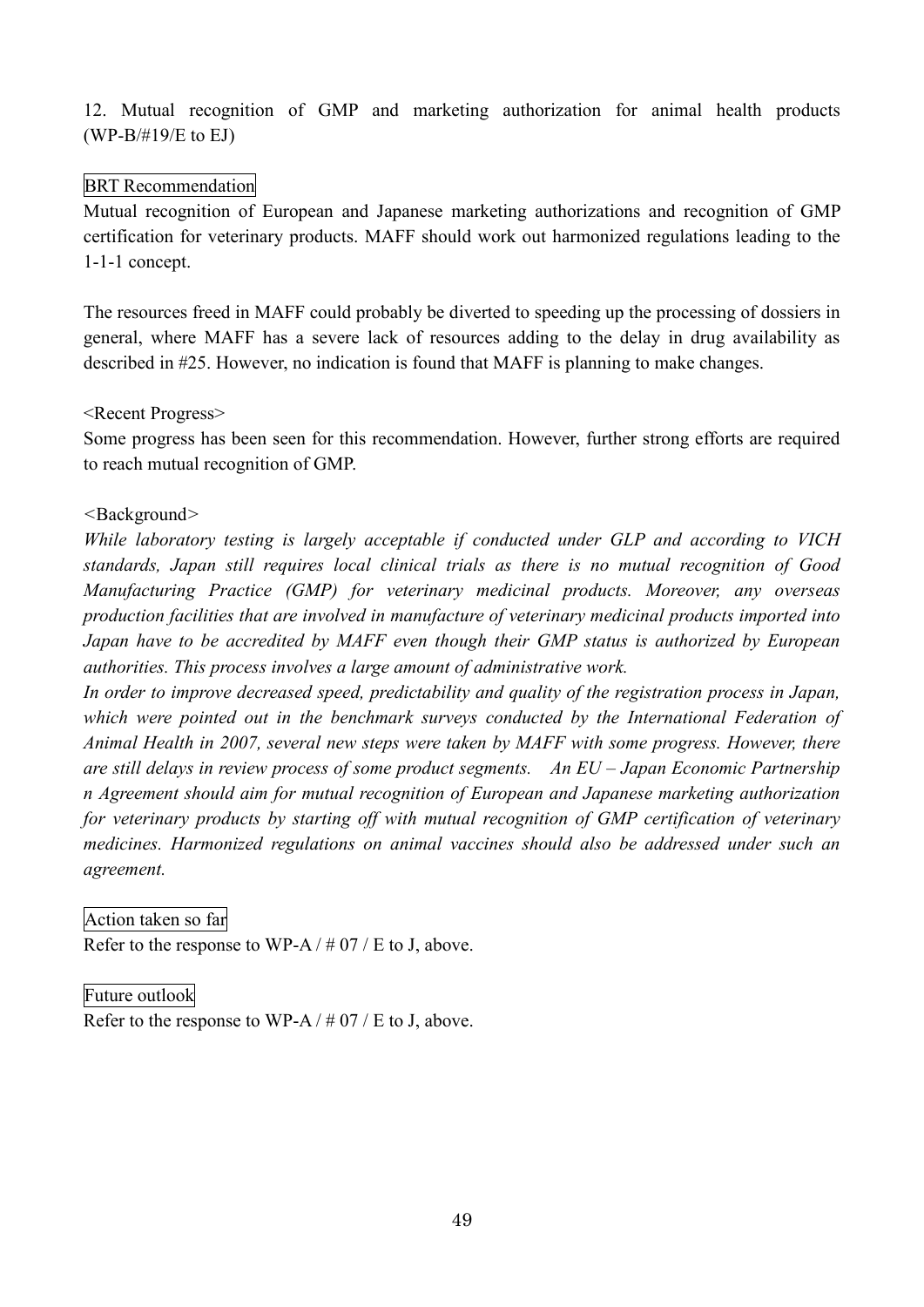12. Mutual recognition of GMP and marketing authorization for animal health products (WP-B/#19/E to EJ)

BRT Recommendation

Mutual recognition of European and Japanese marketing authorizations and recognition of GMP certification for veterinary products. MAFF should work out harmonized regulations leading to the 1-1-1 concept.

The resources freed in MAFF could probably be diverted to speeding up the processing of dossiers in general, where MAFF has a severe lack of resources adding to the delay in drug availability as described in #25. However, no indication is found that MAFF is planning to make changes.

<Recent Progress>

Some progress has been seen for this recommendation. However, further strong efforts are required to reach mutual recognition of GMP.

<Background>

*While laboratory testing is largely acceptable if conducted under GLP and according to VICH standards, Japan still requires local clinical trials as there is no mutual recognition of Good Manufacturing Practice (GMP) for veterinary medicinal products. Moreover, any overseas production facilities that are involved in manufacture of veterinary medicinal products imported into Japan have to be accredited by MAFF even though their GMP status is authorized by European authorities. This process involves a large amount of administrative work.*

*In order to improve decreased speed, predictability and quality of the registration process in Japan, which were pointed out in the benchmark surveys conducted by the International Federation of Animal Health in 2007, several new steps were taken by MAFF with some progress. However, there are still delays in review process of some product segments. An EU – Japan Economic Partnership n Agreement should aim for mutual recognition of European and Japanese marketing authorization for veterinary products by starting off with mutual recognition of GMP certification of veterinary medicines. Harmonized regulations on animal vaccines should also be addressed under such an agreement.*

Action taken so far

Refer to the response to WP-A / # 07 / E to J, above.

Future outlook

Refer to the response to WP-A / # 07 / E to J, above.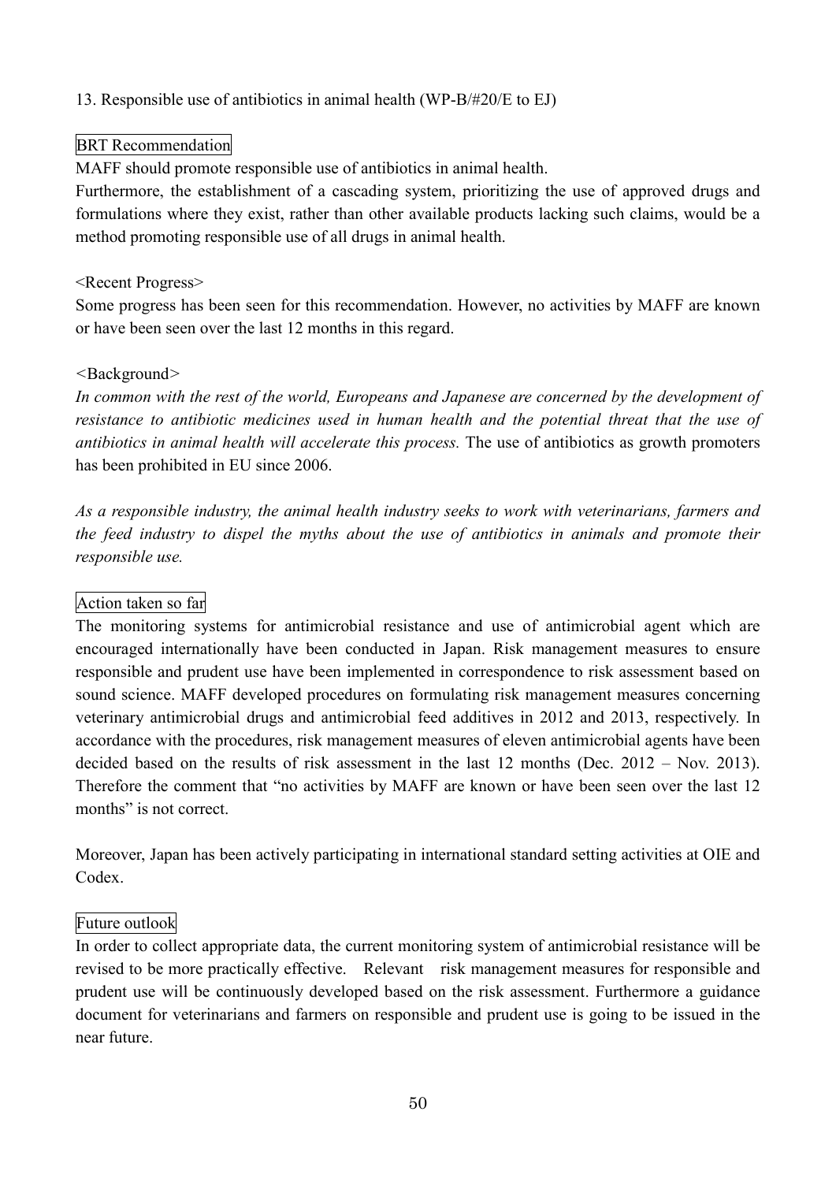13. Responsible use of antibiotics in animal health (WP-B/#20/E to EJ)

BRT Recommendation

MAFF should promote responsible use of antibiotics in animal health.

Furthermore, the establishment of a cascading system, prioritizing the use of approved drugs and formulations where they exist, rather than other available products lacking such claims, would be a method promoting responsible use of all drugs in animal health.

<Recent Progress>

Some progress has been seen for this recommendation. However, no activities by MAFF are known or have been seen over the last 12 months in this regard.

<Background>

*In common with the rest of the world, Europeans and Japanese are concerned by the development of resistance to antibiotic medicines used in human health and the potential threat that the use of antibiotics in animal health will accelerate this process.* The use of antibiotics as growth promoters has been prohibited in EU since 2006.

*As a responsible industry, the animal health industry seeks to work with veterinarians, farmers and the feed industry to dispel the myths about the use of antibiotics in animals and promote their responsible use.*

Action taken so far

The monitoring systems for antimicrobial resistance and use of antimicrobial agent which are encouraged internationally have been conducted in Japan. Risk management measures to ensure responsible and prudent use have been implemented in correspondence to risk assessment based on sound science. MAFF developed procedures on formulating risk management measures concerning veterinary antimicrobial drugs and antimicrobial feed additives in 2012 and 2013, respectively. In accordance with the procedures, risk management measures of eleven antimicrobial agents have been decided based on the results of risk assessment in the last 12 months (Dec. 2012 – Nov. 2013). Therefore the comment that "no activities by MAFF are known or have been seen over the last 12 months" is not correct.

Moreover, Japan has been actively participating in international standard setting activities at OIE and Codex.

Future outlook

In order to collect appropriate data, the current monitoring system of antimicrobial resistance will be revised to be more practically effective. Relevant risk management measures for responsible and prudent use will be continuously developed based on the risk assessment. Furthermore a guidance document for veterinarians and farmers on responsible and prudent use is going to be issued in the near future.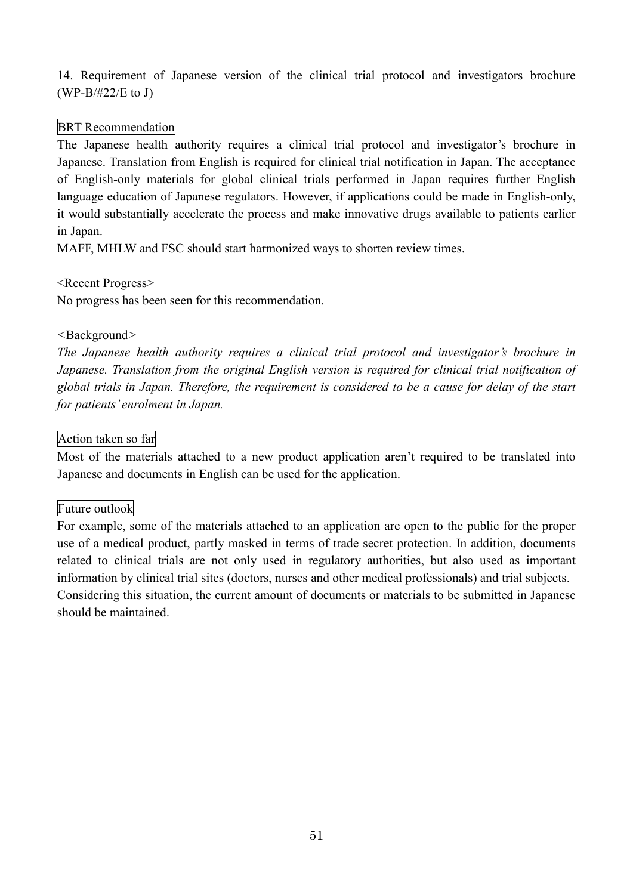14. Requirement of Japanese version of the clinical trial protocol and investigators brochure (WP-B/#22/E to J)

BRT Recommendation

The Japanese health authority requires a clinical trial protocol and investigator's brochure in Japanese. Translation from English is required for clinical trial notification in Japan. The acceptance of English-only materials for global clinical trials performed in Japan requires further English language education of Japanese regulators. However, if applications could be made in English-only, it would substantially accelerate the process and make innovative drugs available to patients earlier in Japan.

MAFF, MHLW and FSC should start harmonized ways to shorten review times.

<Recent Progress>

No progress has been seen for this recommendation.

<Background>

*The Japanese health authority requires a clinical trial protocol and investigator's brochure in Japanese. Translation from the original English version is required for clinical trial notification of global trials in Japan. Therefore, the requirement is considered to be a cause for delay of the start for patients' enrolment in Japan.*

Action taken so far

Most of the materials attached to a new product application aren't required to be translated into Japanese and documents in English can be used for the application.

Future outlook

For example, some of the materials attached to an application are open to the public for the proper use of a medical product, partly masked in terms of trade secret protection. In addition, documents related to clinical trials are not only used in regulatory authorities, but also used as important information by clinical trial sites (doctors, nurses and other medical professionals) and trial subjects. Considering this situation, the current amount of documents or materials to be submitted in Japanese should be maintained.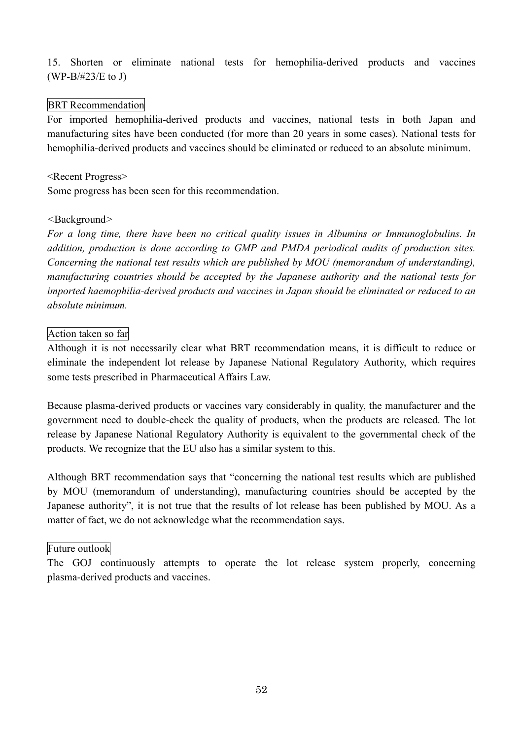## 15. Shorten or eliminate national tests for hemophilia-derived products and vaccines (WP-B/#23/E to J)

### BRT Recommendation

For imported hemophilia-derived products and vaccines, national tests in both Japan and manufacturing sites have been conducted (for more than 20 years in some cases). National tests for hemophilia-derived products and vaccines should be eliminated or reduced to an absolute minimum.

<Recent Progress>

Some progress has been seen for this recommendation.

<Background>

*For a long time, there have been no critical quality issues in Albumins or Immunoglobulins. In addition, production is done according to GMP and PMDA periodical audits of production sites. Concerning the national test results which are published by MOU (memorandum of understanding), manufacturing countries should be accepted by the Japanese authority and the national tests for imported haemophilia-derived products and vaccines in Japan should be eliminated or reduced to an absolute minimum.*

### Action taken so far

Although it is not necessarily clear what BRT recommendation means, it is difficult to reduce or eliminate the independent lot release by Japanese National Regulatory Authority, which requires some tests prescribed in Pharmaceutical Affairs Law.

Because plasma-derived products or vaccines vary considerably in quality, the manufacturer and the government need to double-check the quality of products, when the products are released. The lot release by Japanese National Regulatory Authority is equivalent to the governmental check of the products. We recognize that the EU also has a similar system to this.

Although BRT recommendation says that "concerning the national test results which are published by MOU (memorandum of understanding), manufacturing countries should be accepted by the Japanese authority", it is not true that the results of lot release has been published by MOU. As a matter of fact, we do not acknowledge what the recommendation says.

### Future outlook

The GOJ continuously attempts to operate the lot release system properly, concerning plasma-derived products and vaccines.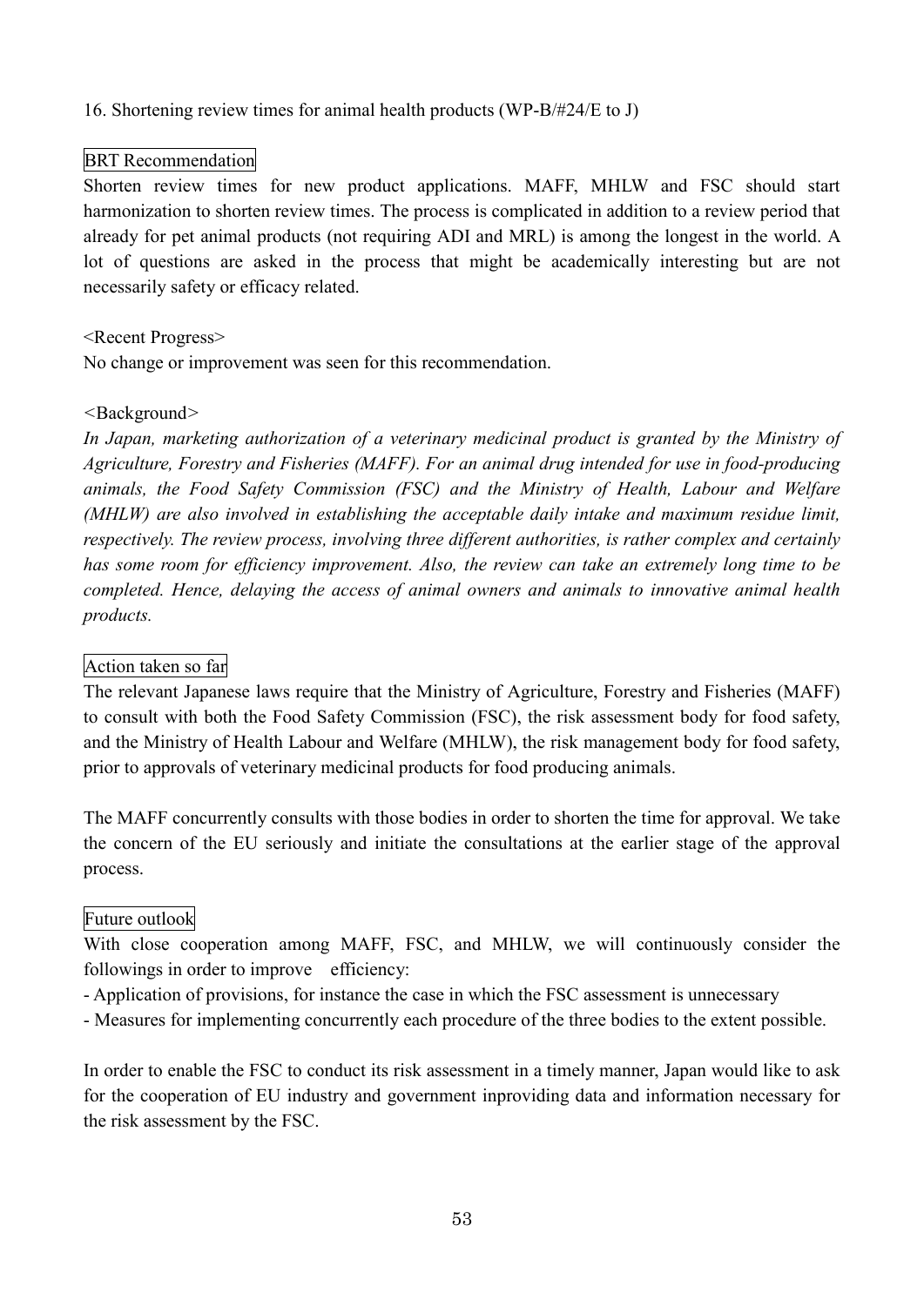16. Shortening review times for animal health products (WP-B/#24/E to J)

BRT Recommendation

Shorten review times for new product applications. MAFF, MHLW and FSC should start harmonization to shorten review times. The process is complicated in addition to a review period that already for pet animal products (not requiring ADI and MRL) is among the longest in the world. A lot of questions are asked in the process that might be academically interesting but are not necessarily safety or efficacy related.

<Recent Progress>

No change or improvement was seen for this recommendation.

<Background>

*In Japan, marketing authorization of a veterinary medicinal product is granted by the Ministry of Agriculture, Forestry and Fisheries (MAFF). For an animal drug intended for use in food-producing animals, the Food Safety Commission (FSC) and the Ministry of Health, Labour and Welfare (MHLW) are also involved in establishing the acceptable daily intake and maximum residue limit, respectively. The review process, involving three different authorities, is rather complex and certainly has some room for efficiency improvement. Also, the review can take an extremely long time to be completed. Hence, delaying the access of animal owners and animals to innovative animal health products.*

Action taken so far

The relevant Japanese laws require that the Ministry of Agriculture, Forestry and Fisheries (MAFF) to consult with both the Food Safety Commission (FSC), the risk assessment body for food safety, and the Ministry of Health Labour and Welfare (MHLW), the risk management body for food safety, prior to approvals of veterinary medicinal products for food producing animals.

The MAFF concurrently consults with those bodies in order to shorten the time for approval. We take the concern of the EU seriously and initiate the consultations at the earlier stage of the approval process.

Future outlook

With close cooperation among MAFF, FSC, and MHLW, we will continuously consider the followings in order to improve efficiency:

- Application of provisions, for instance the case in which the FSC assessment is unnecessary
- Measures for implementing concurrently each procedure of the three bodies to the extent possible.

In order to enable the FSC to conduct its risk assessment in a timely manner, Japan would like to ask for the cooperation of EU industry and government inproviding data and information necessary for the risk assessment by the FSC.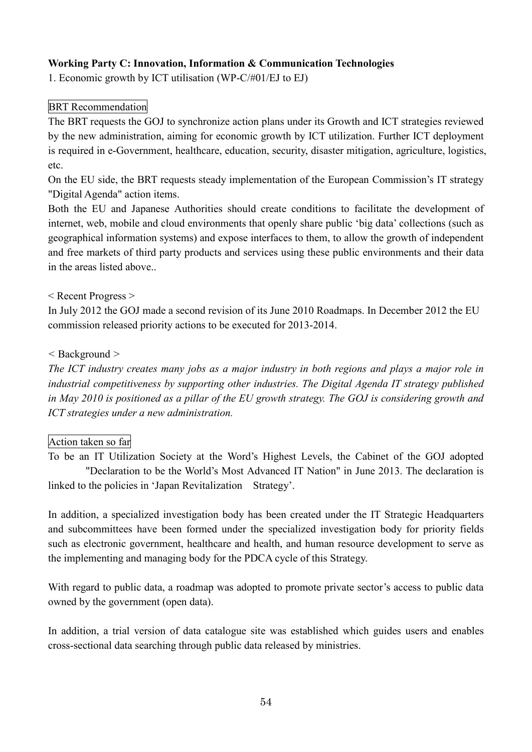**Working Party C: Innovation, Information & Communication Technologies**

1. Economic growth by ICT utilisation (WP-C/#01/EJ to EJ)

BRT Recommendation

The BRT requests the GOJ to synchronize action plans under its Growth and ICT strategies reviewed by the new administration, aiming for economic growth by ICT utilization. Further ICT deployment is required in e-Government, healthcare, education, security, disaster mitigation, agriculture, logistics, etc.

On the EU side, the BRT requests steady implementation of the European Commission's IT strategy "Digital Agenda" action items.

Both the EU and Japanese Authorities should create conditions to facilitate the development of internet, web, mobile and cloud environments that openly share public 'big data' collections (such as geographical information systems) and expose interfaces to them, to allow the growth of independent and free markets of third party products and services using these public environments and their data in the areas listed above..

< Recent Progress >

In July 2012 the GOJ made a second revision of its June 2010 Roadmaps. In December 2012 the EU commission released priority actions to be executed for 2013-2014.

< Background >

*The ICT industry creates many jobs as a major industry in both regions and plays a major role in industrial competitiveness by supporting other industries. The Digital Agenda IT strategy published in May 2010 is positioned as a pillar of the EU growth strategy. The GOJ is considering growth and ICT strategies under a new administration.*

Action taken so far

To be an IT Utilization Society at the Word's Highest Levels, the Cabinet of the GOJ adopted "Declaration to be the World's Most Advanced IT Nation" in June 2013. The declaration is linked to the policies in 'Japan Revitalization Strategy'.

In addition, a specialized investigation body has been created under the IT Strategic Headquarters and subcommittees have been formed under the specialized investigation body for priority fields such as electronic government, healthcare and health, and human resource development to serve as the implementing and managing body for the PDCA cycle of this Strategy.

With regard to public data, a roadmap was adopted to promote private sector's access to public data owned by the government (open data).

In addition, a trial version of data catalogue site was established which guides users and enables cross-sectional data searching through public data released by ministries.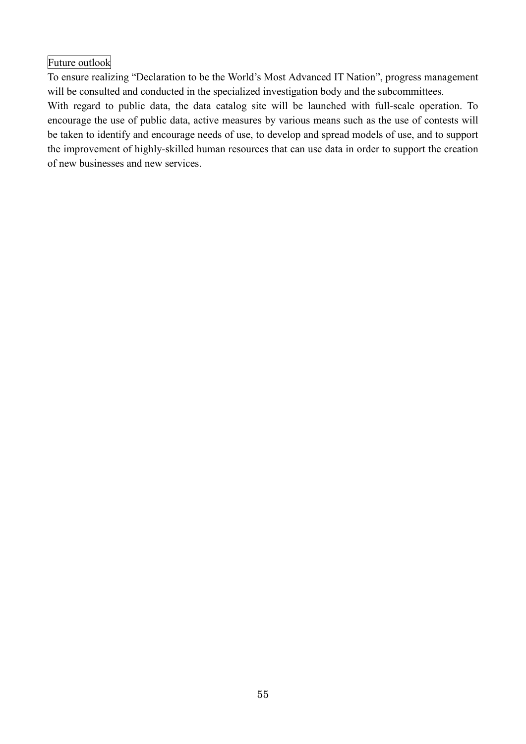Future outlook

To ensure realizing “Declaration to be the World’s Most Advanced IT Nation”, progress management will be consulted and conducted in the specialized investigation body and the subcommittees.

With regard to public data, the data catalog site will be launched with full-scale operation. To encourage the use of public data, active measures by various means such as the use of contests will be taken to identify and encourage needs of use, to develop and spread models of use, and to support the improvement of highly-skilled human resources that can use data in order to support the creation of new businesses and new services.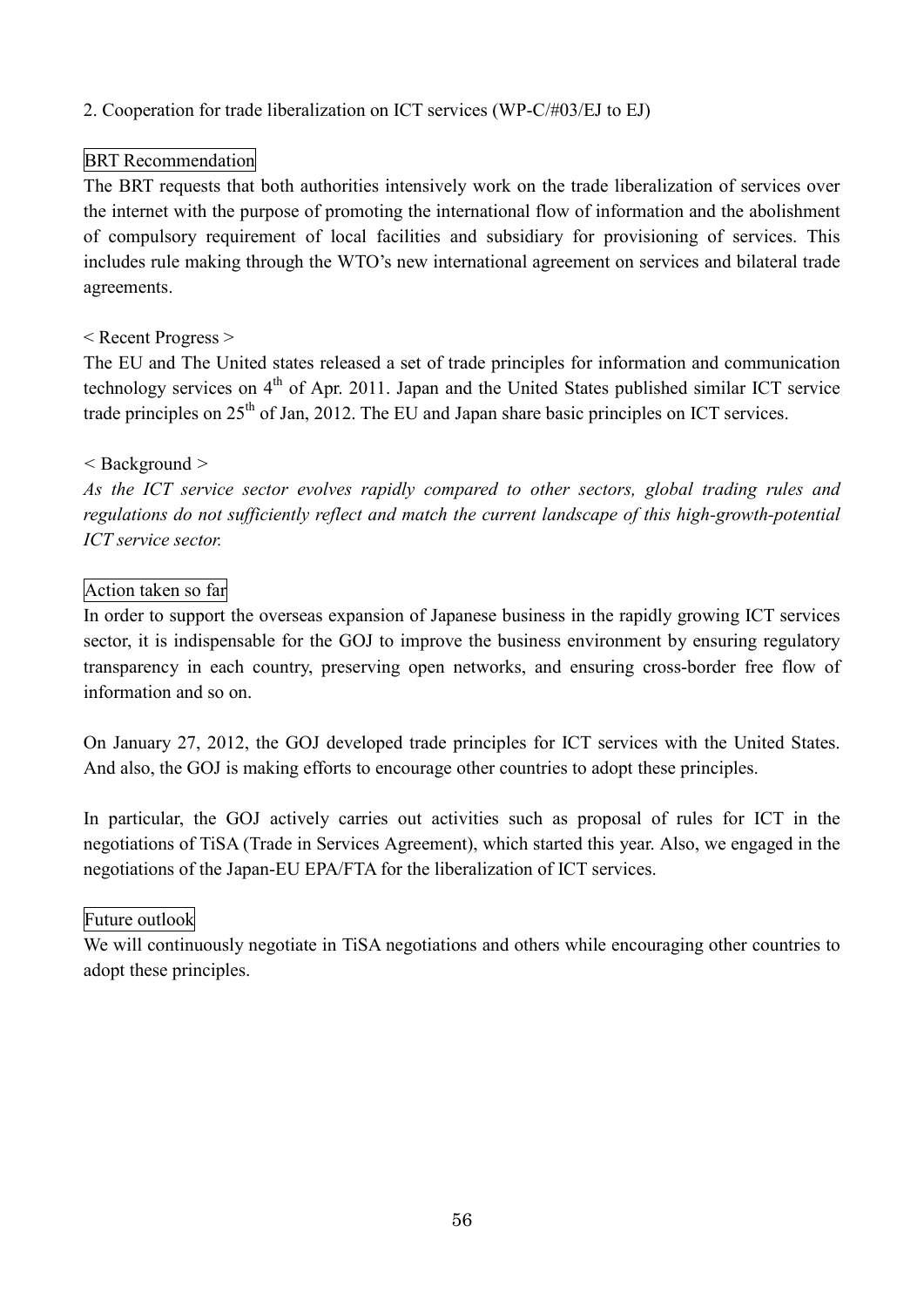## 2. Cooperation for trade liberalization on ICT services (WP-C/#03/EJ to EJ)

**BRT Recommendation**

The BRT requests that both authorities intensively work on the trade liberalization of services over the internet with the purpose of promoting the international flow of information and the abolishment of compulsory requirement of local facilities and subsidiary for provisioning of services. This includes rule making through the WTO's new international agreement on services and bilateral trade agreements.

< Recent Progress >

The EU and The United states released a set of trade principles for information and communication technology services on 4th of Apr. 2011. Japan and the United States published similar ICT service trade principles on 25th of Jan, 2012. The EU and Japan share basic principles on ICT services.

< Background >

*As the ICT service sector evolves rapidly compared to other sectors, global trading rules and regulations do not sufficiently reflect and match the current landscape of this high-growth-potential ICT service sector.*

**Action taken so far**

In order to support the overseas expansion of Japanese business in the rapidly growing ICT services sector, it is indispensable for the GOJ to improve the business environment by ensuring regulatory transparency in each country, preserving open networks, and ensuring cross-border free flow of information and so on.

On January 27, 2012, the GOJ developed trade principles for ICT services with the United States. And also, the GOJ is making efforts to encourage other countries to adopt these principles.

In particular, the GOJ actively carries out activities such as proposal of rules for ICT in the negotiations of TiSA (Trade in Services Agreement), which started this year. Also, we engaged in the negotiations of the Japan-EU EPA/FTA for the liberalization of ICT services.

**Future outlook**

We will continuously negotiate in TiSA negotiations and others while encouraging other countries to adopt these principles.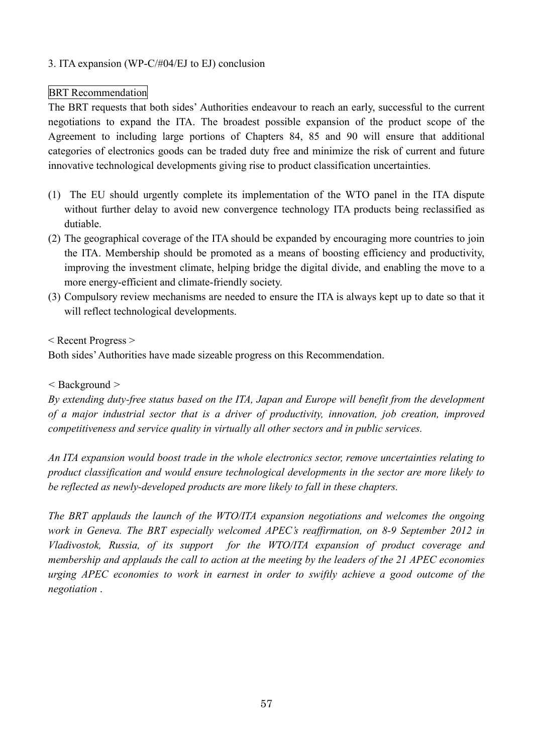3. ITA expansion (WP-C/#04/EJ to EJ) conclusion

BRT Recommendation

The BRT requests that both sides' Authorities endeavour to reach an early, successful to the current negotiations to expand the ITA. The broadest possible expansion of the product scope of the Agreement to including large portions of Chapters 84, 85 and 90 will ensure that additional categories of electronics goods can be traded duty free and minimize the risk of current and future innovative technological developments giving rise to product classification uncertainties.

(1) The EU should urgently complete its implementation of the WTO panel in the ITA dispute without further delay to avoid new convergence technology ITA products being reclassified as dutiable.
(2) The geographical coverage of the ITA should be expanded by encouraging more countries to join the ITA. Membership should be promoted as a means of boosting efficiency and productivity, improving the investment climate, helping bridge the digital divide, and enabling the move to a more energy-efficient and climate-friendly society.
(3) Compulsory review mechanisms are needed to ensure the ITA is always kept up to date so that it will reflect technological developments.

< Recent Progress >

Both sides' Authorities have made sizeable progress on this Recommendation.

< Background >

*By extending duty-free status based on the ITA, Japan and Europe will benefit from the development of a major industrial sector that is a driver of productivity, innovation, job creation, improved competitiveness and service quality in virtually all other sectors and in public services.*

*An ITA expansion would boost trade in the whole electronics sector, remove uncertainties relating to product classification and would ensure technological developments in the sector are more likely to be reflected as newly-developed products are more likely to fall in these chapters.*

*The BRT applauds the launch of the WTO/ITA expansion negotiations and welcomes the ongoing work in Geneva. The BRT especially welcomed APEC's reaffirmation, on 8-9 September 2012 in Vladivostok, Russia, of its support for the WTO/ITA expansion of product coverage and membership and applauds the call to action at the meeting by the leaders of the 21 APEC economies urging APEC economies to work in earnest in order to swiftly achieve a good outcome of the negotiation .*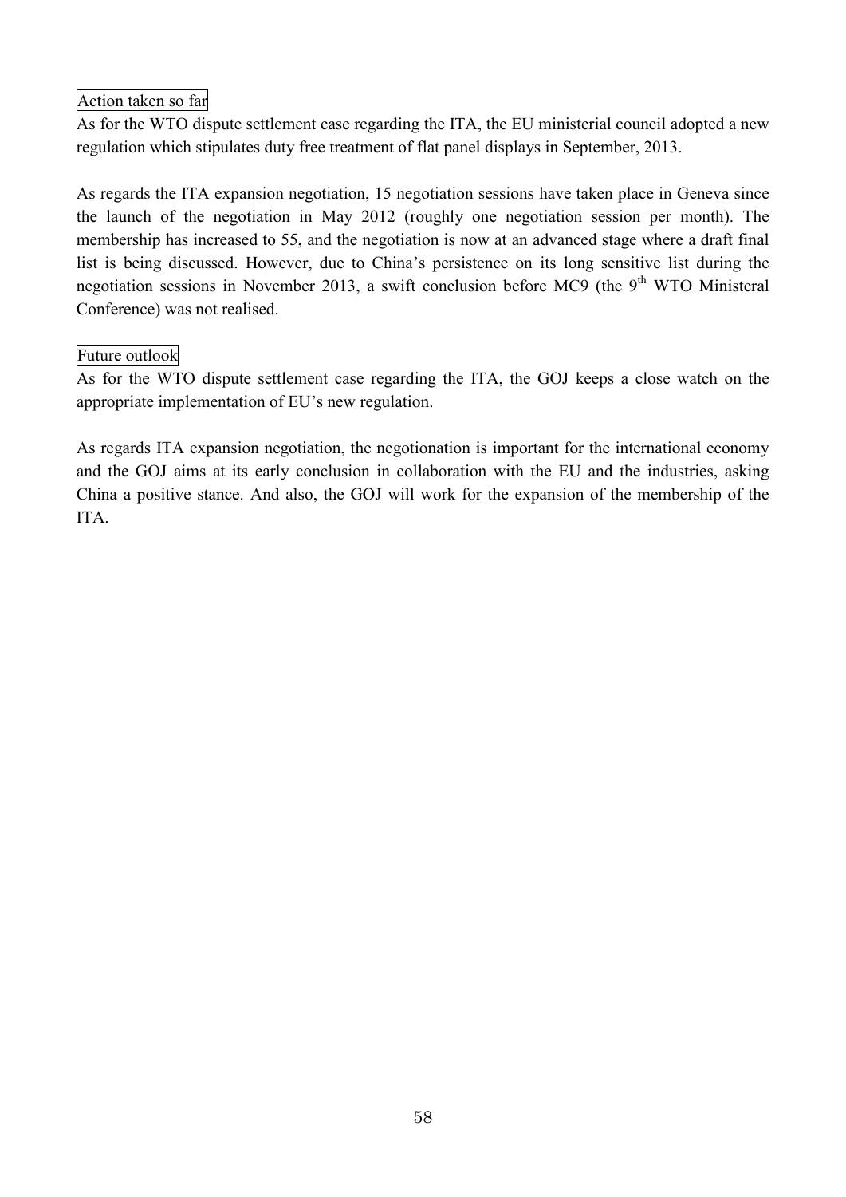### Action taken so far

As for the WTO dispute settlement case regarding the ITA, the EU ministerial council adopted a new regulation which stipulates duty free treatment of flat panel displays in September, 2013.

As regards the ITA expansion negotiation, 15 negotiation sessions have taken place in Geneva since the launch of the negotiation in May 2012 (roughly one negotiation session per month). The membership has increased to 55, and the negotiation is now at an advanced stage where a draft final list is being discussed. However, due to China's persistence on its long sensitive list during the negotiation sessions in November 2013, a swift conclusion before MC9 (the 9th WTO Ministeral Conference) was not realised.

### Future outlook

As for the WTO dispute settlement case regarding the ITA, the GOJ keeps a close watch on the appropriate implementation of EU's new regulation.

As regards ITA expansion negotiation, the negotionation is important for the international economy and the GOJ aims at its early conclusion in collaboration with the EU and the industries, asking China a positive stance. And also, the GOJ will work for the expansion of the membership of the ITA.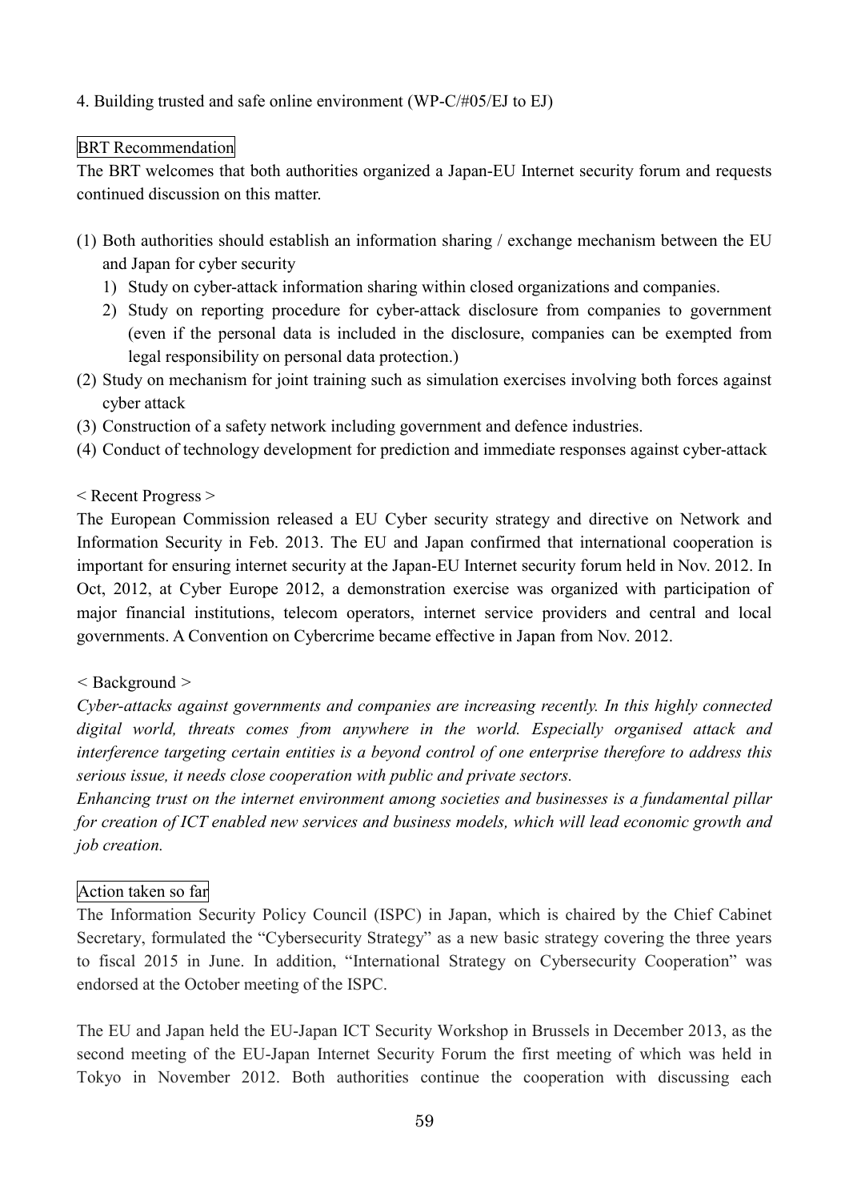4. Building trusted and safe online environment (WP-C/#05/EJ to EJ)

BRT Recommendation

The BRT welcomes that both authorities organized a Japan-EU Internet security forum and requests continued discussion on this matter.

(1) Both authorities should establish an information sharing / exchange mechanism between the EU and Japan for cyber security
   1) Study on cyber-attack information sharing within closed organizations and companies.
   2) Study on reporting procedure for cyber-attack disclosure from companies to government (even if the personal data is included in the disclosure, companies can be exempted from legal responsibility on personal data protection.)
(2) Study on mechanism for joint training such as simulation exercises involving both forces against cyber attack
(3) Construction of a safety network including government and defence industries.
(4) Conduct of technology development for prediction and immediate responses against cyber-attack

< Recent Progress >

The European Commission released a EU Cyber security strategy and directive on Network and Information Security in Feb. 2013. The EU and Japan confirmed that international cooperation is important for ensuring internet security at the Japan-EU Internet security forum held in Nov. 2012. In Oct, 2012, at Cyber Europe 2012, a demonstration exercise was organized with participation of major financial institutions, telecom operators, internet service providers and central and local governments. A Convention on Cybercrime became effective in Japan from Nov. 2012.

< Background >

*Cyber-attacks against governments and companies are increasing recently. In this highly connected digital world, threats comes from anywhere in the world. Especially organised attack and interference targeting certain entities is a beyond control of one enterprise therefore to address this serious issue, it needs close cooperation with public and private sectors.*

*Enhancing trust on the internet environment among societies and businesses is a fundamental pillar for creation of ICT enabled new services and business models, which will lead economic growth and job creation.*

Action taken so far

The Information Security Policy Council (ISPC) in Japan, which is chaired by the Chief Cabinet Secretary, formulated the "Cybersecurity Strategy" as a new basic strategy covering the three years to fiscal 2015 in June. In addition, "International Strategy on Cybersecurity Cooperation" was endorsed at the October meeting of the ISPC.

The EU and Japan held the EU-Japan ICT Security Workshop in Brussels in December 2013, as the second meeting of the EU-Japan Internet Security Forum the first meeting of which was held in Tokyo in November 2012. Both authorities continue the cooperation with discussing each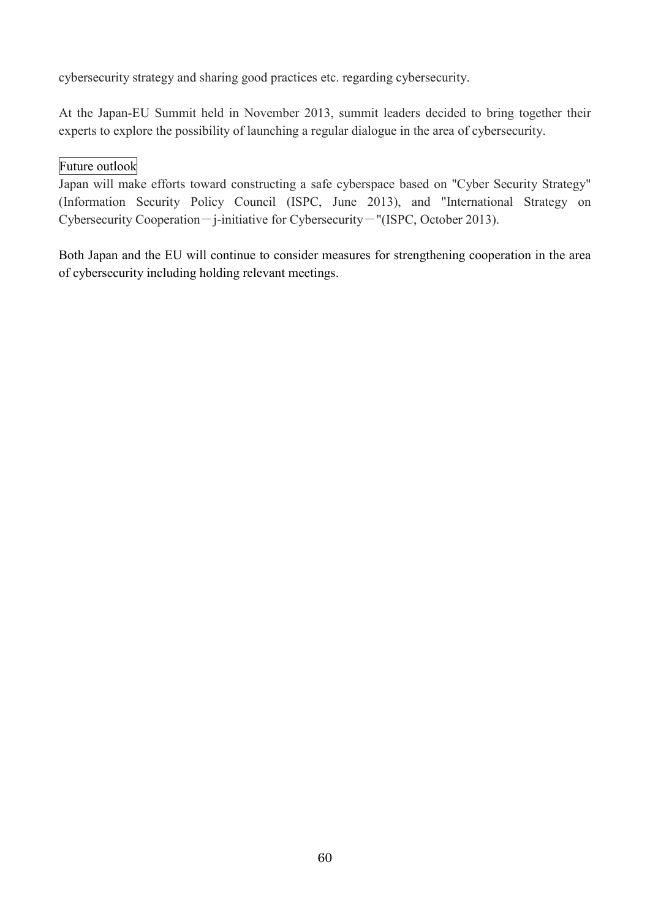cybersecurity strategy and sharing good practices etc. regarding cybersecurity.

At the Japan-EU Summit held in November 2013, summit leaders decided to bring together their experts to explore the possibility of launching a regular dialogue in the area of cybersecurity.

Future outlook

Japan will make efforts toward constructing a safe cyberspace based on "Cyber Security Strategy" (Information Security Policy Council (ISPC, June 2013), and "International Strategy on Cybersecurity Cooperation－j-initiative for Cybersecurity－"(ISPC, October 2013).

Both Japan and the EU will continue to consider measures for strengthening cooperation in the area of cybersecurity including holding relevant meetings.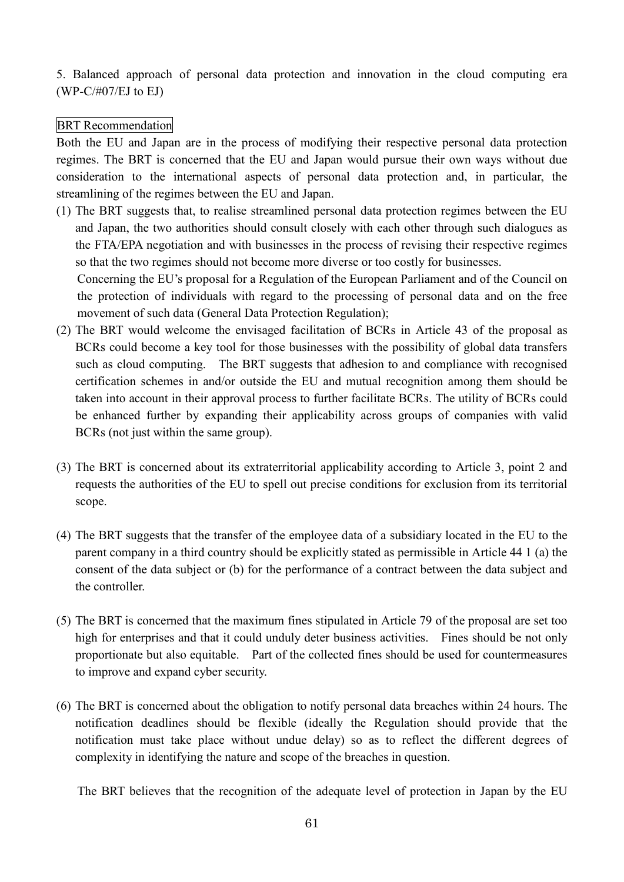5. Balanced approach of personal data protection and innovation in the cloud computing era (WP-C/#07/EJ to EJ)

BRT Recommendation

Both the EU and Japan are in the process of modifying their respective personal data protection regimes. The BRT is concerned that the EU and Japan would pursue their own ways without due consideration to the international aspects of personal data protection and, in particular, the streamlining of the regimes between the EU and Japan.

(1) The BRT suggests that, to realise streamlined personal data protection regimes between the EU and Japan, the two authorities should consult closely with each other through such dialogues as the FTA/EPA negotiation and with businesses in the process of revising their respective regimes so that the two regimes should not become more diverse or too costly for businesses.

Concerning the EU's proposal for a Regulation of the European Parliament and of the Council on the protection of individuals with regard to the processing of personal data and on the free movement of such data (General Data Protection Regulation);

(2) The BRT would welcome the envisaged facilitation of BCRs in Article 43 of the proposal as BCRs could become a key tool for those businesses with the possibility of global data transfers such as cloud computing. The BRT suggests that adhesion to and compliance with recognised certification schemes in and/or outside the EU and mutual recognition among them should be taken into account in their approval process to further facilitate BCRs. The utility of BCRs could be enhanced further by expanding their applicability across groups of companies with valid BCRs (not just within the same group).

(3) The BRT is concerned about its extraterritorial applicability according to Article 3, point 2 and requests the authorities of the EU to spell out precise conditions for exclusion from its territorial scope.

(4) The BRT suggests that the transfer of the employee data of a subsidiary located in the EU to the parent company in a third country should be explicitly stated as permissible in Article 44 1 (a) the consent of the data subject or (b) for the performance of a contract between the data subject and the controller.

(5) The BRT is concerned that the maximum fines stipulated in Article 79 of the proposal are set too high for enterprises and that it could unduly deter business activities. Fines should be not only proportionate but also equitable. Part of the collected fines should be used for countermeasures to improve and expand cyber security.

(6) The BRT is concerned about the obligation to notify personal data breaches within 24 hours. The notification deadlines should be flexible (ideally the Regulation should provide that the notification must take place without undue delay) so as to reflect the different degrees of complexity in identifying the nature and scope of the breaches in question.

The BRT believes that the recognition of the adequate level of protection in Japan by the EU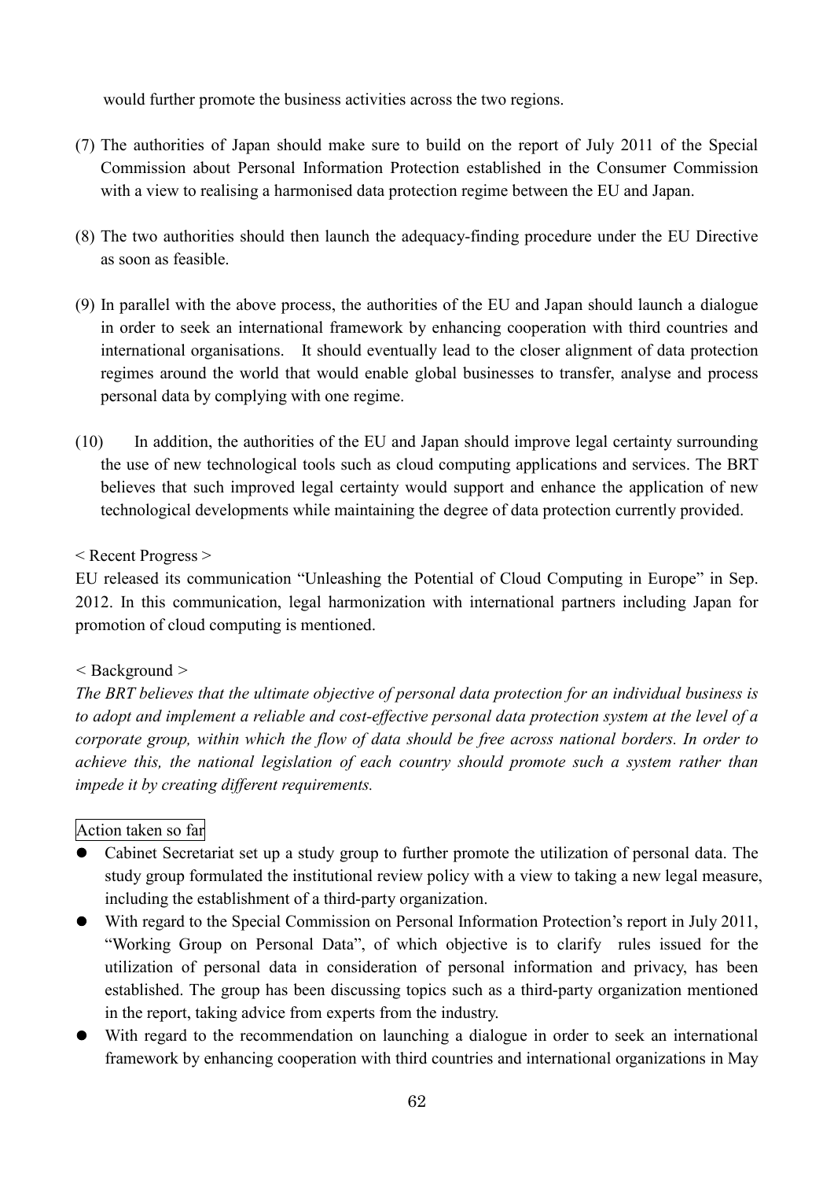would further promote the business activities across the two regions.

(7) The authorities of Japan should make sure to build on the report of July 2011 of the Special Commission about Personal Information Protection established in the Consumer Commission with a view to realising a harmonised data protection regime between the EU and Japan.

(8) The two authorities should then launch the adequacy-finding procedure under the EU Directive as soon as feasible.

(9) In parallel with the above process, the authorities of the EU and Japan should launch a dialogue in order to seek an international framework by enhancing cooperation with third countries and international organisations. It should eventually lead to the closer alignment of data protection regimes around the world that would enable global businesses to transfer, analyse and process personal data by complying with one regime.

(10) In addition, the authorities of the EU and Japan should improve legal certainty surrounding the use of new technological tools such as cloud computing applications and services. The BRT believes that such improved legal certainty would support and enhance the application of new technological developments while maintaining the degree of data protection currently provided.

< Recent Progress >

EU released its communication "Unleashing the Potential of Cloud Computing in Europe" in Sep. 2012. In this communication, legal harmonization with international partners including Japan for promotion of cloud computing is mentioned.

< Background >

*The BRT believes that the ultimate objective of personal data protection for an individual business is to adopt and implement a reliable and cost-effective personal data protection system at the level of a corporate group, within which the flow of data should be free across national borders. In order to achieve this, the national legislation of each country should promote such a system rather than impede it by creating different requirements.*

Action taken so far

- Cabinet Secretariat set up a study group to further promote the utilization of personal data. The study group formulated the institutional review policy with a view to taking a new legal measure, including the establishment of a third-party organization.
- With regard to the Special Commission on Personal Information Protection's report in July 2011, "Working Group on Personal Data", of which objective is to clarify rules issued for the utilization of personal data in consideration of personal information and privacy, has been established. The group has been discussing topics such as a third-party organization mentioned in the report, taking advice from experts from the industry.
- With regard to the recommendation on launching a dialogue in order to seek an international framework by enhancing cooperation with third countries and international organizations in May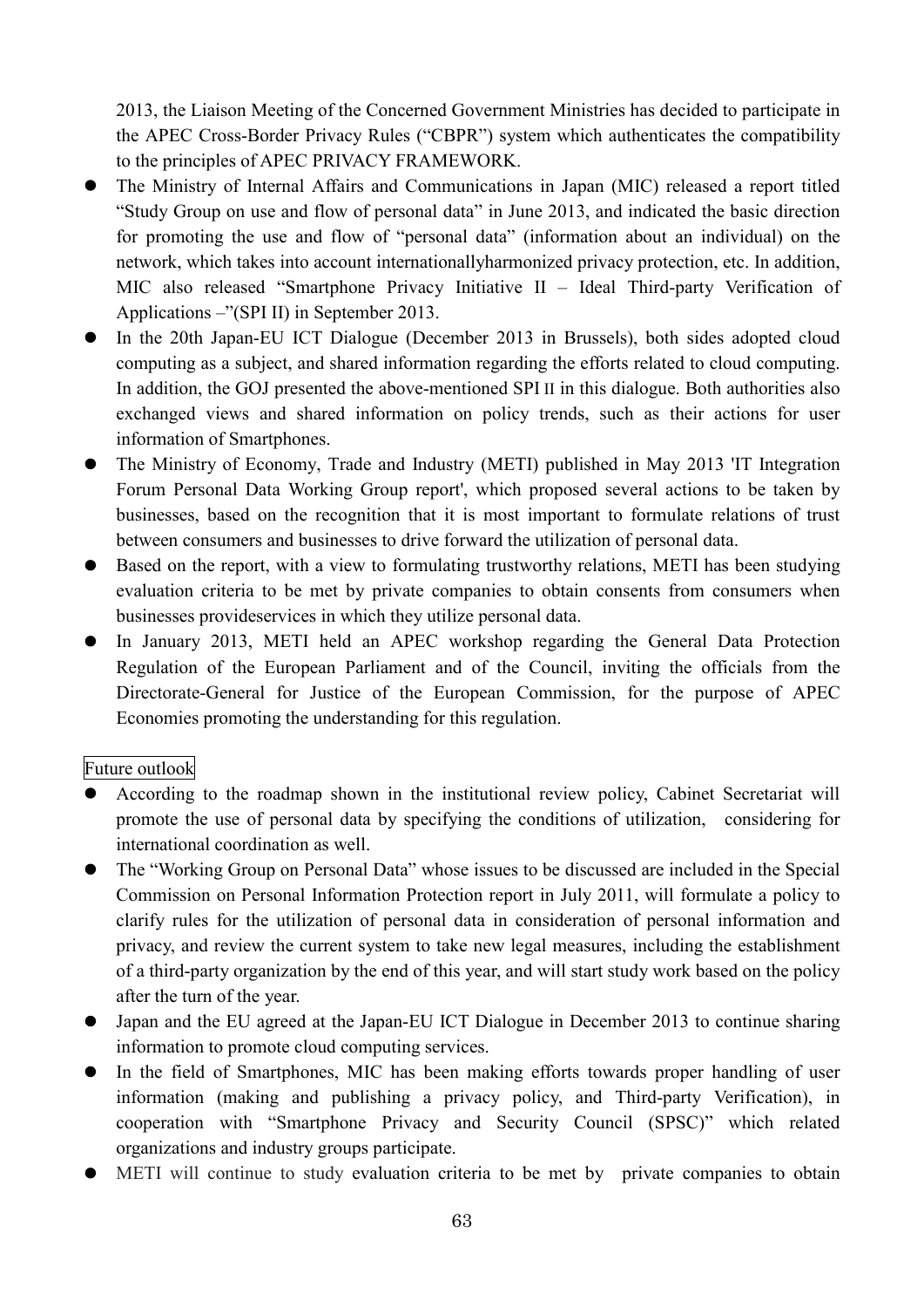2013, the Liaison Meeting of the Concerned Government Ministries has decided to participate in the APEC Cross-Border Privacy Rules (“CBPR”) system which authenticates the compatibility to the principles of APEC PRIVACY FRAMEWORK.

- The Ministry of Internal Affairs and Communications in Japan (MIC) released a report titled “Study Group on use and flow of personal data” in June 2013, and indicated the basic direction for promoting the use and flow of “personal data” (information about an individual) on the network, which takes into account internationallyharmonized privacy protection, etc. In addition, MIC also released “Smartphone Privacy Initiative II – Ideal Third-party Verification of Applications –”(SPI II) in September 2013.
- In the 20th Japan-EU ICT Dialogue (December 2013 in Brussels), both sides adopted cloud computing as a subject, and shared information regarding the efforts related to cloud computing. In addition, the GOJ presented the above-mentioned SPI II in this dialogue. Both authorities also exchanged views and shared information on policy trends, such as their actions for user information of Smartphones.
- The Ministry of Economy, Trade and Industry (METI) published in May 2013 'IT Integration Forum Personal Data Working Group report', which proposed several actions to be taken by businesses, based on the recognition that it is most important to formulate relations of trust between consumers and businesses to drive forward the utilization of personal data.
- Based on the report, with a view to formulating trustworthy relations, METI has been studying evaluation criteria to be met by private companies to obtain consents from consumers when businesses provideservices in which they utilize personal data.
- In January 2013, METI held an APEC workshop regarding the General Data Protection Regulation of the European Parliament and of the Council, inviting the officials from the Directorate-General for Justice of the European Commission, for the purpose of APEC Economies promoting the understanding for this regulation.

Future outlook

- According to the roadmap shown in the institutional review policy, Cabinet Secretariat will promote the use of personal data by specifying the conditions of utilization, considering for international coordination as well.
- The “Working Group on Personal Data” whose issues to be discussed are included in the Special Commission on Personal Information Protection report in July 2011, will formulate a policy to clarify rules for the utilization of personal data in consideration of personal information and privacy, and review the current system to take new legal measures, including the establishment of a third-party organization by the end of this year, and will start study work based on the policy after the turn of the year.
- Japan and the EU agreed at the Japan-EU ICT Dialogue in December 2013 to continue sharing information to promote cloud computing services.
- In the field of Smartphones, MIC has been making efforts towards proper handling of user information (making and publishing a privacy policy, and Third-party Verification), in cooperation with “Smartphone Privacy and Security Council (SPSC)” which related organizations and industry groups participate.
- METI will continue to study evaluation criteria to be met by private companies to obtain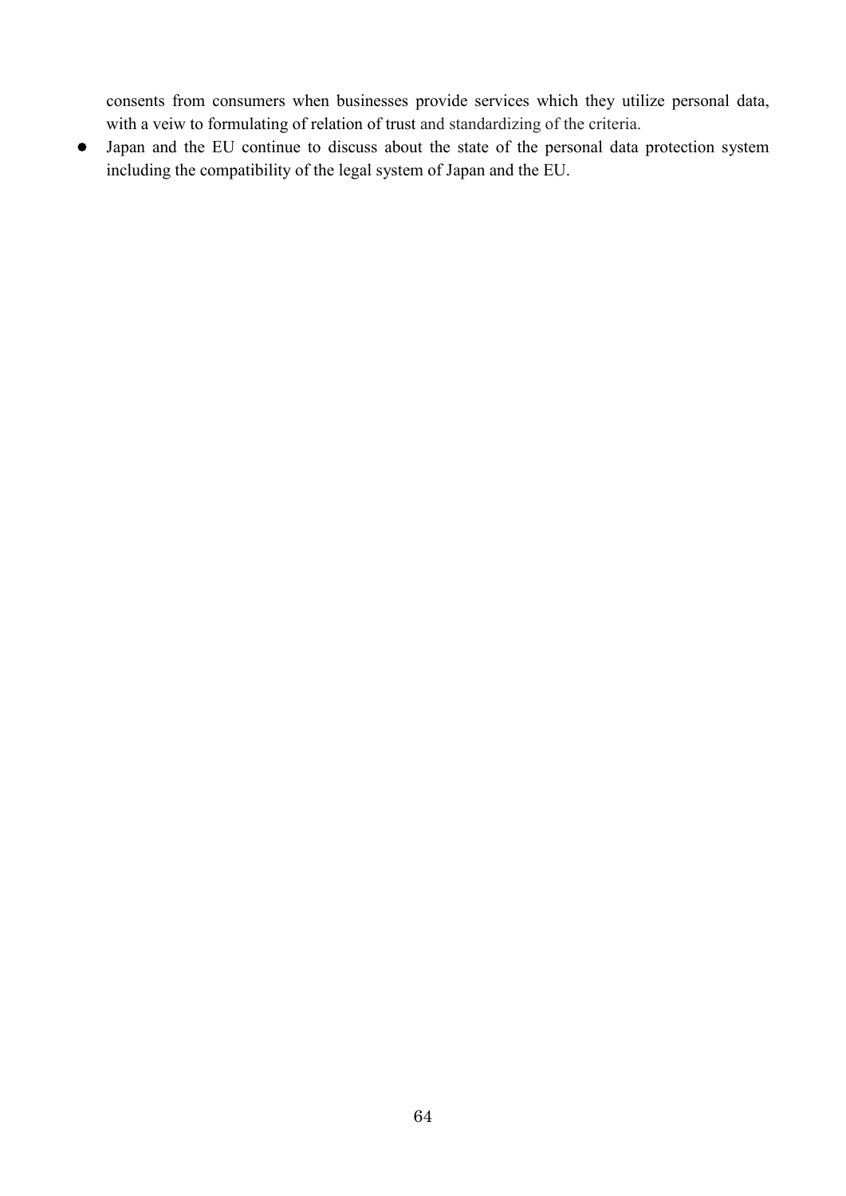consents from consumers when businesses provide services which they utilize personal data, with a veiw to formulating of relation of trust and standardizing of the criteria.

- Japan and the EU continue to discuss about the state of the personal data protection system including the compatibility of the legal system of Japan and the EU.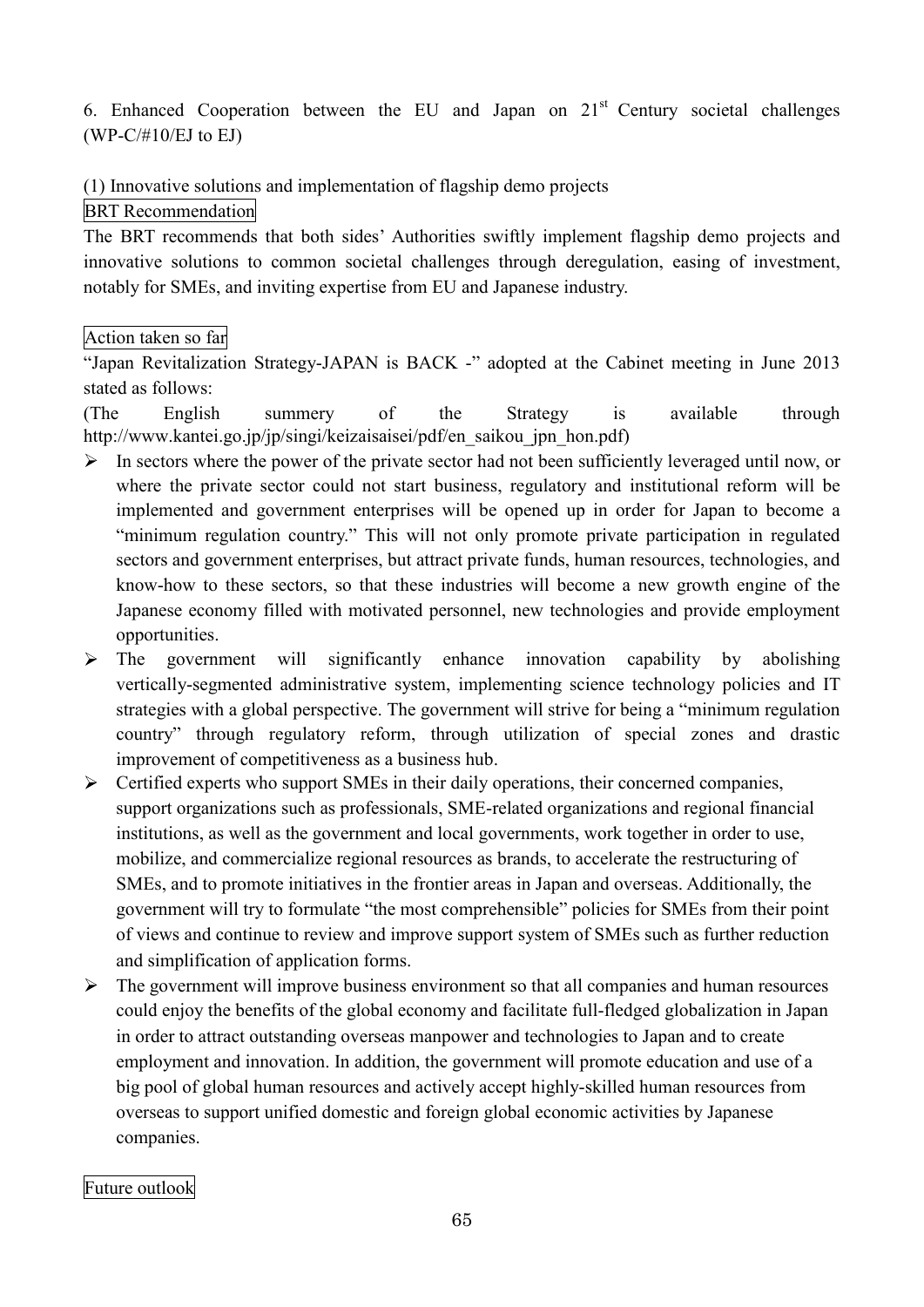6. Enhanced Cooperation between the EU and Japan on 21st Century societal challenges (WP-C/#10/EJ to EJ)

(1) Innovative solutions and implementation of flagship demo projects

BRT Recommendation

The BRT recommends that both sides' Authorities swiftly implement flagship demo projects and innovative solutions to common societal challenges through deregulation, easing of investment, notably for SMEs, and inviting expertise from EU and Japanese industry.

Action taken so far

"Japan Revitalization Strategy-JAPAN is BACK -" adopted at the Cabinet meeting in June 2013 stated as follows:

(The English summery of the Strategy is available through http://www.kantei.go.jp/jp/singi/keizaisaisei/pdf/en_saikou_jpn_hon.pdf)

- In sectors where the power of the private sector had not been sufficiently leveraged until now, or where the private sector could not start business, regulatory and institutional reform will be implemented and government enterprises will be opened up in order for Japan to become a "minimum regulation country." This will not only promote private participation in regulated sectors and government enterprises, but attract private funds, human resources, technologies, and know-how to these sectors, so that these industries will become a new growth engine of the Japanese economy filled with motivated personnel, new technologies and provide employment opportunities.
- The government will significantly enhance innovation capability by abolishing vertically-segmented administrative system, implementing science technology policies and IT strategies with a global perspective. The government will strive for being a "minimum regulation country" through regulatory reform, through utilization of special zones and drastic improvement of competitiveness as a business hub.
- Certified experts who support SMEs in their daily operations, their concerned companies, support organizations such as professionals, SME-related organizations and regional financial institutions, as well as the government and local governments, work together in order to use, mobilize, and commercialize regional resources as brands, to accelerate the restructuring of SMEs, and to promote initiatives in the frontier areas in Japan and overseas. Additionally, the government will try to formulate "the most comprehensible" policies for SMEs from their point of views and continue to review and improve support system of SMEs such as further reduction and simplification of application forms.
- The government will improve business environment so that all companies and human resources could enjoy the benefits of the global economy and facilitate full-fledged globalization in Japan in order to attract outstanding overseas manpower and technologies to Japan and to create employment and innovation. In addition, the government will promote education and use of a big pool of global human resources and actively accept highly-skilled human resources from overseas to support unified domestic and foreign global economic activities by Japanese companies.

Future outlook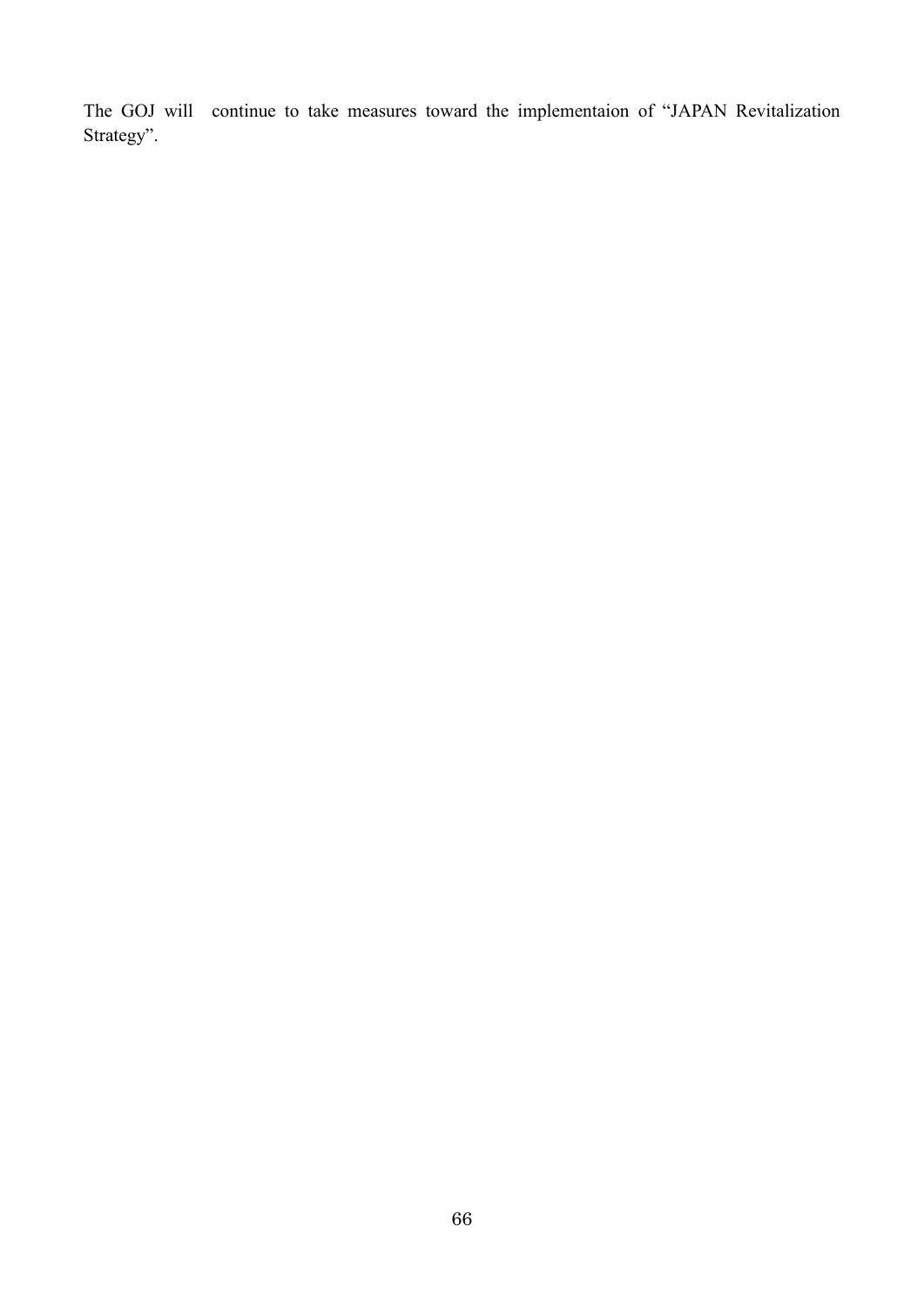The GOJ will continue to take measures toward the implementaion of "JAPAN Revitalization Strategy".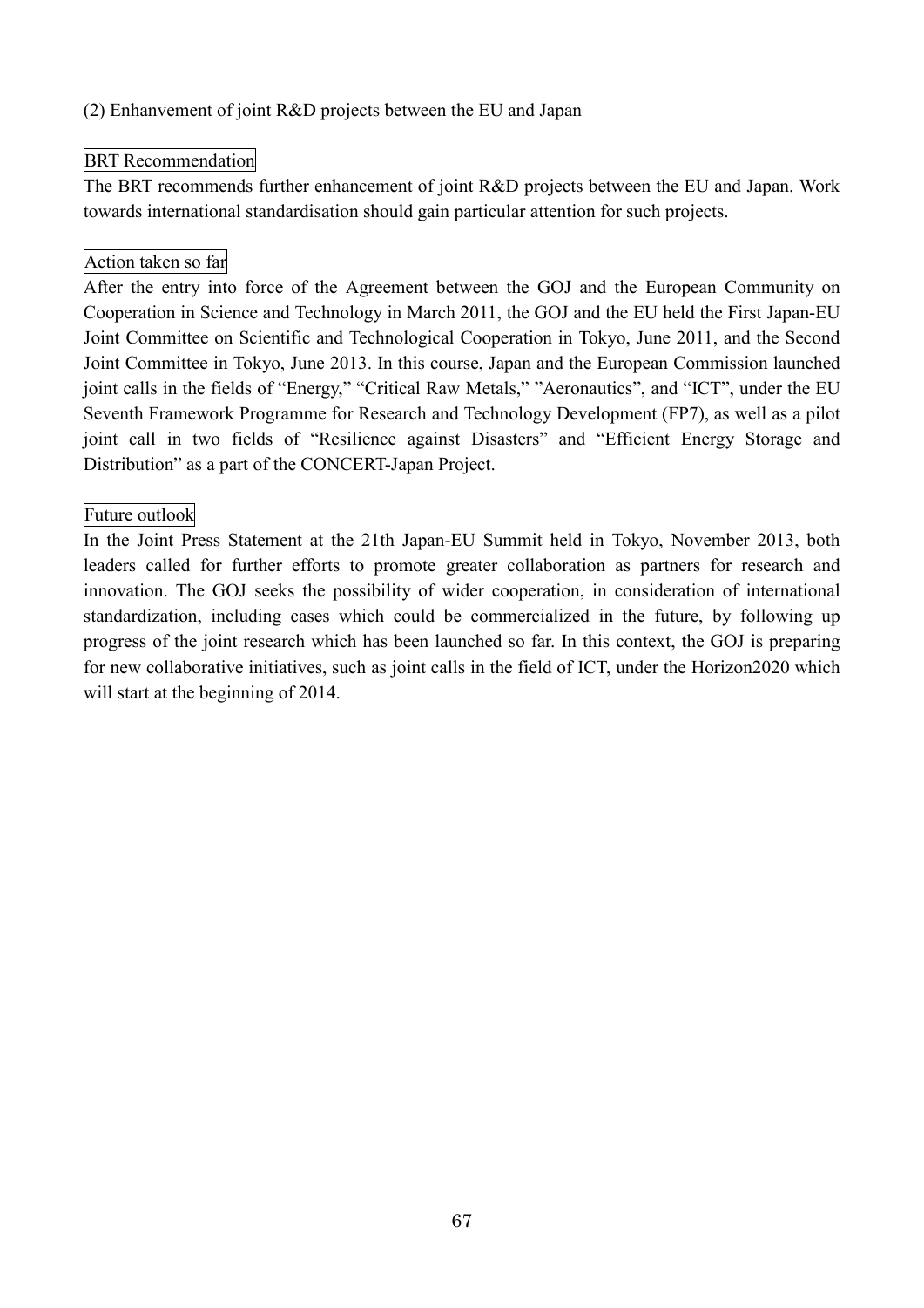(2) Enhanvement of joint R&D projects between the EU and Japan

BRT Recommendation

The BRT recommends further enhancement of joint R&D projects between the EU and Japan. Work towards international standardisation should gain particular attention for such projects.

Action taken so far

After the entry into force of the Agreement between the GOJ and the European Community on Cooperation in Science and Technology in March 2011, the GOJ and the EU held the First Japan-EU Joint Committee on Scientific and Technological Cooperation in Tokyo, June 2011, and the Second Joint Committee in Tokyo, June 2013. In this course, Japan and the European Commission launched joint calls in the fields of "Energy," "Critical Raw Metals," "Aeronautics", and "ICT", under the EU Seventh Framework Programme for Research and Technology Development (FP7), as well as a pilot joint call in two fields of "Resilience against Disasters" and "Efficient Energy Storage and Distribution" as a part of the CONCERT-Japan Project.

Future outlook

In the Joint Press Statement at the 21th Japan-EU Summit held in Tokyo, November 2013, both leaders called for further efforts to promote greater collaboration as partners for research and innovation. The GOJ seeks the possibility of wider cooperation, in consideration of international standardization, including cases which could be commercialized in the future, by following up progress of the joint research which has been launched so far. In this context, the GOJ is preparing for new collaborative initiatives, such as joint calls in the field of ICT, under the Horizon2020 which will start at the beginning of 2014.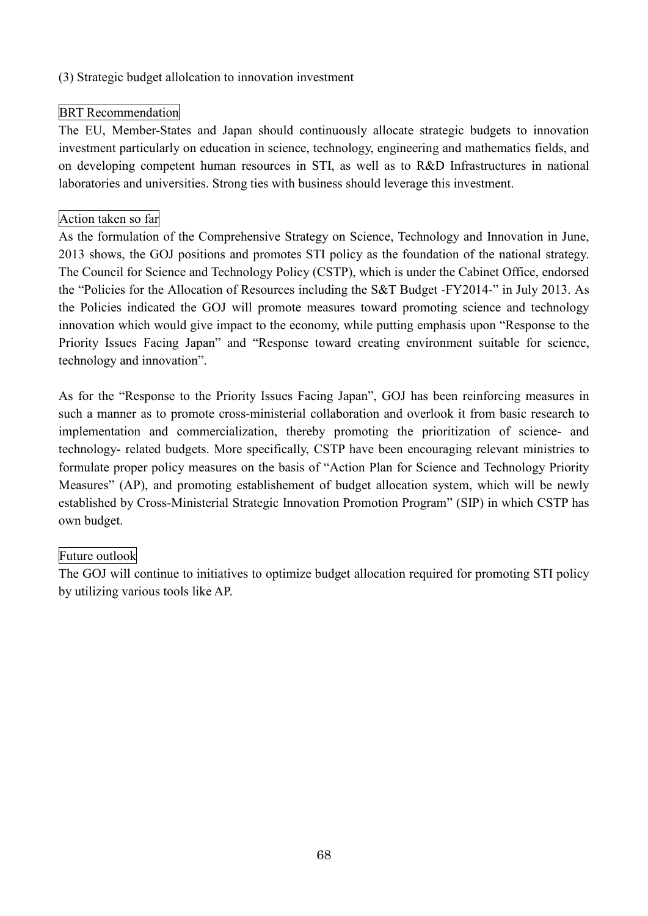### (3) Strategic budget allolcation to innovation investment

BRT Recommendation

The EU, Member-States and Japan should continuously allocate strategic budgets to innovation investment particularly on education in science, technology, engineering and mathematics fields, and on developing competent human resources in STI, as well as to R&D Infrastructures in national laboratories and universities. Strong ties with business should leverage this investment.

Action taken so far

As the formulation of the Comprehensive Strategy on Science, Technology and Innovation in June, 2013 shows, the GOJ positions and promotes STI policy as the foundation of the national strategy. The Council for Science and Technology Policy (CSTP), which is under the Cabinet Office, endorsed the "Policies for the Allocation of Resources including the S&T Budget -FY2014-" in July 2013. As the Policies indicated the GOJ will promote measures toward promoting science and technology innovation which would give impact to the economy, while putting emphasis upon "Response to the Priority Issues Facing Japan" and "Response toward creating environment suitable for science, technology and innovation".

As for the "Response to the Priority Issues Facing Japan", GOJ has been reinforcing measures in such a manner as to promote cross-ministerial collaboration and overlook it from basic research to implementation and commercialization, thereby promoting the prioritization of science- and technology- related budgets. More specifically, CSTP have been encouraging relevant ministries to formulate proper policy measures on the basis of "Action Plan for Science and Technology Priority Measures" (AP), and promoting establishement of budget allocation system, which will be newly established by Cross-Ministerial Strategic Innovation Promotion Program" (SIP) in which CSTP has own budget.

Future outlook

The GOJ will continue to initiatives to optimize budget allocation required for promoting STI policy by utilizing various tools like AP.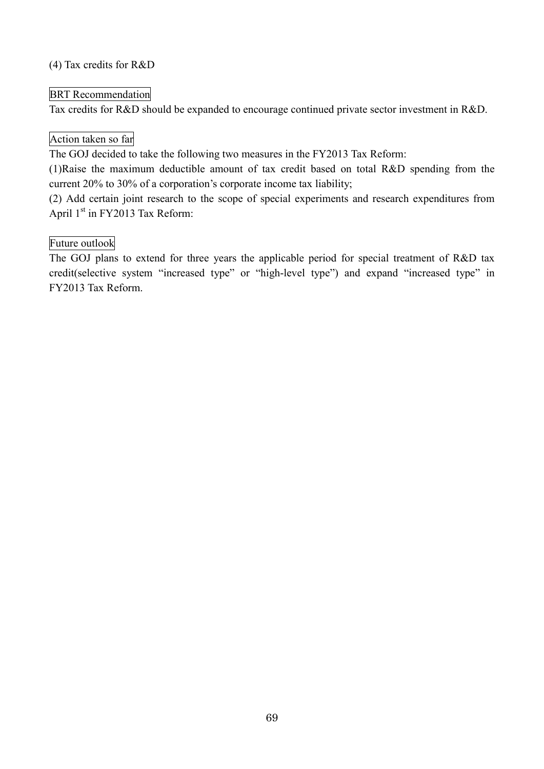### (4) Tax credits for R&D

BRT Recommendation

Tax credits for R&D should be expanded to encourage continued private sector investment in R&D.

Action taken so far

The GOJ decided to take the following two measures in the FY2013 Tax Reform:

(1)Raise the maximum deductible amount of tax credit based on total R&D spending from the current 20% to 30% of a corporation's corporate income tax liability;

(2) Add certain joint research to the scope of special experiments and research expenditures from April 1st in FY2013 Tax Reform:

Future outlook

The GOJ plans to extend for three years the applicable period for special treatment of R&D tax credit(selective system "increased type" or "high-level type") and expand "increased type" in FY2013 Tax Reform.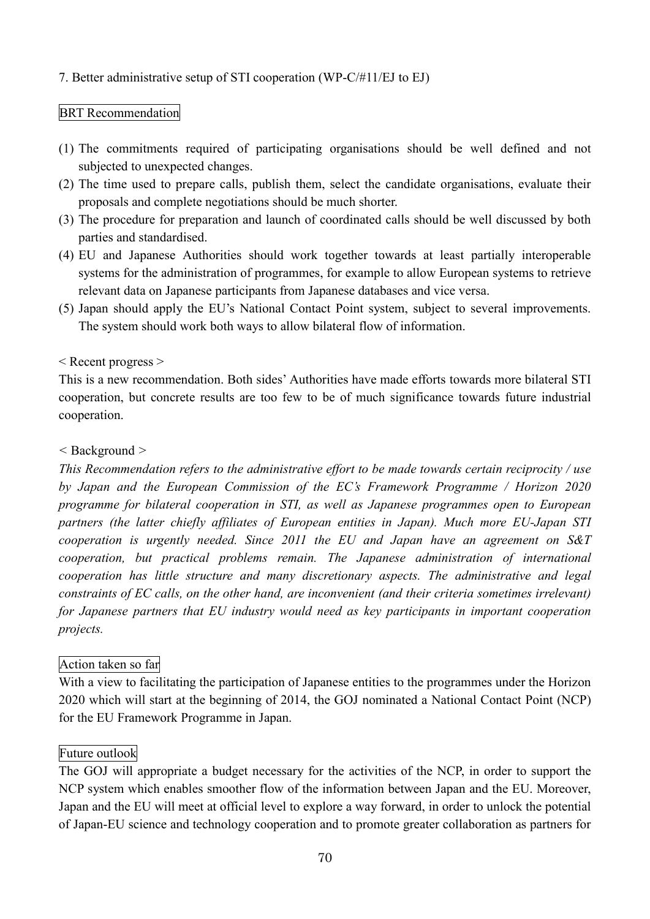## 7. Better administrative setup of STI cooperation (WP-C/#11/EJ to EJ)

### BRT Recommendation

(1) The commitments required of participating organisations should be well defined and not subjected to unexpected changes.
(2) The time used to prepare calls, publish them, select the candidate organisations, evaluate their proposals and complete negotiations should be much shorter.
(3) The procedure for preparation and launch of coordinated calls should be well discussed by both parties and standardised.
(4) EU and Japanese Authorities should work together towards at least partially interoperable systems for the administration of programmes, for example to allow European systems to retrieve relevant data on Japanese participants from Japanese databases and vice versa.
(5) Japan should apply the EU's National Contact Point system, subject to several improvements. The system should work both ways to allow bilateral flow of information.

< Recent progress >
This is a new recommendation. Both sides' Authorities have made efforts towards more bilateral STI cooperation, but concrete results are too few to be of much significance towards future industrial cooperation.

< Background >
*This Recommendation refers to the administrative effort to be made towards certain reciprocity / use by Japan and the European Commission of the EC's Framework Programme / Horizon 2020 programme for bilateral cooperation in STI, as well as Japanese programmes open to European partners (the latter chiefly affiliates of European entities in Japan). Much more EU-Japan STI cooperation is urgently needed. Since 2011 the EU and Japan have an agreement on S&T cooperation, but practical problems remain. The Japanese administration of international cooperation has little structure and many discretionary aspects. The administrative and legal constraints of EC calls, on the other hand, are inconvenient (and their criteria sometimes irrelevant) for Japanese partners that EU industry would need as key participants in important cooperation projects.*

### Action taken so far

With a view to facilitating the participation of Japanese entities to the programmes under the Horizon 2020 which will start at the beginning of 2014, the GOJ nominated a National Contact Point (NCP) for the EU Framework Programme in Japan.

### Future outlook

The GOJ will appropriate a budget necessary for the activities of the NCP, in order to support the NCP system which enables smoother flow of the information between Japan and the EU. Moreover, Japan and the EU will meet at official level to explore a way forward, in order to unlock the potential of Japan-EU science and technology cooperation and to promote greater collaboration as partners for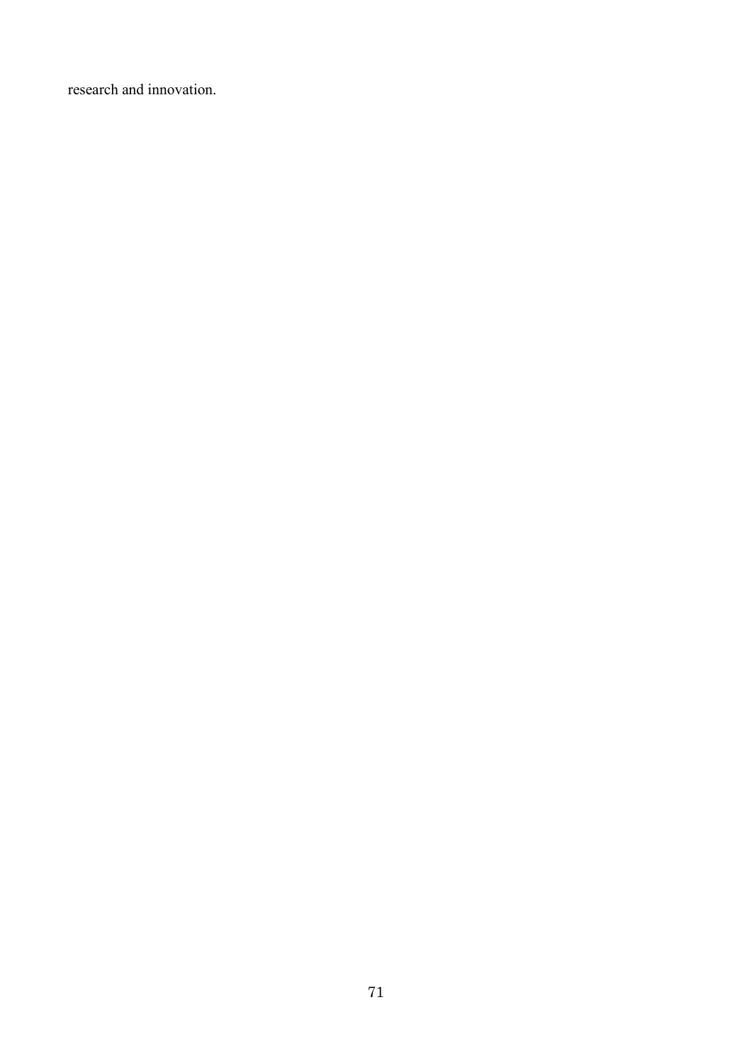research and innovation.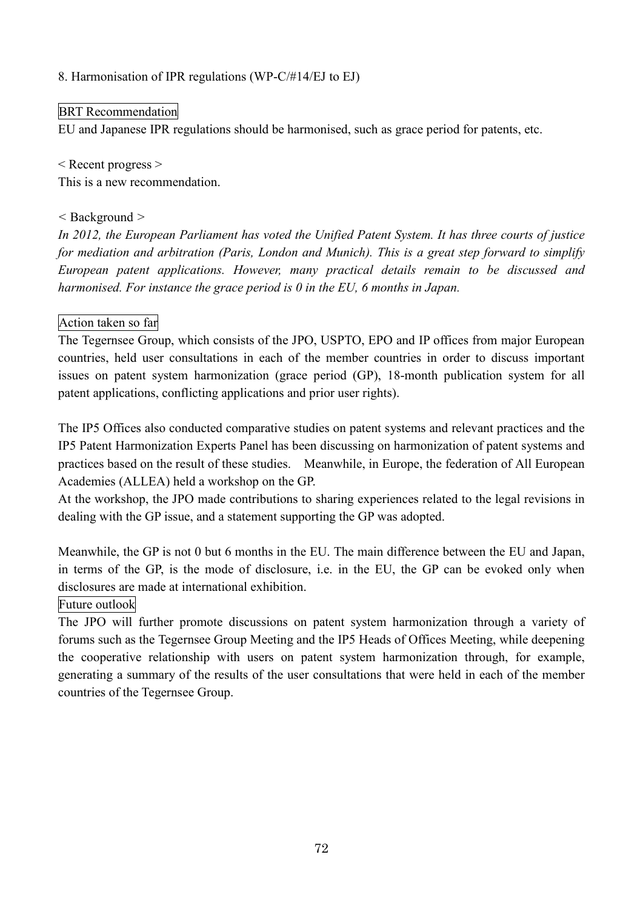8. Harmonisation of IPR regulations (WP-C/#14/EJ to EJ)

BRT Recommendation

EU and Japanese IPR regulations should be harmonised, such as grace period for patents, etc.

< Recent progress >

This is a new recommendation.

< Background >

*In 2012, the European Parliament has voted the Unified Patent System. It has three courts of justice for mediation and arbitration (Paris, London and Munich). This is a great step forward to simplify European patent applications. However, many practical details remain to be discussed and harmonised. For instance the grace period is 0 in the EU, 6 months in Japan.*

Action taken so far

The Tegernsee Group, which consists of the JPO, USPTO, EPO and IP offices from major European countries, held user consultations in each of the member countries in order to discuss important issues on patent system harmonization (grace period (GP), 18-month publication system for all patent applications, conflicting applications and prior user rights).

The IP5 Offices also conducted comparative studies on patent systems and relevant practices and the IP5 Patent Harmonization Experts Panel has been discussing on harmonization of patent systems and practices based on the result of these studies. Meanwhile, in Europe, the federation of All European Academies (ALLEA) held a workshop on the GP.
At the workshop, the JPO made contributions to sharing experiences related to the legal revisions in dealing with the GP issue, and a statement supporting the GP was adopted.

Meanwhile, the GP is not 0 but 6 months in the EU. The main difference between the EU and Japan, in terms of the GP, is the mode of disclosure, i.e. in the EU, the GP can be evoked only when disclosures are made at international exhibition.

Future outlook

The JPO will further promote discussions on patent system harmonization through a variety of forums such as the Tegernsee Group Meeting and the IP5 Heads of Offices Meeting, while deepening the cooperative relationship with users on patent system harmonization through, for example, generating a summary of the results of the user consultations that were held in each of the member countries of the Tegernsee Group.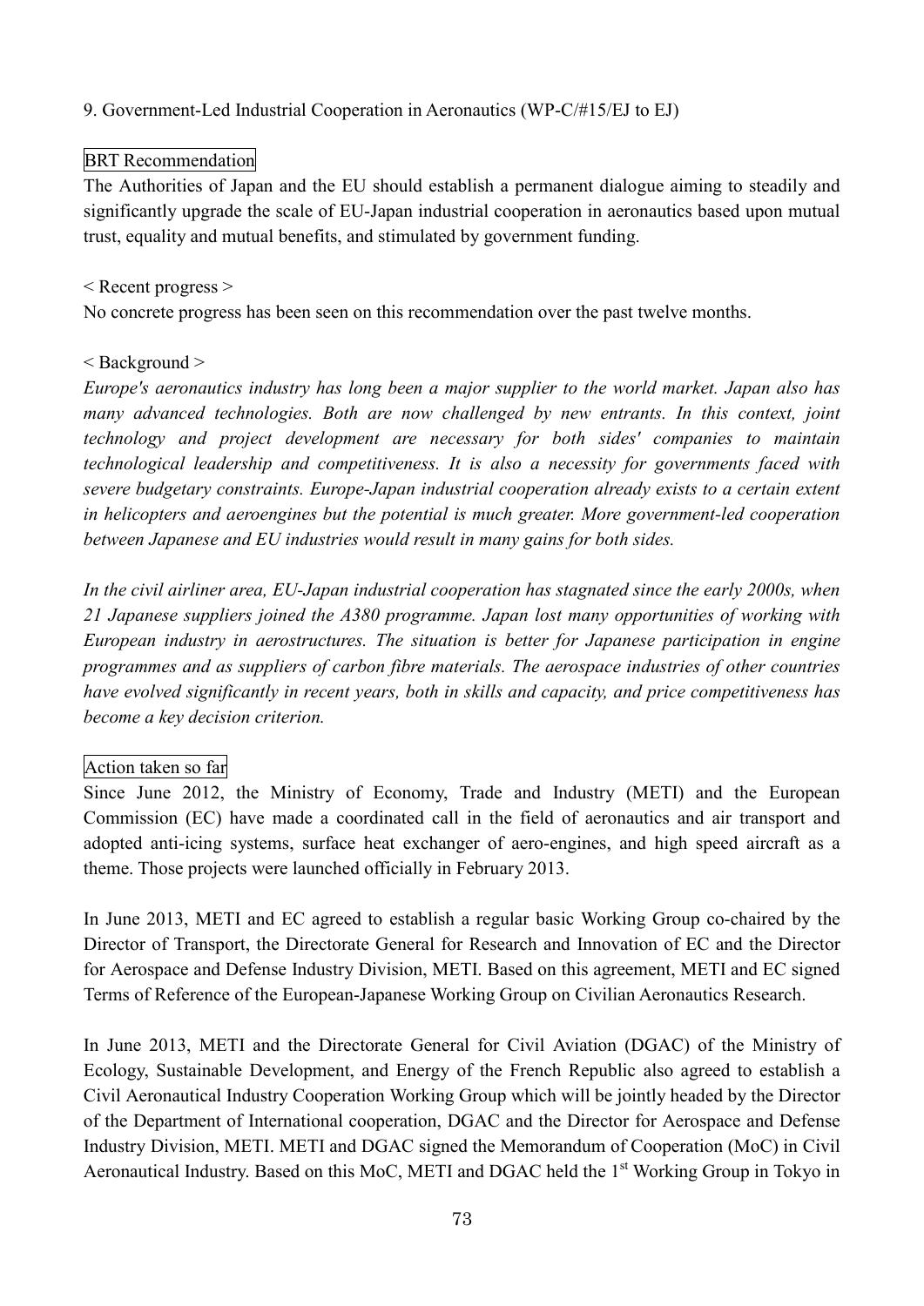9. Government-Led Industrial Cooperation in Aeronautics (WP-C/#15/EJ to EJ)

BRT Recommendation

The Authorities of Japan and the EU should establish a permanent dialogue aiming to steadily and significantly upgrade the scale of EU-Japan industrial cooperation in aeronautics based upon mutual trust, equality and mutual benefits, and stimulated by government funding.

< Recent progress >

No concrete progress has been seen on this recommendation over the past twelve months.

< Background >

*Europe's aeronautics industry has long been a major supplier to the world market. Japan also has many advanced technologies. Both are now challenged by new entrants. In this context, joint technology and project development are necessary for both sides' companies to maintain technological leadership and competitiveness. It is also a necessity for governments faced with severe budgetary constraints. Europe-Japan industrial cooperation already exists to a certain extent in helicopters and aeroengines but the potential is much greater. More government-led cooperation between Japanese and EU industries would result in many gains for both sides.*

*In the civil airliner area, EU-Japan industrial cooperation has stagnated since the early 2000s, when 21 Japanese suppliers joined the A380 programme. Japan lost many opportunities of working with European industry in aerostructures. The situation is better for Japanese participation in engine programmes and as suppliers of carbon fibre materials. The aerospace industries of other countries have evolved significantly in recent years, both in skills and capacity, and price competitiveness has become a key decision criterion.*

Action taken so far

Since June 2012, the Ministry of Economy, Trade and Industry (METI) and the European Commission (EC) have made a coordinated call in the field of aeronautics and air transport and adopted anti-icing systems, surface heat exchanger of aero-engines, and high speed aircraft as a theme. Those projects were launched officially in February 2013.

In June 2013, METI and EC agreed to establish a regular basic Working Group co-chaired by the Director of Transport, the Directorate General for Research and Innovation of EC and the Director for Aerospace and Defense Industry Division, METI. Based on this agreement, METI and EC signed Terms of Reference of the European-Japanese Working Group on Civilian Aeronautics Research.

In June 2013, METI and the Directorate General for Civil Aviation (DGAC) of the Ministry of Ecology, Sustainable Development, and Energy of the French Republic also agreed to establish a Civil Aeronautical Industry Cooperation Working Group which will be jointly headed by the Director of the Department of International cooperation, DGAC and the Director for Aerospace and Defense Industry Division, METI. METI and DGAC signed the Memorandum of Cooperation (MoC) in Civil Aeronautical Industry. Based on this MoC, METI and DGAC held the 1st Working Group in Tokyo in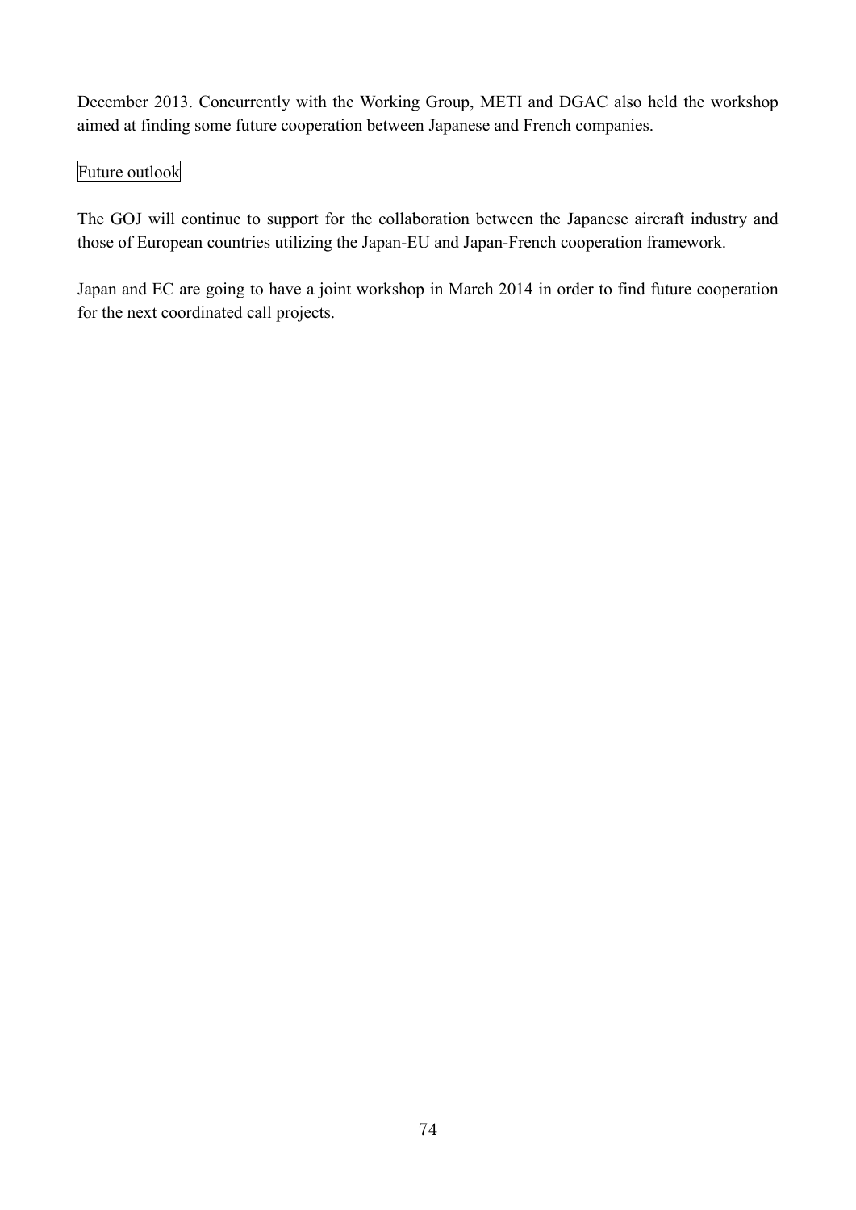December 2013. Concurrently with the Working Group, METI and DGAC also held the workshop aimed at finding some future cooperation between Japanese and French companies.

### Future outlook

The GOJ will continue to support for the collaboration between the Japanese aircraft industry and those of European countries utilizing the Japan-EU and Japan-French cooperation framework.

Japan and EC are going to have a joint workshop in March 2014 in order to find future cooperation for the next coordinated call projects.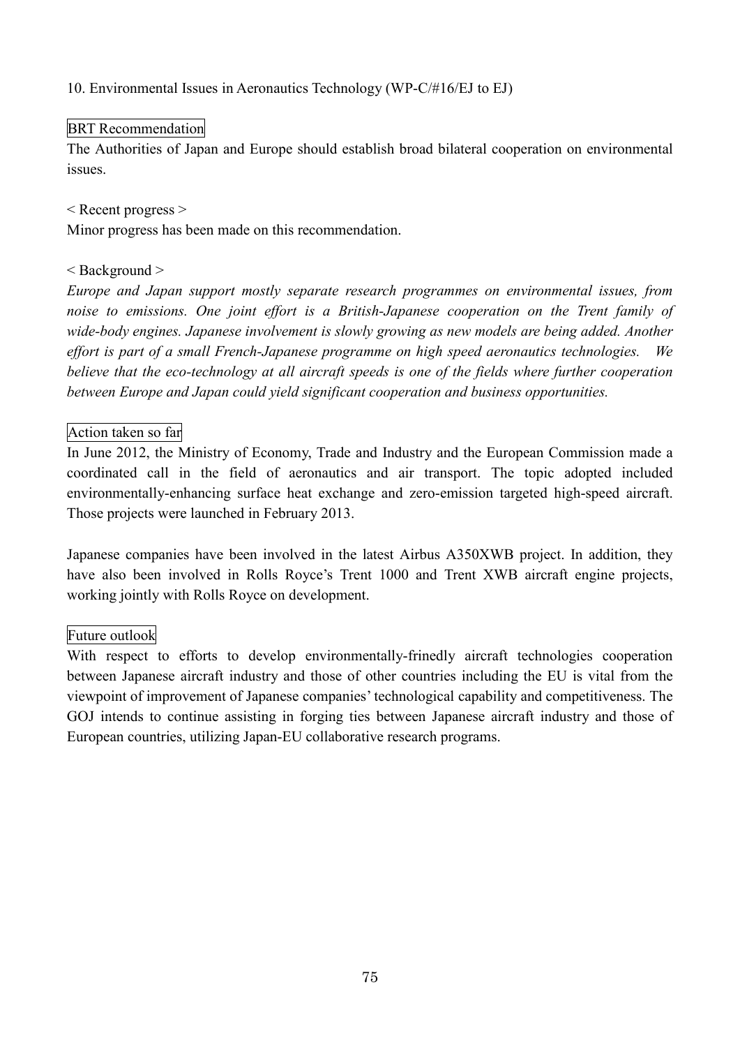## 10. Environmental Issues in Aeronautics Technology (WP-C/#16/EJ to EJ)

### BRT Recommendation

The Authorities of Japan and Europe should establish broad bilateral cooperation on environmental issues.

< Recent progress >

Minor progress has been made on this recommendation.

< Background >

*Europe and Japan support mostly separate research programmes on environmental issues, from noise to emissions. One joint effort is a British-Japanese cooperation on the Trent family of wide-body engines. Japanese involvement is slowly growing as new models are being added. Another effort is part of a small French-Japanese programme on high speed aeronautics technologies. We believe that the eco-technology at all aircraft speeds is one of the fields where further cooperation between Europe and Japan could yield significant cooperation and business opportunities.*

### Action taken so far

In June 2012, the Ministry of Economy, Trade and Industry and the European Commission made a coordinated call in the field of aeronautics and air transport. The topic adopted included environmentally-enhancing surface heat exchange and zero-emission targeted high-speed aircraft. Those projects were launched in February 2013.

Japanese companies have been involved in the latest Airbus A350XWB project. In addition, they have also been involved in Rolls Royce's Trent 1000 and Trent XWB aircraft engine projects, working jointly with Rolls Royce on development.

### Future outlook

With respect to efforts to develop environmentally-frinedly aircraft technologies cooperation between Japanese aircraft industry and those of other countries including the EU is vital from the viewpoint of improvement of Japanese companies' technological capability and competitiveness. The GOJ intends to continue assisting in forging ties between Japanese aircraft industry and those of European countries, utilizing Japan-EU collaborative research programs.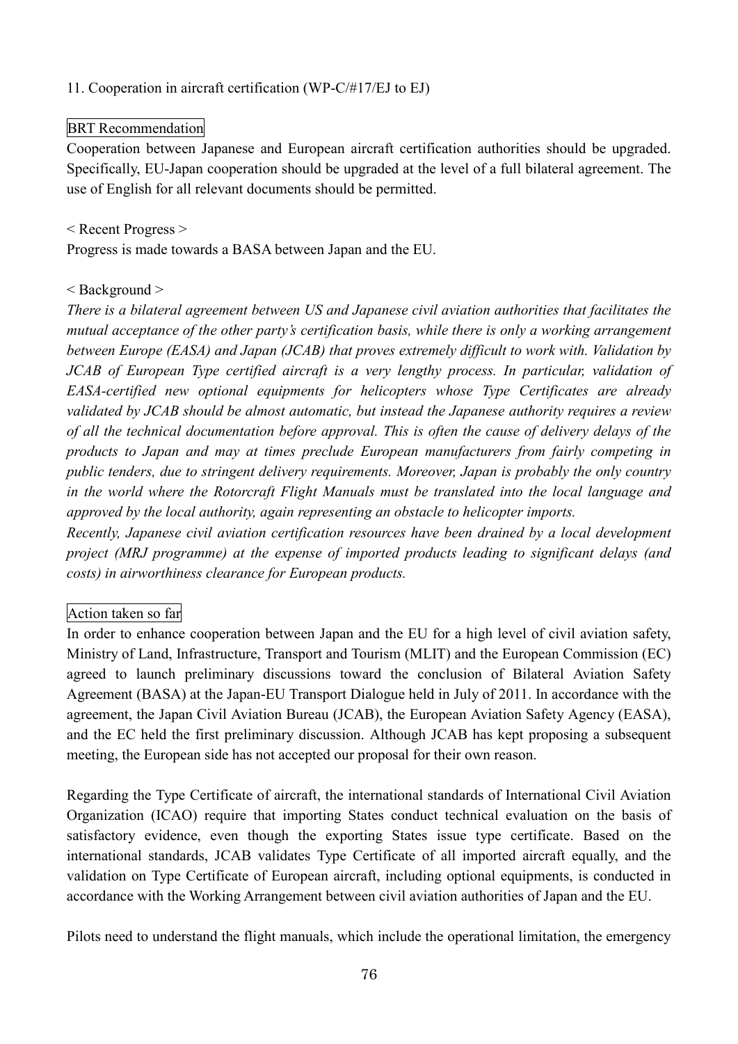## 11. Cooperation in aircraft certification (WP-C/#17/EJ to EJ)

BRT Recommendation

Cooperation between Japanese and European aircraft certification authorities should be upgraded. Specifically, EU-Japan cooperation should be upgraded at the level of a full bilateral agreement. The use of English for all relevant documents should be permitted.

< Recent Progress >

Progress is made towards a BASA between Japan and the EU.

< Background >

*There is a bilateral agreement between US and Japanese civil aviation authorities that facilitates the mutual acceptance of the other party's certification basis, while there is only a working arrangement between Europe (EASA) and Japan (JCAB) that proves extremely difficult to work with. Validation by JCAB of European Type certified aircraft is a very lengthy process. In particular, validation of EASA-certified new optional equipments for helicopters whose Type Certificates are already validated by JCAB should be almost automatic, but instead the Japanese authority requires a review of all the technical documentation before approval. This is often the cause of delivery delays of the products to Japan and may at times preclude European manufacturers from fairly competing in public tenders, due to stringent delivery requirements. Moreover, Japan is probably the only country in the world where the Rotorcraft Flight Manuals must be translated into the local language and approved by the local authority, again representing an obstacle to helicopter imports.*

*Recently, Japanese civil aviation certification resources have been drained by a local development project (MRJ programme) at the expense of imported products leading to significant delays (and costs) in airworthiness clearance for European products.*

Action taken so far

In order to enhance cooperation between Japan and the EU for a high level of civil aviation safety, Ministry of Land, Infrastructure, Transport and Tourism (MLIT) and the European Commission (EC) agreed to launch preliminary discussions toward the conclusion of Bilateral Aviation Safety Agreement (BASA) at the Japan-EU Transport Dialogue held in July of 2011. In accordance with the agreement, the Japan Civil Aviation Bureau (JCAB), the European Aviation Safety Agency (EASA), and the EC held the first preliminary discussion. Although JCAB has kept proposing a subsequent meeting, the European side has not accepted our proposal for their own reason.

Regarding the Type Certificate of aircraft, the international standards of International Civil Aviation Organization (ICAO) require that importing States conduct technical evaluation on the basis of satisfactory evidence, even though the exporting States issue type certificate. Based on the international standards, JCAB validates Type Certificate of all imported aircraft equally, and the validation on Type Certificate of European aircraft, including optional equipments, is conducted in accordance with the Working Arrangement between civil aviation authorities of Japan and the EU.

Pilots need to understand the flight manuals, which include the operational limitation, the emergency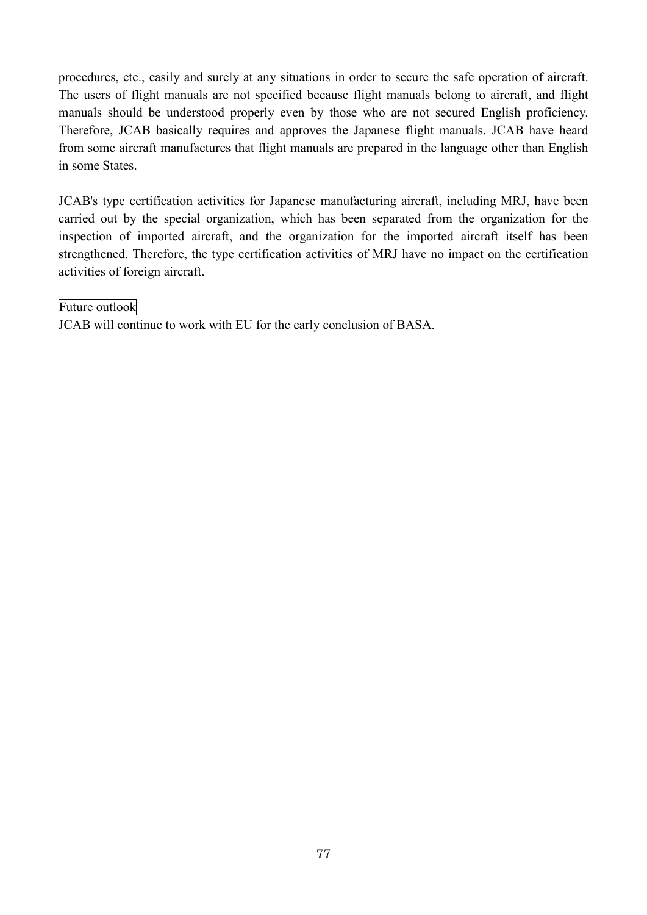procedures, etc., easily and surely at any situations in order to secure the safe operation of aircraft. The users of flight manuals are not specified because flight manuals belong to aircraft, and flight manuals should be understood properly even by those who are not secured English proficiency. Therefore, JCAB basically requires and approves the Japanese flight manuals. JCAB have heard from some aircraft manufactures that flight manuals are prepared in the language other than English in some States.

JCAB's type certification activities for Japanese manufacturing aircraft, including MRJ, have been carried out by the special organization, which has been separated from the organization for the inspection of imported aircraft, and the organization for the imported aircraft itself has been strengthened. Therefore, the type certification activities of MRJ have no impact on the certification activities of foreign aircraft.

Future outlook

JCAB will continue to work with EU for the early conclusion of BASA.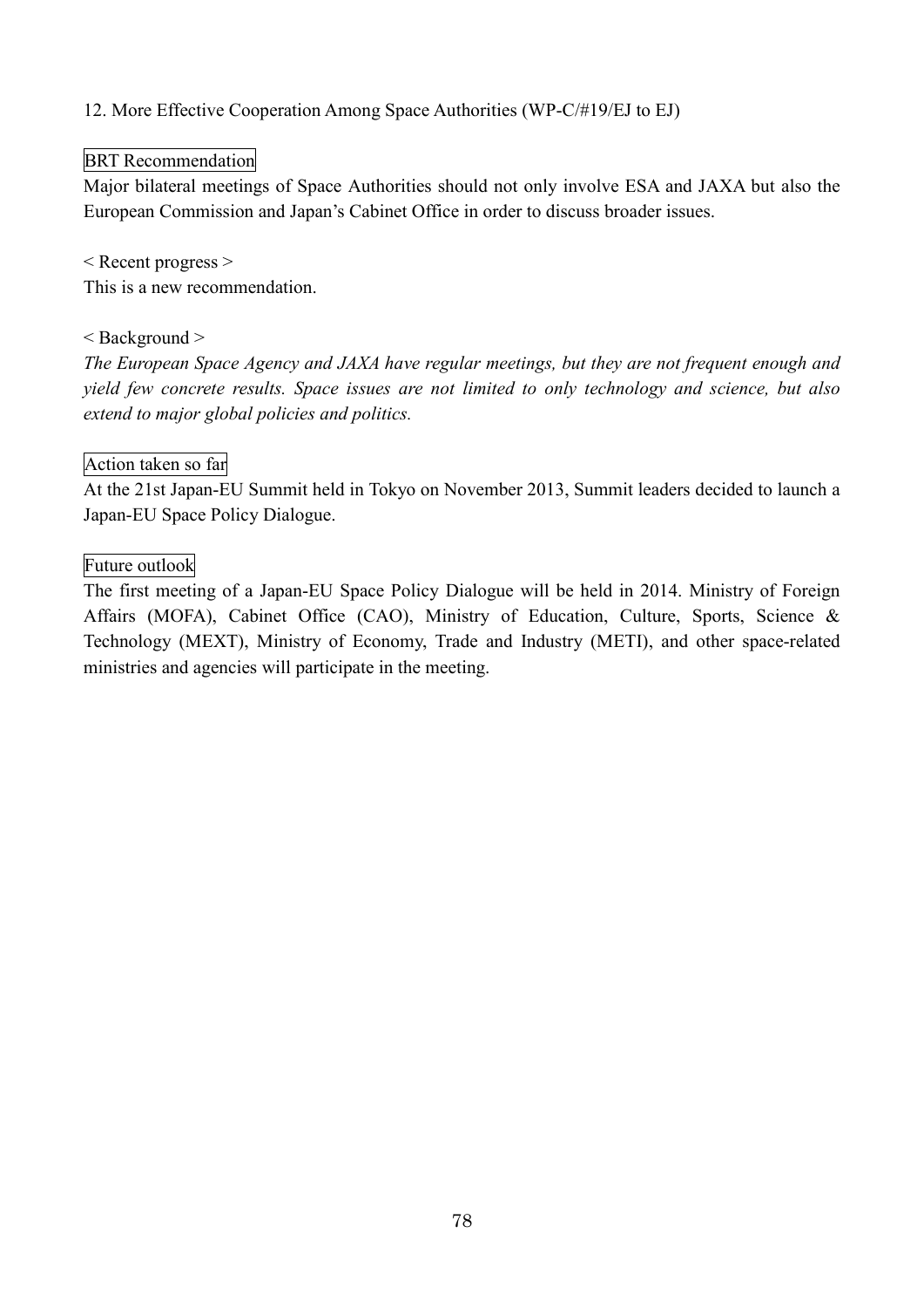## 12. More Effective Cooperation Among Space Authorities (WP-C/#19/EJ to EJ)

**BRT Recommendation**

Major bilateral meetings of Space Authorities should not only involve ESA and JAXA but also the European Commission and Japan's Cabinet Office in order to discuss broader issues.

< Recent progress >

This is a new recommendation.

< Background >

*The European Space Agency and JAXA have regular meetings, but they are not frequent enough and yield few concrete results. Space issues are not limited to only technology and science, but also extend to major global policies and politics.*

**Action taken so far**

At the 21st Japan-EU Summit held in Tokyo on November 2013, Summit leaders decided to launch a Japan-EU Space Policy Dialogue.

**Future outlook**

The first meeting of a Japan-EU Space Policy Dialogue will be held in 2014. Ministry of Foreign Affairs (MOFA), Cabinet Office (CAO), Ministry of Education, Culture, Sports, Science & Technology (MEXT), Ministry of Economy, Trade and Industry (METI), and other space-related ministries and agencies will participate in the meeting.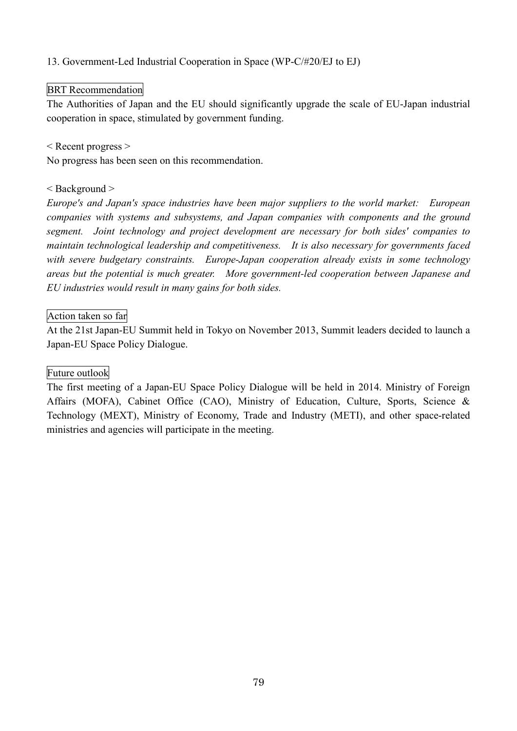## 13. Government-Led Industrial Cooperation in Space (WP-C/#20/EJ to EJ)

### BRT Recommendation

The Authorities of Japan and the EU should significantly upgrade the scale of EU-Japan industrial cooperation in space, stimulated by government funding.

< Recent progress >

No progress has been seen on this recommendation.

< Background >

*Europe's and Japan's space industries have been major suppliers to the world market: European companies with systems and subsystems, and Japan companies with components and the ground segment. Joint technology and project development are necessary for both sides' companies to maintain technological leadership and competitiveness. It is also necessary for governments faced with severe budgetary constraints. Europe-Japan cooperation already exists in some technology areas but the potential is much greater. More government-led cooperation between Japanese and EU industries would result in many gains for both sides.*

### Action taken so far

At the 21st Japan-EU Summit held in Tokyo on November 2013, Summit leaders decided to launch a Japan-EU Space Policy Dialogue.

### Future outlook

The first meeting of a Japan-EU Space Policy Dialogue will be held in 2014. Ministry of Foreign Affairs (MOFA), Cabinet Office (CAO), Ministry of Education, Culture, Sports, Science & Technology (MEXT), Ministry of Economy, Trade and Industry (METI), and other space-related ministries and agencies will participate in the meeting.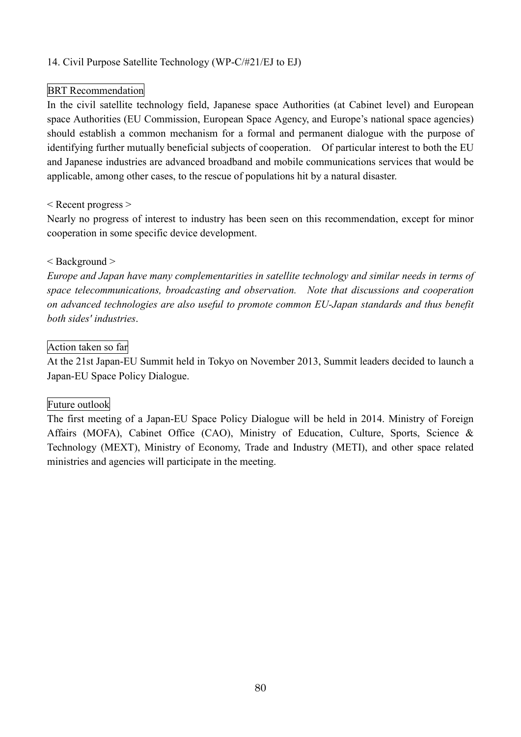14. Civil Purpose Satellite Technology (WP-C/#21/EJ to EJ)

BRT Recommendation

In the civil satellite technology field, Japanese space Authorities (at Cabinet level) and European space Authorities (EU Commission, European Space Agency, and Europe's national space agencies) should establish a common mechanism for a formal and permanent dialogue with the purpose of identifying further mutually beneficial subjects of cooperation. Of particular interest to both the EU and Japanese industries are advanced broadband and mobile communications services that would be applicable, among other cases, to the rescue of populations hit by a natural disaster.

< Recent progress >

Nearly no progress of interest to industry has been seen on this recommendation, except for minor cooperation in some specific device development.

< Background >

*Europe and Japan have many complementarities in satellite technology and similar needs in terms of space telecommunications, broadcasting and observation. Note that discussions and cooperation on advanced technologies are also useful to promote common EU-Japan standards and thus benefit both sides' industries.*

Action taken so far

At the 21st Japan-EU Summit held in Tokyo on November 2013, Summit leaders decided to launch a Japan-EU Space Policy Dialogue.

Future outlook

The first meeting of a Japan-EU Space Policy Dialogue will be held in 2014. Ministry of Foreign Affairs (MOFA), Cabinet Office (CAO), Ministry of Education, Culture, Sports, Science & Technology (MEXT), Ministry of Economy, Trade and Industry (METI), and other space related ministries and agencies will participate in the meeting.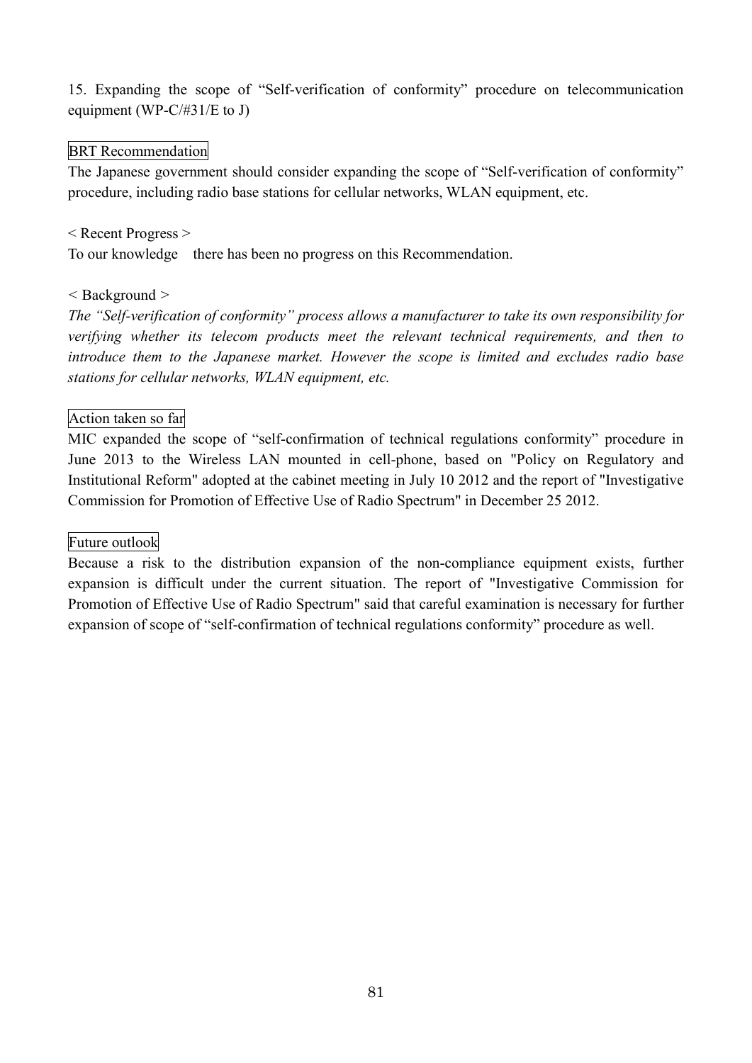15. Expanding the scope of “Self-verification of conformity” procedure on telecommunication equipment (WP-C/#31/E to J)

BRT Recommendation

The Japanese government should consider expanding the scope of “Self-verification of conformity” procedure, including radio base stations for cellular networks, WLAN equipment, etc.

< Recent Progress >

To our knowledge there has been no progress on this Recommendation.

< Background >

*The “Self-verification of conformity” process allows a manufacturer to take its own responsibility for verifying whether its telecom products meet the relevant technical requirements, and then to introduce them to the Japanese market. However the scope is limited and excludes radio base stations for cellular networks, WLAN equipment, etc.*

Action taken so far

MIC expanded the scope of “self-confirmation of technical regulations conformity” procedure in June 2013 to the Wireless LAN mounted in cell-phone, based on "Policy on Regulatory and Institutional Reform" adopted at the cabinet meeting in July 10 2012 and the report of "Investigative Commission for Promotion of Effective Use of Radio Spectrum" in December 25 2012.

Future outlook

Because a risk to the distribution expansion of the non-compliance equipment exists, further expansion is difficult under the current situation. The report of "Investigative Commission for Promotion of Effective Use of Radio Spectrum" said that careful examination is necessary for further expansion of scope of “self-confirmation of technical regulations conformity” procedure as well.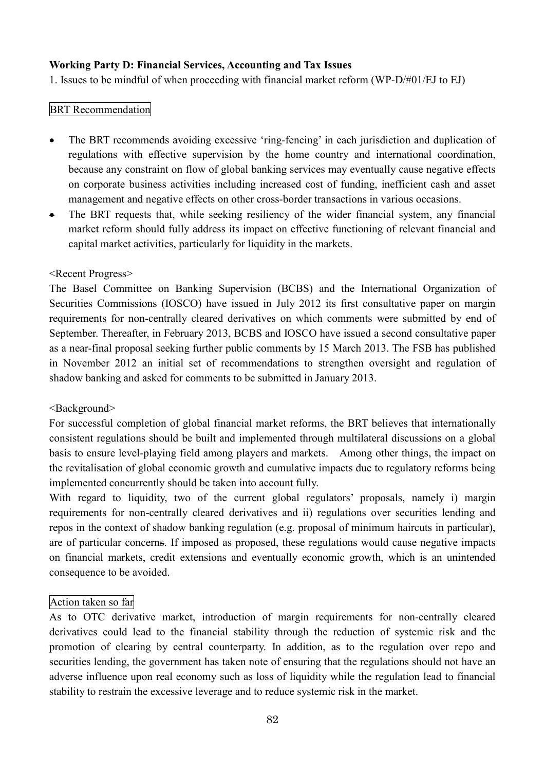**Working Party D: Financial Services, Accounting and Tax Issues**

1. Issues to be mindful of when proceeding with financial market reform (WP-D/#01/EJ to EJ)

BRT Recommendation

- The BRT recommends avoiding excessive 'ring-fencing' in each jurisdiction and duplication of regulations with effective supervision by the home country and international coordination, because any constraint on flow of global banking services may eventually cause negative effects on corporate business activities including increased cost of funding, inefficient cash and asset management and negative effects on other cross-border transactions in various occasions.
- The BRT requests that, while seeking resiliency of the wider financial system, any financial market reform should fully address its impact on effective functioning of relevant financial and capital market activities, particularly for liquidity in the markets.

<Recent Progress>

The Basel Committee on Banking Supervision (BCBS) and the International Organization of Securities Commissions (IOSCO) have issued in July 2012 its first consultative paper on margin requirements for non-centrally cleared derivatives on which comments were submitted by end of September. Thereafter, in February 2013, BCBS and IOSCO have issued a second consultative paper as a near-final proposal seeking further public comments by 15 March 2013. The FSB has published in November 2012 an initial set of recommendations to strengthen oversight and regulation of shadow banking and asked for comments to be submitted in January 2013.

<Background>

For successful completion of global financial market reforms, the BRT believes that internationally consistent regulations should be built and implemented through multilateral discussions on a global basis to ensure level-playing field among players and markets. Among other things, the impact on the revitalisation of global economic growth and cumulative impacts due to regulatory reforms being implemented concurrently should be taken into account fully.

With regard to liquidity, two of the current global regulators' proposals, namely i) margin requirements for non-centrally cleared derivatives and ii) regulations over securities lending and repos in the context of shadow banking regulation (e.g. proposal of minimum haircuts in particular), are of particular concerns. If imposed as proposed, these regulations would cause negative impacts on financial markets, credit extensions and eventually economic growth, which is an unintended consequence to be avoided.

Action taken so far

As to OTC derivative market, introduction of margin requirements for non-centrally cleared derivatives could lead to the financial stability through the reduction of systemic risk and the promotion of clearing by central counterparty. In addition, as to the regulation over repo and securities lending, the government has taken note of ensuring that the regulations should not have an adverse influence upon real economy such as loss of liquidity while the regulation lead to financial stability to restrain the excessive leverage and to reduce systemic risk in the market.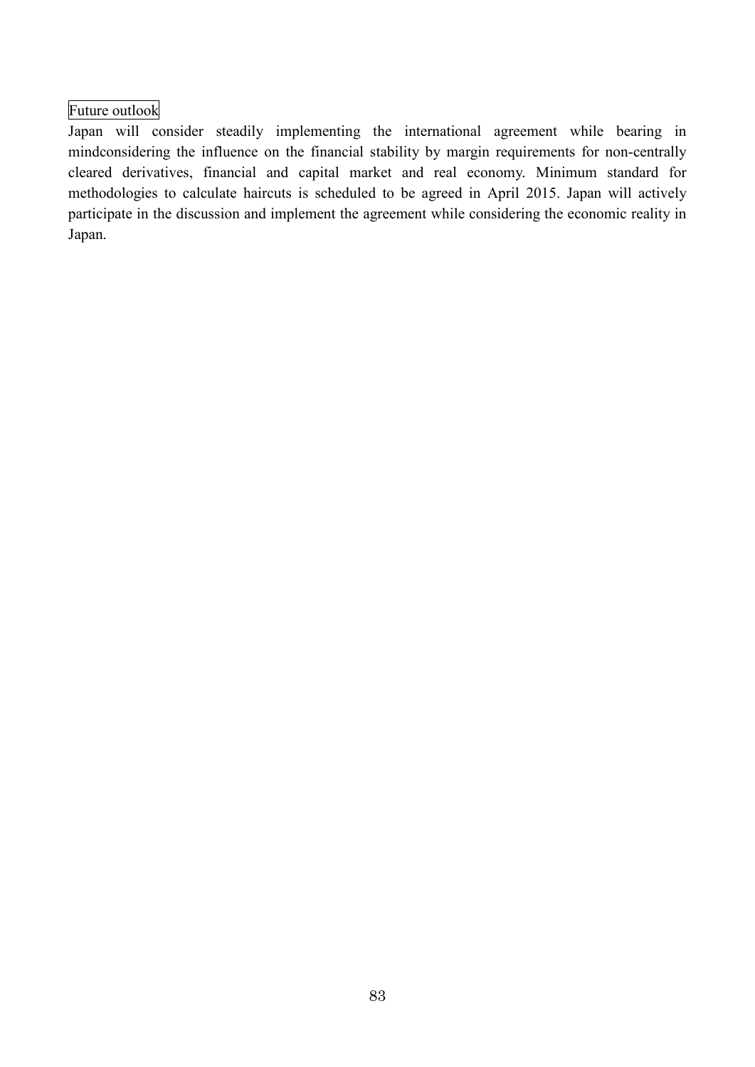Future outlook

Japan will consider steadily implementing the international agreement while bearing in mindconsidering the influence on the financial stability by margin requirements for non-centrally cleared derivatives, financial and capital market and real economy. Minimum standard for methodologies to calculate haircuts is scheduled to be agreed in April 2015. Japan will actively participate in the discussion and implement the agreement while considering the economic reality in Japan.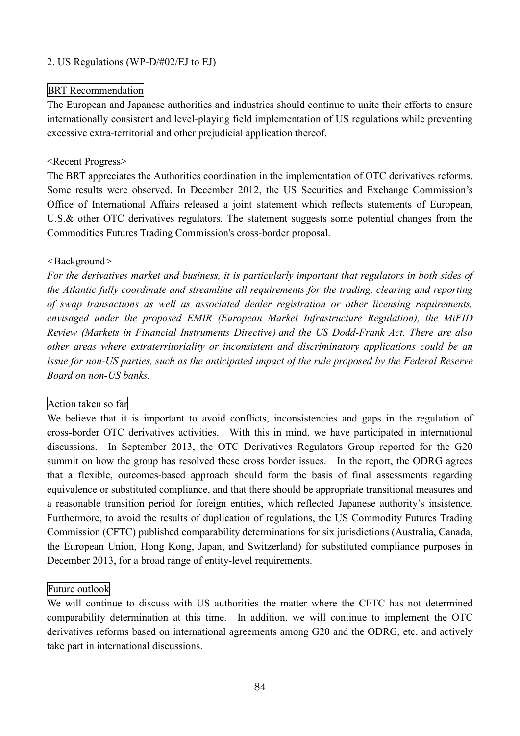## 2. US Regulations (WP-D/#02/EJ to EJ)

### BRT Recommendation

The European and Japanese authorities and industries should continue to unite their efforts to ensure internationally consistent and level-playing field implementation of US regulations while preventing excessive extra-territorial and other prejudicial application thereof.

<Recent Progress>

The BRT appreciates the Authorities coordination in the implementation of OTC derivatives reforms. Some results were observed. In December 2012, the US Securities and Exchange Commission's Office of International Affairs released a joint statement which reflects statements of European, U.S.& other OTC derivatives regulators. The statement suggests some potential changes from the Commodities Futures Trading Commission's cross-border proposal.

<Background>

*For the derivatives market and business, it is particularly important that regulators in both sides of the Atlantic fully coordinate and streamline all requirements for the trading, clearing and reporting of swap transactions as well as associated dealer registration or other licensing requirements, envisaged under the proposed EMIR (European Market Infrastructure Regulation), the MiFID Review (Markets in Financial Instruments Directive) and the US Dodd-Frank Act. There are also other areas where extraterritoriality or inconsistent and discriminatory applications could be an issue for non-US parties, such as the anticipated impact of the rule proposed by the Federal Reserve Board on non-US banks.*

### Action taken so far

We believe that it is important to avoid conflicts, inconsistencies and gaps in the regulation of cross-border OTC derivatives activities. With this in mind, we have participated in international discussions. In September 2013, the OTC Derivatives Regulators Group reported for the G20 summit on how the group has resolved these cross border issues. In the report, the ODRG agrees that a flexible, outcomes-based approach should form the basis of final assessments regarding equivalence or substituted compliance, and that there should be appropriate transitional measures and a reasonable transition period for foreign entities, which reflected Japanese authority's insistence. Furthermore, to avoid the results of duplication of regulations, the US Commodity Futures Trading Commission (CFTC) published comparability determinations for six jurisdictions (Australia, Canada, the European Union, Hong Kong, Japan, and Switzerland) for substituted compliance purposes in December 2013, for a broad range of entity-level requirements.

### Future outlook

We will continue to discuss with US authorities the matter where the CFTC has not determined comparability determination at this time. In addition, we will continue to implement the OTC derivatives reforms based on international agreements among G20 and the ODRG, etc. and actively take part in international discussions.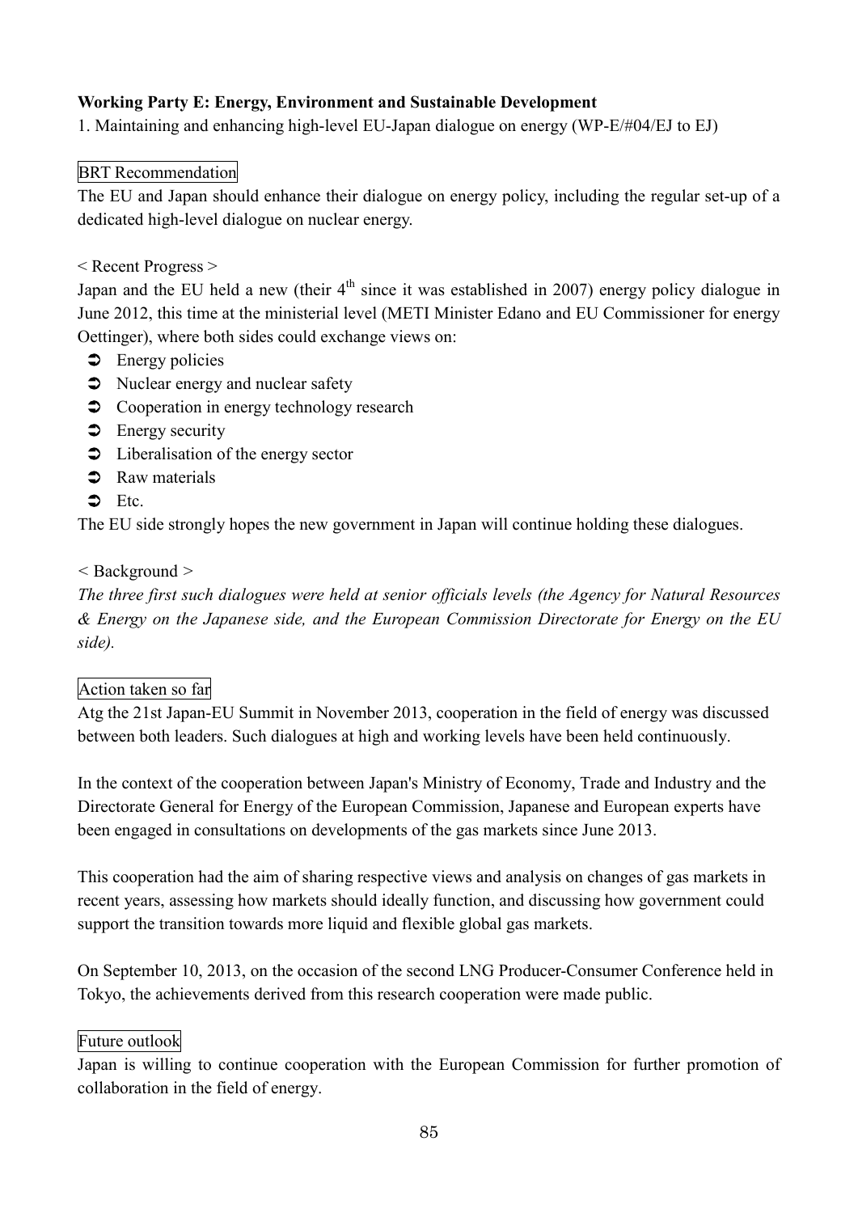**Working Party E: Energy, Environment and Sustainable Development**

1. Maintaining and enhancing high-level EU-Japan dialogue on energy (WP-E/#04/EJ to EJ)

BRT Recommendation

The EU and Japan should enhance their dialogue on energy policy, including the regular set-up of a dedicated high-level dialogue on nuclear energy.

< Recent Progress >

Japan and the EU held a new (their 4th since it was established in 2007) energy policy dialogue in June 2012, this time at the ministerial level (METI Minister Edano and EU Commissioner for energy Oettinger), where both sides could exchange views on:

- Energy policies
- Nuclear energy and nuclear safety
- Cooperation in energy technology research
- Energy security
- Liberalisation of the energy sector
- Raw materials
- Etc.

The EU side strongly hopes the new government in Japan will continue holding these dialogues.

< Background >

*The three first such dialogues were held at senior officials levels (the Agency for Natural Resources & Energy on the Japanese side, and the European Commission Directorate for Energy on the EU side).*

Action taken so far

Atg the 21st Japan-EU Summit in November 2013, cooperation in the field of energy was discussed between both leaders. Such dialogues at high and working levels have been held continuously.

In the context of the cooperation between Japan's Ministry of Economy, Trade and Industry and the Directorate General for Energy of the European Commission, Japanese and European experts have been engaged in consultations on developments of the gas markets since June 2013.

This cooperation had the aim of sharing respective views and analysis on changes of gas markets in recent years, assessing how markets should ideally function, and discussing how government could support the transition towards more liquid and flexible global gas markets.

On September 10, 2013, on the occasion of the second LNG Producer-Consumer Conference held in Tokyo, the achievements derived from this research cooperation were made public.

Future outlook

Japan is willing to continue cooperation with the European Commission for further promotion of collaboration in the field of energy.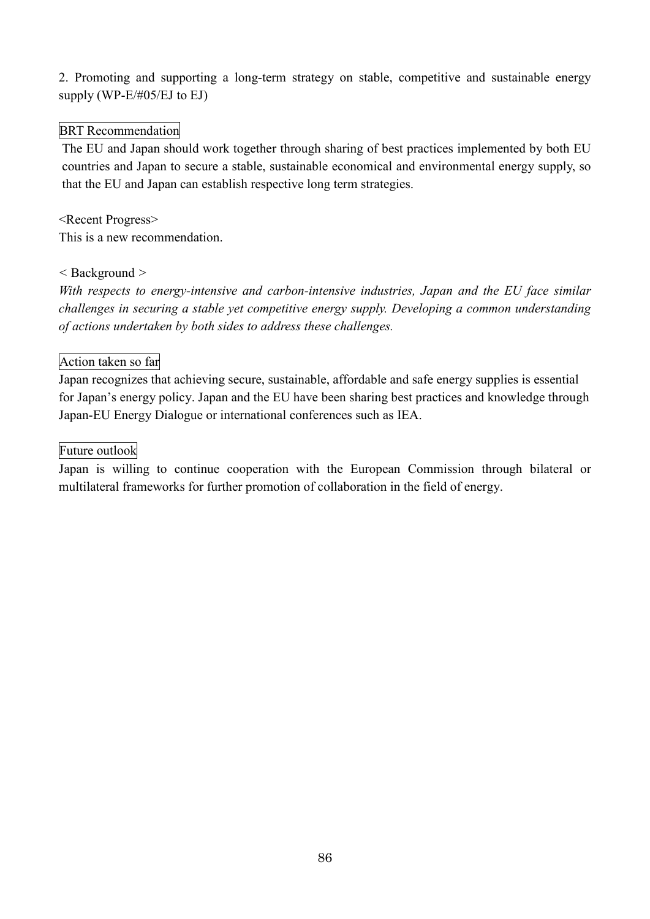2. Promoting and supporting a long-term strategy on stable, competitive and sustainable energy supply (WP-E/#05/EJ to EJ)

BRT Recommendation

The EU and Japan should work together through sharing of best practices implemented by both EU countries and Japan to secure a stable, sustainable economical and environmental energy supply, so that the EU and Japan can establish respective long term strategies.

<Recent Progress>

This is a new recommendation.

< Background >

*With respects to energy-intensive and carbon-intensive industries, Japan and the EU face similar challenges in securing a stable yet competitive energy supply. Developing a common understanding of actions undertaken by both sides to address these challenges.*

Action taken so far

Japan recognizes that achieving secure, sustainable, affordable and safe energy supplies is essential for Japan's energy policy. Japan and the EU have been sharing best practices and knowledge through Japan-EU Energy Dialogue or international conferences such as IEA.

Future outlook

Japan is willing to continue cooperation with the European Commission through bilateral or multilateral frameworks for further promotion of collaboration in the field of energy.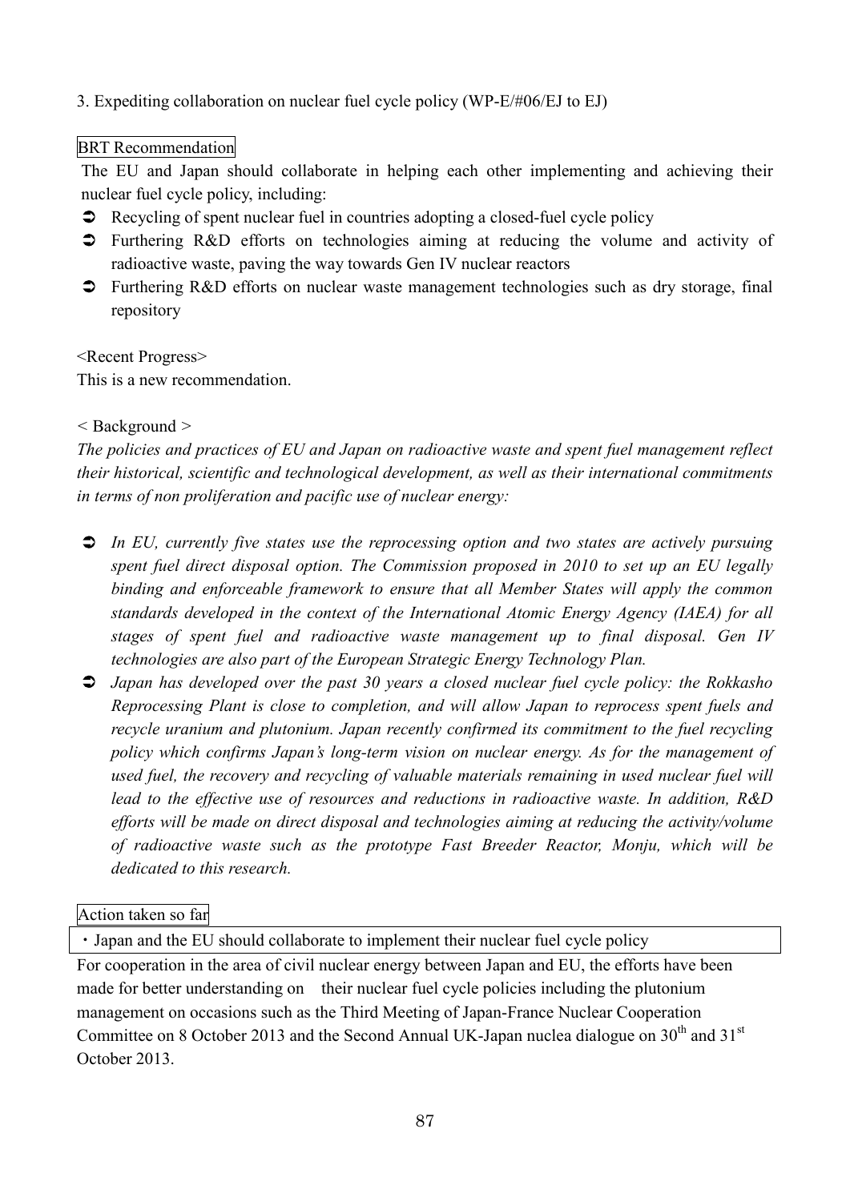3. Expediting collaboration on nuclear fuel cycle policy (WP-E/#06/EJ to EJ)

BRT Recommendation

The EU and Japan should collaborate in helping each other implementing and achieving their nuclear fuel cycle policy, including:

- Recycling of spent nuclear fuel in countries adopting a closed-fuel cycle policy
- Furthering R&D efforts on technologies aiming at reducing the volume and activity of radioactive waste, paving the way towards Gen IV nuclear reactors
- Furthering R&D efforts on nuclear waste management technologies such as dry storage, final repository

<Recent Progress>

This is a new recommendation.

< Background >

*The policies and practices of EU and Japan on radioactive waste and spent fuel management reflect their historical, scientific and technological development, as well as their international commitments in terms of non proliferation and pacific use of nuclear energy:*

- *In EU, currently five states use the reprocessing option and two states are actively pursuing spent fuel direct disposal option. The Commission proposed in 2010 to set up an EU legally binding and enforceable framework to ensure that all Member States will apply the common standards developed in the context of the International Atomic Energy Agency (IAEA) for all stages of spent fuel and radioactive waste management up to final disposal. Gen IV technologies are also part of the European Strategic Energy Technology Plan.*
- *Japan has developed over the past 30 years a closed nuclear fuel cycle policy: the Rokkasho Reprocessing Plant is close to completion, and will allow Japan to reprocess spent fuels and recycle uranium and plutonium. Japan recently confirmed its commitment to the fuel recycling policy which confirms Japan's long-term vision on nuclear energy. As for the management of used fuel, the recovery and recycling of valuable materials remaining in used nuclear fuel will lead to the effective use of resources and reductions in radioactive waste. In addition, R&D efforts will be made on direct disposal and technologies aiming at reducing the activity/volume of radioactive waste such as the prototype Fast Breeder Reactor, Monju, which will be dedicated to this research.*

Action taken so far

・Japan and the EU should collaborate to implement their nuclear fuel cycle policy

For cooperation in the area of civil nuclear energy between Japan and EU, the efforts have been made for better understanding on their nuclear fuel cycle policies including the plutonium management on occasions such as the Third Meeting of Japan-France Nuclear Cooperation Committee on 8 October 2013 and the Second Annual UK-Japan nuclea dialogue on 30th and 31st October 2013.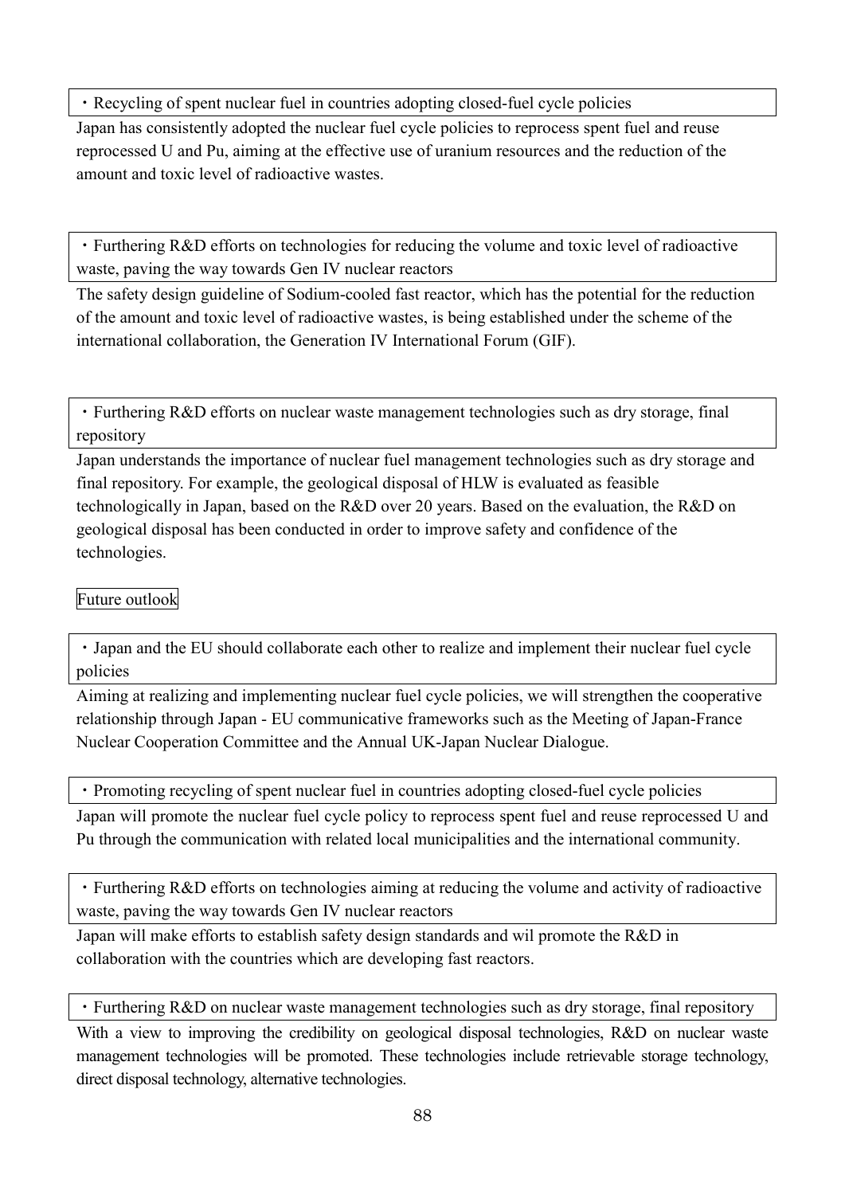・Recycling of spent nuclear fuel in countries adopting closed-fuel cycle policies

Japan has consistently adopted the nuclear fuel cycle policies to reprocess spent fuel and reuse reprocessed U and Pu, aiming at the effective use of uranium resources and the reduction of the amount and toxic level of radioactive wastes.

・Furthering R&D efforts on technologies for reducing the volume and toxic level of radioactive waste, paving the way towards Gen IV nuclear reactors

The safety design guideline of Sodium-cooled fast reactor, which has the potential for the reduction of the amount and toxic level of radioactive wastes, is being established under the scheme of the international collaboration, the Generation IV International Forum (GIF).

・Furthering R&D efforts on nuclear waste management technologies such as dry storage, final repository

Japan understands the importance of nuclear fuel management technologies such as dry storage and final repository. For example, the geological disposal of HLW is evaluated as feasible technologically in Japan, based on the R&D over 20 years. Based on the evaluation, the R&D on geological disposal has been conducted in order to improve safety and confidence of the technologies.

Future outlook

・Japan and the EU should collaborate each other to realize and implement their nuclear fuel cycle policies

Aiming at realizing and implementing nuclear fuel cycle policies, we will strengthen the cooperative relationship through Japan - EU communicative frameworks such as the Meeting of Japan-France Nuclear Cooperation Committee and the Annual UK-Japan Nuclear Dialogue.

・Promoting recycling of spent nuclear fuel in countries adopting closed-fuel cycle policies

Japan will promote the nuclear fuel cycle policy to reprocess spent fuel and reuse reprocessed U and Pu through the communication with related local municipalities and the international community.

・Furthering R&D efforts on technologies aiming at reducing the volume and activity of radioactive waste, paving the way towards Gen IV nuclear reactors

Japan will make efforts to establish safety design standards and wil promote the R&D in collaboration with the countries which are developing fast reactors.

・Furthering R&D on nuclear waste management technologies such as dry storage, final repository

With a view to improving the credibility on geological disposal technologies, R&D on nuclear waste management technologies will be promoted. These technologies include retrievable storage technology, direct disposal technology, alternative technologies.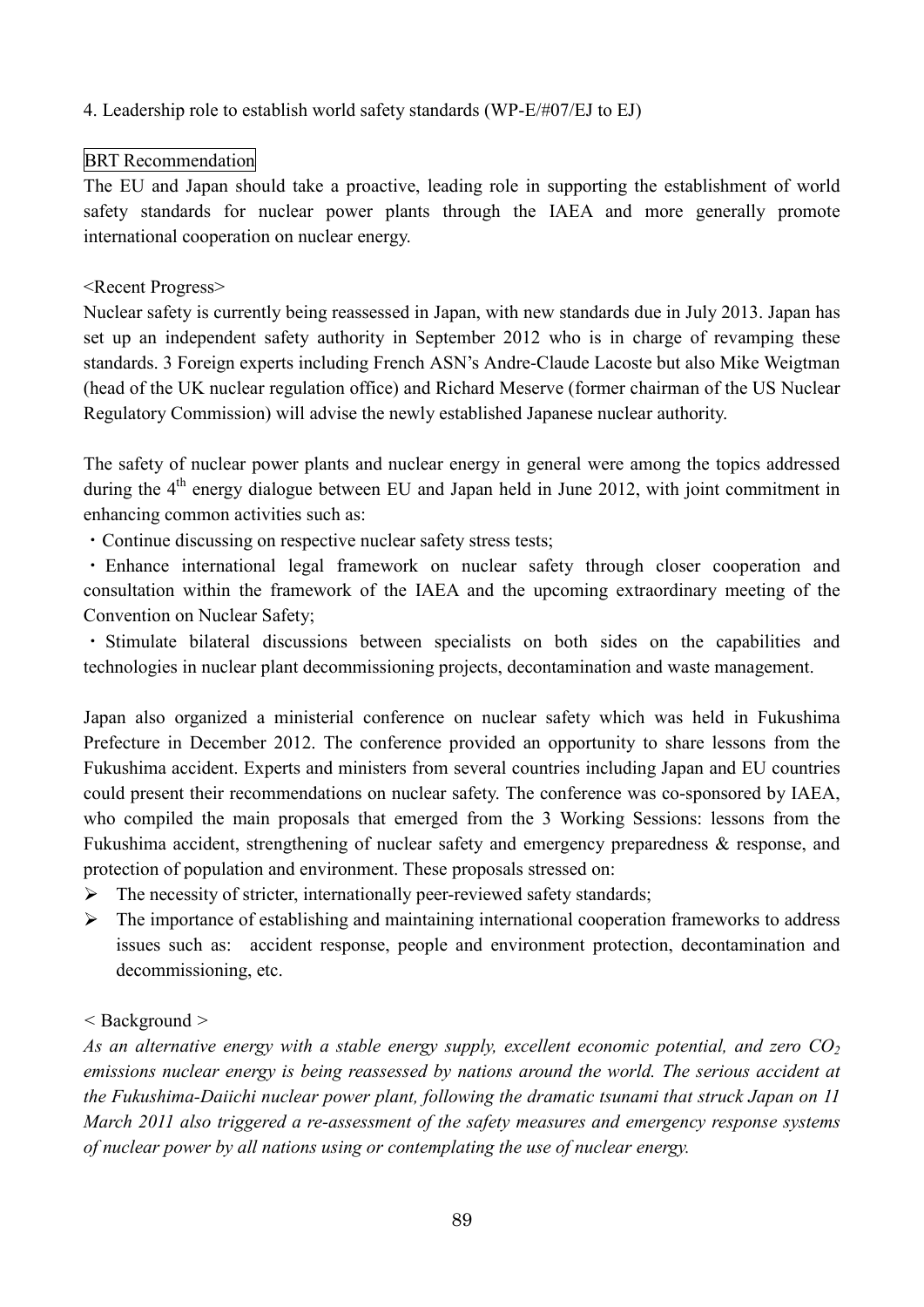4. Leadership role to establish world safety standards (WP-E/#07/EJ to EJ)

BRT Recommendation

The EU and Japan should take a proactive, leading role in supporting the establishment of world safety standards for nuclear power plants through the IAEA and more generally promote international cooperation on nuclear energy.

<Recent Progress>

Nuclear safety is currently being reassessed in Japan, with new standards due in July 2013. Japan has set up an independent safety authority in September 2012 who is in charge of revamping these standards. 3 Foreign experts including French ASN's Andre-Claude Lacoste but also Mike Weigtman (head of the UK nuclear regulation office) and Richard Meserve (former chairman of the US Nuclear Regulatory Commission) will advise the newly established Japanese nuclear authority.

The safety of nuclear power plants and nuclear energy in general were among the topics addressed during the 4th energy dialogue between EU and Japan held in June 2012, with joint commitment in enhancing common activities such as:

・Continue discussing on respective nuclear safety stress tests;

・Enhance international legal framework on nuclear safety through closer cooperation and consultation within the framework of the IAEA and the upcoming extraordinary meeting of the Convention on Nuclear Safety;

・Stimulate bilateral discussions between specialists on both sides on the capabilities and technologies in nuclear plant decommissioning projects, decontamination and waste management.

Japan also organized a ministerial conference on nuclear safety which was held in Fukushima Prefecture in December 2012. The conference provided an opportunity to share lessons from the Fukushima accident. Experts and ministers from several countries including Japan and EU countries could present their recommendations on nuclear safety. The conference was co-sponsored by IAEA, who compiled the main proposals that emerged from the 3 Working Sessions: lessons from the Fukushima accident, strengthening of nuclear safety and emergency preparedness & response, and protection of population and environment. These proposals stressed on:

- The necessity of stricter, internationally peer-reviewed safety standards;
- The importance of establishing and maintaining international cooperation frameworks to address issues such as: accident response, people and environment protection, decontamination and decommissioning, etc.

< Background >

*As an alternative energy with a stable energy supply, excellent economic potential, and zero $CO_2$ emissions nuclear energy is being reassessed by nations around the world. The serious accident at the Fukushima-Daiichi nuclear power plant, following the dramatic tsunami that struck Japan on 11 March 2011 also triggered a re-assessment of the safety measures and emergency response systems of nuclear power by all nations using or contemplating the use of nuclear energy.*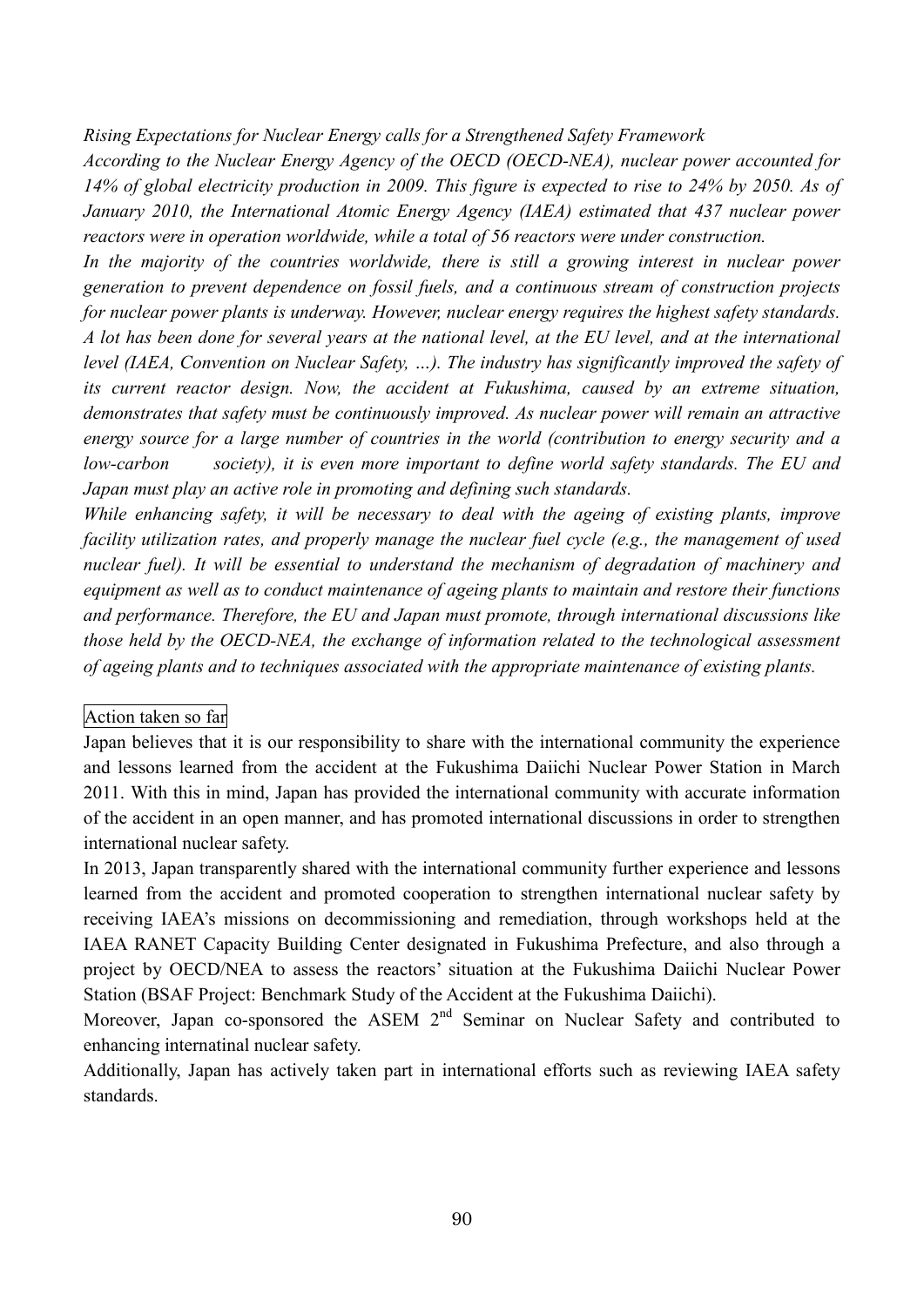*Rising Expectations for Nuclear Energy calls for a Strengthened Safety Framework*

*According to the Nuclear Energy Agency of the OECD (OECD-NEA), nuclear power accounted for 14% of global electricity production in 2009. This figure is expected to rise to 24% by 2050. As of January 2010, the International Atomic Energy Agency (IAEA) estimated that 437 nuclear power reactors were in operation worldwide, while a total of 56 reactors were under construction.*

*In the majority of the countries worldwide, there is still a growing interest in nuclear power generation to prevent dependence on fossil fuels, and a continuous stream of construction projects for nuclear power plants is underway. However, nuclear energy requires the highest safety standards. A lot has been done for several years at the national level, at the EU level, and at the international level (IAEA, Convention on Nuclear Safety, …). The industry has significantly improved the safety of its current reactor design. Now, the accident at Fukushima, caused by an extreme situation, demonstrates that safety must be continuously improved. As nuclear power will remain an attractive energy source for a large number of countries in the world (contribution to energy security and a low-carbon society), it is even more important to define world safety standards. The EU and Japan must play an active role in promoting and defining such standards.*

*While enhancing safety, it will be necessary to deal with the ageing of existing plants, improve facility utilization rates, and properly manage the nuclear fuel cycle (e.g., the management of used nuclear fuel). It will be essential to understand the mechanism of degradation of machinery and equipment as well as to conduct maintenance of ageing plants to maintain and restore their functions and performance. Therefore, the EU and Japan must promote, through international discussions like those held by the OECD-NEA, the exchange of information related to the technological assessment of ageing plants and to techniques associated with the appropriate maintenance of existing plants.*

Action taken so far

Japan believes that it is our responsibility to share with the international community the experience and lessons learned from the accident at the Fukushima Daiichi Nuclear Power Station in March 2011. With this in mind, Japan has provided the international community with accurate information of the accident in an open manner, and has promoted international discussions in order to strengthen international nuclear safety.

In 2013, Japan transparently shared with the international community further experience and lessons learned from the accident and promoted cooperation to strengthen international nuclear safety by receiving IAEA's missions on decommissioning and remediation, through workshops held at the IAEA RANET Capacity Building Center designated in Fukushima Prefecture, and also through a project by OECD/NEA to assess the reactors' situation at the Fukushima Daiichi Nuclear Power Station (BSAF Project: Benchmark Study of the Accident at the Fukushima Daiichi).

Moreover, Japan co-sponsored the ASEM 2nd Seminar on Nuclear Safety and contributed to enhancing internatinal nuclear safety.

Additionally, Japan has actively taken part in international efforts such as reviewing IAEA safety standards.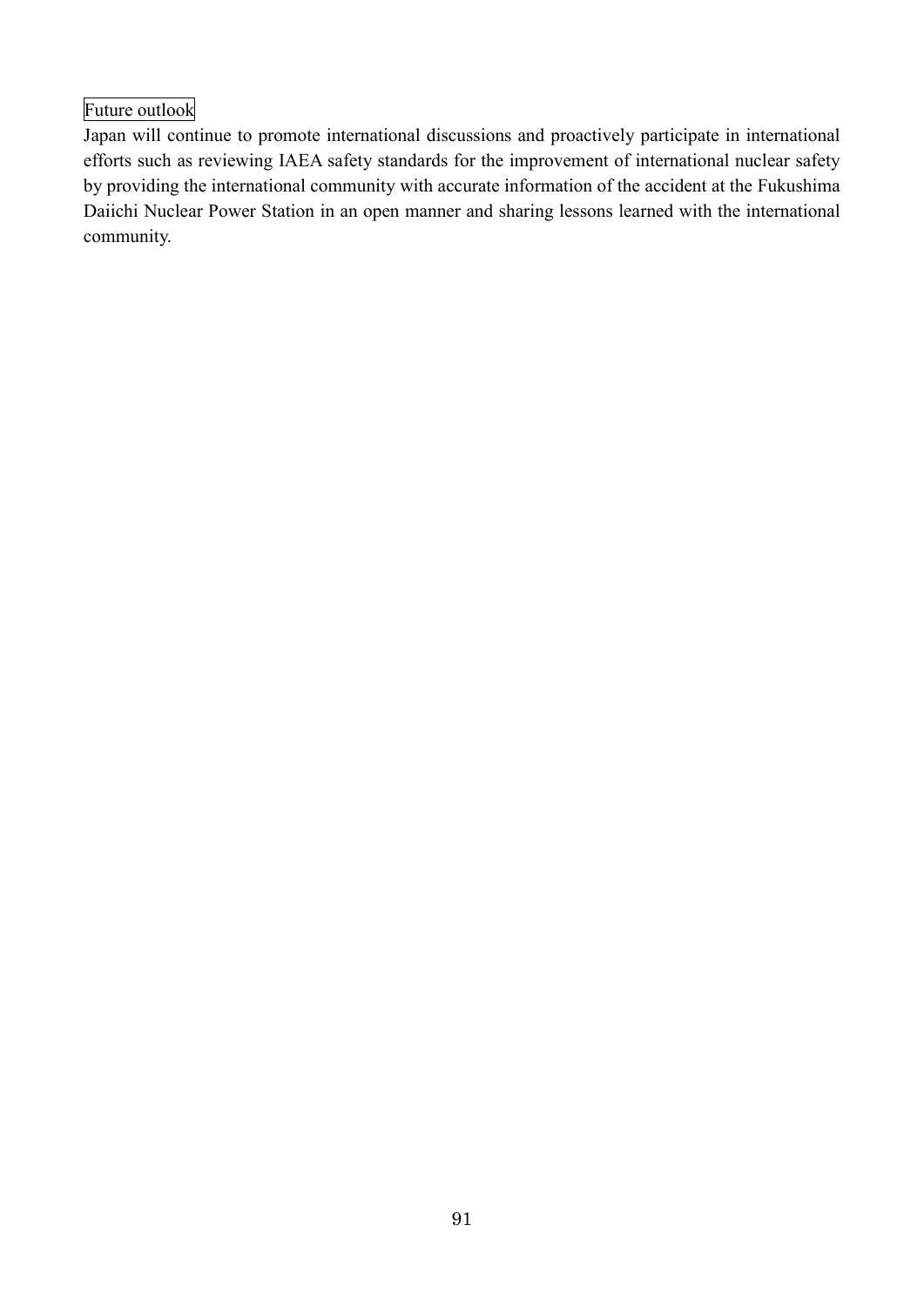Future outlook

Japan will continue to promote international discussions and proactively participate in international efforts such as reviewing IAEA safety standards for the improvement of international nuclear safety by providing the international community with accurate information of the accident at the Fukushima Daiichi Nuclear Power Station in an open manner and sharing lessons learned with the international community.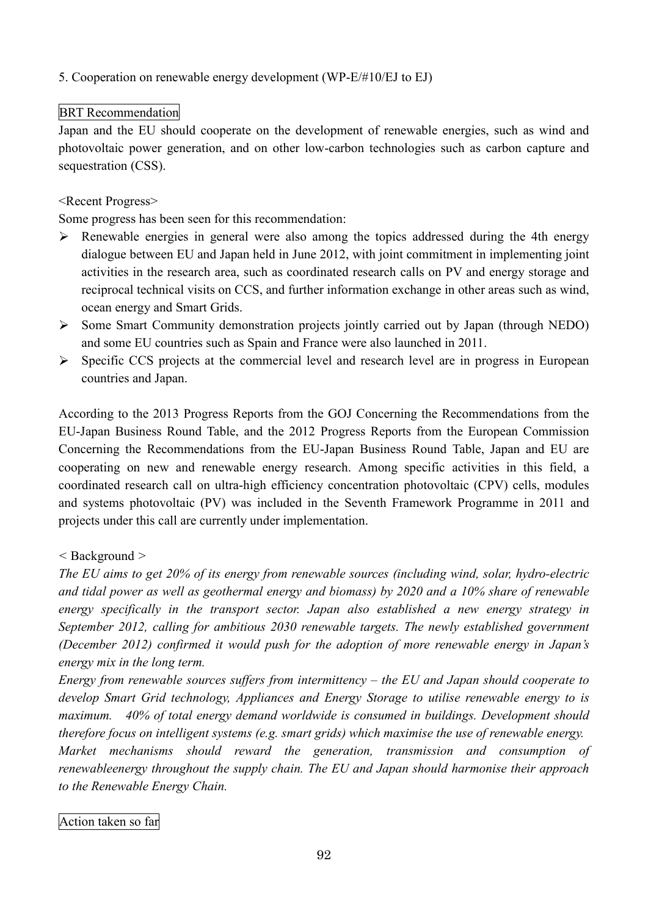5. Cooperation on renewable energy development (WP-E/#10/EJ to EJ)

BRT Recommendation

Japan and the EU should cooperate on the development of renewable energies, such as wind and photovoltaic power generation, and on other low-carbon technologies such as carbon capture and sequestration (CSS).

<Recent Progress>

Some progress has been seen for this recommendation:

- Renewable energies in general were also among the topics addressed during the 4th energy dialogue between EU and Japan held in June 2012, with joint commitment in implementing joint activities in the research area, such as coordinated research calls on PV and energy storage and reciprocal technical visits on CCS, and further information exchange in other areas such as wind, ocean energy and Smart Grids.
- Some Smart Community demonstration projects jointly carried out by Japan (through NEDO) and some EU countries such as Spain and France were also launched in 2011.
- Specific CCS projects at the commercial level and research level are in progress in European countries and Japan.

According to the 2013 Progress Reports from the GOJ Concerning the Recommendations from the EU-Japan Business Round Table, and the 2012 Progress Reports from the European Commission Concerning the Recommendations from the EU-Japan Business Round Table, Japan and EU are cooperating on new and renewable energy research. Among specific activities in this field, a coordinated research call on ultra-high efficiency concentration photovoltaic (CPV) cells, modules and systems photovoltaic (PV) was included in the Seventh Framework Programme in 2011 and projects under this call are currently under implementation.

< Background >

*The EU aims to get 20% of its energy from renewable sources (including wind, solar, hydro-electric and tidal power as well as geothermal energy and biomass) by 2020 and a 10% share of renewable energy specifically in the transport sector. Japan also established a new energy strategy in September 2012, calling for ambitious 2030 renewable targets. The newly established government (December 2012) confirmed it would push for the adoption of more renewable energy in Japan's energy mix in the long term.*

*Energy from renewable sources suffers from intermittency – the EU and Japan should cooperate to develop Smart Grid technology, Appliances and Energy Storage to utilise renewable energy to is maximum. 40% of total energy demand worldwide is consumed in buildings. Development should therefore focus on intelligent systems (e.g. smart grids) which maximise the use of renewable energy.*

*Market mechanisms should reward the generation, transmission and consumption of renewableenergy throughout the supply chain. The EU and Japan should harmonise their approach to the Renewable Energy Chain.*

Action taken so far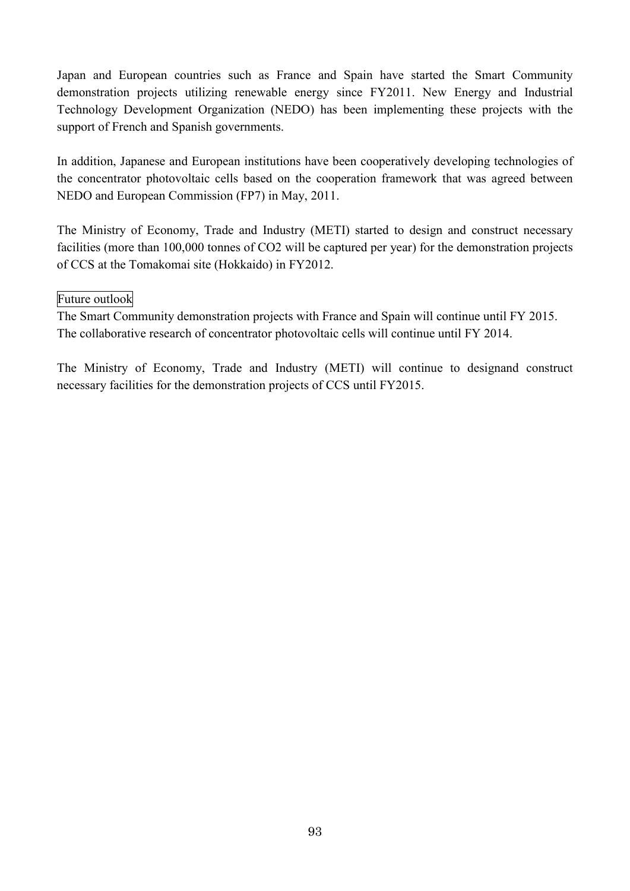Japan and European countries such as France and Spain have started the Smart Community demonstration projects utilizing renewable energy since FY2011. New Energy and Industrial Technology Development Organization (NEDO) has been implementing these projects with the support of French and Spanish governments.

In addition, Japanese and European institutions have been cooperatively developing technologies of the concentrator photovoltaic cells based on the cooperation framework that was agreed between NEDO and European Commission (FP7) in May, 2011.

The Ministry of Economy, Trade and Industry (METI) started to design and construct necessary facilities (more than 100,000 tonnes of $CO_2$ will be captured per year) for the demonstration projects of CCS at the Tomakomai site (Hokkaido) in FY2012.

Future outlook

The Smart Community demonstration projects with France and Spain will continue until FY 2015.
The collaborative research of concentrator photovoltaic cells will continue until FY 2014.

The Ministry of Economy, Trade and Industry (METI) will continue to designand construct necessary facilities for the demonstration projects of CCS until FY2015.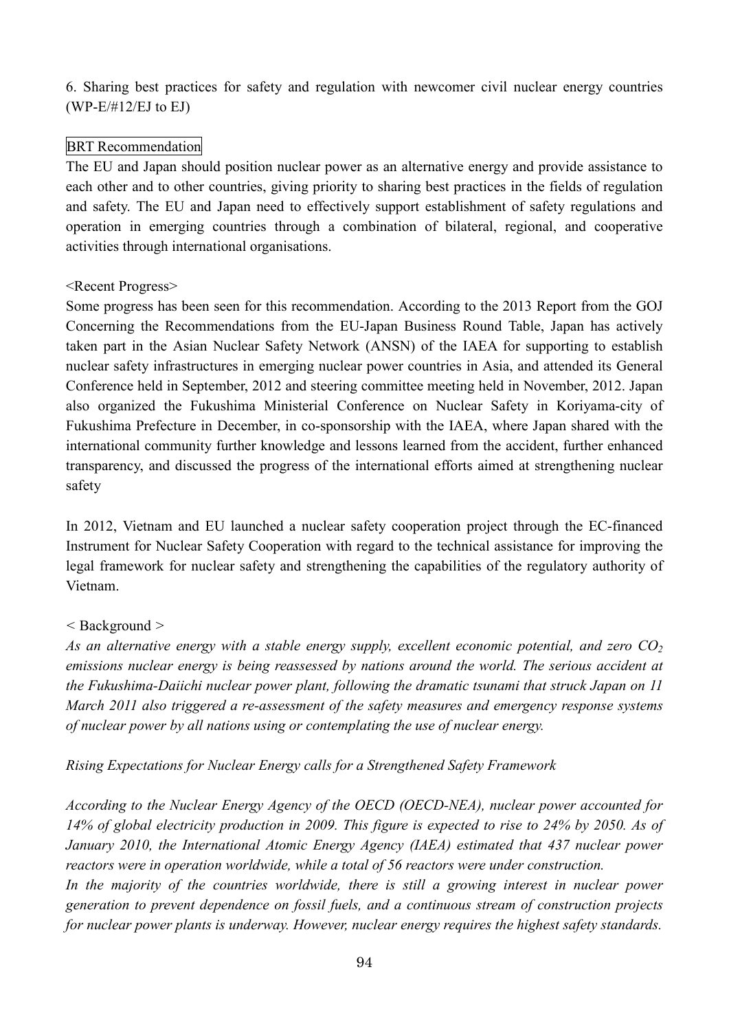6. Sharing best practices for safety and regulation with newcomer civil nuclear energy countries (WP-E/#12/EJ to EJ)

BRT Recommendation

The EU and Japan should position nuclear power as an alternative energy and provide assistance to each other and to other countries, giving priority to sharing best practices in the fields of regulation and safety. The EU and Japan need to effectively support establishment of safety regulations and operation in emerging countries through a combination of bilateral, regional, and cooperative activities through international organisations.

<Recent Progress>

Some progress has been seen for this recommendation. According to the 2013 Report from the GOJ Concerning the Recommendations from the EU-Japan Business Round Table, Japan has actively taken part in the Asian Nuclear Safety Network (ANSN) of the IAEA for supporting to establish nuclear safety infrastructures in emerging nuclear power countries in Asia, and attended its General Conference held in September, 2012 and steering committee meeting held in November, 2012. Japan also organized the Fukushima Ministerial Conference on Nuclear Safety in Koriyama-city of Fukushima Prefecture in December, in co-sponsorship with the IAEA, where Japan shared with the international community further knowledge and lessons learned from the accident, further enhanced transparency, and discussed the progress of the international efforts aimed at strengthening nuclear safety

In 2012, Vietnam and EU launched a nuclear safety cooperation project through the EC-financed Instrument for Nuclear Safety Cooperation with regard to the technical assistance for improving the legal framework for nuclear safety and strengthening the capabilities of the regulatory authority of Vietnam.

< Background >

*As an alternative energy with a stable energy supply, excellent economic potential, and zero $CO_2$ emissions nuclear energy is being reassessed by nations around the world. The serious accident at the Fukushima-Daiichi nuclear power plant, following the dramatic tsunami that struck Japan on 11 March 2011 also triggered a re-assessment of the safety measures and emergency response systems of nuclear power by all nations using or contemplating the use of nuclear energy.*

*Rising Expectations for Nuclear Energy calls for a Strengthened Safety Framework*

*According to the Nuclear Energy Agency of the OECD (OECD-NEA), nuclear power accounted for 14% of global electricity production in 2009. This figure is expected to rise to 24% by 2050. As of January 2010, the International Atomic Energy Agency (IAEA) estimated that 437 nuclear power reactors were in operation worldwide, while a total of 56 reactors were under construction.*

*In the majority of the countries worldwide, there is still a growing interest in nuclear power generation to prevent dependence on fossil fuels, and a continuous stream of construction projects for nuclear power plants is underway. However, nuclear energy requires the highest safety standards.*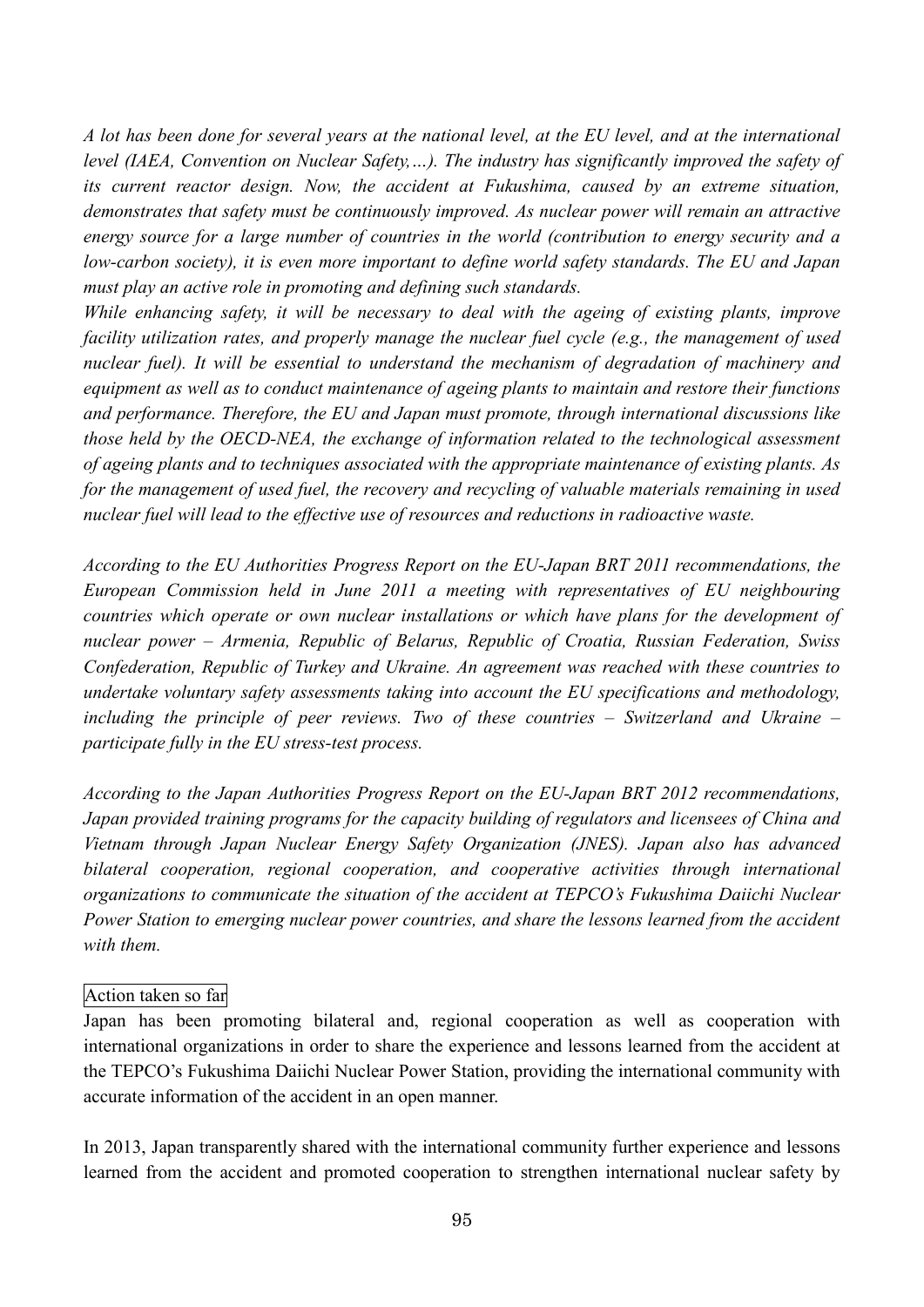*A lot has been done for several years at the national level, at the EU level, and at the international level (IAEA, Convention on Nuclear Safety,…). The industry has significantly improved the safety of its current reactor design. Now, the accident at Fukushima, caused by an extreme situation, demonstrates that safety must be continuously improved. As nuclear power will remain an attractive energy source for a large number of countries in the world (contribution to energy security and a low-carbon society), it is even more important to define world safety standards. The EU and Japan must play an active role in promoting and defining such standards.*

*While enhancing safety, it will be necessary to deal with the ageing of existing plants, improve facility utilization rates, and properly manage the nuclear fuel cycle (e.g., the management of used nuclear fuel). It will be essential to understand the mechanism of degradation of machinery and equipment as well as to conduct maintenance of ageing plants to maintain and restore their functions and performance. Therefore, the EU and Japan must promote, through international discussions like those held by the OECD-NEA, the exchange of information related to the technological assessment of ageing plants and to techniques associated with the appropriate maintenance of existing plants. As for the management of used fuel, the recovery and recycling of valuable materials remaining in used nuclear fuel will lead to the effective use of resources and reductions in radioactive waste.*

*According to the EU Authorities Progress Report on the EU-Japan BRT 2011 recommendations, the European Commission held in June 2011 a meeting with representatives of EU neighbouring countries which operate or own nuclear installations or which have plans for the development of nuclear power – Armenia, Republic of Belarus, Republic of Croatia, Russian Federation, Swiss Confederation, Republic of Turkey and Ukraine. An agreement was reached with these countries to undertake voluntary safety assessments taking into account the EU specifications and methodology, including the principle of peer reviews. Two of these countries – Switzerland and Ukraine – participate fully in the EU stress-test process.*

*According to the Japan Authorities Progress Report on the EU-Japan BRT 2012 recommendations, Japan provided training programs for the capacity building of regulators and licensees of China and Vietnam through Japan Nuclear Energy Safety Organization (JNES). Japan also has advanced bilateral cooperation, regional cooperation, and cooperative activities through international organizations to communicate the situation of the accident at TEPCO's Fukushima Daiichi Nuclear Power Station to emerging nuclear power countries, and share the lessons learned from the accident with them.*

Action taken so far

Japan has been promoting bilateral and, regional cooperation as well as cooperation with international organizations in order to share the experience and lessons learned from the accident at the TEPCO's Fukushima Daiichi Nuclear Power Station, providing the international community with accurate information of the accident in an open manner.

In 2013, Japan transparently shared with the international community further experience and lessons learned from the accident and promoted cooperation to strengthen international nuclear safety by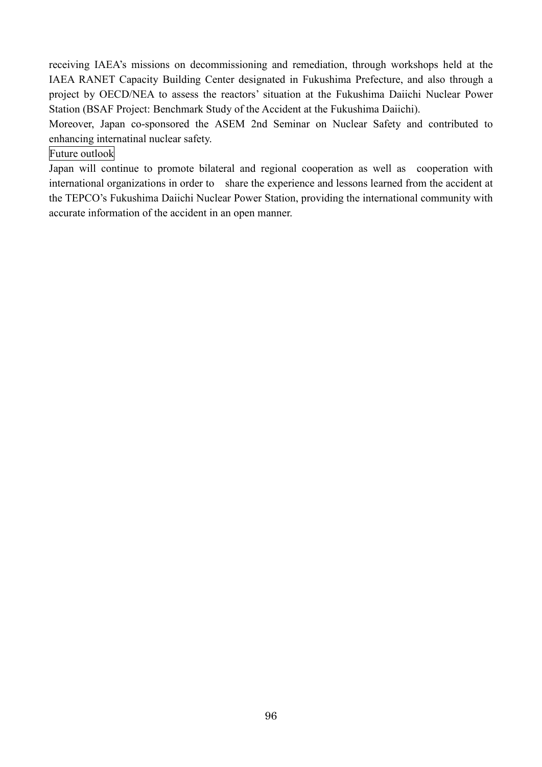receiving IAEA's missions on decommissioning and remediation, through workshops held at the IAEA RANET Capacity Building Center designated in Fukushima Prefecture, and also through a project by OECD/NEA to assess the reactors' situation at the Fukushima Daiichi Nuclear Power Station (BSAF Project: Benchmark Study of the Accident at the Fukushima Daiichi).

Moreover, Japan co-sponsored the ASEM 2nd Seminar on Nuclear Safety and contributed to enhancing internatinal nuclear safety.

Future outlook

Japan will continue to promote bilateral and regional cooperation as well as cooperation with international organizations in order to share the experience and lessons learned from the accident at the TEPCO's Fukushima Daiichi Nuclear Power Station, providing the international community with accurate information of the accident in an open manner.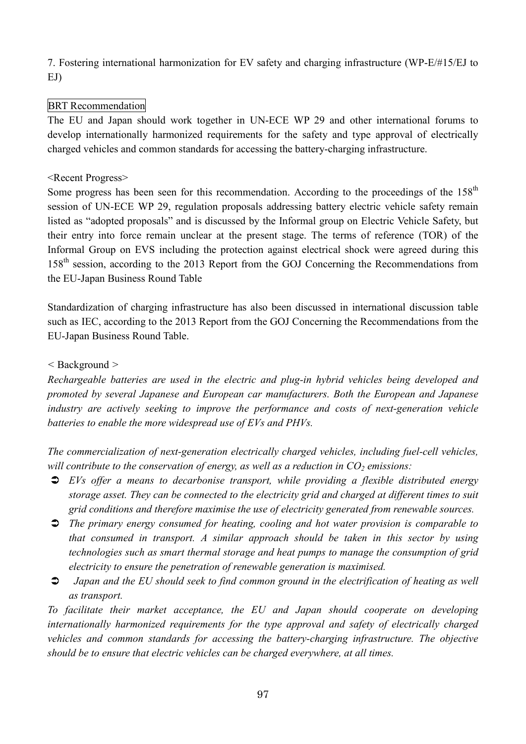7. Fostering international harmonization for EV safety and charging infrastructure (WP-E/#15/EJ to EJ)

BRT Recommendation

The EU and Japan should work together in UN-ECE WP 29 and other international forums to develop internationally harmonized requirements for the safety and type approval of electrically charged vehicles and common standards for accessing the battery-charging infrastructure.

<Recent Progress>

Some progress has been seen for this recommendation. According to the proceedings of the 158th session of UN-ECE WP 29, regulation proposals addressing battery electric vehicle safety remain listed as "adopted proposals" and is discussed by the Informal group on Electric Vehicle Safety, but their entry into force remain unclear at the present stage. The terms of reference (TOR) of the Informal Group on EVS including the protection against electrical shock were agreed during this 158th session, according to the 2013 Report from the GOJ Concerning the Recommendations from the EU-Japan Business Round Table

Standardization of charging infrastructure has also been discussed in international discussion table such as IEC, according to the 2013 Report from the GOJ Concerning the Recommendations from the EU-Japan Business Round Table.

< Background >

*Rechargeable batteries are used in the electric and plug-in hybrid vehicles being developed and promoted by several Japanese and European car manufacturers. Both the European and Japanese industry are actively seeking to improve the performance and costs of next-generation vehicle batteries to enable the more widespread use of EVs and PHVs.*

*The commercialization of next-generation electrically charged vehicles, including fuel-cell vehicles, will contribute to the conservation of energy, as well as a reduction in $CO_2$ emissions:*

- *EVs offer a means to decarbonise transport, while providing a flexible distributed energy storage asset. They can be connected to the electricity grid and charged at different times to suit grid conditions and therefore maximise the use of electricity generated from renewable sources.*
- *The primary energy consumed for heating, cooling and hot water provision is comparable to that consumed in transport. A similar approach should be taken in this sector by using technologies such as smart thermal storage and heat pumps to manage the consumption of grid electricity to ensure the penetration of renewable generation is maximised.*
- *Japan and the EU should seek to find common ground in the electrification of heating as well as transport.*

*To facilitate their market acceptance, the EU and Japan should cooperate on developing internationally harmonized requirements for the type approval and safety of electrically charged vehicles and common standards for accessing the battery-charging infrastructure. The objective should be to ensure that electric vehicles can be charged everywhere, at all times.*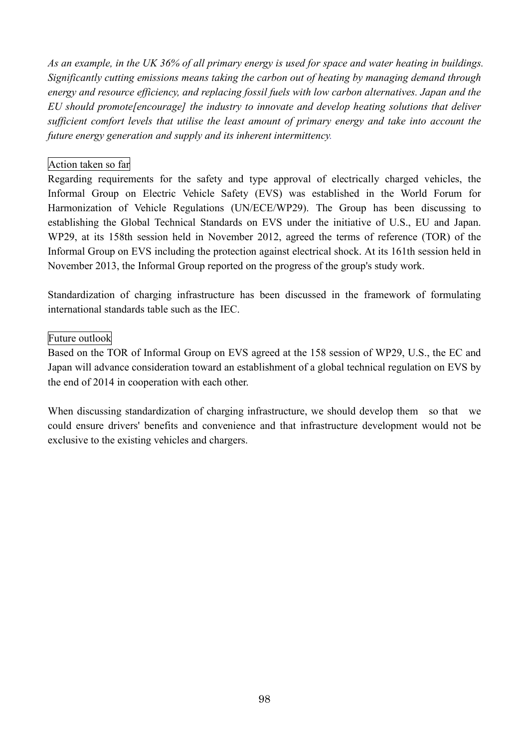*As an example, in the UK 36% of all primary energy is used for space and water heating in buildings. Significantly cutting emissions means taking the carbon out of heating by managing demand through energy and resource efficiency, and replacing fossil fuels with low carbon alternatives. Japan and the EU should promote[encourage] the industry to innovate and develop heating solutions that deliver sufficient comfort levels that utilise the least amount of primary energy and take into account the future energy generation and supply and its inherent intermittency.*

Action taken so far

Regarding requirements for the safety and type approval of electrically charged vehicles, the Informal Group on Electric Vehicle Safety (EVS) was established in the World Forum for Harmonization of Vehicle Regulations (UN/ECE/WP29). The Group has been discussing to establishing the Global Technical Standards on EVS under the initiative of U.S., EU and Japan. WP29, at its 158th session held in November 2012, agreed the terms of reference (TOR) of the Informal Group on EVS including the protection against electrical shock. At its 161th session held in November 2013, the Informal Group reported on the progress of the group's study work.

Standardization of charging infrastructure has been discussed in the framework of formulating international standards table such as the IEC.

Future outlook

Based on the TOR of Informal Group on EVS agreed at the 158 session of WP29, U.S., the EC and Japan will advance consideration toward an establishment of a global technical regulation on EVS by the end of 2014 in cooperation with each other.

When discussing standardization of charging infrastructure, we should develop them so that we could ensure drivers' benefits and convenience and that infrastructure development would not be exclusive to the existing vehicles and chargers.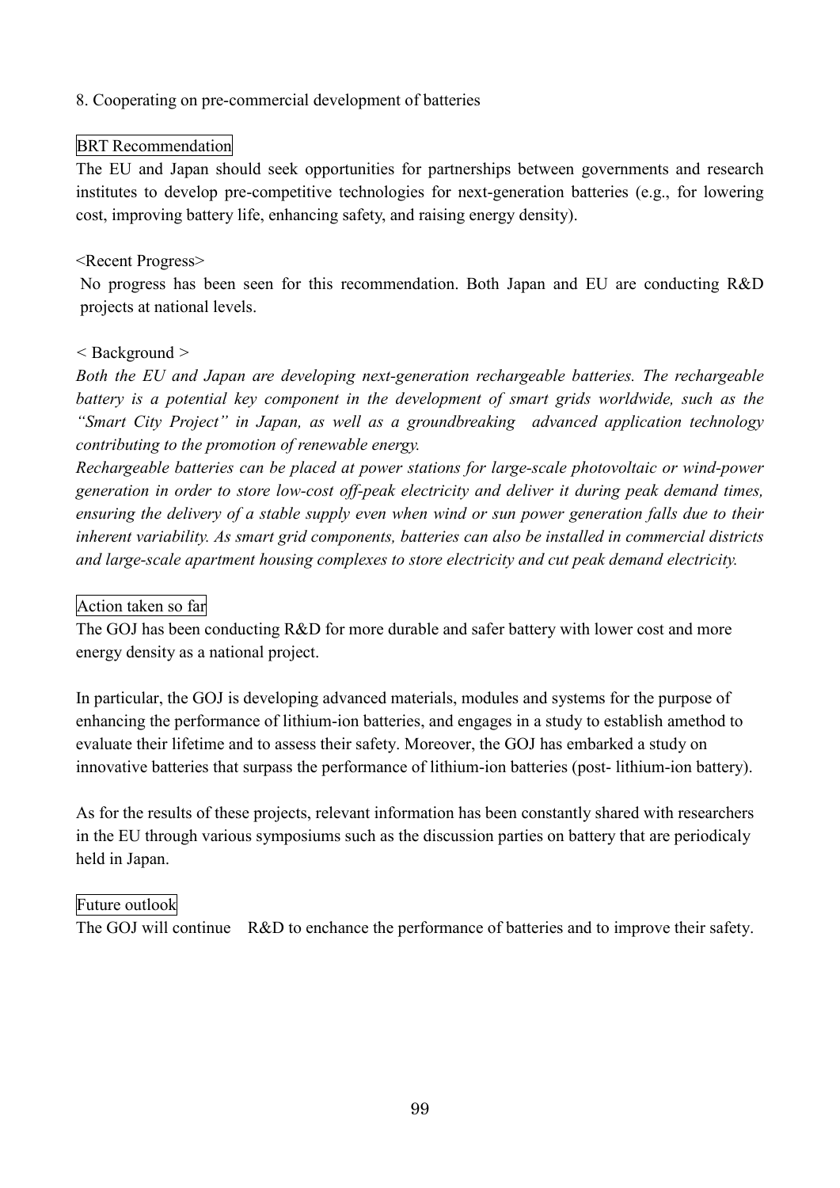## 8. Cooperating on pre-commercial development of batteries

**BRT Recommendation**

The EU and Japan should seek opportunities for partnerships between governments and research institutes to develop pre-competitive technologies for next-generation batteries (e.g., for lowering cost, improving battery life, enhancing safety, and raising energy density).

<Recent Progress>

No progress has been seen for this recommendation. Both Japan and EU are conducting R&D projects at national levels.

< Background >

*Both the EU and Japan are developing next-generation rechargeable batteries. The rechargeable battery is a potential key component in the development of smart grids worldwide, such as the "Smart City Project" in Japan, as well as a groundbreaking advanced application technology contributing to the promotion of renewable energy.*

*Rechargeable batteries can be placed at power stations for large-scale photovoltaic or wind-power generation in order to store low-cost off-peak electricity and deliver it during peak demand times, ensuring the delivery of a stable supply even when wind or sun power generation falls due to their inherent variability. As smart grid components, batteries can also be installed in commercial districts and large-scale apartment housing complexes to store electricity and cut peak demand electricity.*

**Action taken so far**

The GOJ has been conducting R&D for more durable and safer battery with lower cost and more energy density as a national project.

In particular, the GOJ is developing advanced materials, modules and systems for the purpose of enhancing the performance of lithium-ion batteries, and engages in a study to establish amethod to evaluate their lifetime and to assess their safety. Moreover, the GOJ has embarked a study on innovative batteries that surpass the performance of lithium-ion batteries (post- lithium-ion battery).

As for the results of these projects, relevant information has been constantly shared with researchers in the EU through various symposiums such as the discussion parties on battery that are periodicaly held in Japan.

**Future outlook**

The GOJ will continue R&D to enchance the performance of batteries and to improve their safety.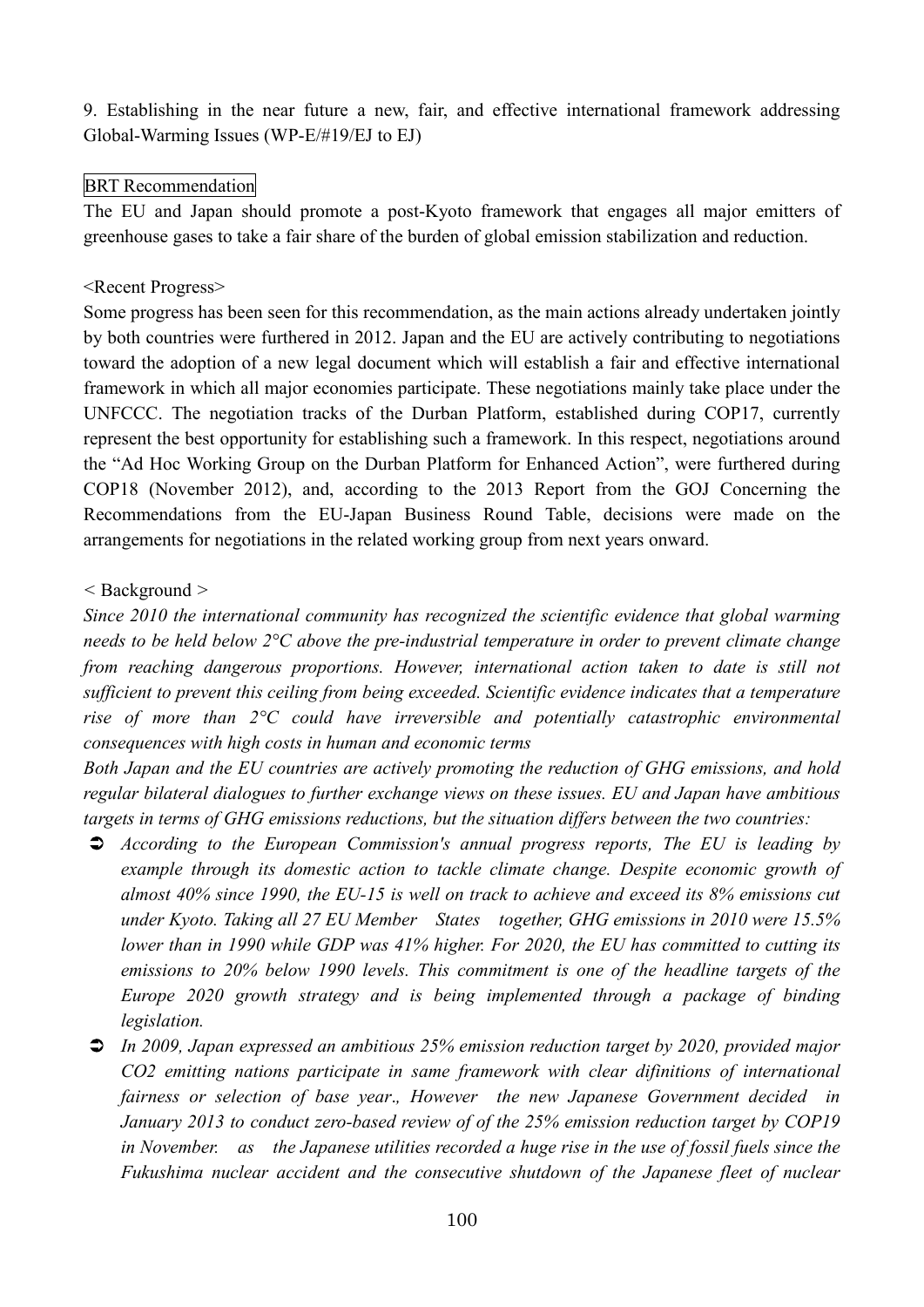9. Establishing in the near future a new, fair, and effective international framework addressing Global-Warming Issues (WP-E/#19/EJ to EJ)

BRT Recommendation

The EU and Japan should promote a post-Kyoto framework that engages all major emitters of greenhouse gases to take a fair share of the burden of global emission stabilization and reduction.

<Recent Progress>

Some progress has been seen for this recommendation, as the main actions already undertaken jointly by both countries were furthered in 2012. Japan and the EU are actively contributing to negotiations toward the adoption of a new legal document which will establish a fair and effective international framework in which all major economies participate. These negotiations mainly take place under the UNFCCC. The negotiation tracks of the Durban Platform, established during COP17, currently represent the best opportunity for establishing such a framework. In this respect, negotiations around the "Ad Hoc Working Group on the Durban Platform for Enhanced Action", were furthered during COP18 (November 2012), and, according to the 2013 Report from the GOJ Concerning the Recommendations from the EU-Japan Business Round Table, decisions were made on the arrangements for negotiations in the related working group from next years onward.

< Background >

*Since 2010 the international community has recognized the scientific evidence that global warming needs to be held below 2°C above the pre-industrial temperature in order to prevent climate change from reaching dangerous proportions. However, international action taken to date is still not sufficient to prevent this ceiling from being exceeded. Scientific evidence indicates that a temperature rise of more than 2°C could have irreversible and potentially catastrophic environmental consequences with high costs in human and economic terms*

*Both Japan and the EU countries are actively promoting the reduction of GHG emissions, and hold regular bilateral dialogues to further exchange views on these issues. EU and Japan have ambitious targets in terms of GHG emissions reductions, but the situation differs between the two countries:*

- *According to the European Commission's annual progress reports, The EU is leading by example through its domestic action to tackle climate change. Despite economic growth of almost 40% since 1990, the EU-15 is well on track to achieve and exceed its 8% emissions cut under Kyoto. Taking all 27 EU Member States together, GHG emissions in 2010 were 15.5% lower than in 1990 while GDP was 41% higher. For 2020, the EU has committed to cutting its emissions to 20% below 1990 levels. This commitment is one of the headline targets of the Europe 2020 growth strategy and is being implemented through a package of binding legislation.*
- *In 2009, Japan expressed an ambitious 25% emission reduction target by 2020, provided major CO2 emitting nations participate in same framework with clear difinitions of international fairness or selection of base year., However the new Japanese Government decided in January 2013 to conduct zero-based review of of the 25% emission reduction target by COP19 in November. as the Japanese utilities recorded a huge rise in the use of fossil fuels since the Fukushima nuclear accident and the consecutive shutdown of the Japanese fleet of nuclear*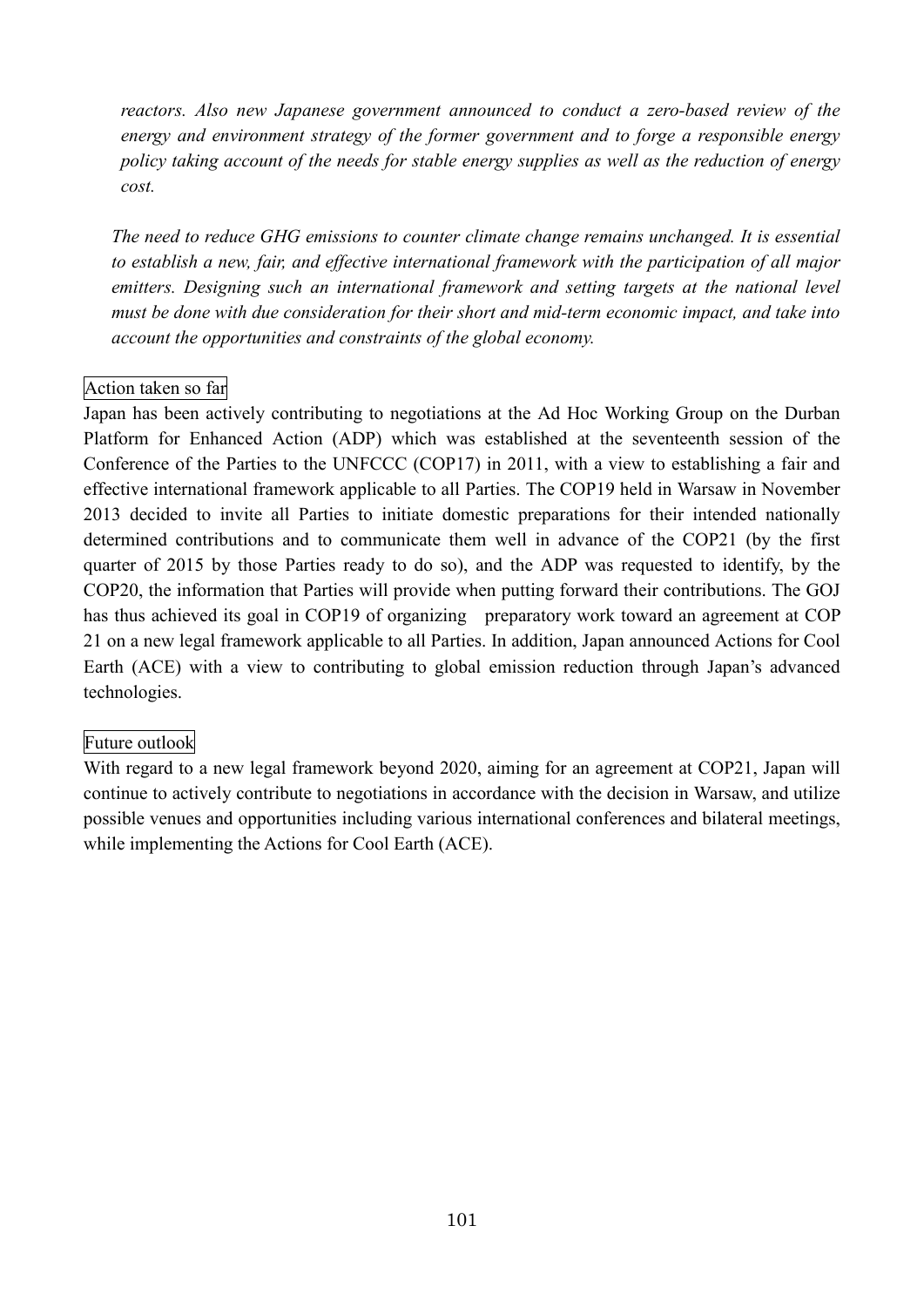*reactors. Also new Japanese government announced to conduct a zero-based review of the energy and environment strategy of the former government and to forge a responsible energy policy taking account of the needs for stable energy supplies as well as the reduction of energy cost.*

*The need to reduce GHG emissions to counter climate change remains unchanged. It is essential to establish a new, fair, and effective international framework with the participation of all major emitters. Designing such an international framework and setting targets at the national level must be done with due consideration for their short and mid-term economic impact, and take into account the opportunities and constraints of the global economy.*

Action taken so far

Japan has been actively contributing to negotiations at the Ad Hoc Working Group on the Durban Platform for Enhanced Action (ADP) which was established at the seventeenth session of the Conference of the Parties to the UNFCCC (COP17) in 2011, with a view to establishing a fair and effective international framework applicable to all Parties. The COP19 held in Warsaw in November 2013 decided to invite all Parties to initiate domestic preparations for their intended nationally determined contributions and to communicate them well in advance of the COP21 (by the first quarter of 2015 by those Parties ready to do so), and the ADP was requested to identify, by the COP20, the information that Parties will provide when putting forward their contributions. The GOJ has thus achieved its goal in COP19 of organizing preparatory work toward an agreement at COP 21 on a new legal framework applicable to all Parties. In addition, Japan announced Actions for Cool Earth (ACE) with a view to contributing to global emission reduction through Japan's advanced technologies.

Future outlook

With regard to a new legal framework beyond 2020, aiming for an agreement at COP21, Japan will continue to actively contribute to negotiations in accordance with the decision in Warsaw, and utilize possible venues and opportunities including various international conferences and bilateral meetings, while implementing the Actions for Cool Earth (ACE).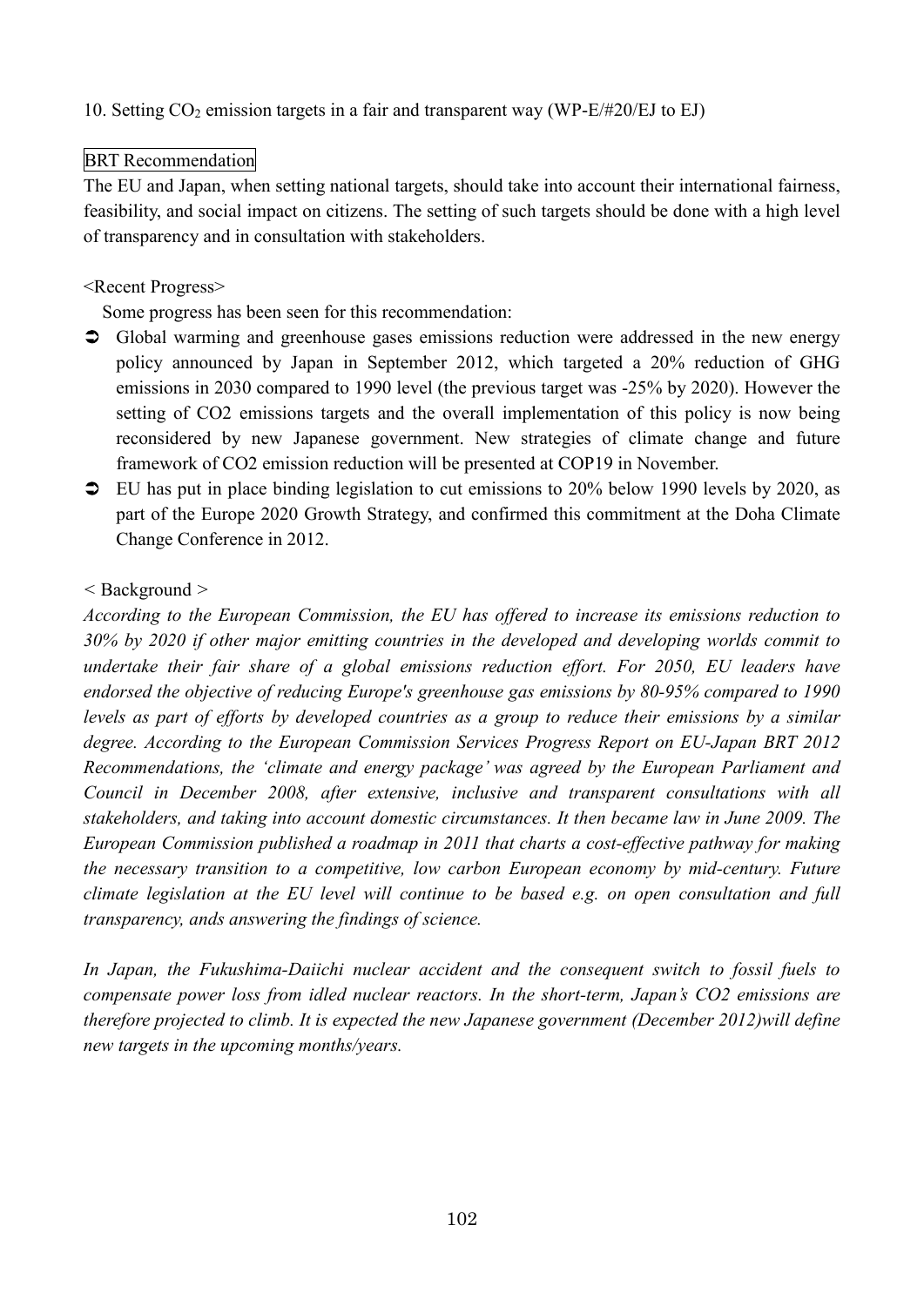10. Setting $CO_2$ emission targets in a fair and transparent way (WP-E/#20/EJ to EJ)

BRT Recommendation

The EU and Japan, when setting national targets, should take into account their international fairness, feasibility, and social impact on citizens. The setting of such targets should be done with a high level of transparency and in consultation with stakeholders.

<Recent Progress>

Some progress has been seen for this recommendation:

- Global warming and greenhouse gases emissions reduction were addressed in the new energy policy announced by Japan in September 2012, which targeted a 20% reduction of GHG emissions in 2030 compared to 1990 level (the previous target was -25% by 2020). However the setting of CO2 emissions targets and the overall implementation of this policy is now being reconsidered by new Japanese government. New strategies of climate change and future framework of CO2 emission reduction will be presented at COP19 in November.
- EU has put in place binding legislation to cut emissions to 20% below 1990 levels by 2020, as part of the Europe 2020 Growth Strategy, and confirmed this commitment at the Doha Climate Change Conference in 2012.

< Background >

*According to the European Commission, the EU has offered to increase its emissions reduction to 30% by 2020 if other major emitting countries in the developed and developing worlds commit to undertake their fair share of a global emissions reduction effort. For 2050, EU leaders have endorsed the objective of reducing Europe's greenhouse gas emissions by 80-95% compared to 1990 levels as part of efforts by developed countries as a group to reduce their emissions by a similar degree. According to the European Commission Services Progress Report on EU-Japan BRT 2012 Recommendations, the 'climate and energy package' was agreed by the European Parliament and Council in December 2008, after extensive, inclusive and transparent consultations with all stakeholders, and taking into account domestic circumstances. It then became law in June 2009. The European Commission published a roadmap in 2011 that charts a cost-effective pathway for making the necessary transition to a competitive, low carbon European economy by mid-century. Future climate legislation at the EU level will continue to be based e.g. on open consultation and full transparency, ands answering the findings of science.*

*In Japan, the Fukushima-Daiichi nuclear accident and the consequent switch to fossil fuels to compensate power loss from idled nuclear reactors. In the short-term, Japan's CO2 emissions are therefore projected to climb. It is expected the new Japanese government (December 2012)will define new targets in the upcoming months/years.*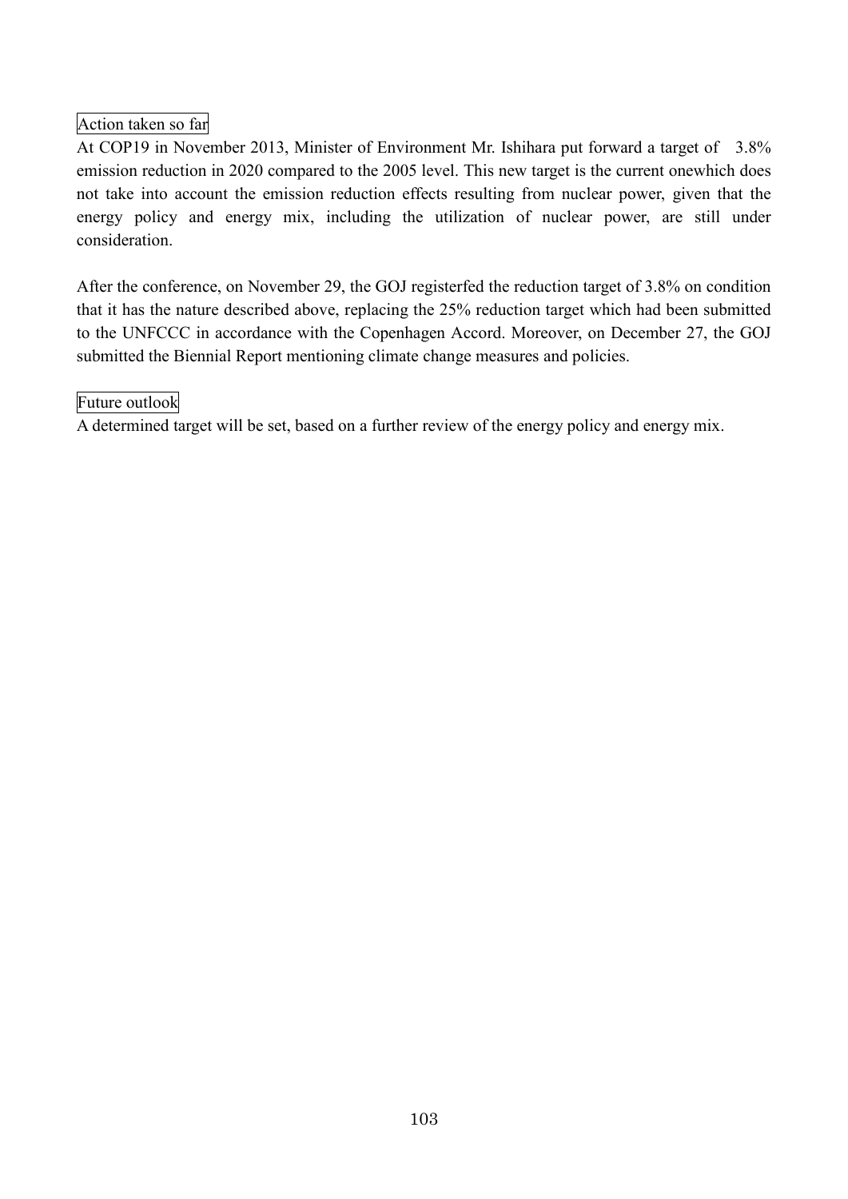Action taken so far

At COP19 in November 2013, Minister of Environment Mr. Ishihara put forward a target of 3.8% emission reduction in 2020 compared to the 2005 level. This new target is the current onewhich does not take into account the emission reduction effects resulting from nuclear power, given that the energy policy and energy mix, including the utilization of nuclear power, are still under consideration.

After the conference, on November 29, the GOJ registerfed the reduction target of 3.8% on condition that it has the nature described above, replacing the 25% reduction target which had been submitted to the UNFCCC in accordance with the Copenhagen Accord. Moreover, on December 27, the GOJ submitted the Biennial Report mentioning climate change measures and policies.

Future outlook

A determined target will be set, based on a further review of the energy policy and energy mix.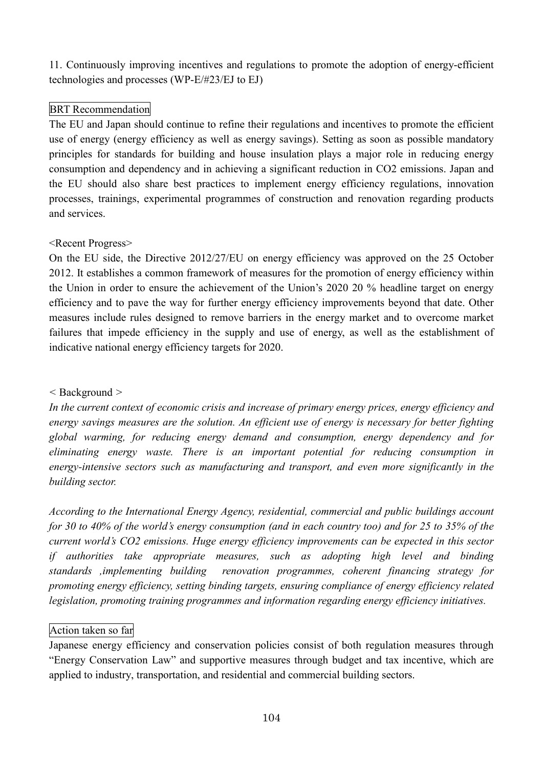11. Continuously improving incentives and regulations to promote the adoption of energy-efficient technologies and processes (WP-E/#23/EJ to EJ)

BRT Recommendation

The EU and Japan should continue to refine their regulations and incentives to promote the efficient use of energy (energy efficiency as well as energy savings). Setting as soon as possible mandatory principles for standards for building and house insulation plays a major role in reducing energy consumption and dependency and in achieving a significant reduction in $CO_2$ emissions. Japan and the EU should also share best practices to implement energy efficiency regulations, innovation processes, trainings, experimental programmes of construction and renovation regarding products and services.

<Recent Progress>

On the EU side, the Directive 2012/27/EU on energy efficiency was approved on the 25 October 2012. It establishes a common framework of measures for the promotion of energy efficiency within the Union in order to ensure the achievement of the Union's 2020 20 % headline target on energy efficiency and to pave the way for further energy efficiency improvements beyond that date. Other measures include rules designed to remove barriers in the energy market and to overcome market failures that impede efficiency in the supply and use of energy, as well as the establishment of indicative national energy efficiency targets for 2020.

< Background >

*In the current context of economic crisis and increase of primary energy prices, energy efficiency and energy savings measures are the solution. An efficient use of energy is necessary for better fighting global warming, for reducing energy demand and consumption, energy dependency and for eliminating energy waste. There is an important potential for reducing consumption in energy-intensive sectors such as manufacturing and transport, and even more significantly in the building sector.*

*According to the International Energy Agency, residential, commercial and public buildings account for 30 to 40% of the world's energy consumption (and in each country too) and for 25 to 35% of the current world's $CO_2$ emissions. Huge energy efficiency improvements can be expected in this sector if authorities take appropriate measures, such as adopting high level and binding standards ,implementing building renovation programmes, coherent financing strategy for promoting energy efficiency, setting binding targets, ensuring compliance of energy efficiency related legislation, promoting training programmes and information regarding energy efficiency initiatives.*

Action taken so far

Japanese energy efficiency and conservation policies consist of both regulation measures through "Energy Conservation Law" and supportive measures through budget and tax incentive, which are applied to industry, transportation, and residential and commercial building sectors.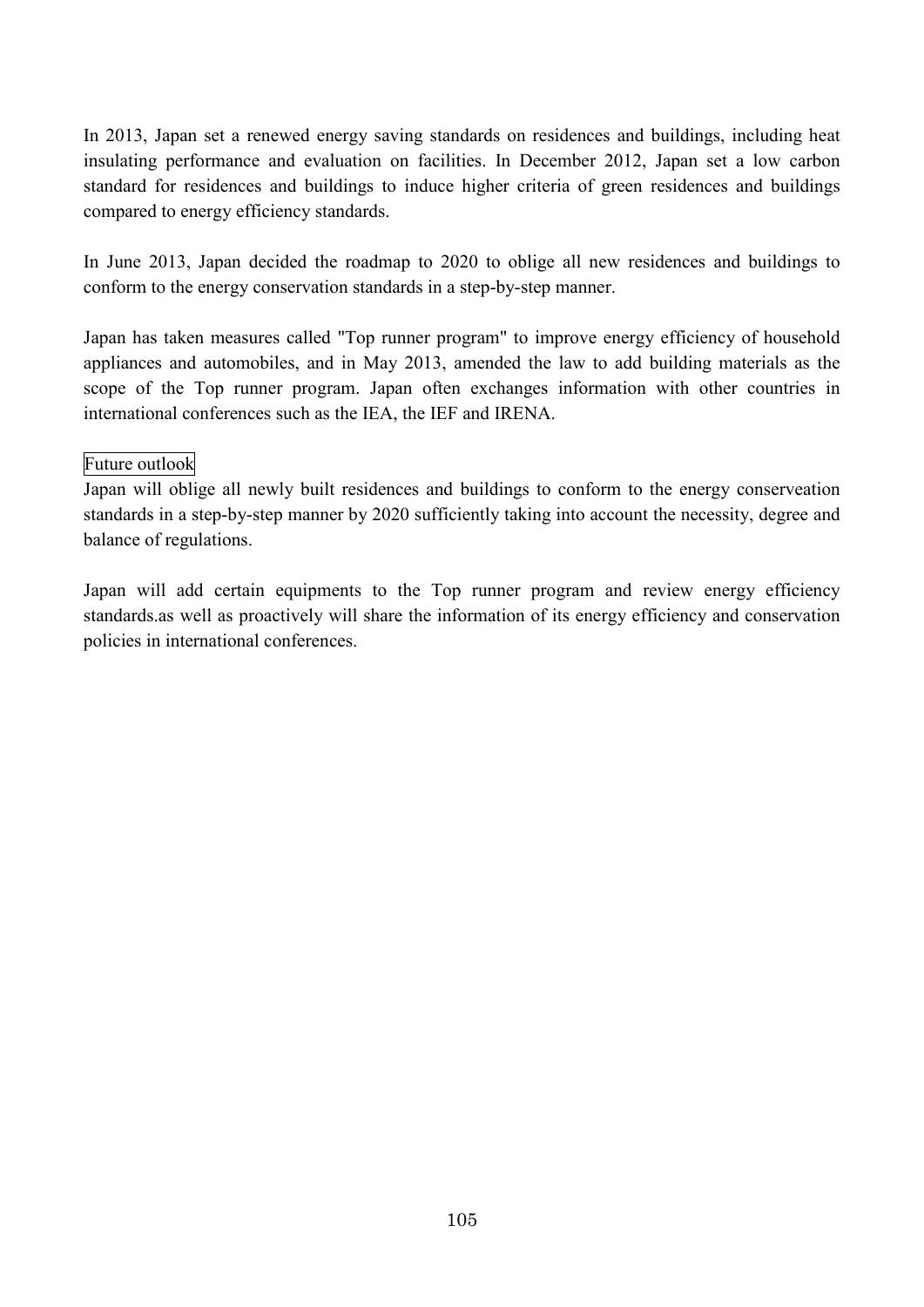In 2013, Japan set a renewed energy saving standards on residences and buildings, including heat insulating performance and evaluation on facilities. In December 2012, Japan set a low carbon standard for residences and buildings to induce higher criteria of green residences and buildings compared to energy efficiency standards.

In June 2013, Japan decided the roadmap to 2020 to oblige all new residences and buildings to conform to the energy conservation standards in a step-by-step manner.

Japan has taken measures called "Top runner program" to improve energy efficiency of household appliances and automobiles, and in May 2013, amended the law to add building materials as the scope of the Top runner program. Japan often exchanges information with other countries in international conferences such as the IEA, the IEF and IRENA.

Future outlook

Japan will oblige all newly built residences and buildings to conform to the energy conserveation standards in a step-by-step manner by 2020 sufficiently taking into account the necessity, degree and balance of regulations.

Japan will add certain equipments to the Top runner program and review energy efficiency standards.as well as proactively will share the information of its energy efficiency and conservation policies in international conferences.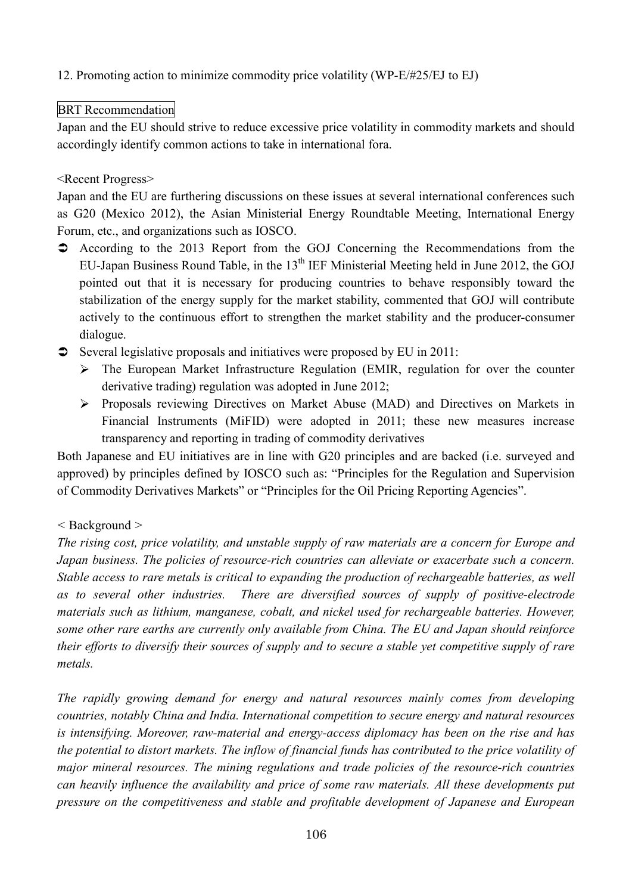12. Promoting action to minimize commodity price volatility (WP-E/#25/EJ to EJ)

BRT Recommendation

Japan and the EU should strive to reduce excessive price volatility in commodity markets and should accordingly identify common actions to take in international fora.

<Recent Progress>

Japan and the EU are furthering discussions on these issues at several international conferences such as G20 (Mexico 2012), the Asian Ministerial Energy Roundtable Meeting, International Energy Forum, etc., and organizations such as IOSCO.

- According to the 2013 Report from the GOJ Concerning the Recommendations from the EU-Japan Business Round Table, in the 13th IEF Ministerial Meeting held in June 2012, the GOJ pointed out that it is necessary for producing countries to behave responsibly toward the stabilization of the energy supply for the market stability, commented that GOJ will contribute actively to the continuous effort to strengthen the market stability and the producer-consumer dialogue.
- Several legislative proposals and initiatives were proposed by EU in 2011:
  - The European Market Infrastructure Regulation (EMIR, regulation for over the counter derivative trading) regulation was adopted in June 2012;
  - Proposals reviewing Directives on Market Abuse (MAD) and Directives on Markets in Financial Instruments (MiFID) were adopted in 2011; these new measures increase transparency and reporting in trading of commodity derivatives

Both Japanese and EU initiatives are in line with G20 principles and are backed (i.e. surveyed and approved) by principles defined by IOSCO such as: "Principles for the Regulation and Supervision of Commodity Derivatives Markets" or "Principles for the Oil Pricing Reporting Agencies".

< Background >

*The rising cost, price volatility, and unstable supply of raw materials are a concern for Europe and Japan business. The policies of resource-rich countries can alleviate or exacerbate such a concern. Stable access to rare metals is critical to expanding the production of rechargeable batteries, as well as to several other industries. There are diversified sources of supply of positive-electrode materials such as lithium, manganese, cobalt, and nickel used for rechargeable batteries. However, some other rare earths are currently only available from China. The EU and Japan should reinforce their efforts to diversify their sources of supply and to secure a stable yet competitive supply of rare metals.*

*The rapidly growing demand for energy and natural resources mainly comes from developing countries, notably China and India. International competition to secure energy and natural resources is intensifying. Moreover, raw-material and energy-access diplomacy has been on the rise and has the potential to distort markets. The inflow of financial funds has contributed to the price volatility of major mineral resources. The mining regulations and trade policies of the resource-rich countries can heavily influence the availability and price of some raw materials. All these developments put pressure on the competitiveness and stable and profitable development of Japanese and European*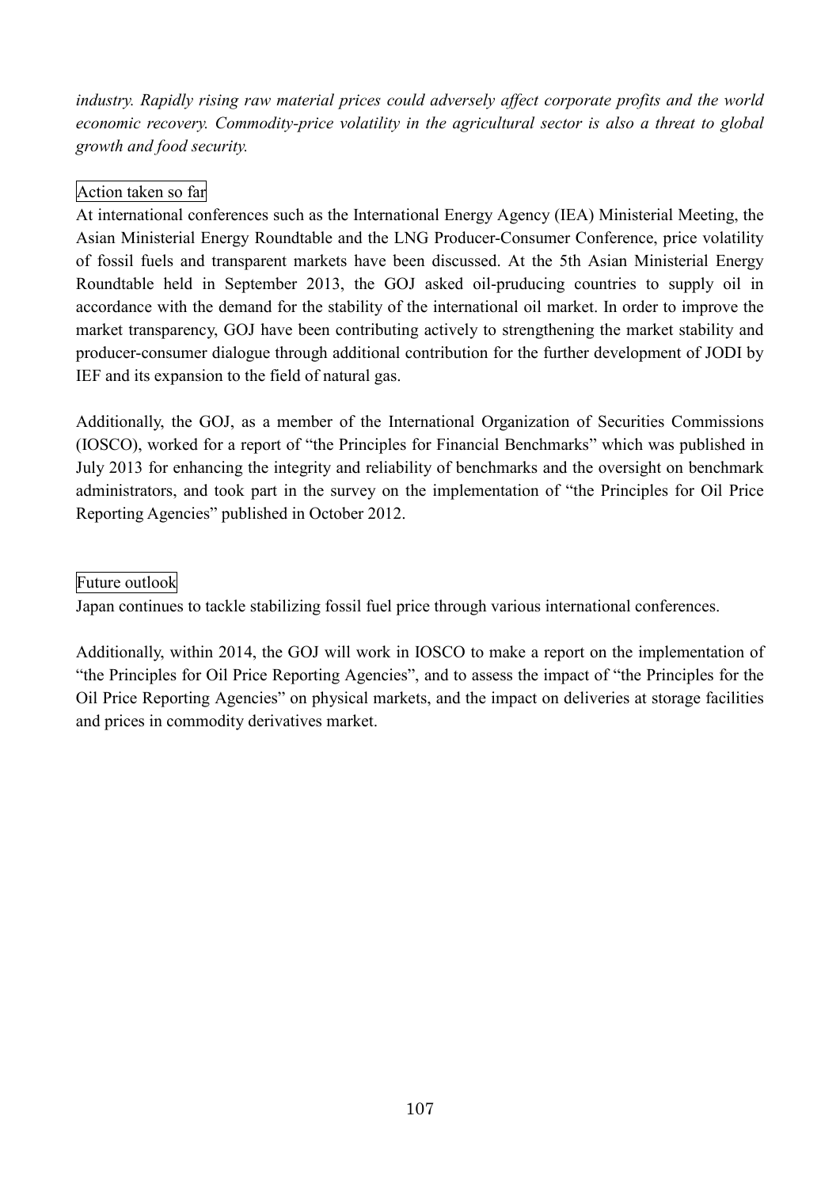*industry. Rapidly rising raw material prices could adversely affect corporate profits and the world economic recovery. Commodity-price volatility in the agricultural sector is also a threat to global growth and food security.*

Action taken so far

At international conferences such as the International Energy Agency (IEA) Ministerial Meeting, the Asian Ministerial Energy Roundtable and the LNG Producer-Consumer Conference, price volatility of fossil fuels and transparent markets have been discussed. At the 5th Asian Ministerial Energy Roundtable held in September 2013, the GOJ asked oil-pruducing countries to supply oil in accordance with the demand for the stability of the international oil market. In order to improve the market transparency, GOJ have been contributing actively to strengthening the market stability and producer-consumer dialogue through additional contribution for the further development of JODI by IEF and its expansion to the field of natural gas.

Additionally, the GOJ, as a member of the International Organization of Securities Commissions (IOSCO), worked for a report of "the Principles for Financial Benchmarks" which was published in July 2013 for enhancing the integrity and reliability of benchmarks and the oversight on benchmark administrators, and took part in the survey on the implementation of "the Principles for Oil Price Reporting Agencies" published in October 2012.

Future outlook

Japan continues to tackle stabilizing fossil fuel price through various international conferences.

Additionally, within 2014, the GOJ will work in IOSCO to make a report on the implementation of "the Principles for Oil Price Reporting Agencies", and to assess the impact of "the Principles for the Oil Price Reporting Agencies" on physical markets, and the impact on deliveries at storage facilities and prices in commodity derivatives market.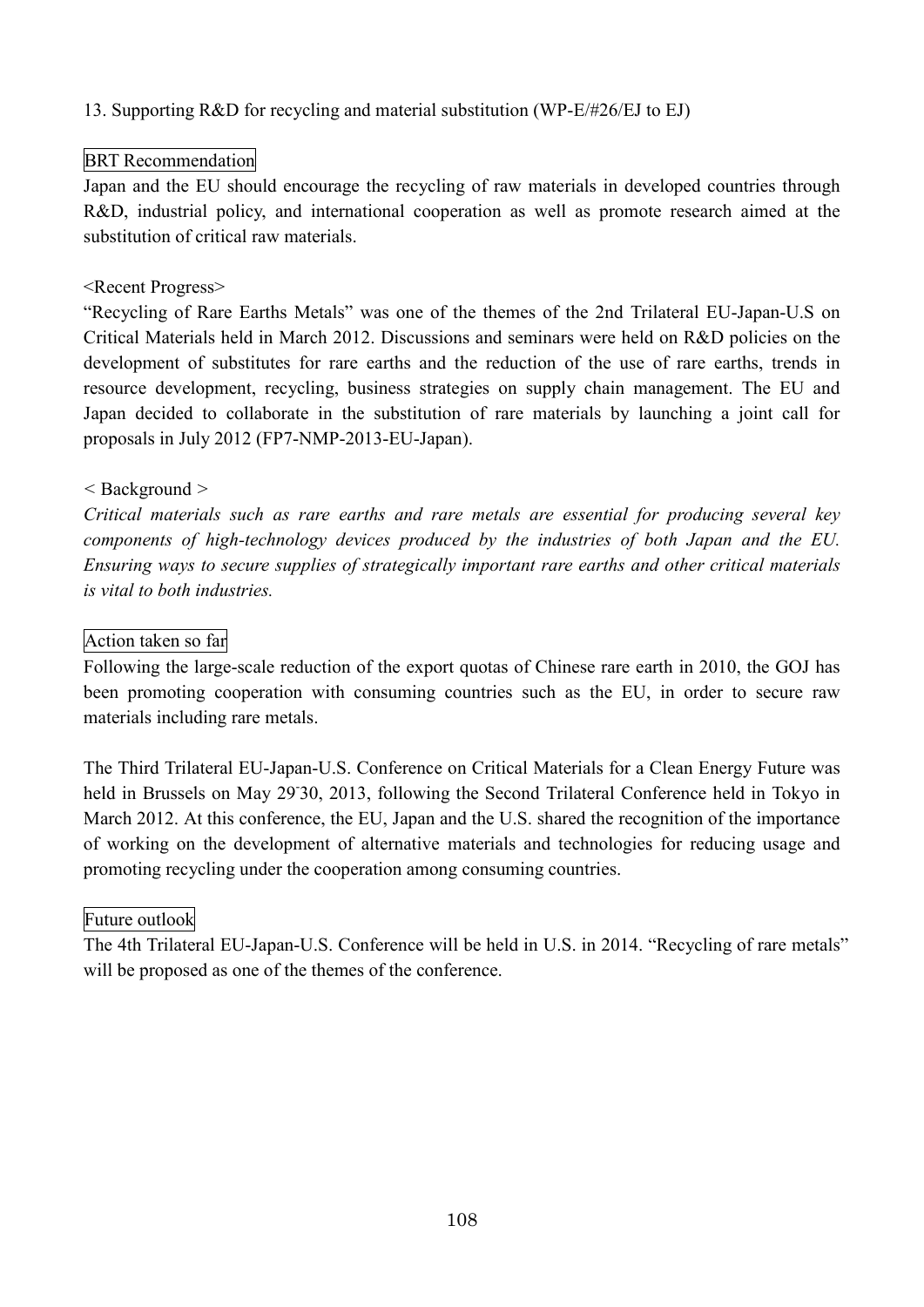13. Supporting R&D for recycling and material substitution (WP-E/#26/EJ to EJ)

BRT Recommendation

Japan and the EU should encourage the recycling of raw materials in developed countries through R&D, industrial policy, and international cooperation as well as promote research aimed at the substitution of critical raw materials.

<Recent Progress>

"Recycling of Rare Earths Metals" was one of the themes of the 2nd Trilateral EU-Japan-U.S on Critical Materials held in March 2012. Discussions and seminars were held on R&D policies on the development of substitutes for rare earths and the reduction of the use of rare earths, trends in resource development, recycling, business strategies on supply chain management. The EU and Japan decided to collaborate in the substitution of rare materials by launching a joint call for proposals in July 2012 (FP7-NMP-2013-EU-Japan).

< Background >

*Critical materials such as rare earths and rare metals are essential for producing several key components of high-technology devices produced by the industries of both Japan and the EU. Ensuring ways to secure supplies of strategically important rare earths and other critical materials is vital to both industries.*

Action taken so far

Following the large-scale reduction of the export quotas of Chinese rare earth in 2010, the GOJ has been promoting cooperation with consuming countries such as the EU, in order to secure raw materials including rare metals.

The Third Trilateral EU-Japan-U.S. Conference on Critical Materials for a Clean Energy Future was held in Brussels on May 29-30, 2013, following the Second Trilateral Conference held in Tokyo in March 2012. At this conference, the EU, Japan and the U.S. shared the recognition of the importance of working on the development of alternative materials and technologies for reducing usage and promoting recycling under the cooperation among consuming countries.

Future outlook

The 4th Trilateral EU-Japan-U.S. Conference will be held in U.S. in 2014. "Recycling of rare metals" will be proposed as one of the themes of the conference.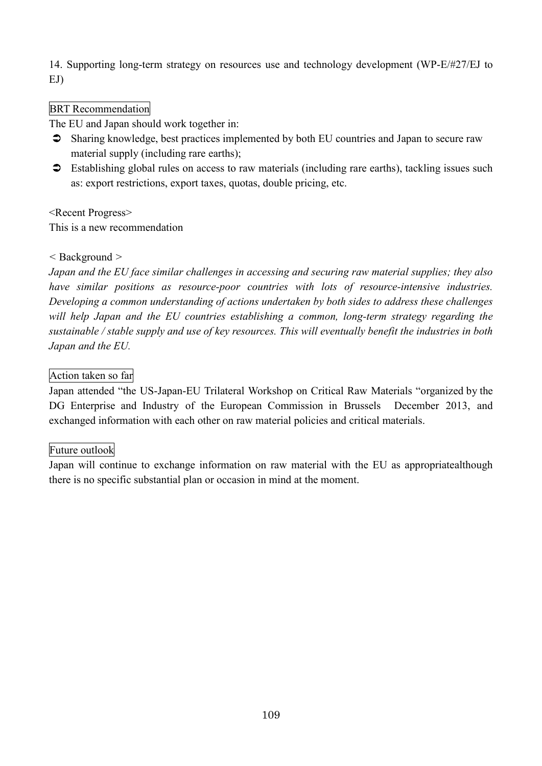14. Supporting long-term strategy on resources use and technology development (WP-E/#27/EJ to EJ)

BRT Recommendation

The EU and Japan should work together in:

- Sharing knowledge, best practices implemented by both EU countries and Japan to secure raw material supply (including rare earths);
- Establishing global rules on access to raw materials (including rare earths), tackling issues such as: export restrictions, export taxes, quotas, double pricing, etc.

<Recent Progress>

This is a new recommendation

< Background >

*Japan and the EU face similar challenges in accessing and securing raw material supplies; they also have similar positions as resource-poor countries with lots of resource-intensive industries. Developing a common understanding of actions undertaken by both sides to address these challenges will help Japan and the EU countries establishing a common, long-term strategy regarding the sustainable / stable supply and use of key resources. This will eventually benefit the industries in both Japan and the EU.*

Action taken so far

Japan attended "the US-Japan-EU Trilateral Workshop on Critical Raw Materials "organized by the DG Enterprise and Industry of the European Commission in Brussels December 2013, and exchanged information with each other on raw material policies and critical materials.

Future outlook

Japan will continue to exchange information on raw material with the EU as appropriatealthough there is no specific substantial plan or occasion in mind at the moment.